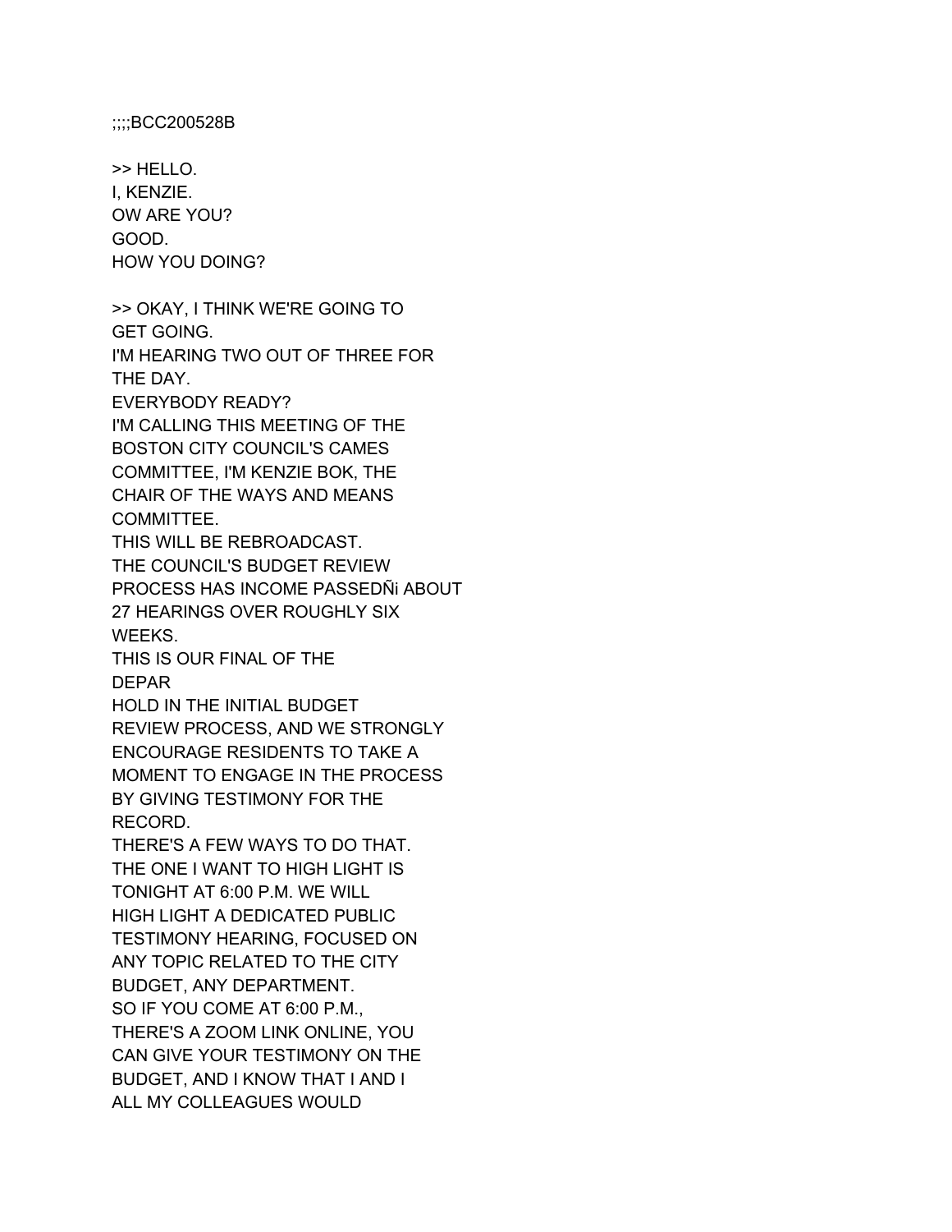;;;;BCC200528B

>> HELLO.
I, KENZIE.
OW ARE YOU?
GOOD.
HOW YOU DOING?

>> OKAY, I THINK WE'RE GOING TO
GET GOING.
I'M HEARING TWO OUT OF THREE FOR
THE DAY.
EVERYBODY READY?
I'M CALLING THIS MEETING OF THE
BOSTON CITY COUNCIL'S CAMES
COMMITTEE, I'M KENZIE BOK, THE
CHAIR OF THE WAYS AND MEANS
COMMITTEE.
THIS WILL BE REBROADCAST.
THE COUNCIL'S BUDGET REVIEW
PROCESS HAS INCOME PASSEDÑi ABOUT
27 HEARINGS OVER ROUGHLY SIX
WEEKS.
THIS IS OUR FINAL OF THE
DEPAR
HOLD IN THE INITIAL BUDGET
REVIEW PROCESS, AND WE STRONGLY
ENCOURAGE RESIDENTS TO TAKE A
MOMENT TO ENGAGE IN THE PROCESS
BY GIVING TESTIMONY FOR THE
RECORD.
THERE'S A FEW WAYS TO DO THAT.
THE ONE I WANT TO HIGH LIGHT IS
TONIGHT AT 6:00 P.M. WE WILL
HIGH LIGHT A DEDICATED PUBLIC
TESTIMONY HEARING, FOCUSED ON
ANY TOPIC RELATED TO THE CITY
BUDGET, ANY DEPARTMENT.
SO IF YOU COME AT 6:00 P.M.,
THERE'S A ZOOM LINK ONLINE, YOU
CAN GIVE YOUR TESTIMONY ON THE
BUDGET, AND I KNOW THAT I AND I
ALL MY COLLEAGUES WOULD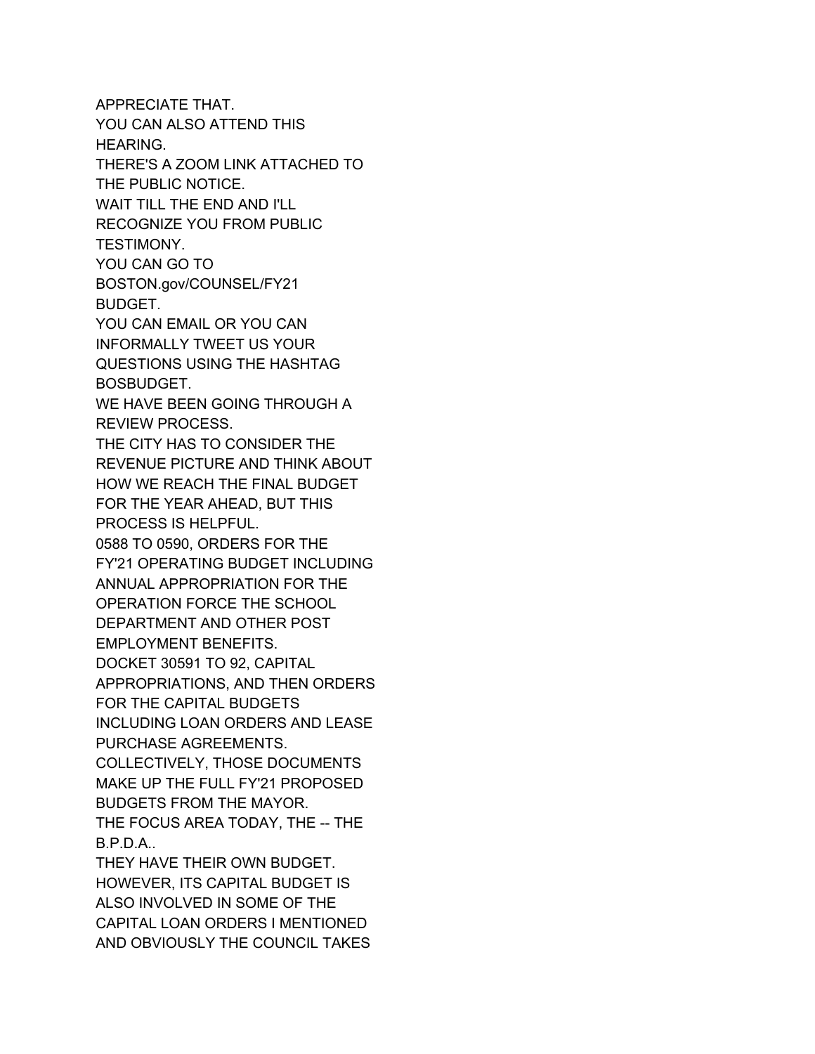APPRECIATE THAT.
YOU CAN ALSO ATTEND THIS
HEARING.
THERE'S A ZOOM LINK ATTACHED TO
THE PUBLIC NOTICE.
WAIT TILL THE END AND I'LL
RECOGNIZE YOU FROM PUBLIC
TESTIMONY.
YOU CAN GO TO
BOSTON.gov/COUNSEL/FY21
BUDGET.
YOU CAN EMAIL OR YOU CAN
INFORMALLY TWEET US YOUR
QUESTIONS USING THE HASHTAG
BOSBUDGET.
WE HAVE BEEN GOING THROUGH A
REVIEW PROCESS.
THE CITY HAS TO CONSIDER THE
REVENUE PICTURE AND THINK ABOUT
HOW WE REACH THE FINAL BUDGET
FOR THE YEAR AHEAD, BUT THIS
PROCESS IS HELPFUL.
0588 TO 0590, ORDERS FOR THE
FY'21 OPERATING BUDGET INCLUDING
ANNUAL APPROPRIATION FOR THE
OPERATION FORCE THE SCHOOL
DEPARTMENT AND OTHER POST
EMPLOYMENT BENEFITS.
DOCKET 30591 TO 92, CAPITAL
APPROPRIATIONS, AND THEN ORDERS
FOR THE CAPITAL BUDGETS
INCLUDING LOAN ORDERS AND LEASE
PURCHASE AGREEMENTS.
COLLECTIVELY, THOSE DOCUMENTS
MAKE UP THE FULL FY'21 PROPOSED
BUDGETS FROM THE MAYOR.
THE FOCUS AREA TODAY, THE -- THE
B.P.D.A..
THEY HAVE THEIR OWN BUDGET.
HOWEVER, ITS CAPITAL BUDGET IS
ALSO INVOLVED IN SOME OF THE
CAPITAL LOAN ORDERS I MENTIONED
AND OBVIOUSLY THE COUNCIL TAKES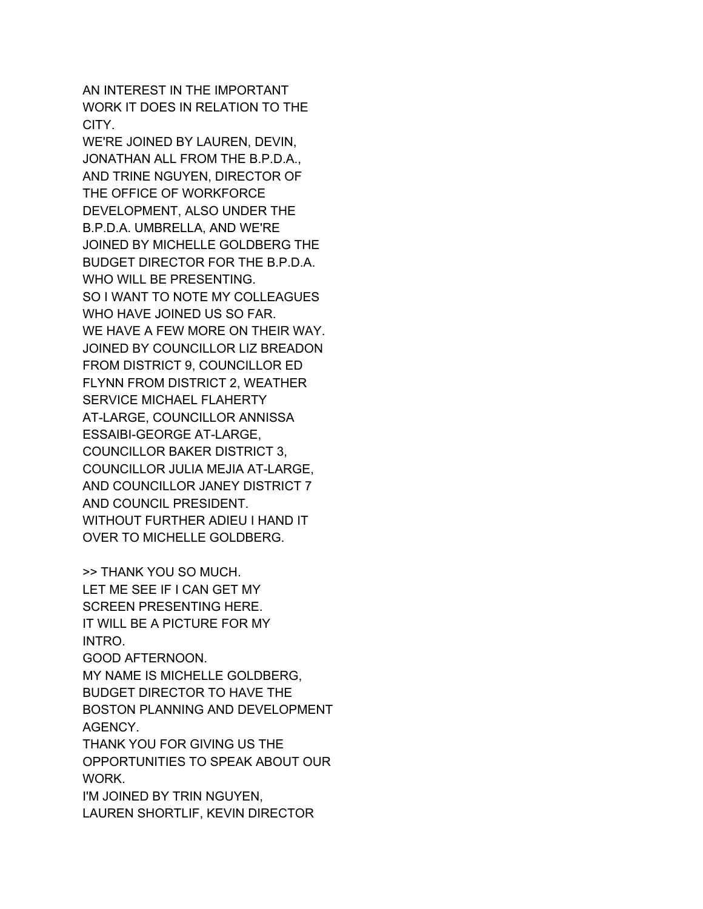AN INTEREST IN THE IMPORTANT
WORK IT DOES IN RELATION TO THE
CITY.
WE'RE JOINED BY LAUREN, DEVIN,
JONATHAN ALL FROM THE B.P.D.A.,
AND TRINE NGUYEN, DIRECTOR OF
THE OFFICE OF WORKFORCE
DEVELOPMENT, ALSO UNDER THE
B.P.D.A. UMBRELLA, AND WE'RE
JOINED BY MICHELLE GOLDBERG THE
BUDGET DIRECTOR FOR THE B.P.D.A.
WHO WILL BE PRESENTING.
SO I WANT TO NOTE MY COLLEAGUES
WHO HAVE JOINED US SO FAR.
WE HAVE A FEW MORE ON THEIR WAY.
JOINED BY COUNCILLOR LIZ BREADON
FROM DISTRICT 9, COUNCILLOR ED
FLYNN FROM DISTRICT 2, WEATHER
SERVICE MICHAEL FLAHERTY
AT-LARGE, COUNCILLOR ANNISSA
ESSAIBI-GEORGE AT-LARGE,
COUNCILLOR BAKER DISTRICT 3,
COUNCILLOR JULIA MEJIA AT-LARGE,
AND COUNCILLOR JANEY DISTRICT 7
AND COUNCIL PRESIDENT.
WITHOUT FURTHER ADIEU I HAND IT
OVER TO MICHELLE GOLDBERG.

>> THANK YOU SO MUCH.
LET ME SEE IF I CAN GET MY
SCREEN PRESENTING HERE.
IT WILL BE A PICTURE FOR MY
INTRO.
GOOD AFTERNOON.
MY NAME IS MICHELLE GOLDBERG,
BUDGET DIRECTOR TO HAVE THE
BOSTON PLANNING AND DEVELOPMENT
AGENCY.
THANK YOU FOR GIVING US THE
OPPORTUNITIES TO SPEAK ABOUT OUR
WORK.
I'M JOINED BY TRIN NGUYEN,
LAUREN SHORTLIF, KEVIN DIRECTOR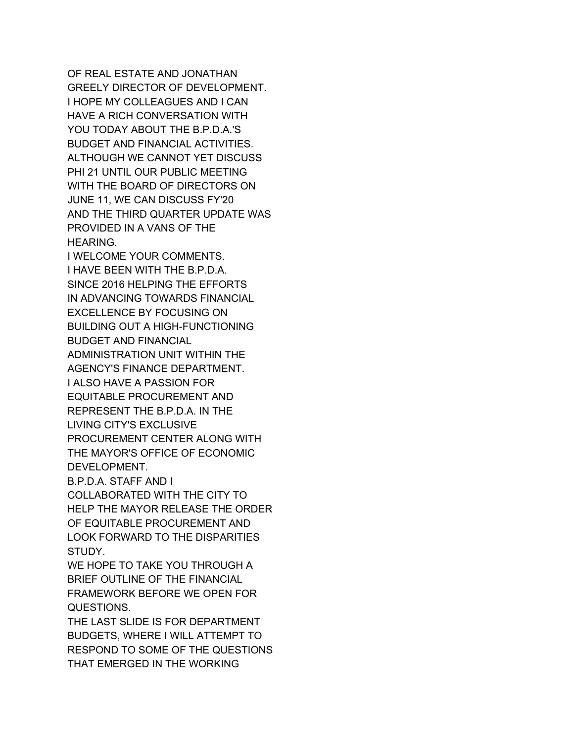OF REAL ESTATE AND JONATHAN
GREELY DIRECTOR OF DEVELOPMENT.
I HOPE MY COLLEAGUES AND I CAN
HAVE A RICH CONVERSATION WITH
YOU TODAY ABOUT THE B.P.D.A.'S
BUDGET AND FINANCIAL ACTIVITIES.
ALTHOUGH WE CANNOT YET DISCUSS
PHI 21 UNTIL OUR PUBLIC MEETING
WITH THE BOARD OF DIRECTORS ON
JUNE 11, WE CAN DISCUSS FY'20
AND THE THIRD QUARTER UPDATE WAS
PROVIDED IN A VANS OF THE
HEARING.
I WELCOME YOUR COMMENTS.
I HAVE BEEN WITH THE B.P.D.A.
SINCE 2016 HELPING THE EFFORTS
IN ADVANCING TOWARDS FINANCIAL
EXCELLENCE BY FOCUSING ON
BUILDING OUT A HIGH-FUNCTIONING
BUDGET AND FINANCIAL
ADMINISTRATION UNIT WITHIN THE
AGENCY'S FINANCE DEPARTMENT.
I ALSO HAVE A PASSION FOR
EQUITABLE PROCUREMENT AND
REPRESENT THE B.P.D.A. IN THE
LIVING CITY'S EXCLUSIVE
PROCUREMENT CENTER ALONG WITH
THE MAYOR'S OFFICE OF ECONOMIC
DEVELOPMENT.
B.P.D.A. STAFF AND I
COLLABORATED WITH THE CITY TO
HELP THE MAYOR RELEASE THE ORDER
OF EQUITABLE PROCUREMENT AND
LOOK FORWARD TO THE DISPARITIES
STUDY.
WE HOPE TO TAKE YOU THROUGH A
BRIEF OUTLINE OF THE FINANCIAL
FRAMEWORK BEFORE WE OPEN FOR
QUESTIONS.
THE LAST SLIDE IS FOR DEPARTMENT
BUDGETS, WHERE I WILL ATTEMPT TO
RESPOND TO SOME OF THE QUESTIONS
THAT EMERGED IN THE WORKING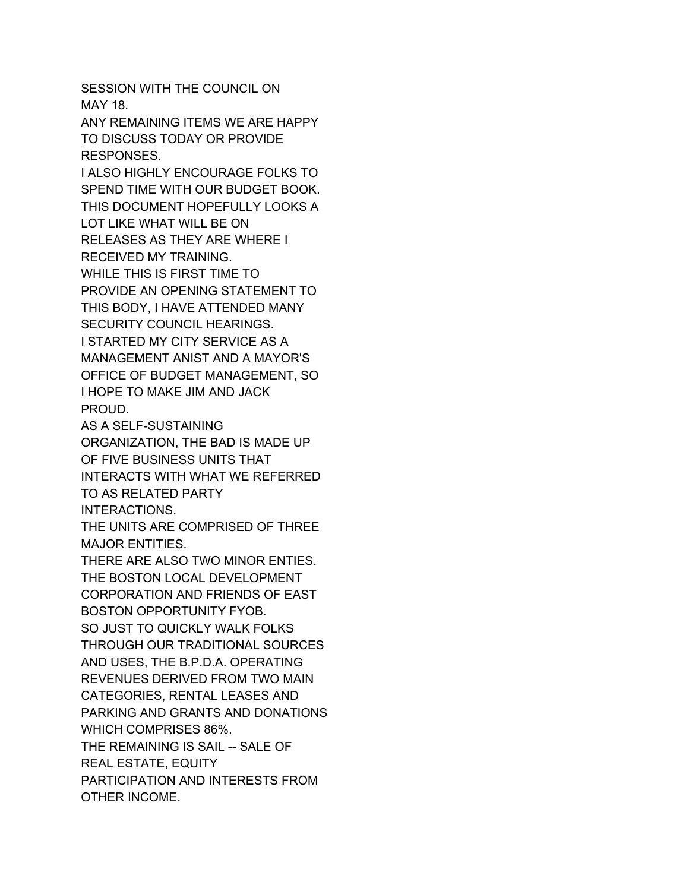SESSION WITH THE COUNCIL ON
MAY 18.
ANY REMAINING ITEMS WE ARE HAPPY
TO DISCUSS TODAY OR PROVIDE
RESPONSES.
I ALSO HIGHLY ENCOURAGE FOLKS TO
SPEND TIME WITH OUR BUDGET BOOK.
THIS DOCUMENT HOPEFULLY LOOKS A
LOT LIKE WHAT WILL BE ON
RELEASES AS THEY ARE WHERE I
RECEIVED MY TRAINING.
WHILE THIS IS FIRST TIME TO
PROVIDE AN OPENING STATEMENT TO
THIS BODY, I HAVE ATTENDED MANY
SECURITY COUNCIL HEARINGS.
I STARTED MY CITY SERVICE AS A
MANAGEMENT ANIST AND A MAYOR'S
OFFICE OF BUDGET MANAGEMENT, SO
I HOPE TO MAKE JIM AND JACK
PROUD.
AS A SELF-SUSTAINING
ORGANIZATION, THE BAD IS MADE UP
OF FIVE BUSINESS UNITS THAT
INTERACTS WITH WHAT WE REFERRED
TO AS RELATED PARTY
INTERACTIONS.
THE UNITS ARE COMPRISED OF THREE
MAJOR ENTITIES.
THERE ARE ALSO TWO MINOR ENTIES.
THE BOSTON LOCAL DEVELOPMENT
CORPORATION AND FRIENDS OF EAST
BOSTON OPPORTUNITY FYOB.
SO JUST TO QUICKLY WALK FOLKS
THROUGH OUR TRADITIONAL SOURCES
AND USES, THE B.P.D.A. OPERATING
REVENUES DERIVED FROM TWO MAIN
CATEGORIES, RENTAL LEASES AND
PARKING AND GRANTS AND DONATIONS
WHICH COMPRISES 86%.
THE REMAINING IS SAIL -- SALE OF
REAL ESTATE, EQUITY
PARTICIPATION AND INTERESTS FROM
OTHER INCOME.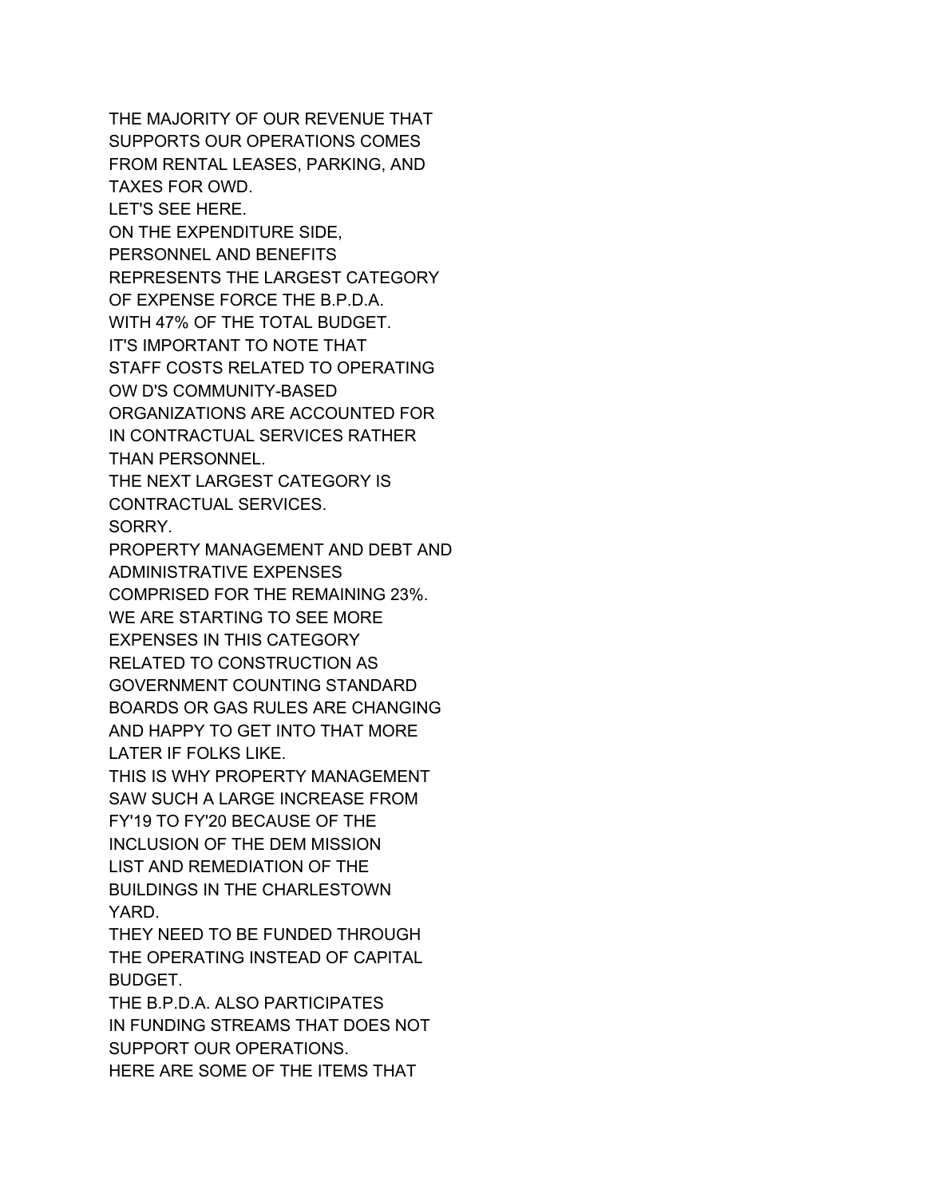THE MAJORITY OF OUR REVENUE THAT
SUPPORTS OUR OPERATIONS COMES
FROM RENTAL LEASES, PARKING, AND
TAXES FOR OWD.
LET'S SEE HERE.
ON THE EXPENDITURE SIDE,
PERSONNEL AND BENEFITS
REPRESENTS THE LARGEST CATEGORY
OF EXPENSE FORCE THE B.P.D.A.
WITH 47% OF THE TOTAL BUDGET.
IT'S IMPORTANT TO NOTE THAT
STAFF COSTS RELATED TO OPERATING
OW D'S COMMUNITY-BASED
ORGANIZATIONS ARE ACCOUNTED FOR
IN CONTRACTUAL SERVICES RATHER
THAN PERSONNEL.
THE NEXT LARGEST CATEGORY IS
CONTRACTUAL SERVICES.
SORRY.
PROPERTY MANAGEMENT AND DEBT AND
ADMINISTRATIVE EXPENSES
COMPRISED FOR THE REMAINING 23%.
WE ARE STARTING TO SEE MORE
EXPENSES IN THIS CATEGORY
RELATED TO CONSTRUCTION AS
GOVERNMENT COUNTING STANDARD
BOARDS OR GAS RULES ARE CHANGING
AND HAPPY TO GET INTO THAT MORE
LATER IF FOLKS LIKE.
THIS IS WHY PROPERTY MANAGEMENT
SAW SUCH A LARGE INCREASE FROM
FY'19 TO FY'20 BECAUSE OF THE
INCLUSION OF THE DEM MISSION
LIST AND REMEDIATION OF THE
BUILDINGS IN THE CHARLESTOWN
YARD.
THEY NEED TO BE FUNDED THROUGH
THE OPERATING INSTEAD OF CAPITAL
BUDGET.
THE B.P.D.A. ALSO PARTICIPATES
IN FUNDING STREAMS THAT DOES NOT
SUPPORT OUR OPERATIONS.
HERE ARE SOME OF THE ITEMS THAT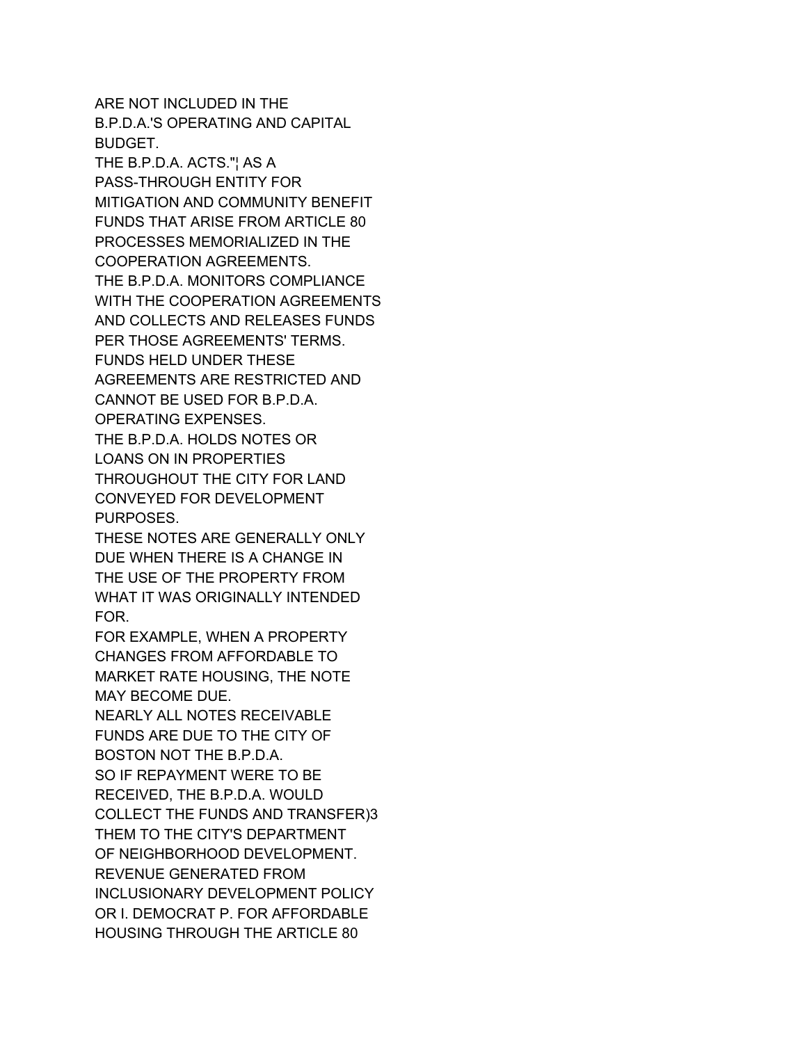ARE NOT INCLUDED IN THE
B.P.D.A.'S OPERATING AND CAPITAL
BUDGET.
THE B.P.D.A. ACTS."¦ AS A
PASS-THROUGH ENTITY FOR
MITIGATION AND COMMUNITY BENEFIT
FUNDS THAT ARISE FROM ARTICLE 80
PROCESSES MEMORIALIZED IN THE
COOPERATION AGREEMENTS.
THE B.P.D.A. MONITORS COMPLIANCE
WITH THE COOPERATION AGREEMENTS
AND COLLECTS AND RELEASES FUNDS
PER THOSE AGREEMENTS' TERMS.
FUNDS HELD UNDER THESE
AGREEMENTS ARE RESTRICTED AND
CANNOT BE USED FOR B.P.D.A.
OPERATING EXPENSES.
THE B.P.D.A. HOLDS NOTES OR
LOANS ON IN PROPERTIES
THROUGHOUT THE CITY FOR LAND
CONVEYED FOR DEVELOPMENT
PURPOSES.
THESE NOTES ARE GENERALLY ONLY
DUE WHEN THERE IS A CHANGE IN
THE USE OF THE PROPERTY FROM
WHAT IT WAS ORIGINALLY INTENDED
FOR.
FOR EXAMPLE, WHEN A PROPERTY
CHANGES FROM AFFORDABLE TO
MARKET RATE HOUSING, THE NOTE
MAY BECOME DUE.
NEARLY ALL NOTES RECEIVABLE
FUNDS ARE DUE TO THE CITY OF
BOSTON NOT THE B.P.D.A.
SO IF REPAYMENT WERE TO BE
RECEIVED, THE B.P.D.A. WOULD
COLLECT THE FUNDS AND TRANSFER)3
THEM TO THE CITY'S DEPARTMENT
OF NEIGHBORHOOD DEVELOPMENT.
REVENUE GENERATED FROM
INCLUSIONARY DEVELOPMENT POLICY
OR I. DEMOCRAT P. FOR AFFORDABLE
HOUSING THROUGH THE ARTICLE 80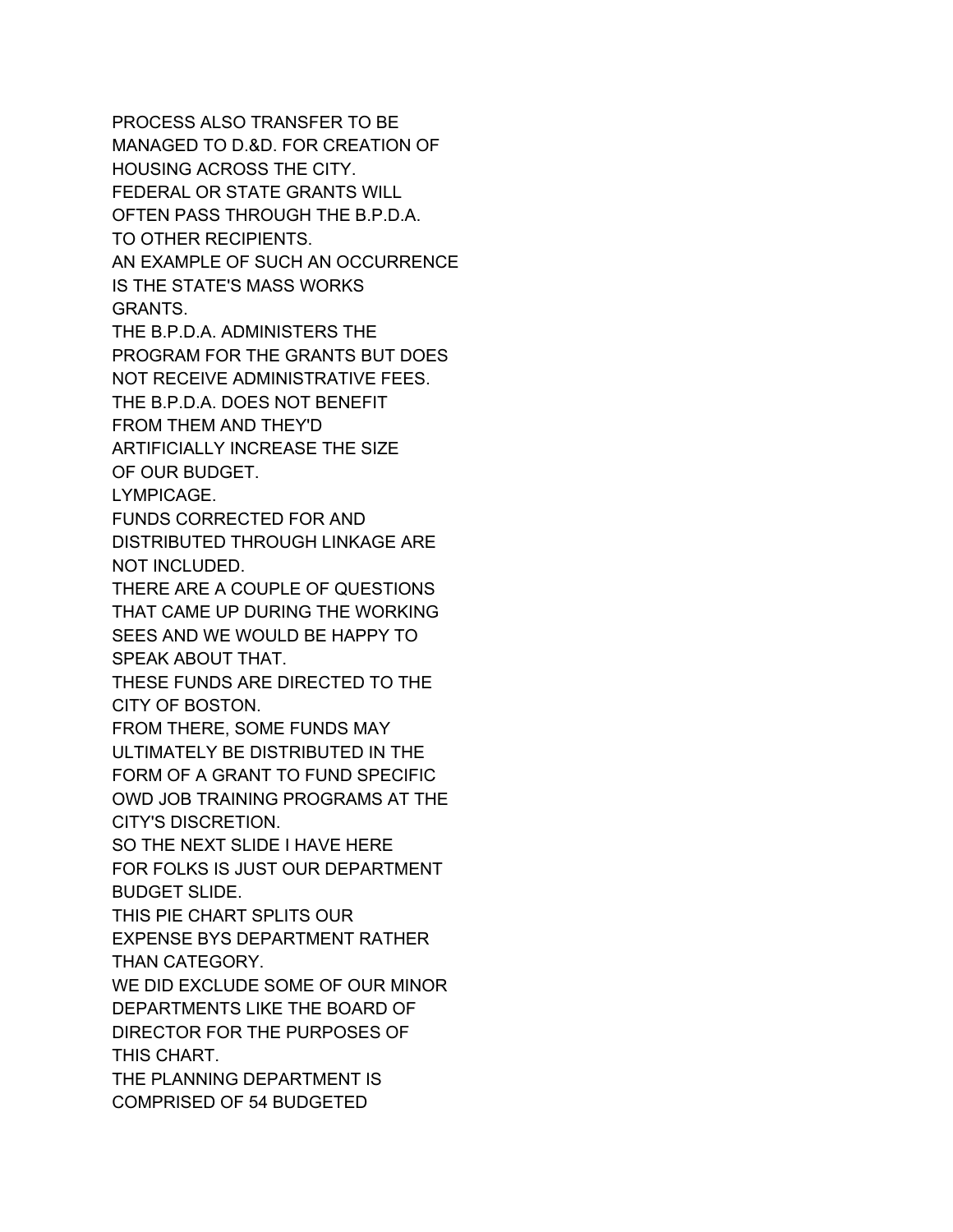PROCESS ALSO TRANSFER TO BE
MANAGED TO D.&D. FOR CREATION OF
HOUSING ACROSS THE CITY.
FEDERAL OR STATE GRANTS WILL
OFTEN PASS THROUGH THE B.P.D.A.
TO OTHER RECIPIENTS.
AN EXAMPLE OF SUCH AN OCCURRENCE
IS THE STATE'S MASS WORKS
GRANTS.
THE B.P.D.A. ADMINISTERS THE
PROGRAM FOR THE GRANTS BUT DOES
NOT RECEIVE ADMINISTRATIVE FEES.
THE B.P.D.A. DOES NOT BENEFIT
FROM THEM AND THEY'D
ARTIFICIALLY INCREASE THE SIZE
OF OUR BUDGET.
LYMPICAGE.
FUNDS CORRECTED FOR AND
DISTRIBUTED THROUGH LINKAGE ARE
NOT INCLUDED.
THERE ARE A COUPLE OF QUESTIONS
THAT CAME UP DURING THE WORKING
SEES AND WE WOULD BE HAPPY TO
SPEAK ABOUT THAT.
THESE FUNDS ARE DIRECTED TO THE
CITY OF BOSTON.
FROM THERE, SOME FUNDS MAY
ULTIMATELY BE DISTRIBUTED IN THE
FORM OF A GRANT TO FUND SPECIFIC
OWD JOB TRAINING PROGRAMS AT THE
CITY'S DISCRETION.
SO THE NEXT SLIDE I HAVE HERE
FOR FOLKS IS JUST OUR DEPARTMENT
BUDGET SLIDE.
THIS PIE CHART SPLITS OUR
EXPENSE BYS DEPARTMENT RATHER
THAN CATEGORY.
WE DID EXCLUDE SOME OF OUR MINOR
DEPARTMENTS LIKE THE BOARD OF
DIRECTOR FOR THE PURPOSES OF
THIS CHART.
THE PLANNING DEPARTMENT IS
COMPRISED OF 54 BUDGETED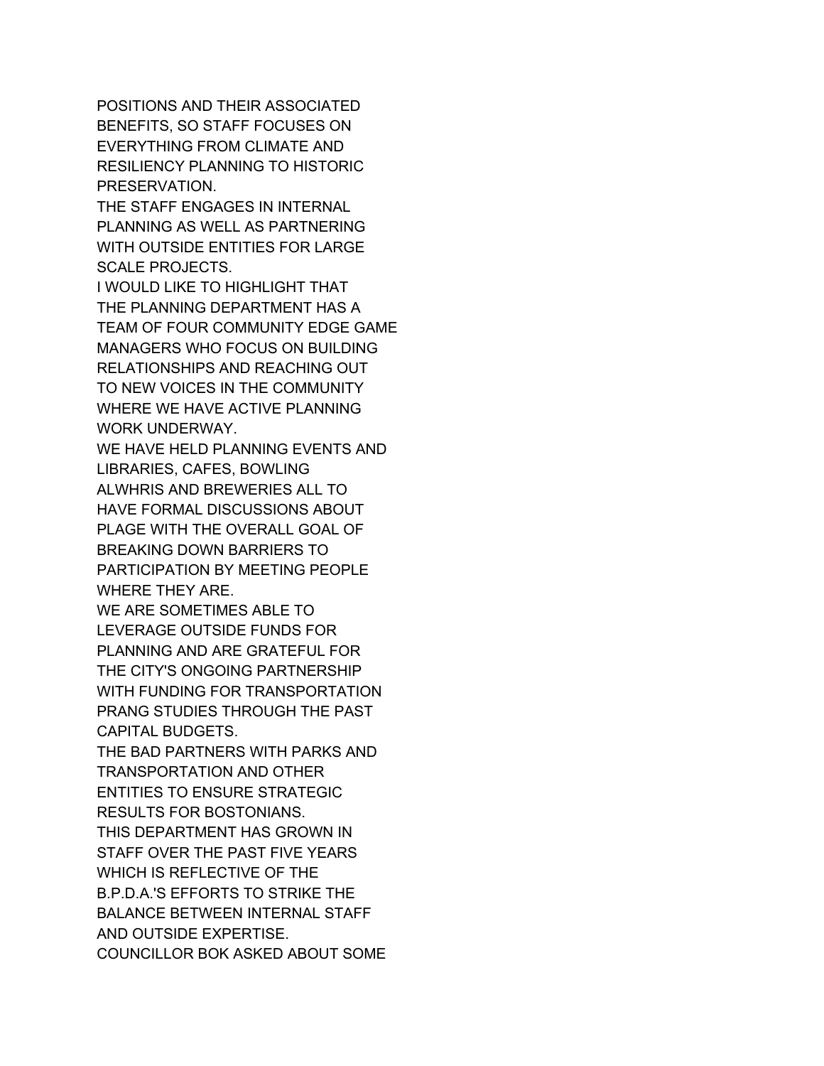POSITIONS AND THEIR ASSOCIATED
BENEFITS, SO STAFF FOCUSES ON
EVERYTHING FROM CLIMATE AND
RESILIENCY PLANNING TO HISTORIC
PRESERVATION.
THE STAFF ENGAGES IN INTERNAL
PLANNING AS WELL AS PARTNERING
WITH OUTSIDE ENTITIES FOR LARGE
SCALE PROJECTS.
I WOULD LIKE TO HIGHLIGHT THAT
THE PLANNING DEPARTMENT HAS A
TEAM OF FOUR COMMUNITY EDGE GAME
MANAGERS WHO FOCUS ON BUILDING
RELATIONSHIPS AND REACHING OUT
TO NEW VOICES IN THE COMMUNITY
WHERE WE HAVE ACTIVE PLANNING
WORK UNDERWAY.
WE HAVE HELD PLANNING EVENTS AND
LIBRARIES, CAFES, BOWLING
ALWHRIS AND BREWERIES ALL TO
HAVE FORMAL DISCUSSIONS ABOUT
PLAGE WITH THE OVERALL GOAL OF
BREAKING DOWN BARRIERS TO
PARTICIPATION BY MEETING PEOPLE
WHERE THEY ARE.
WE ARE SOMETIMES ABLE TO
LEVERAGE OUTSIDE FUNDS FOR
PLANNING AND ARE GRATEFUL FOR
THE CITY'S ONGOING PARTNERSHIP
WITH FUNDING FOR TRANSPORTATION
PRANG STUDIES THROUGH THE PAST
CAPITAL BUDGETS.
THE BAD PARTNERS WITH PARKS AND
TRANSPORTATION AND OTHER
ENTITIES TO ENSURE STRATEGIC
RESULTS FOR BOSTONIANS.
THIS DEPARTMENT HAS GROWN IN
STAFF OVER THE PAST FIVE YEARS
WHICH IS REFLECTIVE OF THE
B.P.D.A.'S EFFORTS TO STRIKE THE
BALANCE BETWEEN INTERNAL STAFF
AND OUTSIDE EXPERTISE.
COUNCILLOR BOK ASKED ABOUT SOME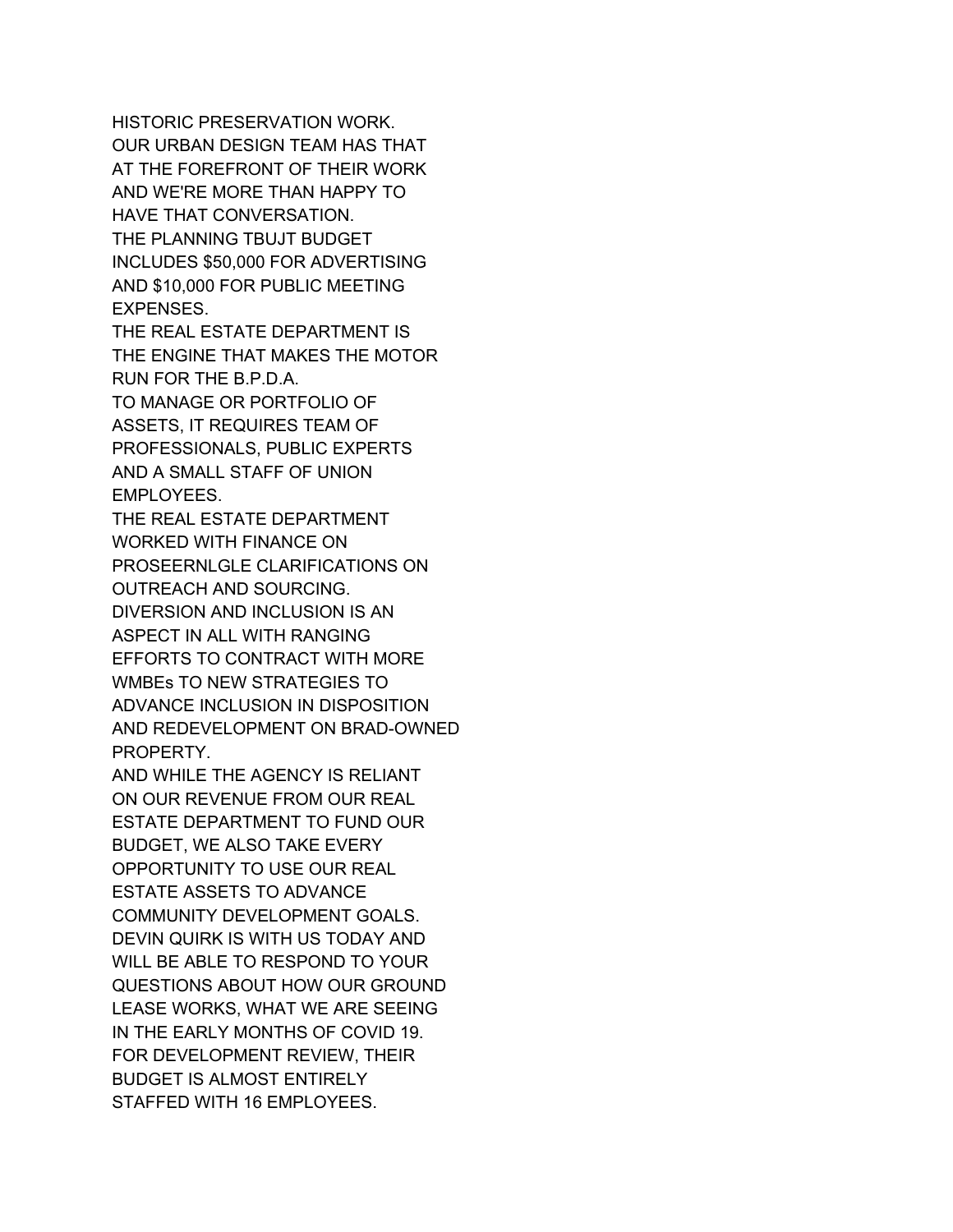HISTORIC PRESERVATION WORK.
OUR URBAN DESIGN TEAM HAS THAT
AT THE FOREFRONT OF THEIR WORK
AND WE'RE MORE THAN HAPPY TO
HAVE THAT CONVERSATION.
THE PLANNING TBUJT BUDGET
INCLUDES $50,000 FOR ADVERTISING
AND $10,000 FOR PUBLIC MEETING
EXPENSES.
THE REAL ESTATE DEPARTMENT IS
THE ENGINE THAT MAKES THE MOTOR
RUN FOR THE B.P.D.A.
TO MANAGE OR PORTFOLIO OF
ASSETS, IT REQUIRES TEAM OF
PROFESSIONALS, PUBLIC EXPERTS
AND A SMALL STAFF OF UNION
EMPLOYEES.
THE REAL ESTATE DEPARTMENT
WORKED WITH FINANCE ON
PROSEERNLGLE CLARIFICATIONS ON
OUTREACH AND SOURCING.
DIVERSION AND INCLUSION IS AN
ASPECT IN ALL WITH RANGING
EFFORTS TO CONTRACT WITH MORE
WMBEs TO NEW STRATEGIES TO
ADVANCE INCLUSION IN DISPOSITION
AND REDEVELOPMENT ON BRAD-OWNED
PROPERTY.
AND WHILE THE AGENCY IS RELIANT
ON OUR REVENUE FROM OUR REAL
ESTATE DEPARTMENT TO FUND OUR
BUDGET, WE ALSO TAKE EVERY
OPPORTUNITY TO USE OUR REAL
ESTATE ASSETS TO ADVANCE
COMMUNITY DEVELOPMENT GOALS.
DEVIN QUIRK IS WITH US TODAY AND
WILL BE ABLE TO RESPOND TO YOUR
QUESTIONS ABOUT HOW OUR GROUND
LEASE WORKS, WHAT WE ARE SEEING
IN THE EARLY MONTHS OF COVID 19.
FOR DEVELOPMENT REVIEW, THEIR
BUDGET IS ALMOST ENTIRELY
STAFFED WITH 16 EMPLOYEES.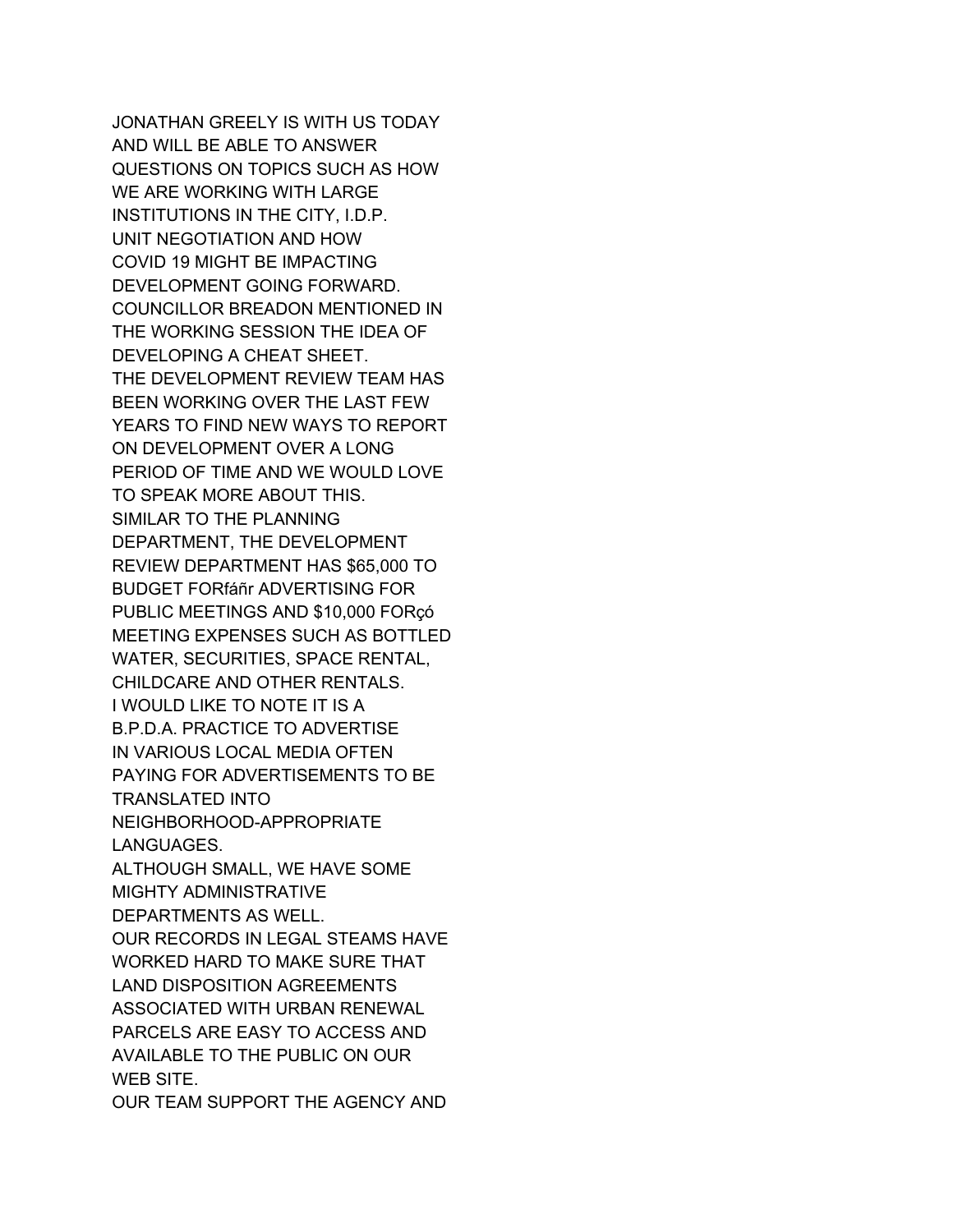JONATHAN GREELY IS WITH US TODAY
AND WILL BE ABLE TO ANSWER
QUESTIONS ON TOPICS SUCH AS HOW
WE ARE WORKING WITH LARGE
INSTITUTIONS IN THE CITY, I.D.P.
UNIT NEGOTIATION AND HOW
COVID 19 MIGHT BE IMPACTING
DEVELOPMENT GOING FORWARD.
COUNCILLOR BREADON MENTIONED IN
THE WORKING SESSION THE IDEA OF
DEVELOPING A CHEAT SHEET.
THE DEVELOPMENT REVIEW TEAM HAS
BEEN WORKING OVER THE LAST FEW
YEARS TO FIND NEW WAYS TO REPORT
ON DEVELOPMENT OVER A LONG
PERIOD OF TIME AND WE WOULD LOVE
TO SPEAK MORE ABOUT THIS.
SIMILAR TO THE PLANNING
DEPARTMENT, THE DEVELOPMENT
REVIEW DEPARTMENT HAS $65,000 TO
BUDGET FORfáñr ADVERTISING FOR
PUBLIC MEETINGS AND $10,000 FORçó
MEETING EXPENSES SUCH AS BOTTLED
WATER, SECURITIES, SPACE RENTAL,
CHILDCARE AND OTHER RENTALS.
I WOULD LIKE TO NOTE IT IS A
B.P.D.A. PRACTICE TO ADVERTISE
IN VARIOUS LOCAL MEDIA OFTEN
PAYING FOR ADVERTISEMENTS TO BE
TRANSLATED INTO
NEIGHBORHOOD-APPROPRIATE
LANGUAGES.
ALTHOUGH SMALL, WE HAVE SOME
MIGHTY ADMINISTRATIVE
DEPARTMENTS AS WELL.
OUR RECORDS IN LEGAL STEAMS HAVE
WORKED HARD TO MAKE SURE THAT
LAND DISPOSITION AGREEMENTS
ASSOCIATED WITH URBAN RENEWAL
PARCELS ARE EASY TO ACCESS AND
AVAILABLE TO THE PUBLIC ON OUR
WEB SITE.
OUR TEAM SUPPORT THE AGENCY AND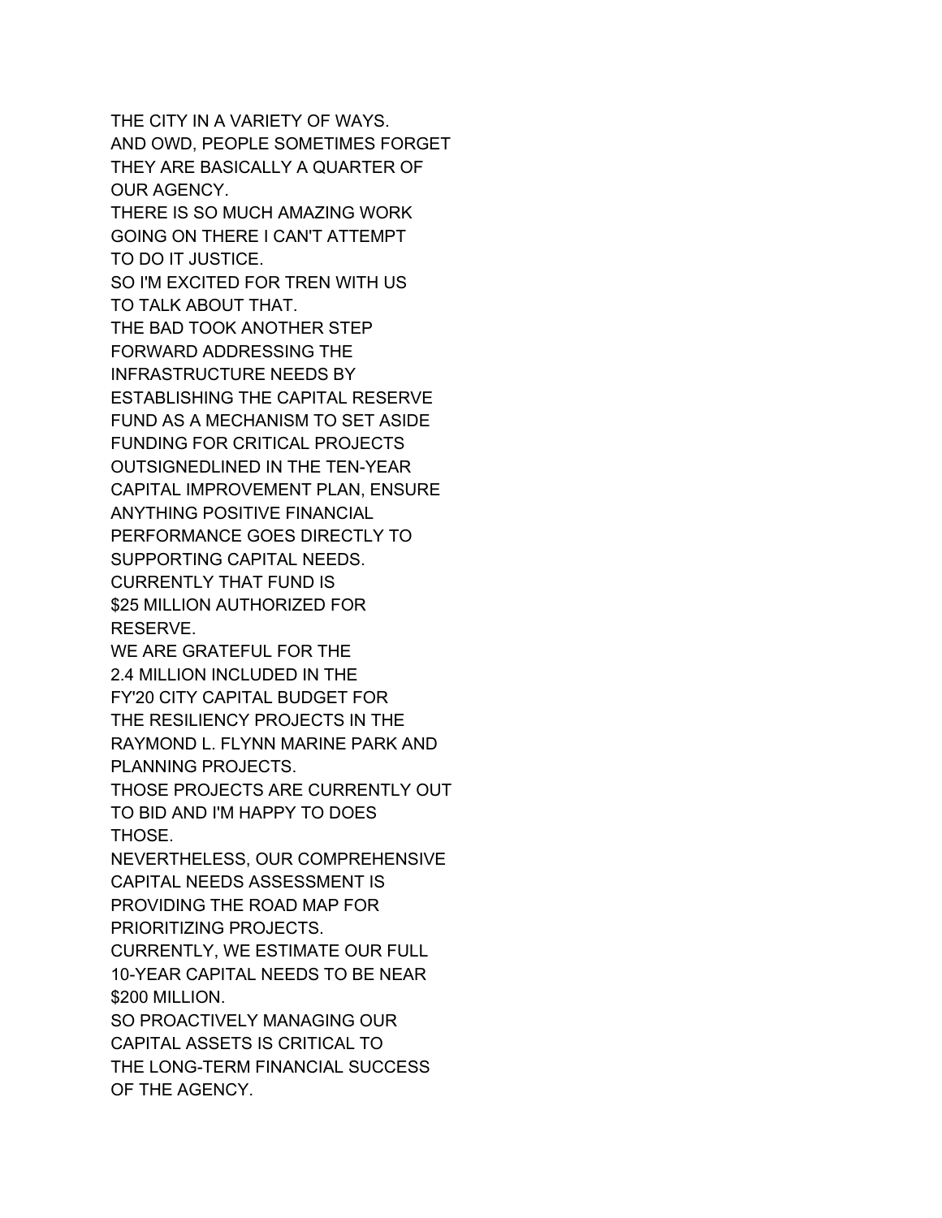THE CITY IN A VARIETY OF WAYS.
AND OWD, PEOPLE SOMETIMES FORGET
THEY ARE BASICALLY A QUARTER OF
OUR AGENCY.
THERE IS SO MUCH AMAZING WORK
GOING ON THERE I CAN'T ATTEMPT
TO DO IT JUSTICE.
SO I'M EXCITED FOR TREN WITH US
TO TALK ABOUT THAT.
THE BAD TOOK ANOTHER STEP
FORWARD ADDRESSING THE
INFRASTRUCTURE NEEDS BY
ESTABLISHING THE CAPITAL RESERVE
FUND AS A MECHANISM TO SET ASIDE
FUNDING FOR CRITICAL PROJECTS
OUTSIGNEDLINED IN THE TEN-YEAR
CAPITAL IMPROVEMENT PLAN, ENSURE
ANYTHING POSITIVE FINANCIAL
PERFORMANCE GOES DIRECTLY TO
SUPPORTING CAPITAL NEEDS.
CURRENTLY THAT FUND IS
$25 MILLION AUTHORIZED FOR
RESERVE.
WE ARE GRATEFUL FOR THE
2.4 MILLION INCLUDED IN THE
FY'20 CITY CAPITAL BUDGET FOR
THE RESILIENCY PROJECTS IN THE
RAYMOND L. FLYNN MARINE PARK AND
PLANNING PROJECTS.
THOSE PROJECTS ARE CURRENTLY OUT
TO BID AND I'M HAPPY TO DOES
THOSE.
NEVERTHELESS, OUR COMPREHENSIVE
CAPITAL NEEDS ASSESSMENT IS
PROVIDING THE ROAD MAP FOR
PRIORITIZING PROJECTS.
CURRENTLY, WE ESTIMATE OUR FULL
10-YEAR CAPITAL NEEDS TO BE NEAR
$200 MILLION.
SO PROACTIVELY MANAGING OUR
CAPITAL ASSETS IS CRITICAL TO
THE LONG-TERM FINANCIAL SUCCESS
OF THE AGENCY.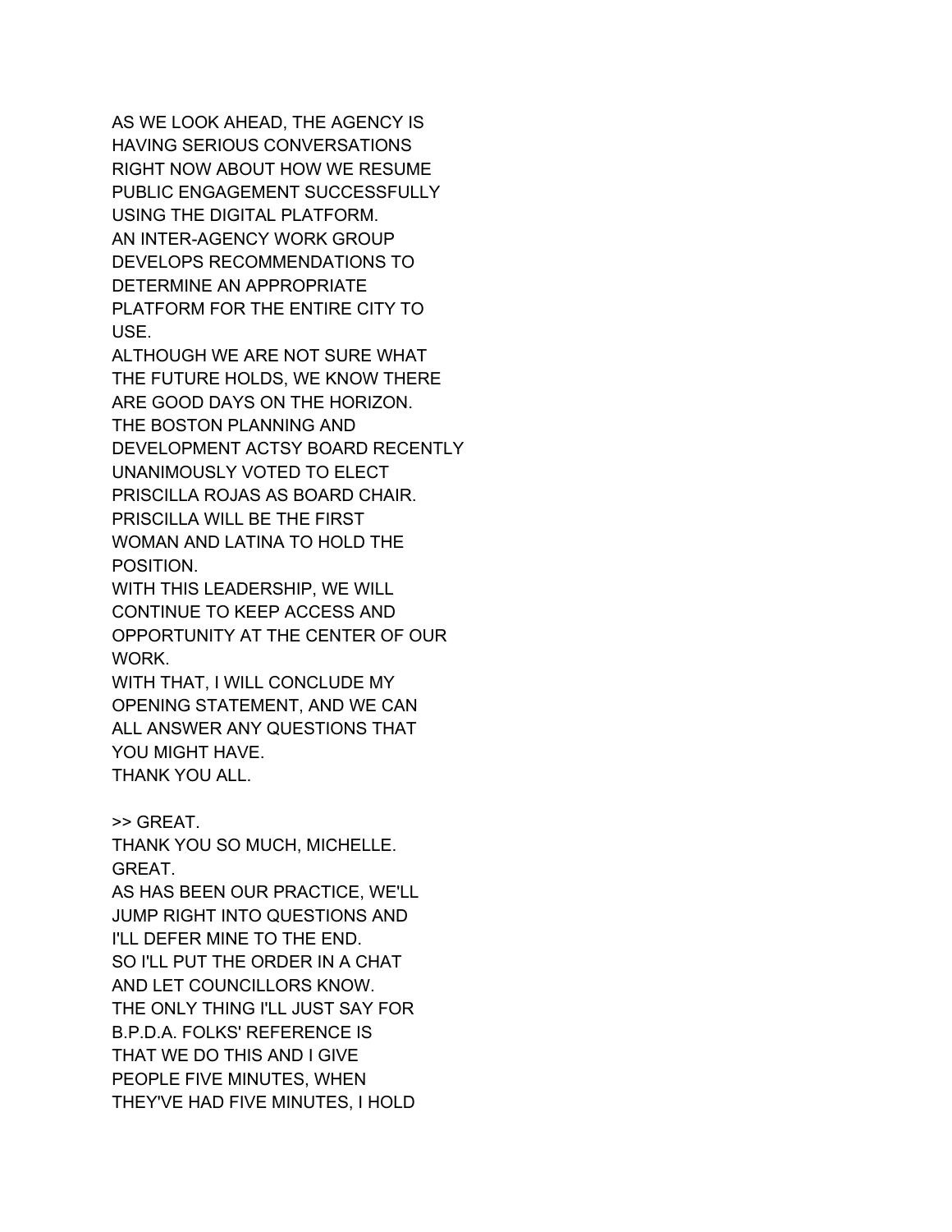AS WE LOOK AHEAD, THE AGENCY IS
HAVING SERIOUS CONVERSATIONS
RIGHT NOW ABOUT HOW WE RESUME
PUBLIC ENGAGEMENT SUCCESSFULLY
USING THE DIGITAL PLATFORM.
AN INTER-AGENCY WORK GROUP
DEVELOPS RECOMMENDATIONS TO
DETERMINE AN APPROPRIATE
PLATFORM FOR THE ENTIRE CITY TO
USE.
ALTHOUGH WE ARE NOT SURE WHAT
THE FUTURE HOLDS, WE KNOW THERE
ARE GOOD DAYS ON THE HORIZON.
THE BOSTON PLANNING AND
DEVELOPMENT ACTSY BOARD RECENTLY
UNANIMOUSLY VOTED TO ELECT
PRISCILLA ROJAS AS BOARD CHAIR.
PRISCILLA WILL BE THE FIRST
WOMAN AND LATINA TO HOLD THE
POSITION.
WITH THIS LEADERSHIP, WE WILL
CONTINUE TO KEEP ACCESS AND
OPPORTUNITY AT THE CENTER OF OUR
WORK.
WITH THAT, I WILL CONCLUDE MY
OPENING STATEMENT, AND WE CAN
ALL ANSWER ANY QUESTIONS THAT
YOU MIGHT HAVE.
THANK YOU ALL.

>> GREAT.
THANK YOU SO MUCH, MICHELLE.
GREAT.
AS HAS BEEN OUR PRACTICE, WE'LL
JUMP RIGHT INTO QUESTIONS AND
I'LL DEFER MINE TO THE END.
SO I'LL PUT THE ORDER IN A CHAT
AND LET COUNCILLORS KNOW.
THE ONLY THING I'LL JUST SAY FOR
B.P.D.A. FOLKS' REFERENCE IS
THAT WE DO THIS AND I GIVE
PEOPLE FIVE MINUTES, WHEN
THEY'VE HAD FIVE MINUTES, I HOLD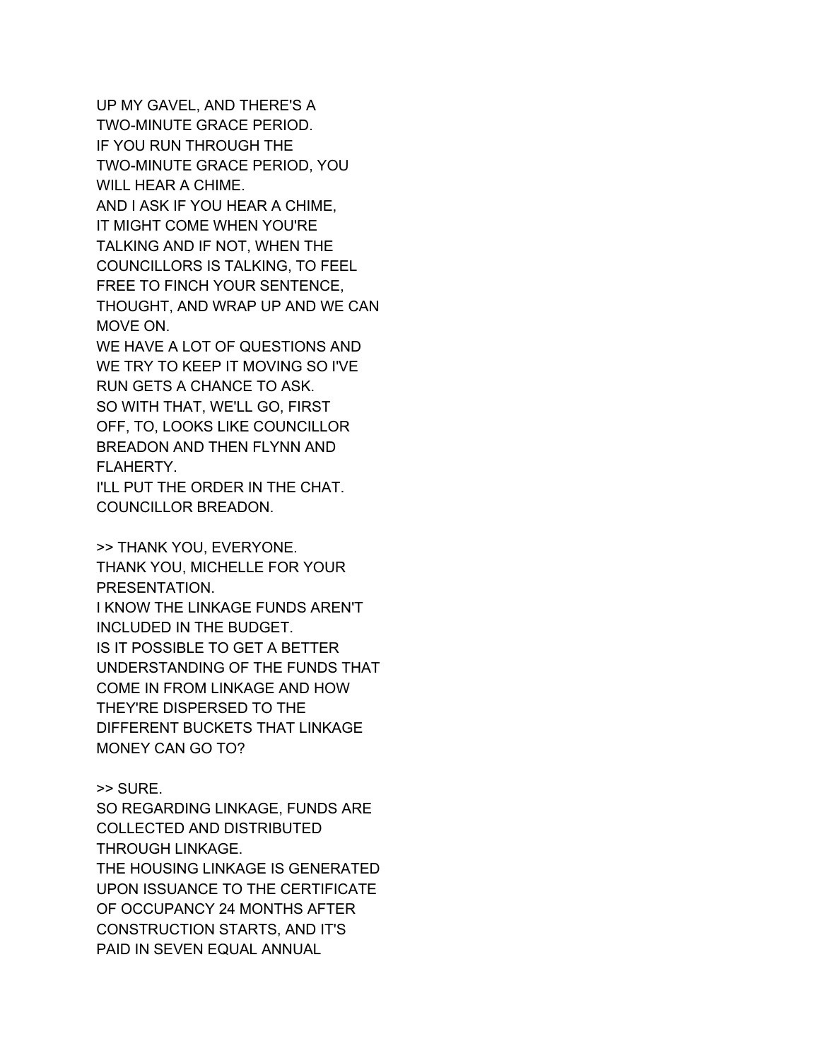UP MY GAVEL, AND THERE'S A
TWO-MINUTE GRACE PERIOD.
IF YOU RUN THROUGH THE
TWO-MINUTE GRACE PERIOD, YOU
WILL HEAR A CHIME.
AND I ASK IF YOU HEAR A CHIME,
IT MIGHT COME WHEN YOU'RE
TALKING AND IF NOT, WHEN THE
COUNCILLORS IS TALKING, TO FEEL
FREE TO FINCH YOUR SENTENCE,
THOUGHT, AND WRAP UP AND WE CAN
MOVE ON.
WE HAVE A LOT OF QUESTIONS AND
WE TRY TO KEEP IT MOVING SO I'VE
RUN GETS A CHANCE TO ASK.
SO WITH THAT, WE'LL GO, FIRST
OFF, TO, LOOKS LIKE COUNCILLOR
BREADON AND THEN FLYNN AND
FLAHERTY.
I'LL PUT THE ORDER IN THE CHAT.
COUNCILLOR BREADON.

>> THANK YOU, EVERYONE.
THANK YOU, MICHELLE FOR YOUR
PRESENTATION.
I KNOW THE LINKAGE FUNDS AREN'T
INCLUDED IN THE BUDGET.
IS IT POSSIBLE TO GET A BETTER
UNDERSTANDING OF THE FUNDS THAT
COME IN FROM LINKAGE AND HOW
THEY'RE DISPERSED TO THE
DIFFERENT BUCKETS THAT LINKAGE
MONEY CAN GO TO?

>> SURE.
SO REGARDING LINKAGE, FUNDS ARE
COLLECTED AND DISTRIBUTED
THROUGH LINKAGE.
THE HOUSING LINKAGE IS GENERATED
UPON ISSUANCE TO THE CERTIFICATE
OF OCCUPANCY 24 MONTHS AFTER
CONSTRUCTION STARTS, AND IT'S
PAID IN SEVEN EQUAL ANNUAL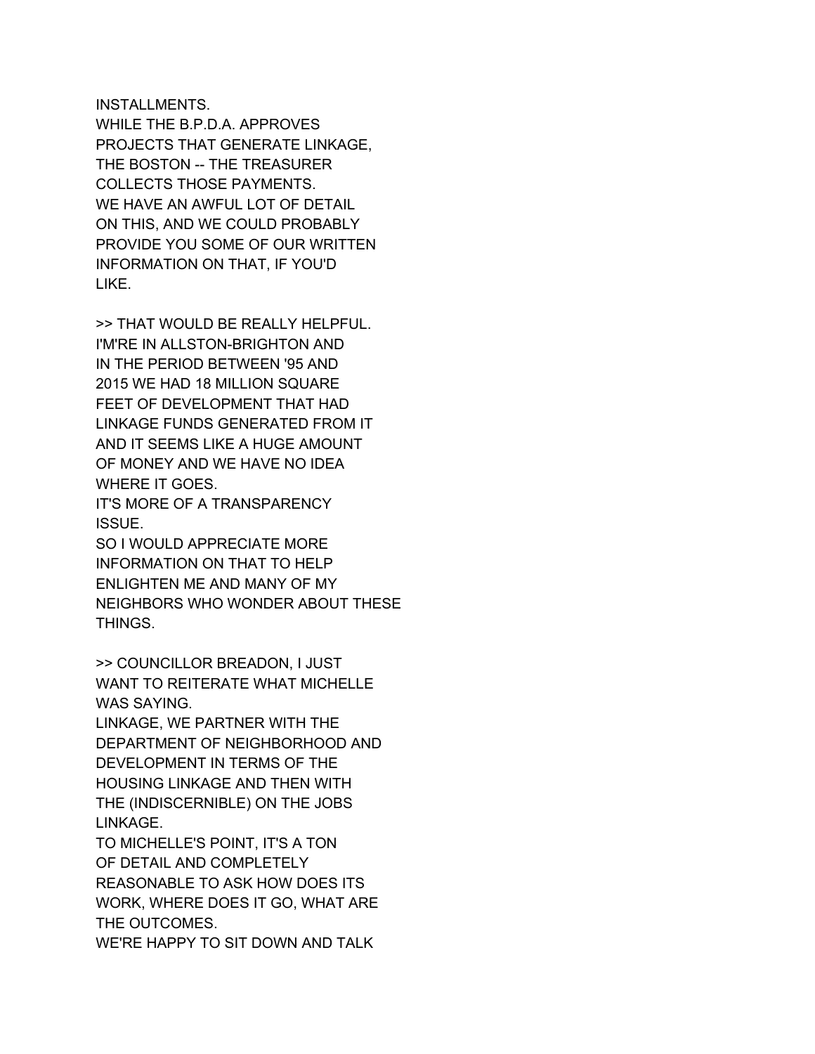INSTALLMENTS.
WHILE THE B.P.D.A. APPROVES
PROJECTS THAT GENERATE LINKAGE,
THE BOSTON -- THE TREASURER
COLLECTS THOSE PAYMENTS.
WE HAVE AN AWFUL LOT OF DETAIL
ON THIS, AND WE COULD PROBABLY
PROVIDE YOU SOME OF OUR WRITTEN
INFORMATION ON THAT, IF YOU'D
LIKE.

>> THAT WOULD BE REALLY HELPFUL.
I'M'RE IN ALLSTON-BRIGHTON AND
IN THE PERIOD BETWEEN '95 AND
2015 WE HAD 18 MILLION SQUARE
FEET OF DEVELOPMENT THAT HAD
LINKAGE FUNDS GENERATED FROM IT
AND IT SEEMS LIKE A HUGE AMOUNT
OF MONEY AND WE HAVE NO IDEA
WHERE IT GOES.
IT'S MORE OF A TRANSPARENCY
ISSUE.
SO I WOULD APPRECIATE MORE
INFORMATION ON THAT TO HELP
ENLIGHTEN ME AND MANY OF MY
NEIGHBORS WHO WONDER ABOUT THESE
THINGS.

>> COUNCILLOR BREADON, I JUST
WANT TO REITERATE WHAT MICHELLE
WAS SAYING.
LINKAGE, WE PARTNER WITH THE
DEPARTMENT OF NEIGHBORHOOD AND
DEVELOPMENT IN TERMS OF THE
HOUSING LINKAGE AND THEN WITH
THE (INDISCERNIBLE) ON THE JOBS
LINKAGE.
TO MICHELLE'S POINT, IT'S A TON
OF DETAIL AND COMPLETELY
REASONABLE TO ASK HOW DOES ITS
WORK, WHERE DOES IT GO, WHAT ARE
THE OUTCOMES.
WE'RE HAPPY TO SIT DOWN AND TALK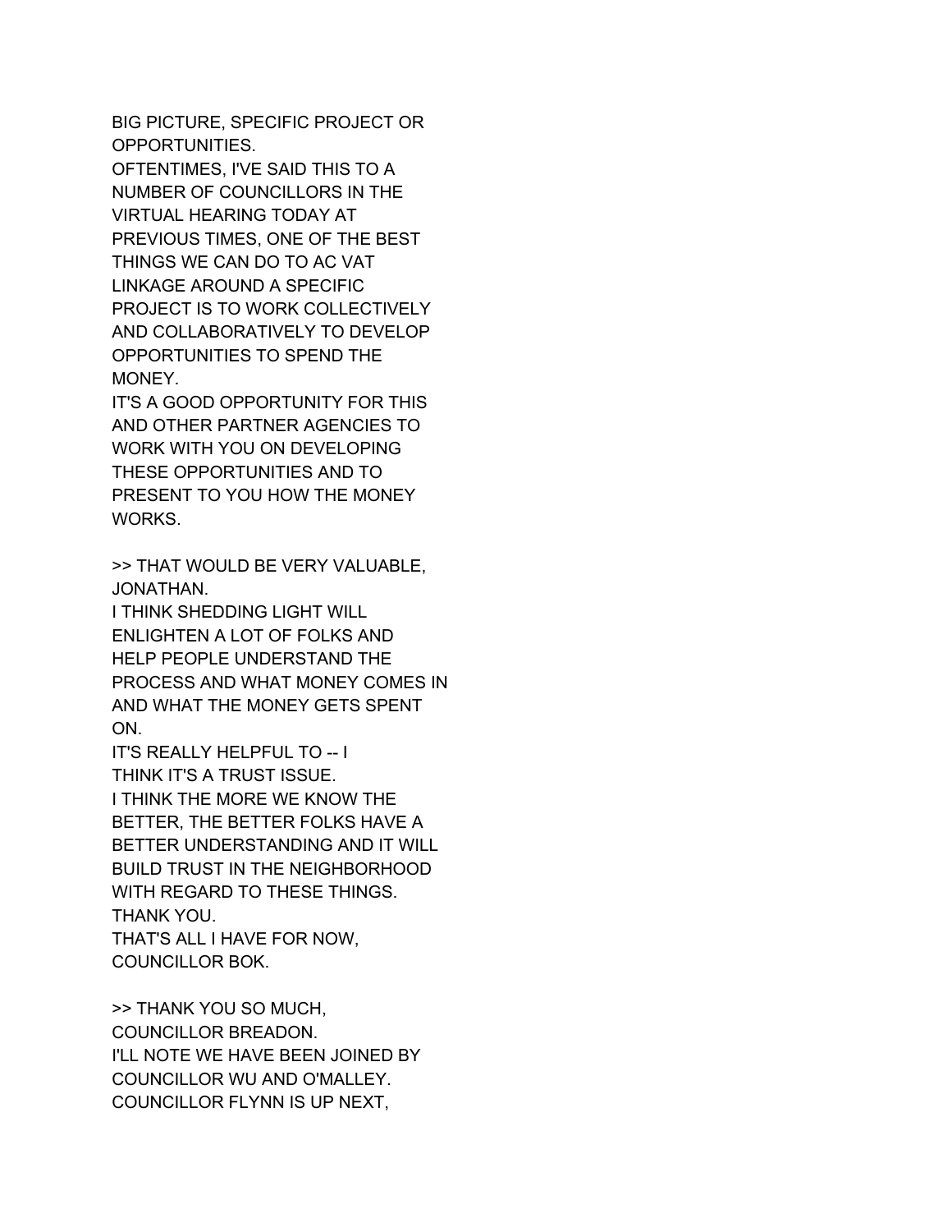BIG PICTURE, SPECIFIC PROJECT OR OPPORTUNITIES.
OFTENTIMES, I'VE SAID THIS TO A NUMBER OF COUNCILLORS IN THE VIRTUAL HEARING TODAY AT PREVIOUS TIMES, ONE OF THE BEST THINGS WE CAN DO TO AC VAT LINKAGE AROUND A SPECIFIC PROJECT IS TO WORK COLLECTIVELY AND COLLABORATIVELY TO DEVELOP OPPORTUNITIES TO SPEND THE MONEY.
IT'S A GOOD OPPORTUNITY FOR THIS AND OTHER PARTNER AGENCIES TO WORK WITH YOU ON DEVELOPING THESE OPPORTUNITIES AND TO PRESENT TO YOU HOW THE MONEY WORKS.

>> THAT WOULD BE VERY VALUABLE, JONATHAN.
I THINK SHEDDING LIGHT WILL ENLIGHTEN A LOT OF FOLKS AND HELP PEOPLE UNDERSTAND THE PROCESS AND WHAT MONEY COMES IN AND WHAT THE MONEY GETS SPENT ON.
IT'S REALLY HELPFUL TO -- I THINK IT'S A TRUST ISSUE.
I THINK THE MORE WE KNOW THE BETTER, THE BETTER FOLKS HAVE A BETTER UNDERSTANDING AND IT WILL BUILD TRUST IN THE NEIGHBORHOOD WITH REGARD TO THESE THINGS.
THANK YOU.
THAT'S ALL I HAVE FOR NOW, COUNCILLOR BOK.

>> THANK YOU SO MUCH, COUNCILLOR BREADON.
I'LL NOTE WE HAVE BEEN JOINED BY COUNCILLOR WU AND O'MALLEY.
COUNCILLOR FLYNN IS UP NEXT,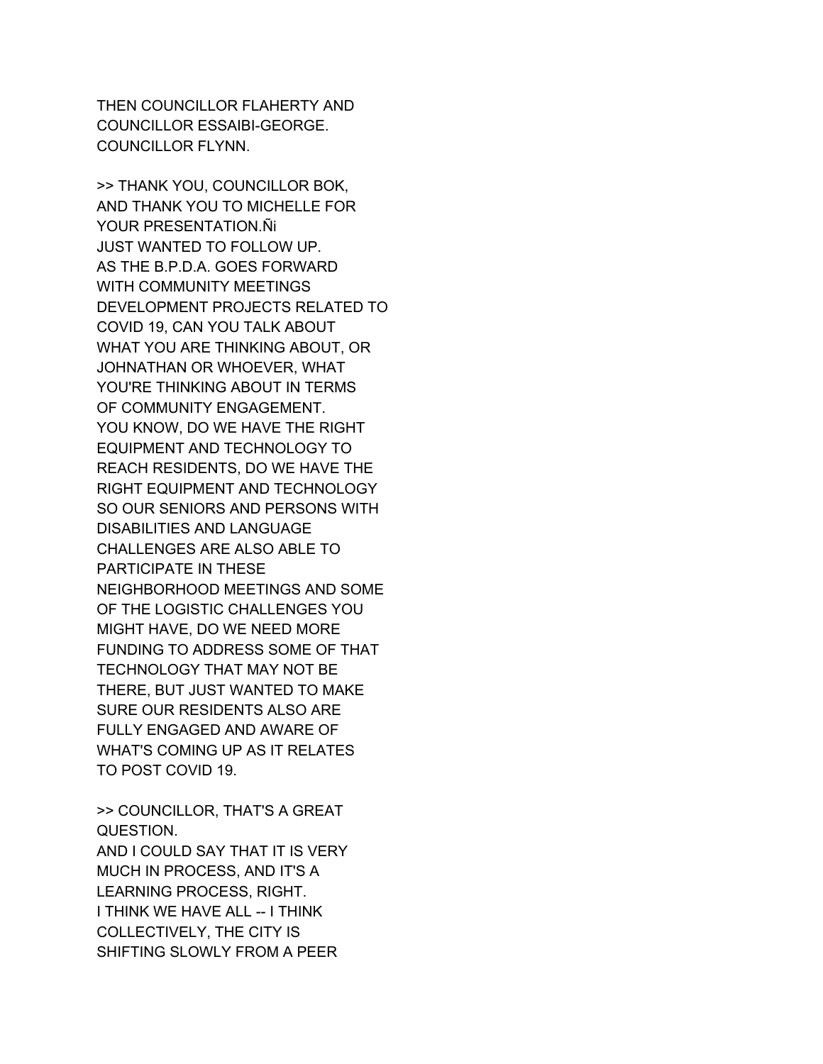THEN COUNCILLOR FLAHERTY AND
COUNCILLOR ESSAIBI-GEORGE.
COUNCILLOR FLYNN.

>> THANK YOU, COUNCILLOR BOK,
AND THANK YOU TO MICHELLE FOR
YOUR PRESENTATION.Ñi
JUST WANTED TO FOLLOW UP.
AS THE B.P.D.A. GOES FORWARD
WITH COMMUNITY MEETINGS
DEVELOPMENT PROJECTS RELATED TO
COVID 19, CAN YOU TALK ABOUT
WHAT YOU ARE THINKING ABOUT, OR
JOHNATHAN OR WHOEVER, WHAT
YOU'RE THINKING ABOUT IN TERMS
OF COMMUNITY ENGAGEMENT.
YOU KNOW, DO WE HAVE THE RIGHT
EQUIPMENT AND TECHNOLOGY TO
REACH RESIDENTS, DO WE HAVE THE
RIGHT EQUIPMENT AND TECHNOLOGY
SO OUR SENIORS AND PERSONS WITH
DISABILITIES AND LANGUAGE
CHALLENGES ARE ALSO ABLE TO
PARTICIPATE IN THESE
NEIGHBORHOOD MEETINGS AND SOME
OF THE LOGISTIC CHALLENGES YOU
MIGHT HAVE, DO WE NEED MORE
FUNDING TO ADDRESS SOME OF THAT
TECHNOLOGY THAT MAY NOT BE
THERE, BUT JUST WANTED TO MAKE
SURE OUR RESIDENTS ALSO ARE
FULLY ENGAGED AND AWARE OF
WHAT'S COMING UP AS IT RELATES
TO POST COVID 19.

>> COUNCILLOR, THAT'S A GREAT
QUESTION.
AND I COULD SAY THAT IT IS VERY
MUCH IN PROCESS, AND IT'S A
LEARNING PROCESS, RIGHT.
I THINK WE HAVE ALL -- I THINK
COLLECTIVELY, THE CITY IS
SHIFTING SLOWLY FROM A PEER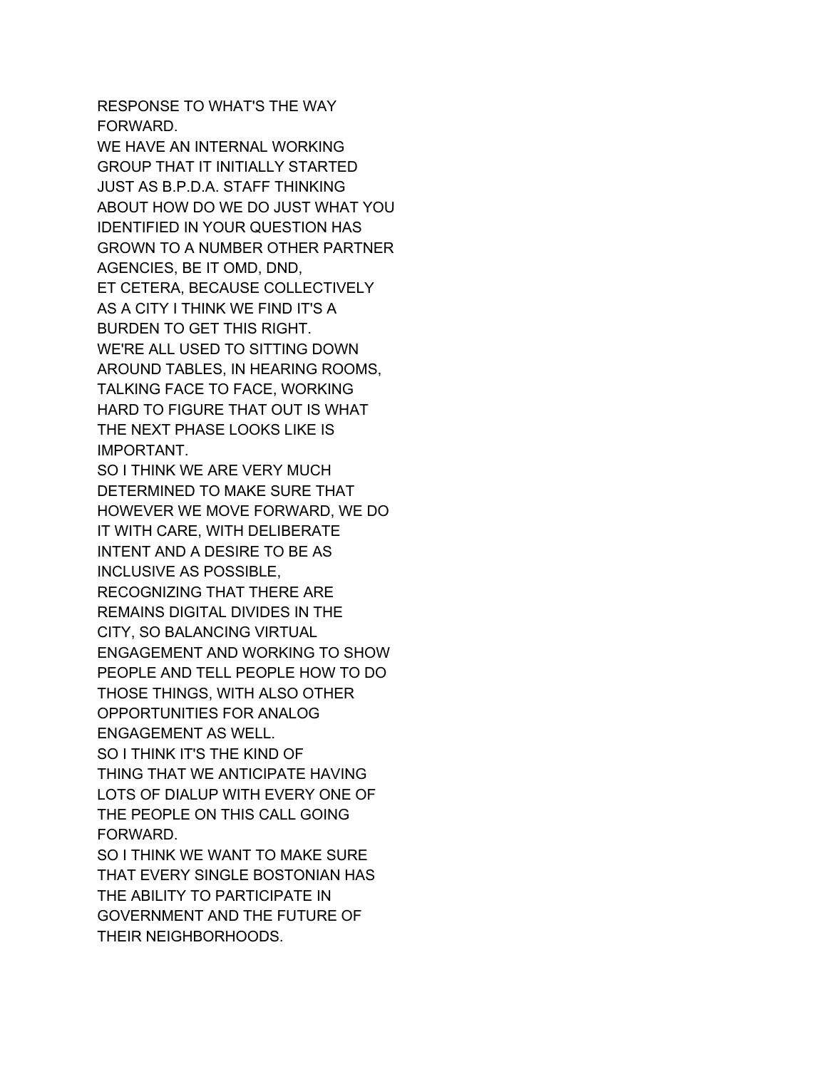RESPONSE TO WHAT'S THE WAY
FORWARD.
WE HAVE AN INTERNAL WORKING
GROUP THAT IT INITIALLY STARTED
JUST AS B.P.D.A. STAFF THINKING
ABOUT HOW DO WE DO JUST WHAT YOU
IDENTIFIED IN YOUR QUESTION HAS
GROWN TO A NUMBER OTHER PARTNER
AGENCIES, BE IT OMD, DND,
ET CETERA, BECAUSE COLLECTIVELY
AS A CITY I THINK WE FIND IT'S A
BURDEN TO GET THIS RIGHT.
WE'RE ALL USED TO SITTING DOWN
AROUND TABLES, IN HEARING ROOMS,
TALKING FACE TO FACE, WORKING
HARD TO FIGURE THAT OUT IS WHAT
THE NEXT PHASE LOOKS LIKE IS
IMPORTANT.
SO I THINK WE ARE VERY MUCH
DETERMINED TO MAKE SURE THAT
HOWEVER WE MOVE FORWARD, WE DO
IT WITH CARE, WITH DELIBERATE
INTENT AND A DESIRE TO BE AS
INCLUSIVE AS POSSIBLE,
RECOGNIZING THAT THERE ARE
REMAINS DIGITAL DIVIDES IN THE
CITY, SO BALANCING VIRTUAL
ENGAGEMENT AND WORKING TO SHOW
PEOPLE AND TELL PEOPLE HOW TO DO
THOSE THINGS, WITH ALSO OTHER
OPPORTUNITIES FOR ANALOG
ENGAGEMENT AS WELL.
SO I THINK IT'S THE KIND OF
THING THAT WE ANTICIPATE HAVING
LOTS OF DIALUP WITH EVERY ONE OF
THE PEOPLE ON THIS CALL GOING
FORWARD.
SO I THINK WE WANT TO MAKE SURE
THAT EVERY SINGLE BOSTONIAN HAS
THE ABILITY TO PARTICIPATE IN
GOVERNMENT AND THE FUTURE OF
THEIR NEIGHBORHOODS.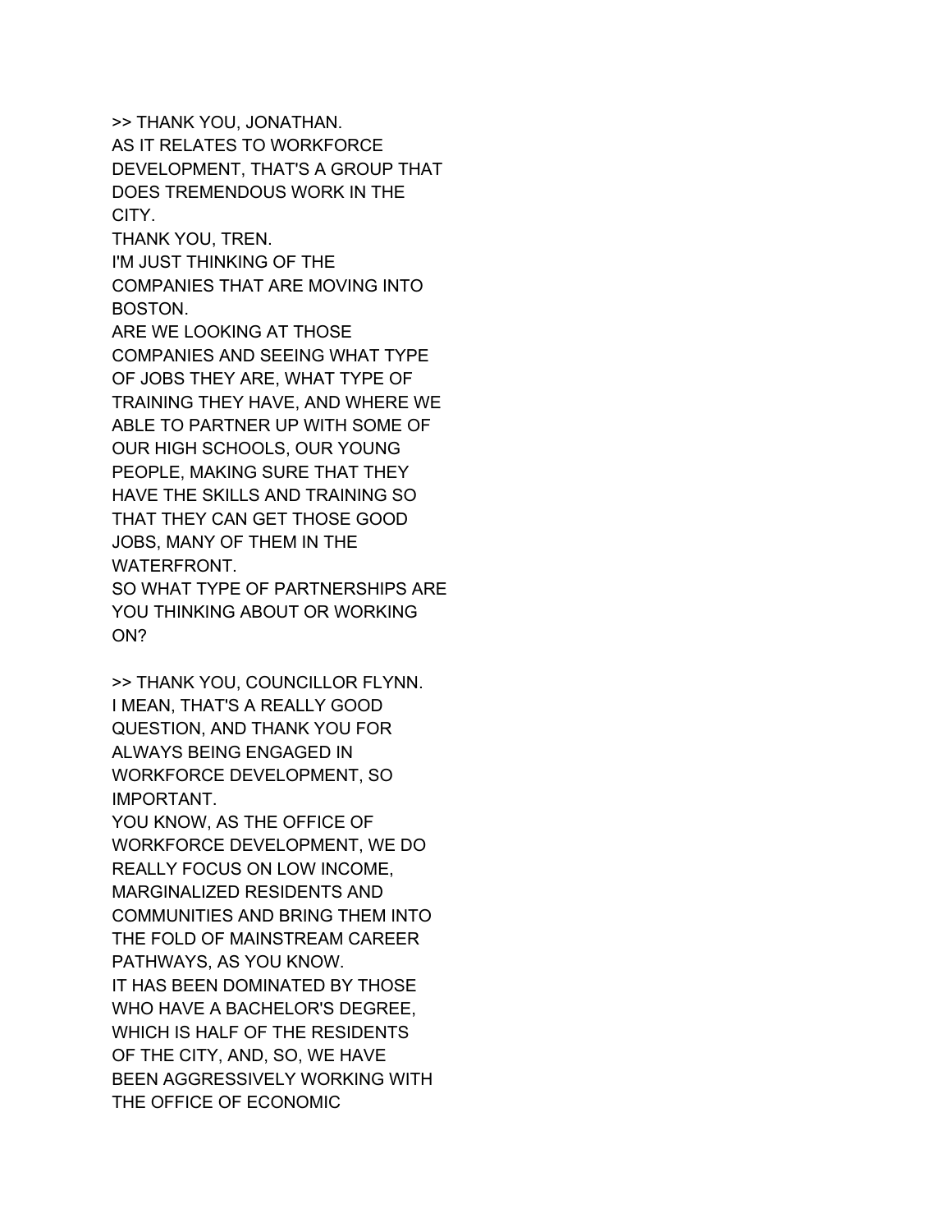>> THANK YOU, JONATHAN.
AS IT RELATES TO WORKFORCE
DEVELOPMENT, THAT'S A GROUP THAT
DOES TREMENDOUS WORK IN THE
CITY.
THANK YOU, TREN.
I'M JUST THINKING OF THE
COMPANIES THAT ARE MOVING INTO
BOSTON.
ARE WE LOOKING AT THOSE
COMPANIES AND SEEING WHAT TYPE
OF JOBS THEY ARE, WHAT TYPE OF
TRAINING THEY HAVE, AND WHERE WE
ABLE TO PARTNER UP WITH SOME OF
OUR HIGH SCHOOLS, OUR YOUNG
PEOPLE, MAKING SURE THAT THEY
HAVE THE SKILLS AND TRAINING SO
THAT THEY CAN GET THOSE GOOD
JOBS, MANY OF THEM IN THE
WATERFRONT.
SO WHAT TYPE OF PARTNERSHIPS ARE
YOU THINKING ABOUT OR WORKING
ON?

>> THANK YOU, COUNCILLOR FLYNN.
I MEAN, THAT'S A REALLY GOOD
QUESTION, AND THANK YOU FOR
ALWAYS BEING ENGAGED IN
WORKFORCE DEVELOPMENT, SO
IMPORTANT.
YOU KNOW, AS THE OFFICE OF
WORKFORCE DEVELOPMENT, WE DO
REALLY FOCUS ON LOW INCOME,
MARGINALIZED RESIDENTS AND
COMMUNITIES AND BRING THEM INTO
THE FOLD OF MAINSTREAM CAREER
PATHWAYS, AS YOU KNOW.
IT HAS BEEN DOMINATED BY THOSE
WHO HAVE A BACHELOR'S DEGREE,
WHICH IS HALF OF THE RESIDENTS
OF THE CITY, AND, SO, WE HAVE
BEEN AGGRESSIVELY WORKING WITH
THE OFFICE OF ECONOMIC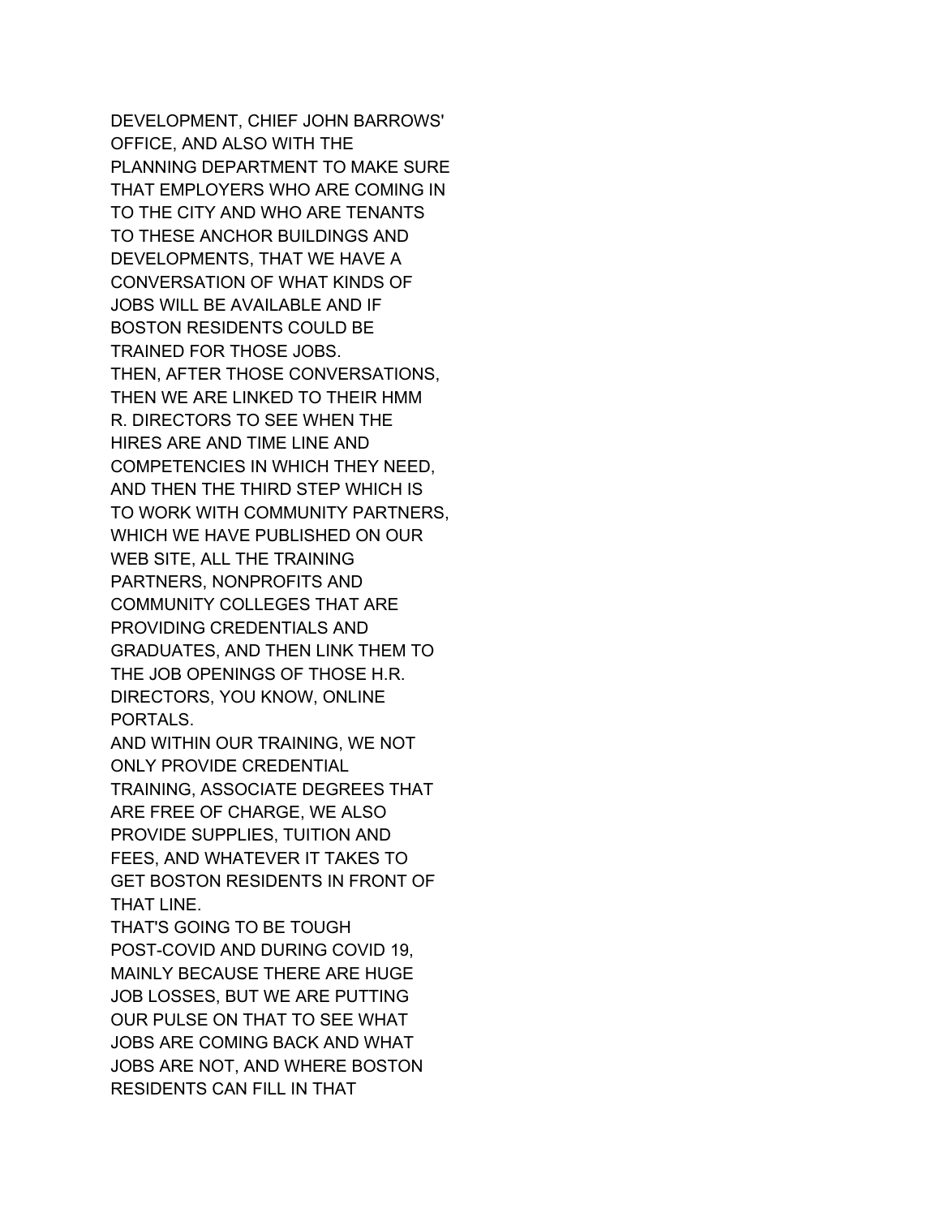DEVELOPMENT, CHIEF JOHN BARROWS' OFFICE, AND ALSO WITH THE PLANNING DEPARTMENT TO MAKE SURE THAT EMPLOYERS WHO ARE COMING IN TO THE CITY AND WHO ARE TENANTS TO THESE ANCHOR BUILDINGS AND DEVELOPMENTS, THAT WE HAVE A CONVERSATION OF WHAT KINDS OF JOBS WILL BE AVAILABLE AND IF BOSTON RESIDENTS COULD BE TRAINED FOR THOSE JOBS.

THEN, AFTER THOSE CONVERSATIONS, THEN WE ARE LINKED TO THEIR HMM R. DIRECTORS TO SEE WHEN THE HIRES ARE AND TIME LINE AND COMPETENCIES IN WHICH THEY NEED, AND THEN THE THIRD STEP WHICH IS TO WORK WITH COMMUNITY PARTNERS, WHICH WE HAVE PUBLISHED ON OUR WEB SITE, ALL THE TRAINING PARTNERS, NONPROFITS AND COMMUNITY COLLEGES THAT ARE PROVIDING CREDENTIALS AND GRADUATES, AND THEN LINK THEM TO THE JOB OPENINGS OF THOSE H.R. DIRECTORS, YOU KNOW, ONLINE PORTALS.

AND WITHIN OUR TRAINING, WE NOT ONLY PROVIDE CREDENTIAL TRAINING, ASSOCIATE DEGREES THAT ARE FREE OF CHARGE, WE ALSO PROVIDE SUPPLIES, TUITION AND FEES, AND WHATEVER IT TAKES TO GET BOSTON RESIDENTS IN FRONT OF THAT LINE.

THAT'S GOING TO BE TOUGH POST-COVID AND DURING COVID 19, MAINLY BECAUSE THERE ARE HUGE JOB LOSSES, BUT WE ARE PUTTING OUR PULSE ON THAT TO SEE WHAT JOBS ARE COMING BACK AND WHAT JOBS ARE NOT, AND WHERE BOSTON RESIDENTS CAN FILL IN THAT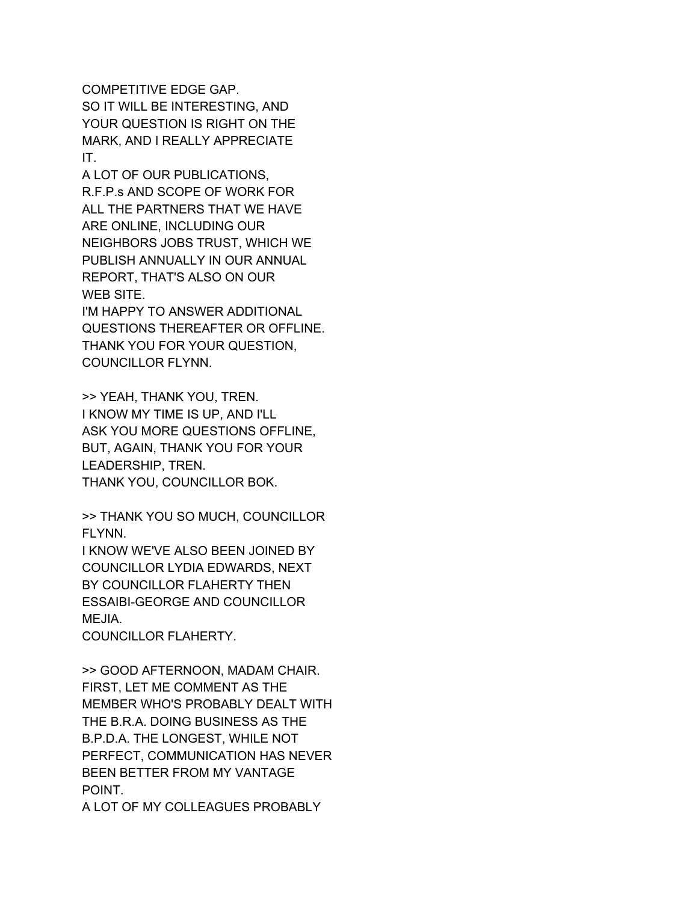COMPETITIVE EDGE GAP.
SO IT WILL BE INTERESTING, AND YOUR QUESTION IS RIGHT ON THE MARK, AND I REALLY APPRECIATE IT.
A LOT OF OUR PUBLICATIONS, R.F.P.s AND SCOPE OF WORK FOR ALL THE PARTNERS THAT WE HAVE ARE ONLINE, INCLUDING OUR NEIGHBORS JOBS TRUST, WHICH WE PUBLISH ANNUALLY IN OUR ANNUAL REPORT, THAT'S ALSO ON OUR WEB SITE.
I'M HAPPY TO ANSWER ADDITIONAL QUESTIONS THEREAFTER OR OFFLINE.
THANK YOU FOR YOUR QUESTION, COUNCILLOR FLYNN.

>> YEAH, THANK YOU, TREN.
I KNOW MY TIME IS UP, AND I'LL ASK YOU MORE QUESTIONS OFFLINE, BUT, AGAIN, THANK YOU FOR YOUR LEADERSHIP, TREN.
THANK YOU, COUNCILLOR BOK.

>> THANK YOU SO MUCH, COUNCILLOR FLYNN.
I KNOW WE'VE ALSO BEEN JOINED BY COUNCILLOR LYDIA EDWARDS, NEXT BY COUNCILLOR FLAHERTY THEN ESSAIBI-GEORGE AND COUNCILLOR MEJIA.
COUNCILLOR FLAHERTY.

>> GOOD AFTERNOON, MADAM CHAIR.
FIRST, LET ME COMMENT AS THE MEMBER WHO'S PROBABLY DEALT WITH THE B.R.A. DOING BUSINESS AS THE B.P.D.A. THE LONGEST, WHILE NOT PERFECT, COMMUNICATION HAS NEVER BEEN BETTER FROM MY VANTAGE POINT.
A LOT OF MY COLLEAGUES PROBABLY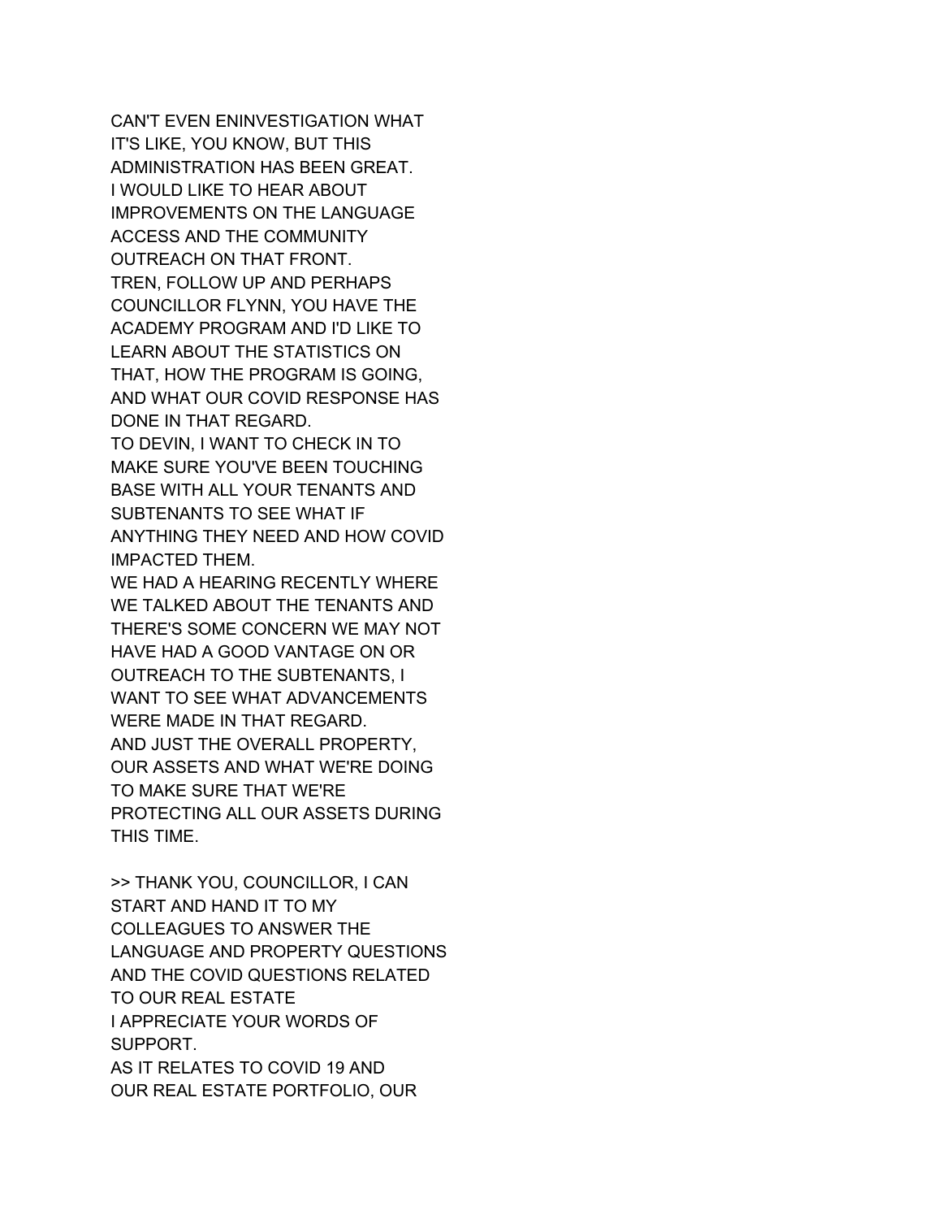CAN'T EVEN ENINVESTIGATION WHAT
IT'S LIKE, YOU KNOW, BUT THIS
ADMINISTRATION HAS BEEN GREAT.
I WOULD LIKE TO HEAR ABOUT
IMPROVEMENTS ON THE LANGUAGE
ACCESS AND THE COMMUNITY
OUTREACH ON THAT FRONT.
TREN, FOLLOW UP AND PERHAPS
COUNCILLOR FLYNN, YOU HAVE THE
ACADEMY PROGRAM AND I'D LIKE TO
LEARN ABOUT THE STATISTICS ON
THAT, HOW THE PROGRAM IS GOING,
AND WHAT OUR COVID RESPONSE HAS
DONE IN THAT REGARD.
TO DEVIN, I WANT TO CHECK IN TO
MAKE SURE YOU'VE BEEN TOUCHING
BASE WITH ALL YOUR TENANTS AND
SUBTENANTS TO SEE WHAT IF
ANYTHING THEY NEED AND HOW COVID
IMPACTED THEM.
WE HAD A HEARING RECENTLY WHERE
WE TALKED ABOUT THE TENANTS AND
THERE'S SOME CONCERN WE MAY NOT
HAVE HAD A GOOD VANTAGE ON OR
OUTREACH TO THE SUBTENANTS, I
WANT TO SEE WHAT ADVANCEMENTS
WERE MADE IN THAT REGARD.
AND JUST THE OVERALL PROPERTY,
OUR ASSETS AND WHAT WE'RE DOING
TO MAKE SURE THAT WE'RE
PROTECTING ALL OUR ASSETS DURING
THIS TIME.

>> THANK YOU, COUNCILLOR, I CAN
START AND HAND IT TO MY
COLLEAGUES TO ANSWER THE
LANGUAGE AND PROPERTY QUESTIONS
AND THE COVID QUESTIONS RELATED
TO OUR REAL ESTATE
I APPRECIATE YOUR WORDS OF
SUPPORT.
AS IT RELATES TO COVID 19 AND
OUR REAL ESTATE PORTFOLIO, OUR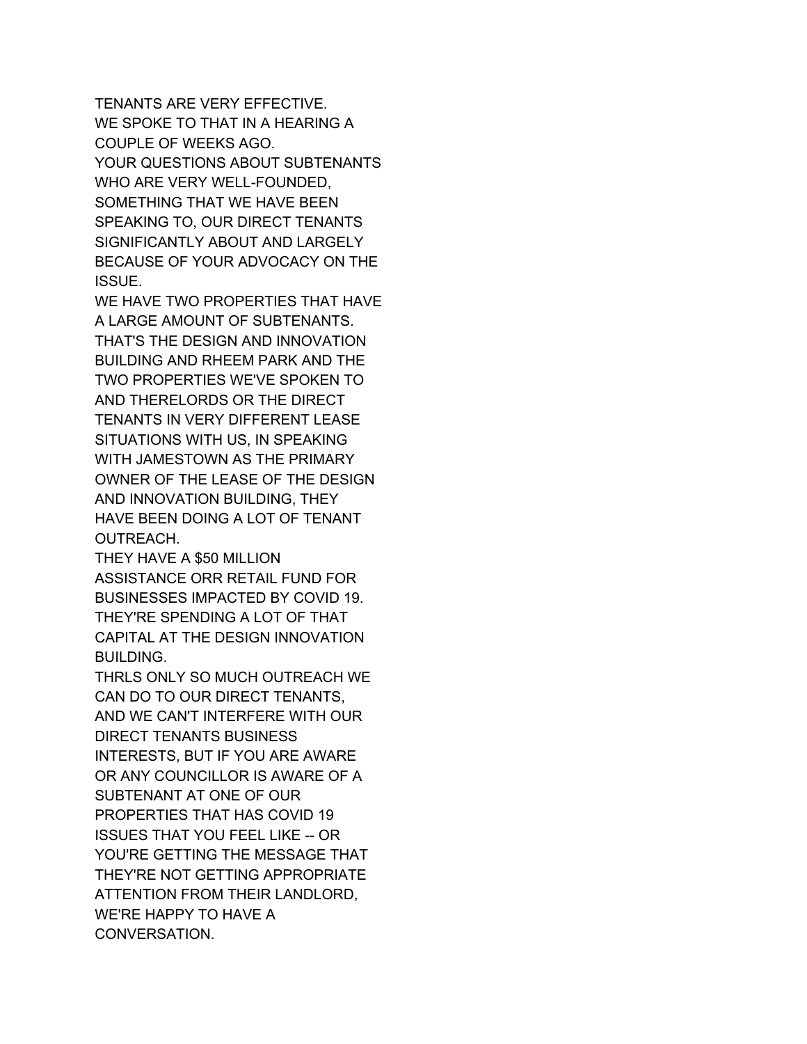TENANTS ARE VERY EFFECTIVE.
WE SPOKE TO THAT IN A HEARING A COUPLE OF WEEKS AGO.
YOUR QUESTIONS ABOUT SUBTENANTS WHO ARE VERY WELL-FOUNDED, SOMETHING THAT WE HAVE BEEN SPEAKING TO, OUR DIRECT TENANTS SIGNIFICANTLY ABOUT AND LARGELY BECAUSE OF YOUR ADVOCACY ON THE ISSUE.
WE HAVE TWO PROPERTIES THAT HAVE A LARGE AMOUNT OF SUBTENANTS.
THAT'S THE DESIGN AND INNOVATION BUILDING AND RHEEM PARK AND THE TWO PROPERTIES WE'VE SPOKEN TO AND THERELORDS OR THE DIRECT TENANTS IN VERY DIFFERENT LEASE SITUATIONS WITH US, IN SPEAKING WITH JAMESTOWN AS THE PRIMARY OWNER OF THE LEASE OF THE DESIGN AND INNOVATION BUILDING, THEY HAVE BEEN DOING A LOT OF TENANT OUTREACH.
THEY HAVE A $50 MILLION ASSISTANCE ORR RETAIL FUND FOR BUSINESSES IMPACTED BY COVID 19.
THEY'RE SPENDING A LOT OF THAT CAPITAL AT THE DESIGN INNOVATION BUILDING.
THRLS ONLY SO MUCH OUTREACH WE CAN DO TO OUR DIRECT TENANTS, AND WE CAN'T INTERFERE WITH OUR DIRECT TENANTS BUSINESS INTERESTS, BUT IF YOU ARE AWARE OR ANY COUNCILLOR IS AWARE OF A SUBTENANT AT ONE OF OUR PROPERTIES THAT HAS COVID 19 ISSUES THAT YOU FEEL LIKE -- OR YOU'RE GETTING THE MESSAGE THAT THEY'RE NOT GETTING APPROPRIATE ATTENTION FROM THEIR LANDLORD, WE'RE HAPPY TO HAVE A CONVERSATION.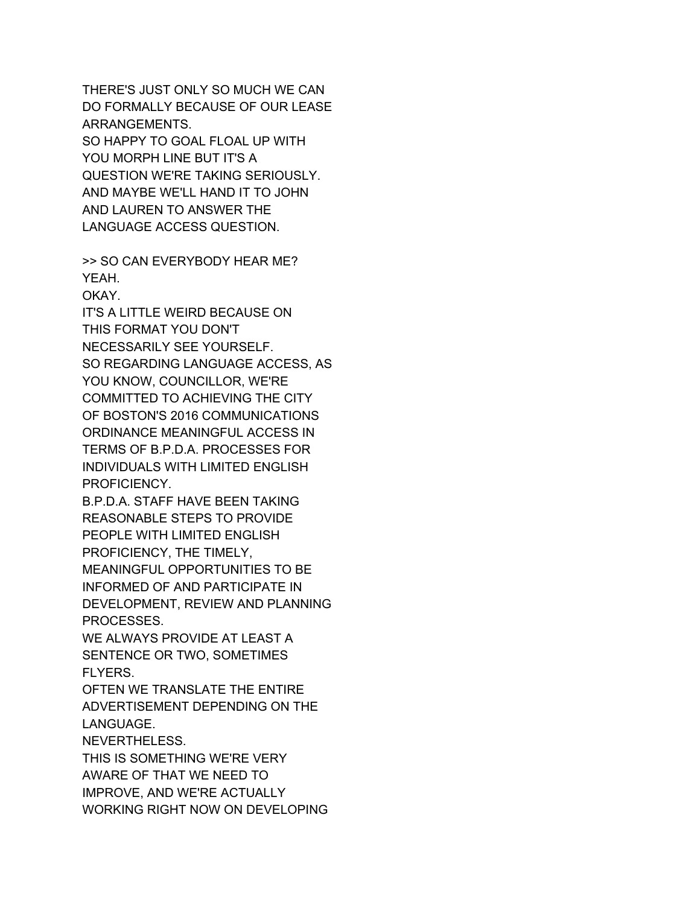THERE'S JUST ONLY SO MUCH WE CAN DO FORMALLY BECAUSE OF OUR LEASE ARRANGEMENTS.
SO HAPPY TO GOAL FLOAL UP WITH YOU MORPH LINE BUT IT'S A QUESTION WE'RE TAKING SERIOUSLY.
AND MAYBE WE'LL HAND IT TO JOHN AND LAUREN TO ANSWER THE LANGUAGE ACCESS QUESTION.

>> SO CAN EVERYBODY HEAR ME?
YEAH.
OKAY.
IT'S A LITTLE WEIRD BECAUSE ON THIS FORMAT YOU DON'T NECESSARILY SEE YOURSELF.
SO REGARDING LANGUAGE ACCESS, AS YOU KNOW, COUNCILLOR, WE'RE COMMITTED TO ACHIEVING THE CITY OF BOSTON'S 2016 COMMUNICATIONS ORDINANCE MEANINGFUL ACCESS IN TERMS OF B.P.D.A. PROCESSES FOR INDIVIDUALS WITH LIMITED ENGLISH PROFICIENCY.
B.P.D.A. STAFF HAVE BEEN TAKING REASONABLE STEPS TO PROVIDE PEOPLE WITH LIMITED ENGLISH PROFICIENCY, THE TIMELY, MEANINGFUL OPPORTUNITIES TO BE INFORMED OF AND PARTICIPATE IN DEVELOPMENT, REVIEW AND PLANNING PROCESSES.
WE ALWAYS PROVIDE AT LEAST A SENTENCE OR TWO, SOMETIMES FLYERS.
OFTEN WE TRANSLATE THE ENTIRE ADVERTISEMENT DEPENDING ON THE LANGUAGE.
NEVERTHELESS.
THIS IS SOMETHING WE'RE VERY AWARE OF THAT WE NEED TO IMPROVE, AND WE'RE ACTUALLY WORKING RIGHT NOW ON DEVELOPING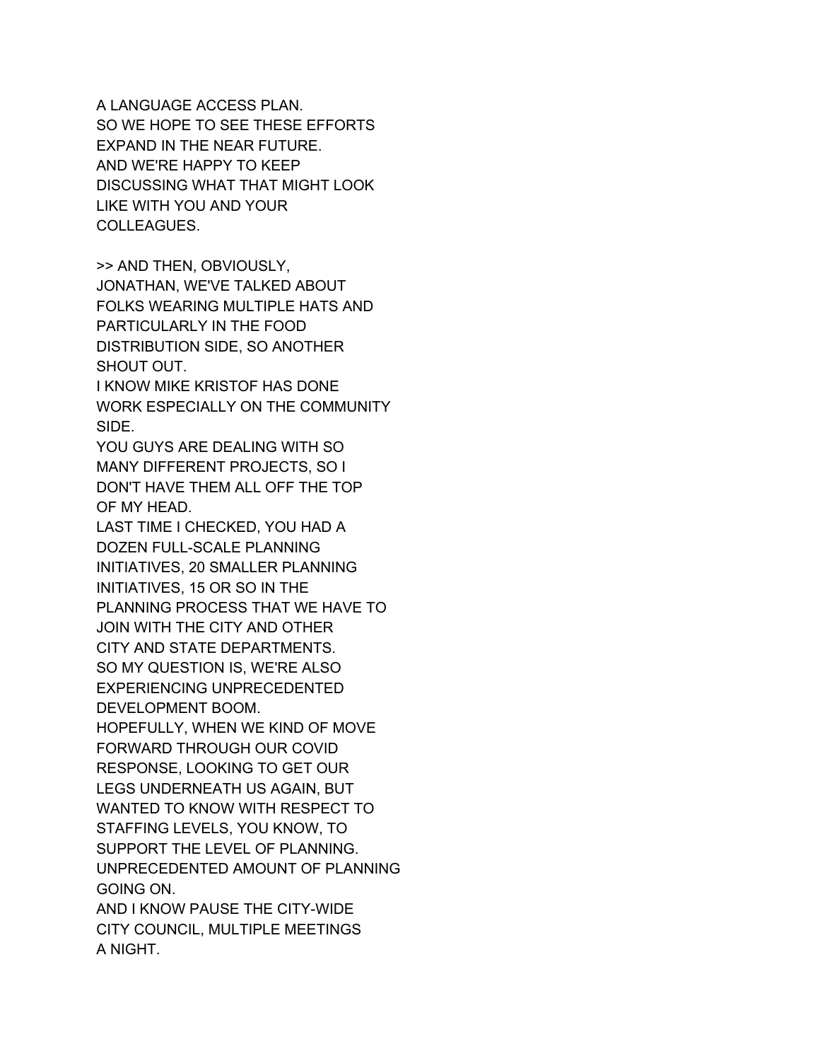A LANGUAGE ACCESS PLAN.
SO WE HOPE TO SEE THESE EFFORTS
EXPAND IN THE NEAR FUTURE.
AND WE'RE HAPPY TO KEEP
DISCUSSING WHAT THAT MIGHT LOOK
LIKE WITH YOU AND YOUR
COLLEAGUES.

>> AND THEN, OBVIOUSLY,
JONATHAN, WE'VE TALKED ABOUT
FOLKS WEARING MULTIPLE HATS AND
PARTICULARLY IN THE FOOD
DISTRIBUTION SIDE, SO ANOTHER
SHOUT OUT.
I KNOW MIKE KRISTOF HAS DONE
WORK ESPECIALLY ON THE COMMUNITY
SIDE.
YOU GUYS ARE DEALING WITH SO
MANY DIFFERENT PROJECTS, SO I
DON'T HAVE THEM ALL OFF THE TOP
OF MY HEAD.
LAST TIME I CHECKED, YOU HAD A
DOZEN FULL-SCALE PLANNING
INITIATIVES, 20 SMALLER PLANNING
INITIATIVES, 15 OR SO IN THE
PLANNING PROCESS THAT WE HAVE TO
JOIN WITH THE CITY AND OTHER
CITY AND STATE DEPARTMENTS.
SO MY QUESTION IS, WE'RE ALSO
EXPERIENCING UNPRECEDENTED
DEVELOPMENT BOOM.
HOPEFULLY, WHEN WE KIND OF MOVE
FORWARD THROUGH OUR COVID
RESPONSE, LOOKING TO GET OUR
LEGS UNDERNEATH US AGAIN, BUT
WANTED TO KNOW WITH RESPECT TO
STAFFING LEVELS, YOU KNOW, TO
SUPPORT THE LEVEL OF PLANNING.
UNPRECEDENTED AMOUNT OF PLANNING
GOING ON.
AND I KNOW PAUSE THE CITY-WIDE
CITY COUNCIL, MULTIPLE MEETINGS
A NIGHT.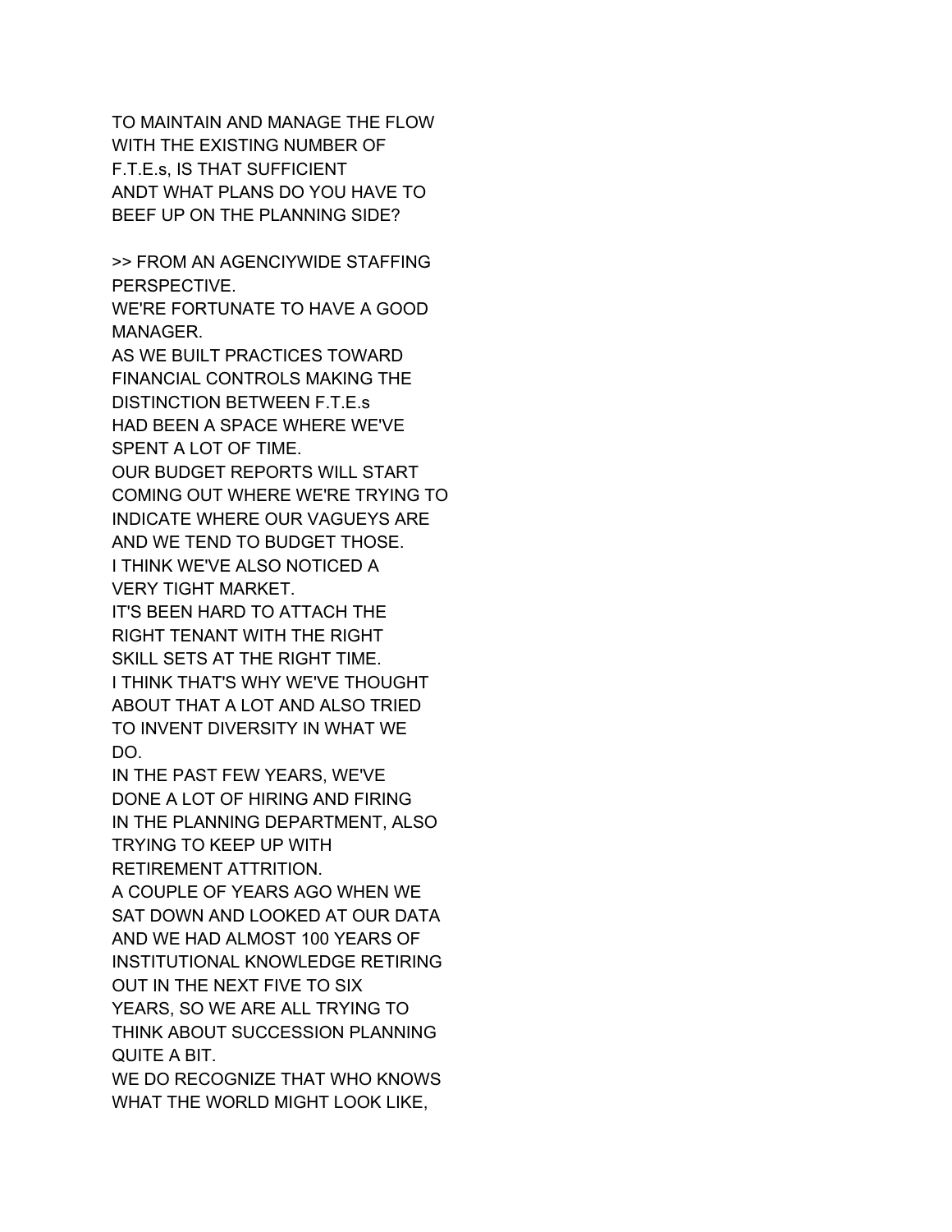TO MAINTAIN AND MANAGE THE FLOW
WITH THE EXISTING NUMBER OF
F.T.E.s, IS THAT SUFFICIENT
ANDT WHAT PLANS DO YOU HAVE TO
BEEF UP ON THE PLANNING SIDE?

>> FROM AN AGENCIYWIDE STAFFING
PERSPECTIVE.
WE'RE FORTUNATE TO HAVE A GOOD
MANAGER.
AS WE BUILT PRACTICES TOWARD
FINANCIAL CONTROLS MAKING THE
DISTINCTION BETWEEN F.T.E.s
HAD BEEN A SPACE WHERE WE'VE
SPENT A LOT OF TIME.
OUR BUDGET REPORTS WILL START
COMING OUT WHERE WE'RE TRYING TO
INDICATE WHERE OUR VAGUEYS ARE
AND WE TEND TO BUDGET THOSE.
I THINK WE'VE ALSO NOTICED A
VERY TIGHT MARKET.
IT'S BEEN HARD TO ATTACH THE
RIGHT TENANT WITH THE RIGHT
SKILL SETS AT THE RIGHT TIME.
I THINK THAT'S WHY WE'VE THOUGHT
ABOUT THAT A LOT AND ALSO TRIED
TO INVENT DIVERSITY IN WHAT WE
DO.
IN THE PAST FEW YEARS, WE'VE
DONE A LOT OF HIRING AND FIRING
IN THE PLANNING DEPARTMENT, ALSO
TRYING TO KEEP UP WITH
RETIREMENT ATTRITION.
A COUPLE OF YEARS AGO WHEN WE
SAT DOWN AND LOOKED AT OUR DATA
AND WE HAD ALMOST 100 YEARS OF
INSTITUTIONAL KNOWLEDGE RETIRING
OUT IN THE NEXT FIVE TO SIX
YEARS, SO WE ARE ALL TRYING TO
THINK ABOUT SUCCESSION PLANNING
QUITE A BIT.
WE DO RECOGNIZE THAT WHO KNOWS
WHAT THE WORLD MIGHT LOOK LIKE,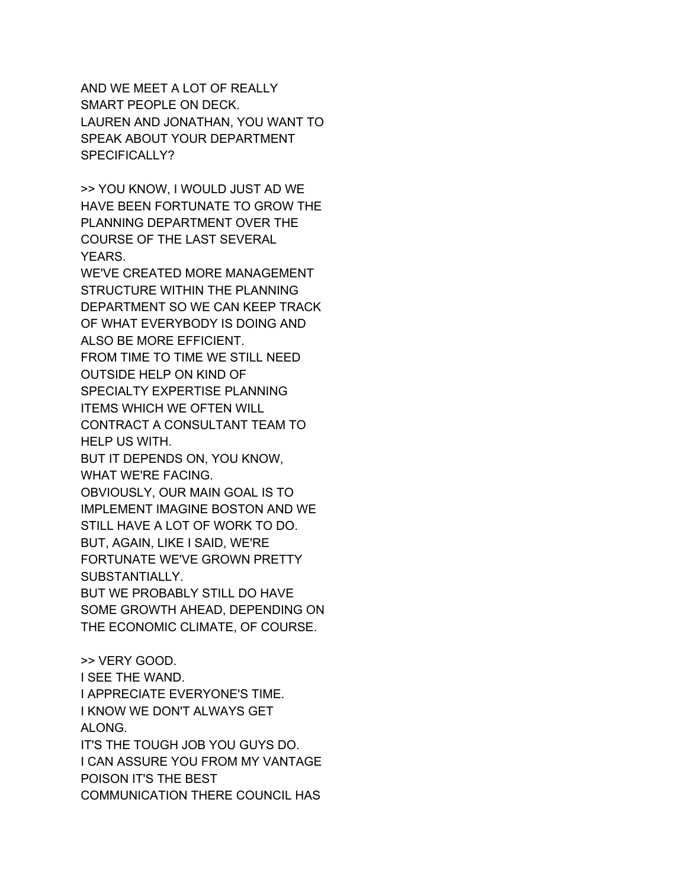AND WE MEET A LOT OF REALLY SMART PEOPLE ON DECK.
LAUREN AND JONATHAN, YOU WANT TO SPEAK ABOUT YOUR DEPARTMENT SPECIFICALLY?

>> YOU KNOW, I WOULD JUST AD WE HAVE BEEN FORTUNATE TO GROW THE PLANNING DEPARTMENT OVER THE COURSE OF THE LAST SEVERAL YEARS.
WE'VE CREATED MORE MANAGEMENT STRUCTURE WITHIN THE PLANNING DEPARTMENT SO WE CAN KEEP TRACK OF WHAT EVERYBODY IS DOING AND ALSO BE MORE EFFICIENT.
FROM TIME TO TIME WE STILL NEED OUTSIDE HELP ON KIND OF SPECIALTY EXPERTISE PLANNING ITEMS WHICH WE OFTEN WILL CONTRACT A CONSULTANT TEAM TO HELP US WITH.
BUT IT DEPENDS ON, YOU KNOW, WHAT WE'RE FACING.
OBVIOUSLY, OUR MAIN GOAL IS TO IMPLEMENT IMAGINE BOSTON AND WE STILL HAVE A LOT OF WORK TO DO.
BUT, AGAIN, LIKE I SAID, WE'RE FORTUNATE WE'VE GROWN PRETTY SUBSTANTIALLY.
BUT WE PROBABLY STILL DO HAVE SOME GROWTH AHEAD, DEPENDING ON THE ECONOMIC CLIMATE, OF COURSE.

>> VERY GOOD.
I SEE THE WAND.
I APPRECIATE EVERYONE'S TIME.
I KNOW WE DON'T ALWAYS GET ALONG.
IT'S THE TOUGH JOB YOU GUYS DO.
I CAN ASSURE YOU FROM MY VANTAGE POISON IT'S THE BEST COMMUNICATION THERE COUNCIL HAS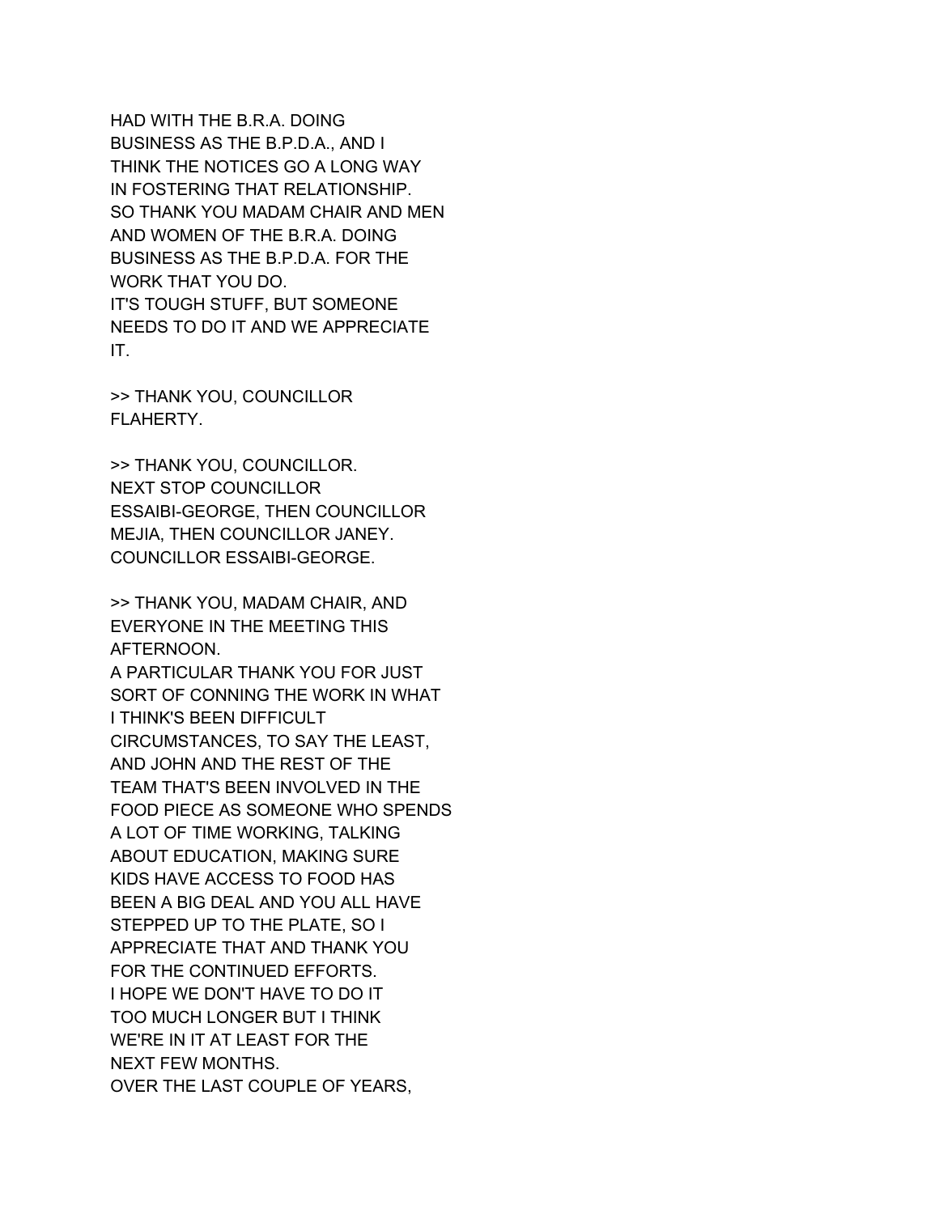HAD WITH THE B.R.A. DOING
BUSINESS AS THE B.P.D.A., AND I
THINK THE NOTICES GO A LONG WAY
IN FOSTERING THAT RELATIONSHIP.
SO THANK YOU MADAM CHAIR AND MEN
AND WOMEN OF THE B.R.A. DOING
BUSINESS AS THE B.P.D.A. FOR THE
WORK THAT YOU DO.
IT'S TOUGH STUFF, BUT SOMEONE
NEEDS TO DO IT AND WE APPRECIATE
IT.

>> THANK YOU, COUNCILLOR
FLAHERTY.

>> THANK YOU, COUNCILLOR.
NEXT STOP COUNCILLOR
ESSAIBI-GEORGE, THEN COUNCILLOR
MEJIA, THEN COUNCILLOR JANEY.
COUNCILLOR ESSAIBI-GEORGE.

>> THANK YOU, MADAM CHAIR, AND
EVERYONE IN THE MEETING THIS
AFTERNOON.
A PARTICULAR THANK YOU FOR JUST
SORT OF CONNING THE WORK IN WHAT
I THINK'S BEEN DIFFICULT
CIRCUMSTANCES, TO SAY THE LEAST,
AND JOHN AND THE REST OF THE
TEAM THAT'S BEEN INVOLVED IN THE
FOOD PIECE AS SOMEONE WHO SPENDS
A LOT OF TIME WORKING, TALKING
ABOUT EDUCATION, MAKING SURE
KIDS HAVE ACCESS TO FOOD HAS
BEEN A BIG DEAL AND YOU ALL HAVE
STEPPED UP TO THE PLATE, SO I
APPRECIATE THAT AND THANK YOU
FOR THE CONTINUED EFFORTS.
I HOPE WE DON'T HAVE TO DO IT
TOO MUCH LONGER BUT I THINK
WE'RE IN IT AT LEAST FOR THE
NEXT FEW MONTHS.
OVER THE LAST COUPLE OF YEARS,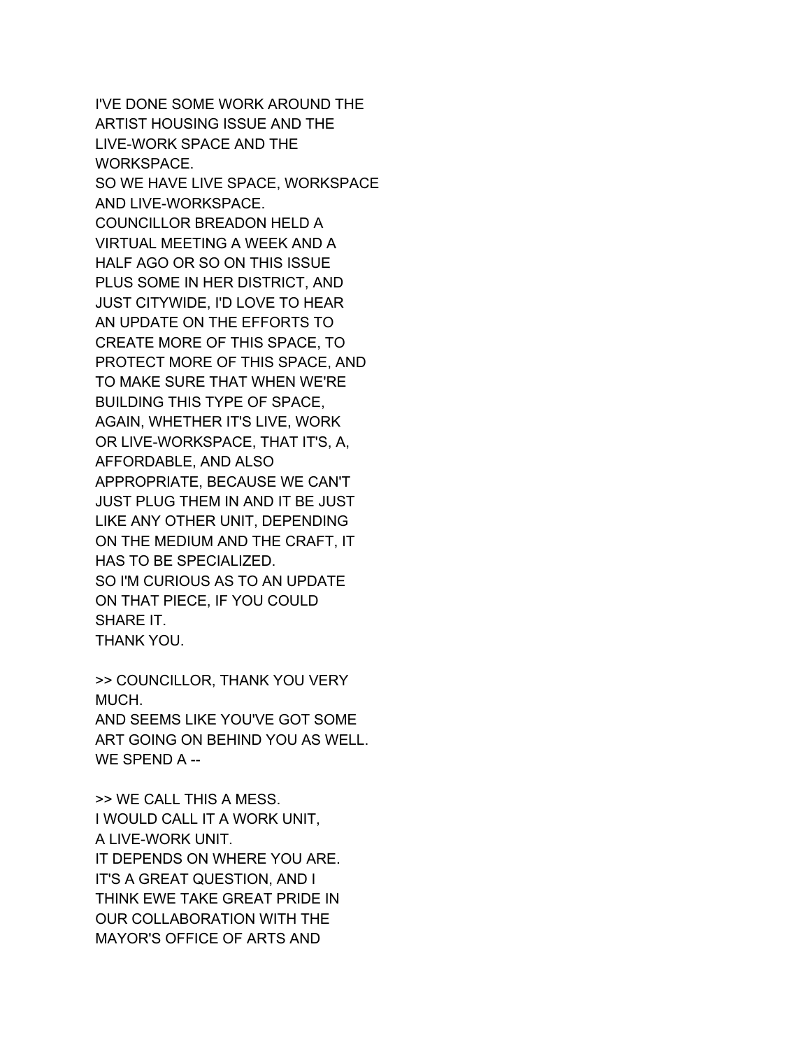I'VE DONE SOME WORK AROUND THE
ARTIST HOUSING ISSUE AND THE
LIVE-WORK SPACE AND THE
WORKSPACE.
SO WE HAVE LIVE SPACE, WORKSPACE
AND LIVE-WORKSPACE.
COUNCILLOR BREADON HELD A
VIRTUAL MEETING A WEEK AND A
HALF AGO OR SO ON THIS ISSUE
PLUS SOME IN HER DISTRICT, AND
JUST CITYWIDE, I'D LOVE TO HEAR
AN UPDATE ON THE EFFORTS TO
CREATE MORE OF THIS SPACE, TO
PROTECT MORE OF THIS SPACE, AND
TO MAKE SURE THAT WHEN WE'RE
BUILDING THIS TYPE OF SPACE,
AGAIN, WHETHER IT'S LIVE, WORK
OR LIVE-WORKSPACE, THAT IT'S, A,
AFFORDABLE, AND ALSO
APPROPRIATE, BECAUSE WE CAN'T
JUST PLUG THEM IN AND IT BE JUST
LIKE ANY OTHER UNIT, DEPENDING
ON THE MEDIUM AND THE CRAFT, IT
HAS TO BE SPECIALIZED.
SO I'M CURIOUS AS TO AN UPDATE
ON THAT PIECE, IF YOU COULD
SHARE IT.
THANK YOU.

>> COUNCILLOR, THANK YOU VERY
MUCH.
AND SEEMS LIKE YOU'VE GOT SOME
ART GOING ON BEHIND YOU AS WELL.
WE SPEND A --

>> WE CALL THIS A MESS.
I WOULD CALL IT A WORK UNIT,
A LIVE-WORK UNIT.
IT DEPENDS ON WHERE YOU ARE.
IT'S A GREAT QUESTION, AND I
THINK EWE TAKE GREAT PRIDE IN
OUR COLLABORATION WITH THE
MAYOR'S OFFICE OF ARTS AND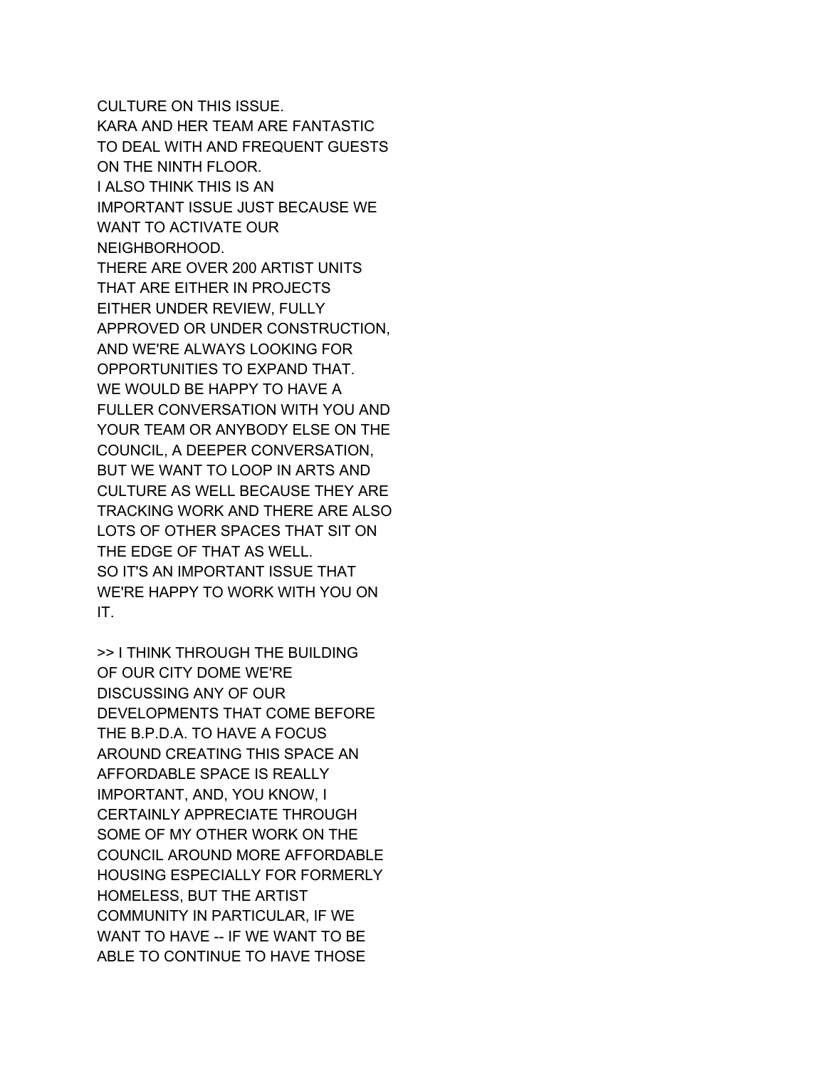CULTURE ON THIS ISSUE.
KARA AND HER TEAM ARE FANTASTIC
TO DEAL WITH AND FREQUENT GUESTS
ON THE NINTH FLOOR.
I ALSO THINK THIS IS AN
IMPORTANT ISSUE JUST BECAUSE WE
WANT TO ACTIVATE OUR
NEIGHBORHOOD.
THERE ARE OVER 200 ARTIST UNITS
THAT ARE EITHER IN PROJECTS
EITHER UNDER REVIEW, FULLY
APPROVED OR UNDER CONSTRUCTION,
AND WE'RE ALWAYS LOOKING FOR
OPPORTUNITIES TO EXPAND THAT.
WE WOULD BE HAPPY TO HAVE A
FULLER CONVERSATION WITH YOU AND
YOUR TEAM OR ANYBODY ELSE ON THE
COUNCIL, A DEEPER CONVERSATION,
BUT WE WANT TO LOOP IN ARTS AND
CULTURE AS WELL BECAUSE THEY ARE
TRACKING WORK AND THERE ARE ALSO
LOTS OF OTHER SPACES THAT SIT ON
THE EDGE OF THAT AS WELL.
SO IT'S AN IMPORTANT ISSUE THAT
WE'RE HAPPY TO WORK WITH YOU ON
IT.

>> I THINK THROUGH THE BUILDING
OF OUR CITY DOME WE'RE
DISCUSSING ANY OF OUR
DEVELOPMENTS THAT COME BEFORE
THE B.P.D.A. TO HAVE A FOCUS
AROUND CREATING THIS SPACE AN
AFFORDABLE SPACE IS REALLY
IMPORTANT, AND, YOU KNOW, I
CERTAINLY APPRECIATE THROUGH
SOME OF MY OTHER WORK ON THE
COUNCIL AROUND MORE AFFORDABLE
HOUSING ESPECIALLY FOR FORMERLY
HOMELESS, BUT THE ARTIST
COMMUNITY IN PARTICULAR, IF WE
WANT TO HAVE -- IF WE WANT TO BE
ABLE TO CONTINUE TO HAVE THOSE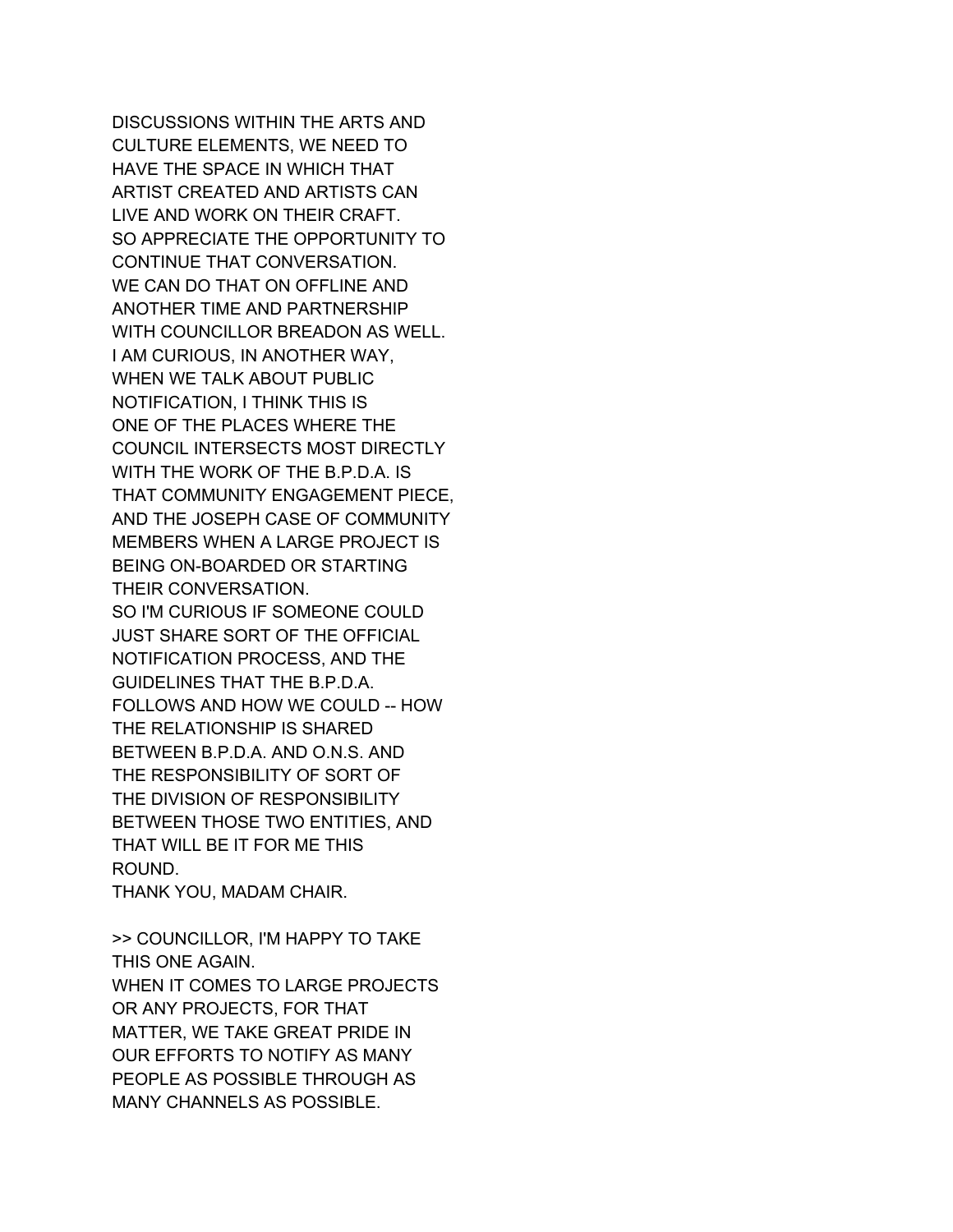DISCUSSIONS WITHIN THE ARTS AND CULTURE ELEMENTS, WE NEED TO HAVE THE SPACE IN WHICH THAT ARTIST CREATED AND ARTISTS CAN LIVE AND WORK ON THEIR CRAFT.
SO APPRECIATE THE OPPORTUNITY TO CONTINUE THAT CONVERSATION.
WE CAN DO THAT ON OFFLINE AND ANOTHER TIME AND PARTNERSHIP WITH COUNCILLOR BREADON AS WELL.
I AM CURIOUS, IN ANOTHER WAY, WHEN WE TALK ABOUT PUBLIC NOTIFICATION, I THINK THIS IS ONE OF THE PLACES WHERE THE COUNCIL INTERSECTS MOST DIRECTLY WITH THE WORK OF THE B.P.D.A. IS THAT COMMUNITY ENGAGEMENT PIECE, AND THE JOSEPH CASE OF COMMUNITY MEMBERS WHEN A LARGE PROJECT IS BEING ON-BOARDED OR STARTING THEIR CONVERSATION.
SO I'M CURIOUS IF SOMEONE COULD JUST SHARE SORT OF THE OFFICIAL NOTIFICATION PROCESS, AND THE GUIDELINES THAT THE B.P.D.A. FOLLOWS AND HOW WE COULD -- HOW THE RELATIONSHIP IS SHARED BETWEEN B.P.D.A. AND O.N.S. AND THE RESPONSIBILITY OF SORT OF THE DIVISION OF RESPONSIBILITY BETWEEN THOSE TWO ENTITIES, AND THAT WILL BE IT FOR ME THIS ROUND.
THANK YOU, MADAM CHAIR.

>> COUNCILLOR, I'M HAPPY TO TAKE THIS ONE AGAIN.
WHEN IT COMES TO LARGE PROJECTS OR ANY PROJECTS, FOR THAT MATTER, WE TAKE GREAT PRIDE IN OUR EFFORTS TO NOTIFY AS MANY PEOPLE AS POSSIBLE THROUGH AS MANY CHANNELS AS POSSIBLE.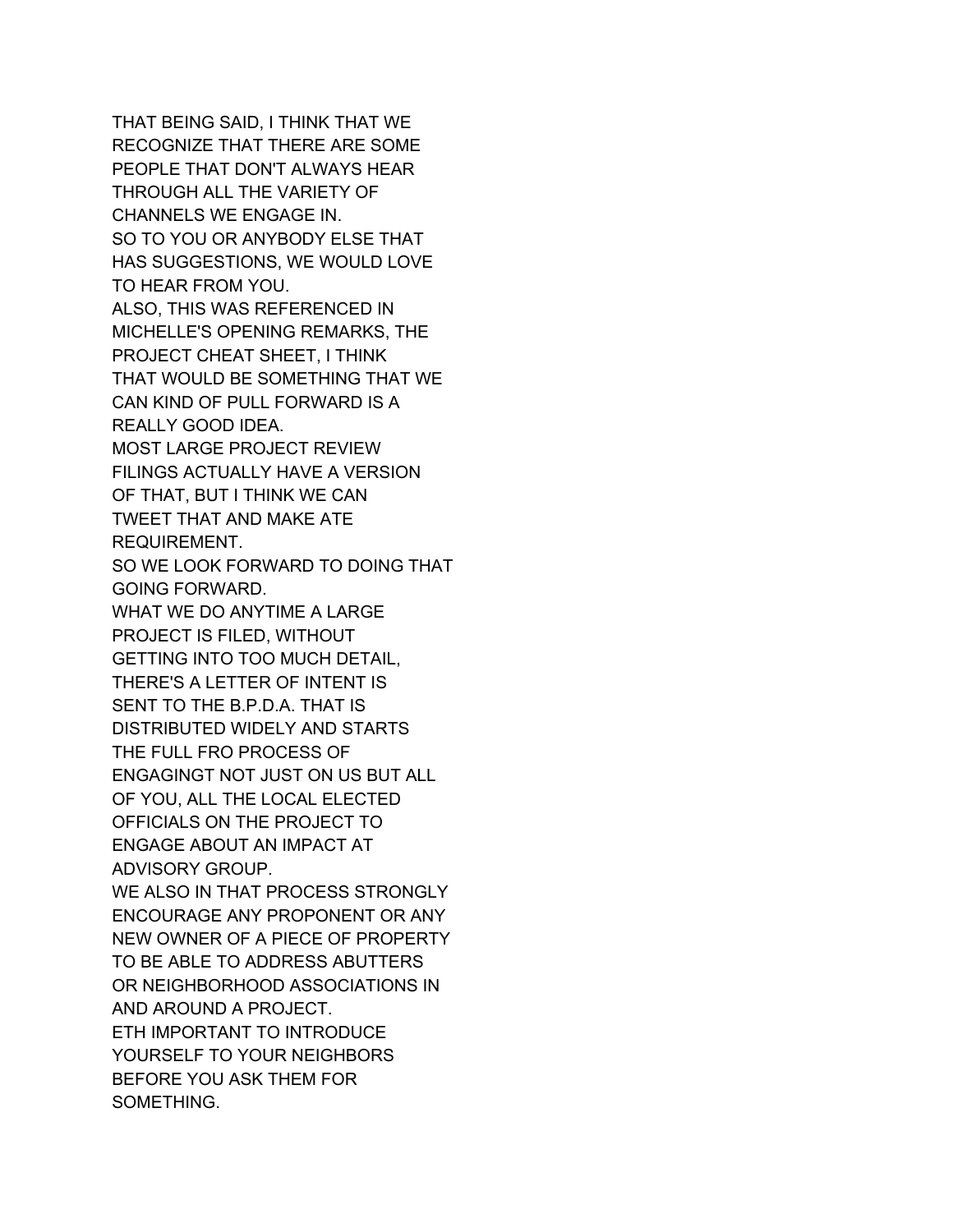THAT BEING SAID, I THINK THAT WE
RECOGNIZE THAT THERE ARE SOME
PEOPLE THAT DON'T ALWAYS HEAR
THROUGH ALL THE VARIETY OF
CHANNELS WE ENGAGE IN.
SO TO YOU OR ANYBODY ELSE THAT
HAS SUGGESTIONS, WE WOULD LOVE
TO HEAR FROM YOU.
ALSO, THIS WAS REFERENCED IN
MICHELLE'S OPENING REMARKS, THE
PROJECT CHEAT SHEET, I THINK
THAT WOULD BE SOMETHING THAT WE
CAN KIND OF PULL FORWARD IS A
REALLY GOOD IDEA.
MOST LARGE PROJECT REVIEW
FILINGS ACTUALLY HAVE A VERSION
OF THAT, BUT I THINK WE CAN
TWEET THAT AND MAKE ATE
REQUIREMENT.
SO WE LOOK FORWARD TO DOING THAT
GOING FORWARD.
WHAT WE DO ANYTIME A LARGE
PROJECT IS FILED, WITHOUT
GETTING INTO TOO MUCH DETAIL,
THERE'S A LETTER OF INTENT IS
SENT TO THE B.P.D.A. THAT IS
DISTRIBUTED WIDELY AND STARTS
THE FULL FRO PROCESS OF
ENGAGINGT NOT JUST ON US BUT ALL
OF YOU, ALL THE LOCAL ELECTED
OFFICIALS ON THE PROJECT TO
ENGAGE ABOUT AN IMPACT AT
ADVISORY GROUP.
WE ALSO IN THAT PROCESS STRONGLY
ENCOURAGE ANY PROPONENT OR ANY
NEW OWNER OF A PIECE OF PROPERTY
TO BE ABLE TO ADDRESS ABUTTERS
OR NEIGHBORHOOD ASSOCIATIONS IN
AND AROUND A PROJECT.
ETH IMPORTANT TO INTRODUCE
YOURSELF TO YOUR NEIGHBORS
BEFORE YOU ASK THEM FOR
SOMETHING.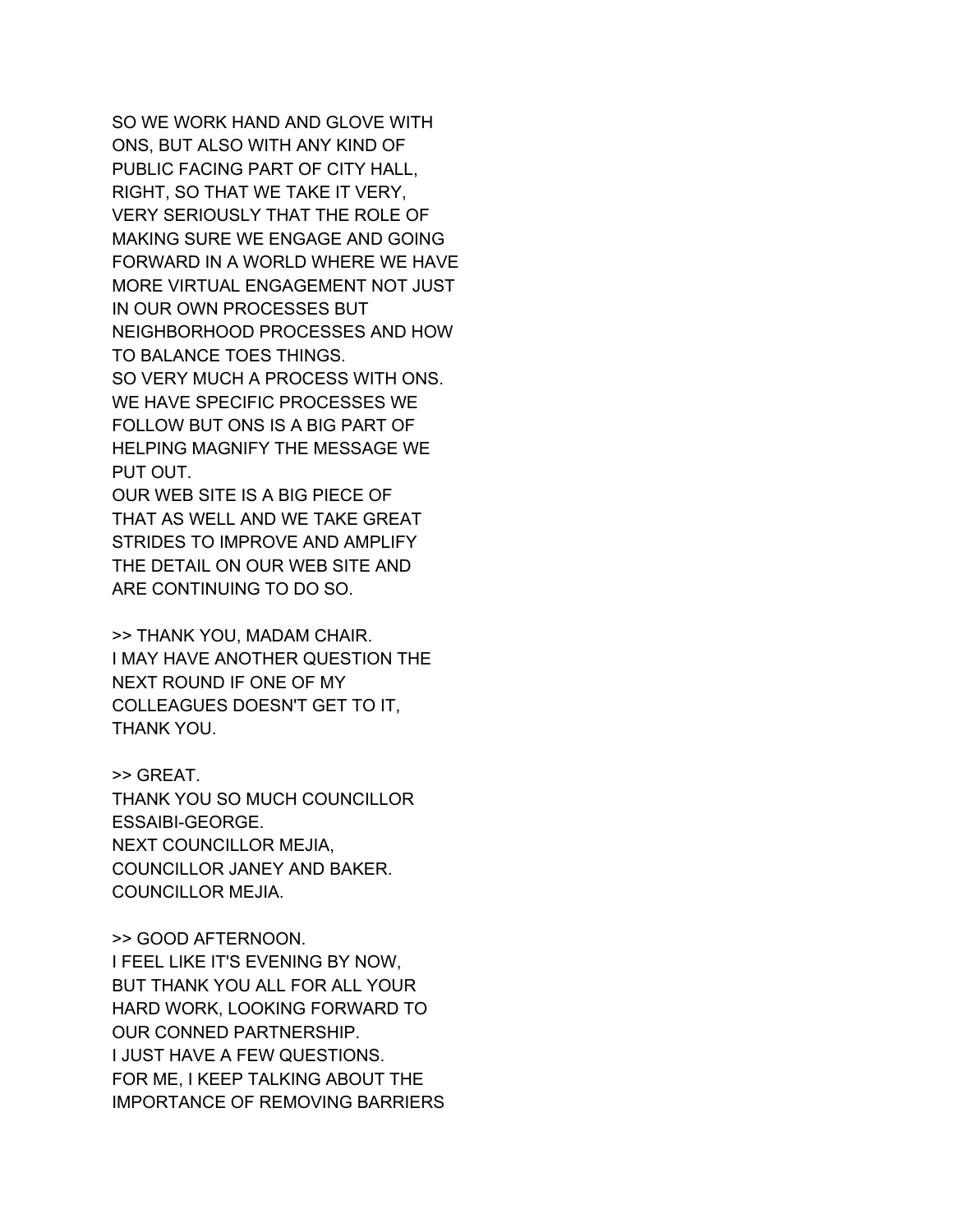SO WE WORK HAND AND GLOVE WITH
ONS, BUT ALSO WITH ANY KIND OF
PUBLIC FACING PART OF CITY HALL,
RIGHT, SO THAT WE TAKE IT VERY,
VERY SERIOUSLY THAT THE ROLE OF
MAKING SURE WE ENGAGE AND GOING
FORWARD IN A WORLD WHERE WE HAVE
MORE VIRTUAL ENGAGEMENT NOT JUST
IN OUR OWN PROCESSES BUT
NEIGHBORHOOD PROCESSES AND HOW
TO BALANCE TOES THINGS.
SO VERY MUCH A PROCESS WITH ONS.
WE HAVE SPECIFIC PROCESSES WE
FOLLOW BUT ONS IS A BIG PART OF
HELPING MAGNIFY THE MESSAGE WE
PUT OUT.
OUR WEB SITE IS A BIG PIECE OF
THAT AS WELL AND WE TAKE GREAT
STRIDES TO IMPROVE AND AMPLIFY
THE DETAIL ON OUR WEB SITE AND
ARE CONTINUING TO DO SO.

>> THANK YOU, MADAM CHAIR.
I MAY HAVE ANOTHER QUESTION THE
NEXT ROUND IF ONE OF MY
COLLEAGUES DOESN'T GET TO IT,
THANK YOU.

>> GREAT.
THANK YOU SO MUCH COUNCILLOR
ESSAIBI-GEORGE.
NEXT COUNCILLOR MEJIA,
COUNCILLOR JANEY AND BAKER.
COUNCILLOR MEJIA.

>> GOOD AFTERNOON.
I FEEL LIKE IT'S EVENING BY NOW,
BUT THANK YOU ALL FOR ALL YOUR
HARD WORK, LOOKING FORWARD TO
OUR CONNED PARTNERSHIP.
I JUST HAVE A FEW QUESTIONS.
FOR ME, I KEEP TALKING ABOUT THE
IMPORTANCE OF REMOVING BARRIERS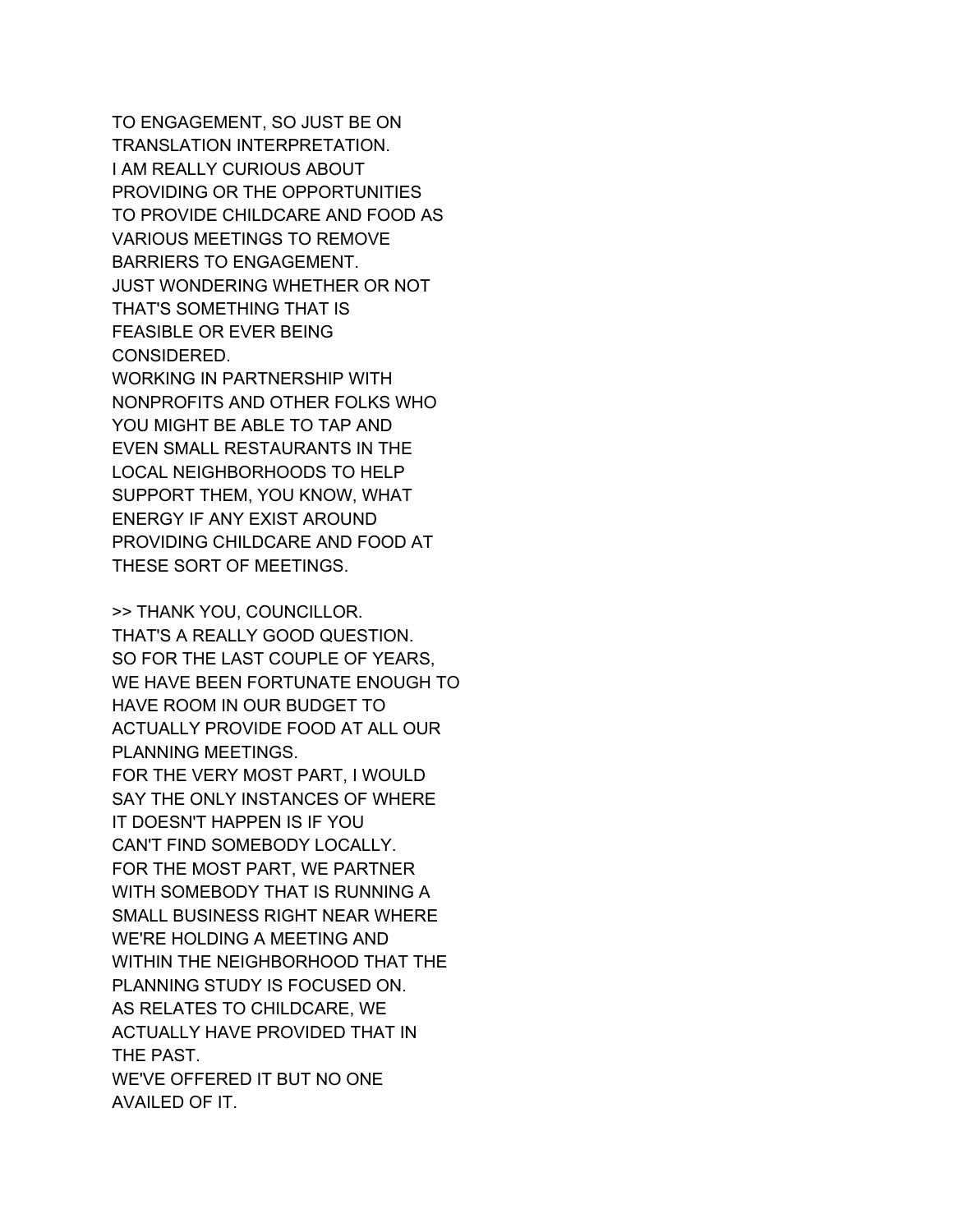TO ENGAGEMENT, SO JUST BE ON
TRANSLATION INTERPRETATION.
I AM REALLY CURIOUS ABOUT
PROVIDING OR THE OPPORTUNITIES
TO PROVIDE CHILDCARE AND FOOD AS
VARIOUS MEETINGS TO REMOVE
BARRIERS TO ENGAGEMENT.
JUST WONDERING WHETHER OR NOT
THAT'S SOMETHING THAT IS
FEASIBLE OR EVER BEING
CONSIDERED.
WORKING IN PARTNERSHIP WITH
NONPROFITS AND OTHER FOLKS WHO
YOU MIGHT BE ABLE TO TAP AND
EVEN SMALL RESTAURANTS IN THE
LOCAL NEIGHBORHOODS TO HELP
SUPPORT THEM, YOU KNOW, WHAT
ENERGY IF ANY EXIST AROUND
PROVIDING CHILDCARE AND FOOD AT
THESE SORT OF MEETINGS.

>> THANK YOU, COUNCILLOR.
THAT'S A REALLY GOOD QUESTION.
SO FOR THE LAST COUPLE OF YEARS,
WE HAVE BEEN FORTUNATE ENOUGH TO
HAVE ROOM IN OUR BUDGET TO
ACTUALLY PROVIDE FOOD AT ALL OUR
PLANNING MEETINGS.
FOR THE VERY MOST PART, I WOULD
SAY THE ONLY INSTANCES OF WHERE
IT DOESN'T HAPPEN IS IF YOU
CAN'T FIND SOMEBODY LOCALLY.
FOR THE MOST PART, WE PARTNER
WITH SOMEBODY THAT IS RUNNING A
SMALL BUSINESS RIGHT NEAR WHERE
WE'RE HOLDING A MEETING AND
WITHIN THE NEIGHBORHOOD THAT THE
PLANNING STUDY IS FOCUSED ON.
AS RELATES TO CHILDCARE, WE
ACTUALLY HAVE PROVIDED THAT IN
THE PAST.
WE'VE OFFERED IT BUT NO ONE
AVAILED OF IT.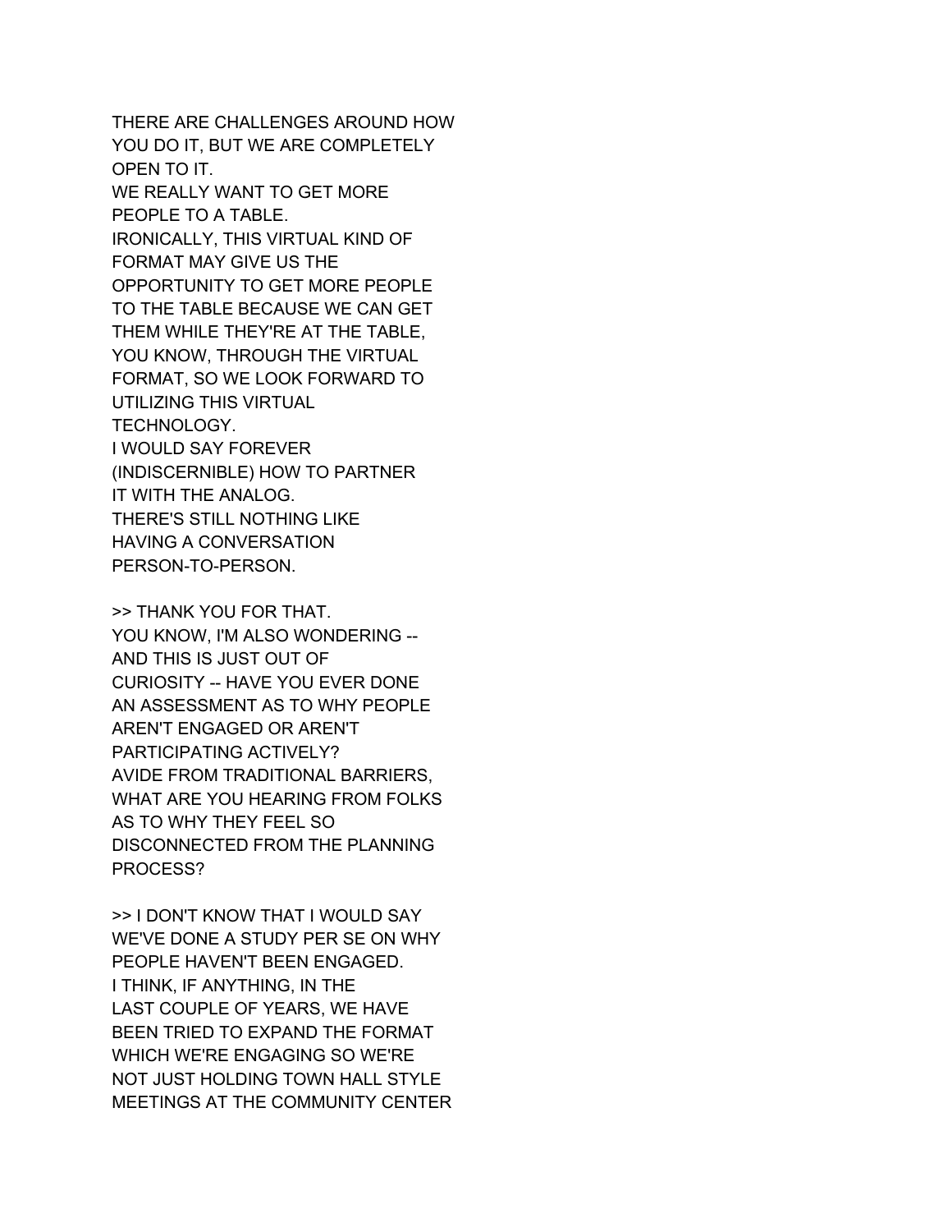THERE ARE CHALLENGES AROUND HOW YOU DO IT, BUT WE ARE COMPLETELY OPEN TO IT.
WE REALLY WANT TO GET MORE PEOPLE TO A TABLE.
IRONICALLY, THIS VIRTUAL KIND OF FORMAT MAY GIVE US THE OPPORTUNITY TO GET MORE PEOPLE TO THE TABLE BECAUSE WE CAN GET THEM WHILE THEY'RE AT THE TABLE, YOU KNOW, THROUGH THE VIRTUAL FORMAT, SO WE LOOK FORWARD TO UTILIZING THIS VIRTUAL TECHNOLOGY.
I WOULD SAY FOREVER (INDISCERNIBLE) HOW TO PARTNER IT WITH THE ANALOG.
THERE'S STILL NOTHING LIKE HAVING A CONVERSATION PERSON-TO-PERSON.

>> THANK YOU FOR THAT.
YOU KNOW, I'M ALSO WONDERING -- AND THIS IS JUST OUT OF CURIOSITY -- HAVE YOU EVER DONE AN ASSESSMENT AS TO WHY PEOPLE AREN'T ENGAGED OR AREN'T PARTICIPATING ACTIVELY?
AVIDE FROM TRADITIONAL BARRIERS, WHAT ARE YOU HEARING FROM FOLKS AS TO WHY THEY FEEL SO DISCONNECTED FROM THE PLANNING PROCESS?

>> I DON'T KNOW THAT I WOULD SAY WE'VE DONE A STUDY PER SE ON WHY PEOPLE HAVEN'T BEEN ENGAGED.
I THINK, IF ANYTHING, IN THE LAST COUPLE OF YEARS, WE HAVE BEEN TRIED TO EXPAND THE FORMAT WHICH WE'RE ENGAGING SO WE'RE NOT JUST HOLDING TOWN HALL STYLE MEETINGS AT THE COMMUNITY CENTER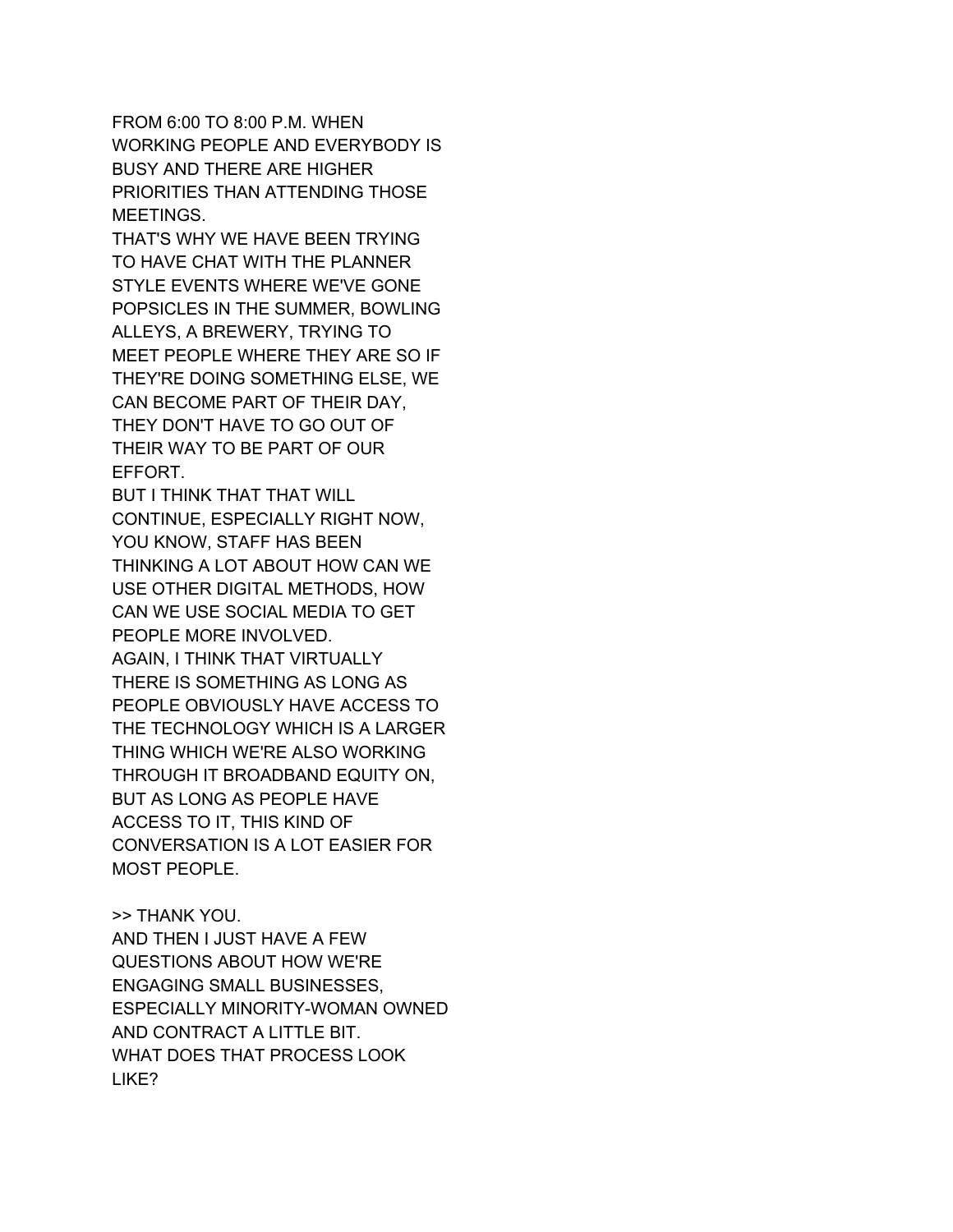FROM 6:00 TO 8:00 P.M. WHEN WORKING PEOPLE AND EVERYBODY IS BUSY AND THERE ARE HIGHER PRIORITIES THAN ATTENDING THOSE MEETINGS.
THAT'S WHY WE HAVE BEEN TRYING TO HAVE CHAT WITH THE PLANNER STYLE EVENTS WHERE WE'VE GONE POPSICLES IN THE SUMMER, BOWLING ALLEYS, A BREWERY, TRYING TO MEET PEOPLE WHERE THEY ARE SO IF THEY'RE DOING SOMETHING ELSE, WE CAN BECOME PART OF THEIR DAY, THEY DON'T HAVE TO GO OUT OF THEIR WAY TO BE PART OF OUR EFFORT.
BUT I THINK THAT THAT WILL CONTINUE, ESPECIALLY RIGHT NOW, YOU KNOW, STAFF HAS BEEN THINKING A LOT ABOUT HOW CAN WE USE OTHER DIGITAL METHODS, HOW CAN WE USE SOCIAL MEDIA TO GET PEOPLE MORE INVOLVED.
AGAIN, I THINK THAT VIRTUALLY THERE IS SOMETHING AS LONG AS PEOPLE OBVIOUSLY HAVE ACCESS TO THE TECHNOLOGY WHICH IS A LARGER THING WHICH WE'RE ALSO WORKING THROUGH IT BROADBAND EQUITY ON, BUT AS LONG AS PEOPLE HAVE ACCESS TO IT, THIS KIND OF CONVERSATION IS A LOT EASIER FOR MOST PEOPLE.

>> THANK YOU.
AND THEN I JUST HAVE A FEW QUESTIONS ABOUT HOW WE'RE ENGAGING SMALL BUSINESSES, ESPECIALLY MINORITY-WOMAN OWNED AND CONTRACT A LITTLE BIT.
WHAT DOES THAT PROCESS LOOK LIKE?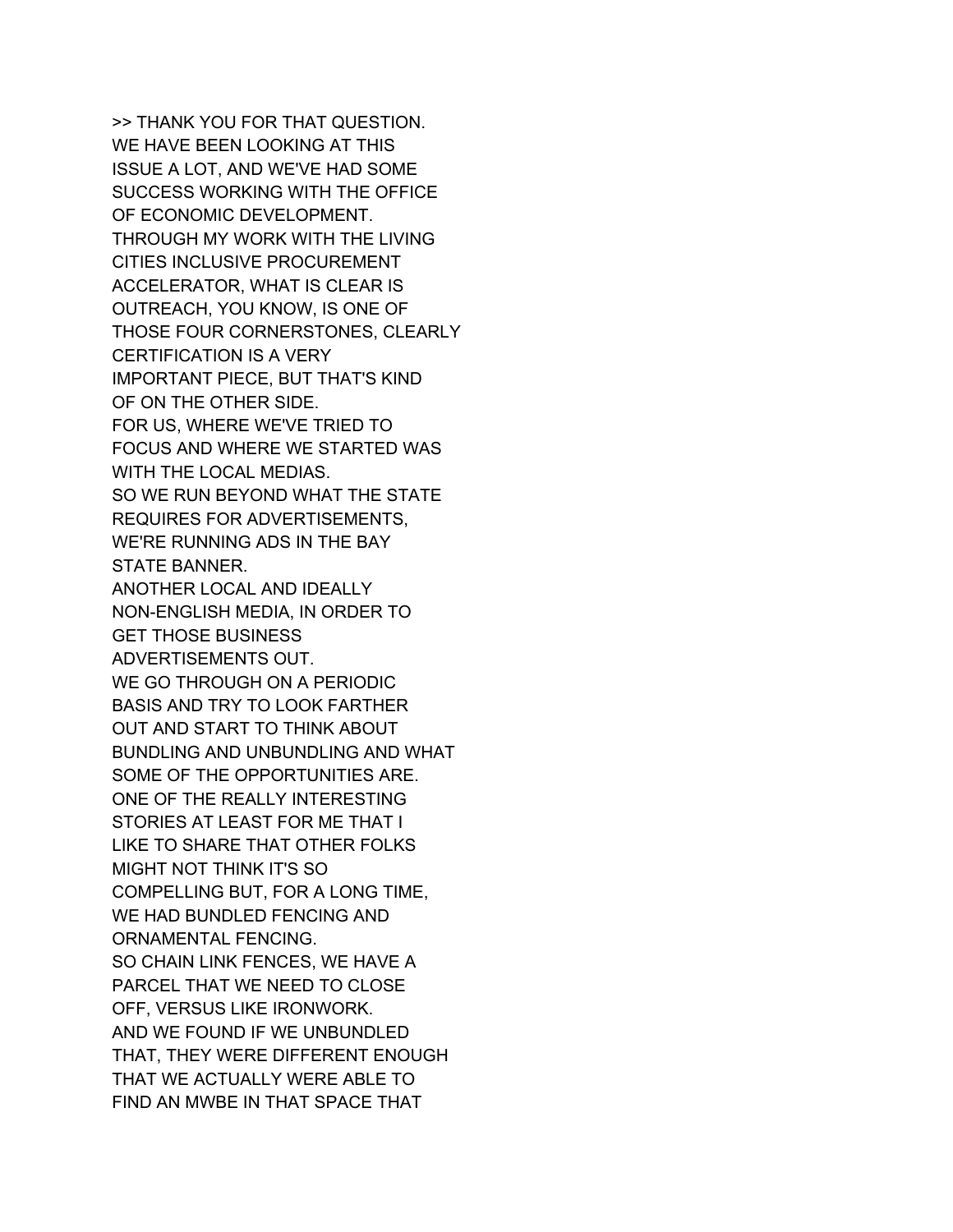>> THANK YOU FOR THAT QUESTION.
WE HAVE BEEN LOOKING AT THIS
ISSUE A LOT, AND WE'VE HAD SOME
SUCCESS WORKING WITH THE OFFICE
OF ECONOMIC DEVELOPMENT.
THROUGH MY WORK WITH THE LIVING
CITIES INCLUSIVE PROCUREMENT
ACCELERATOR, WHAT IS CLEAR IS
OUTREACH, YOU KNOW, IS ONE OF
THOSE FOUR CORNERSTONES, CLEARLY
CERTIFICATION IS A VERY
IMPORTANT PIECE, BUT THAT'S KIND
OF ON THE OTHER SIDE.
FOR US, WHERE WE'VE TRIED TO
FOCUS AND WHERE WE STARTED WAS
WITH THE LOCAL MEDIAS.
SO WE RUN BEYOND WHAT THE STATE
REQUIRES FOR ADVERTISEMENTS,
WE'RE RUNNING ADS IN THE BAY
STATE BANNER.
ANOTHER LOCAL AND IDEALLY
NON-ENGLISH MEDIA, IN ORDER TO
GET THOSE BUSINESS
ADVERTISEMENTS OUT.
WE GO THROUGH ON A PERIODIC
BASIS AND TRY TO LOOK FARTHER
OUT AND START TO THINK ABOUT
BUNDLING AND UNBUNDLING AND WHAT
SOME OF THE OPPORTUNITIES ARE.
ONE OF THE REALLY INTERESTING
STORIES AT LEAST FOR ME THAT I
LIKE TO SHARE THAT OTHER FOLKS
MIGHT NOT THINK IT'S SO
COMPELLING BUT, FOR A LONG TIME,
WE HAD BUNDLED FENCING AND
ORNAMENTAL FENCING.
SO CHAIN LINK FENCES, WE HAVE A
PARCEL THAT WE NEED TO CLOSE
OFF, VERSUS LIKE IRONWORK.
AND WE FOUND IF WE UNBUNDLED
THAT, THEY WERE DIFFERENT ENOUGH
THAT WE ACTUALLY WERE ABLE TO
FIND AN MWBE IN THAT SPACE THAT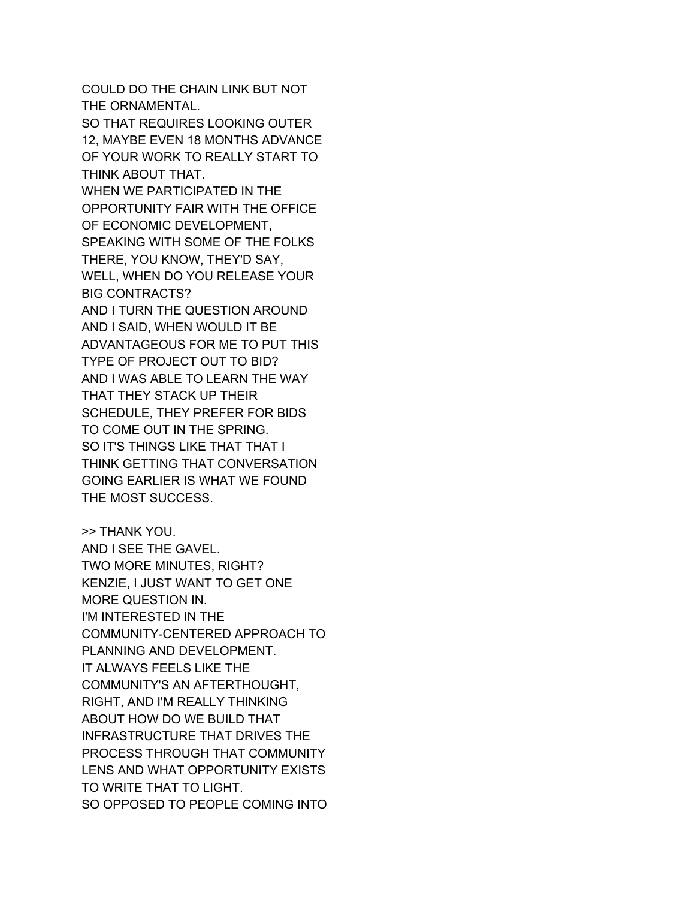COULD DO THE CHAIN LINK BUT NOT
THE ORNAMENTAL.
SO THAT REQUIRES LOOKING OUTER
12, MAYBE EVEN 18 MONTHS ADVANCE
OF YOUR WORK TO REALLY START TO
THINK ABOUT THAT.
WHEN WE PARTICIPATED IN THE
OPPORTUNITY FAIR WITH THE OFFICE
OF ECONOMIC DEVELOPMENT,
SPEAKING WITH SOME OF THE FOLKS
THERE, YOU KNOW, THEY'D SAY,
WELL, WHEN DO YOU RELEASE YOUR
BIG CONTRACTS?
AND I TURN THE QUESTION AROUND
AND I SAID, WHEN WOULD IT BE
ADVANTAGEOUS FOR ME TO PUT THIS
TYPE OF PROJECT OUT TO BID?
AND I WAS ABLE TO LEARN THE WAY
THAT THEY STACK UP THEIR
SCHEDULE, THEY PREFER FOR BIDS
TO COME OUT IN THE SPRING.
SO IT'S THINGS LIKE THAT THAT I
THINK GETTING THAT CONVERSATION
GOING EARLIER IS WHAT WE FOUND
THE MOST SUCCESS.

>> THANK YOU.
AND I SEE THE GAVEL.
TWO MORE MINUTES, RIGHT?
KENZIE, I JUST WANT TO GET ONE
MORE QUESTION IN.
I'M INTERESTED IN THE
COMMUNITY-CENTERED APPROACH TO
PLANNING AND DEVELOPMENT.
IT ALWAYS FEELS LIKE THE
COMMUNITY'S AN AFTERTHOUGHT,
RIGHT, AND I'M REALLY THINKING
ABOUT HOW DO WE BUILD THAT
INFRASTRUCTURE THAT DRIVES THE
PROCESS THROUGH THAT COMMUNITY
LENS AND WHAT OPPORTUNITY EXISTS
TO WRITE THAT TO LIGHT.
SO OPPOSED TO PEOPLE COMING INTO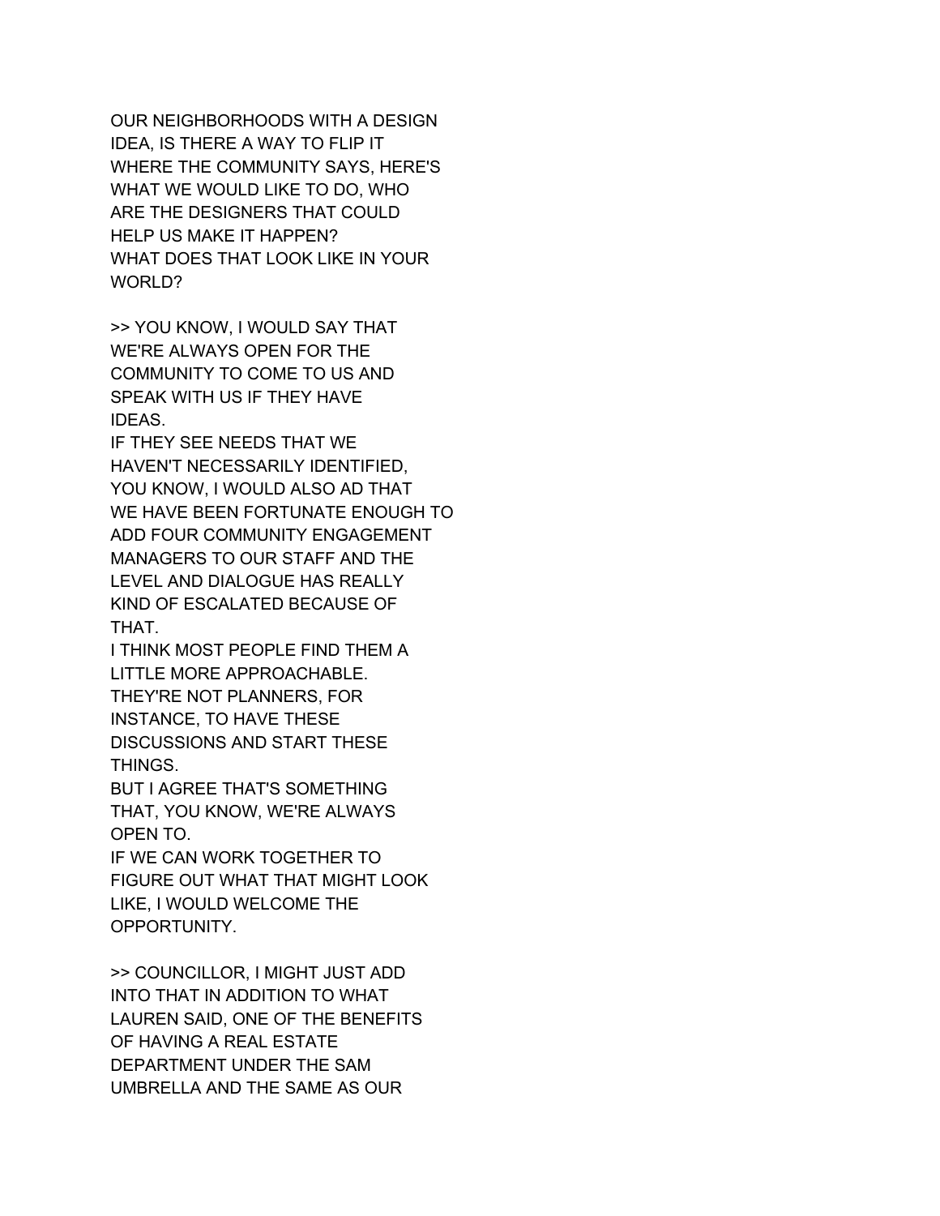OUR NEIGHBORHOODS WITH A DESIGN IDEA, IS THERE A WAY TO FLIP IT WHERE THE COMMUNITY SAYS, HERE'S WHAT WE WOULD LIKE TO DO, WHO ARE THE DESIGNERS THAT COULD HELP US MAKE IT HAPPEN?
WHAT DOES THAT LOOK LIKE IN YOUR WORLD?

>> YOU KNOW, I WOULD SAY THAT WE'RE ALWAYS OPEN FOR THE COMMUNITY TO COME TO US AND SPEAK WITH US IF THEY HAVE IDEAS.
IF THEY SEE NEEDS THAT WE HAVEN'T NECESSARILY IDENTIFIED, YOU KNOW, I WOULD ALSO AD THAT WE HAVE BEEN FORTUNATE ENOUGH TO ADD FOUR COMMUNITY ENGAGEMENT MANAGERS TO OUR STAFF AND THE LEVEL AND DIALOGUE HAS REALLY KIND OF ESCALATED BECAUSE OF THAT.
I THINK MOST PEOPLE FIND THEM A LITTLE MORE APPROACHABLE.
THEY'RE NOT PLANNERS, FOR INSTANCE, TO HAVE THESE DISCUSSIONS AND START THESE THINGS.
BUT I AGREE THAT'S SOMETHING THAT, YOU KNOW, WE'RE ALWAYS OPEN TO.
IF WE CAN WORK TOGETHER TO FIGURE OUT WHAT THAT MIGHT LOOK LIKE, I WOULD WELCOME THE OPPORTUNITY.

>> COUNCILLOR, I MIGHT JUST ADD INTO THAT IN ADDITION TO WHAT LAUREN SAID, ONE OF THE BENEFITS OF HAVING A REAL ESTATE DEPARTMENT UNDER THE SAM UMBRELLA AND THE SAME AS OUR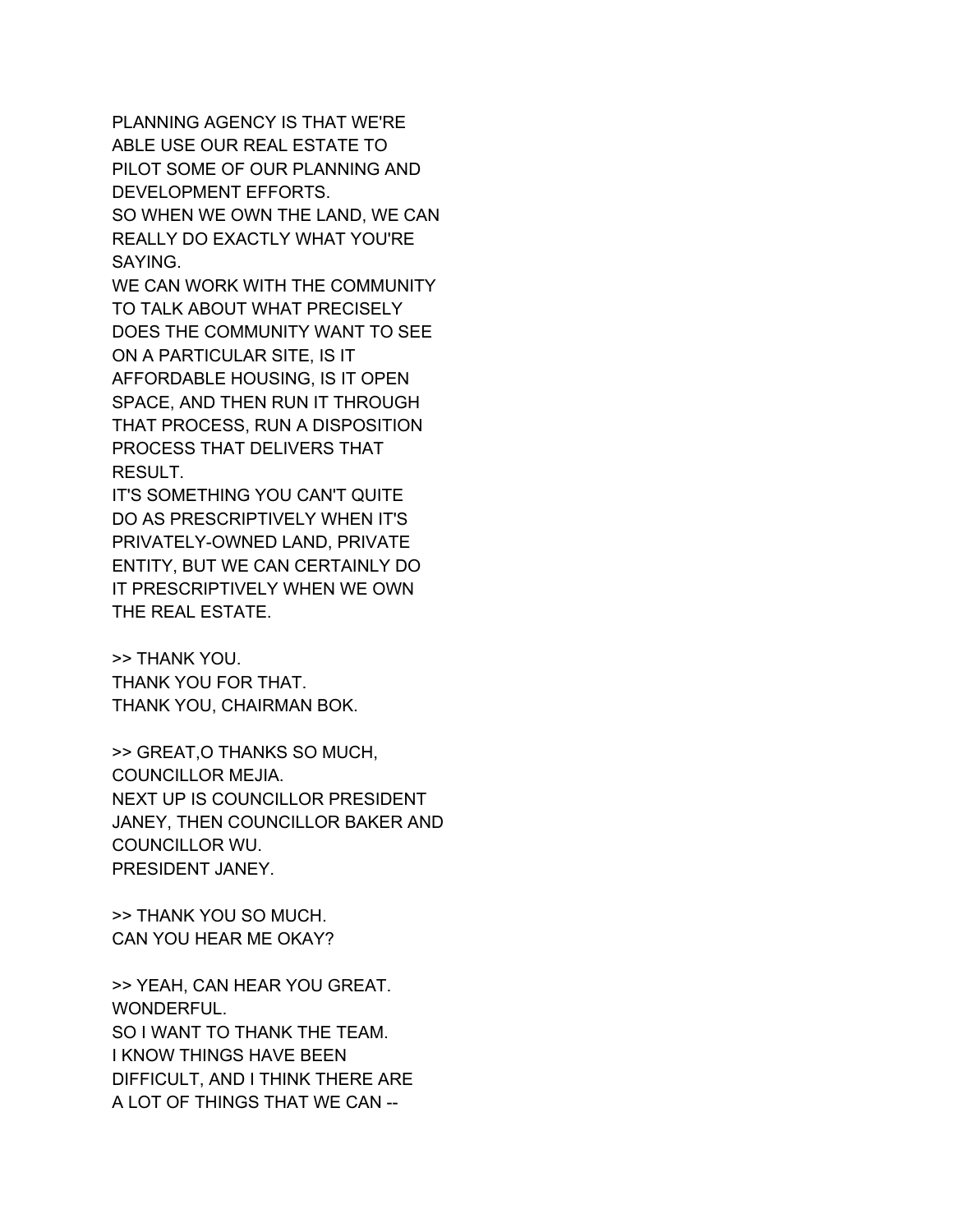PLANNING AGENCY IS THAT WE'RE ABLE USE OUR REAL ESTATE TO PILOT SOME OF OUR PLANNING AND DEVELOPMENT EFFORTS.
SO WHEN WE OWN THE LAND, WE CAN REALLY DO EXACTLY WHAT YOU'RE SAYING.
WE CAN WORK WITH THE COMMUNITY TO TALK ABOUT WHAT PRECISELY DOES THE COMMUNITY WANT TO SEE ON A PARTICULAR SITE, IS IT AFFORDABLE HOUSING, IS IT OPEN SPACE, AND THEN RUN IT THROUGH THAT PROCESS, RUN A DISPOSITION PROCESS THAT DELIVERS THAT RESULT.
IT'S SOMETHING YOU CAN'T QUITE DO AS PRESCRIPTIVELY WHEN IT'S PRIVATELY-OWNED LAND, PRIVATE ENTITY, BUT WE CAN CERTAINLY DO IT PRESCRIPTIVELY WHEN WE OWN THE REAL ESTATE.

>> THANK YOU.
THANK YOU FOR THAT.
THANK YOU, CHAIRMAN BOK.

>> GREAT,O THANKS SO MUCH, COUNCILLOR MEJIA.
NEXT UP IS COUNCILLOR PRESIDENT JANEY, THEN COUNCILLOR BAKER AND COUNCILLOR WU.
PRESIDENT JANEY.

>> THANK YOU SO MUCH.
CAN YOU HEAR ME OKAY?

>> YEAH, CAN HEAR YOU GREAT.
WONDERFUL.
SO I WANT TO THANK THE TEAM.
I KNOW THINGS HAVE BEEN DIFFICULT, AND I THINK THERE ARE A LOT OF THINGS THAT WE CAN --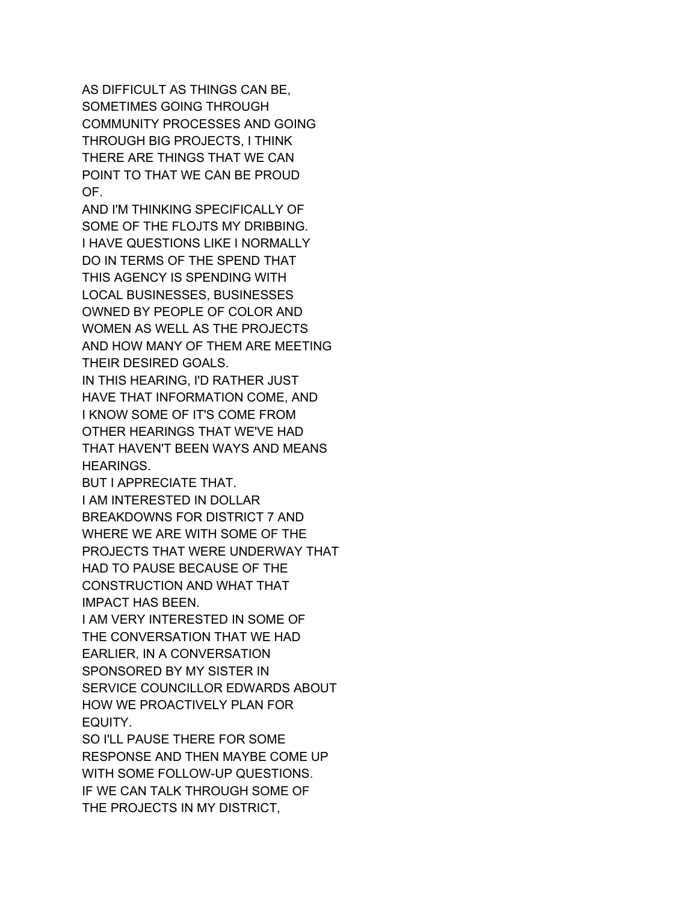AS DIFFICULT AS THINGS CAN BE,
SOMETIMES GOING THROUGH
COMMUNITY PROCESSES AND GOING
THROUGH BIG PROJECTS, I THINK
THERE ARE THINGS THAT WE CAN
POINT TO THAT WE CAN BE PROUD
OF.
AND I'M THINKING SPECIFICALLY OF
SOME OF THE FLOJTS MY DRIBBING.
I HAVE QUESTIONS LIKE I NORMALLY
DO IN TERMS OF THE SPEND THAT
THIS AGENCY IS SPENDING WITH
LOCAL BUSINESSES, BUSINESSES
OWNED BY PEOPLE OF COLOR AND
WOMEN AS WELL AS THE PROJECTS
AND HOW MANY OF THEM ARE MEETING
THEIR DESIRED GOALS.
IN THIS HEARING, I'D RATHER JUST
HAVE THAT INFORMATION COME, AND
I KNOW SOME OF IT'S COME FROM
OTHER HEARINGS THAT WE'VE HAD
THAT HAVEN'T BEEN WAYS AND MEANS
HEARINGS.
BUT I APPRECIATE THAT.
I AM INTERESTED IN DOLLAR
BREAKDOWNS FOR DISTRICT 7 AND
WHERE WE ARE WITH SOME OF THE
PROJECTS THAT WERE UNDERWAY THAT
HAD TO PAUSE BECAUSE OF THE
CONSTRUCTION AND WHAT THAT
IMPACT HAS BEEN.
I AM VERY INTERESTED IN SOME OF
THE CONVERSATION THAT WE HAD
EARLIER, IN A CONVERSATION
SPONSORED BY MY SISTER IN
SERVICE COUNCILLOR EDWARDS ABOUT
HOW WE PROACTIVELY PLAN FOR
EQUITY.
SO I'LL PAUSE THERE FOR SOME
RESPONSE AND THEN MAYBE COME UP
WITH SOME FOLLOW-UP QUESTIONS.
IF WE CAN TALK THROUGH SOME OF
THE PROJECTS IN MY DISTRICT,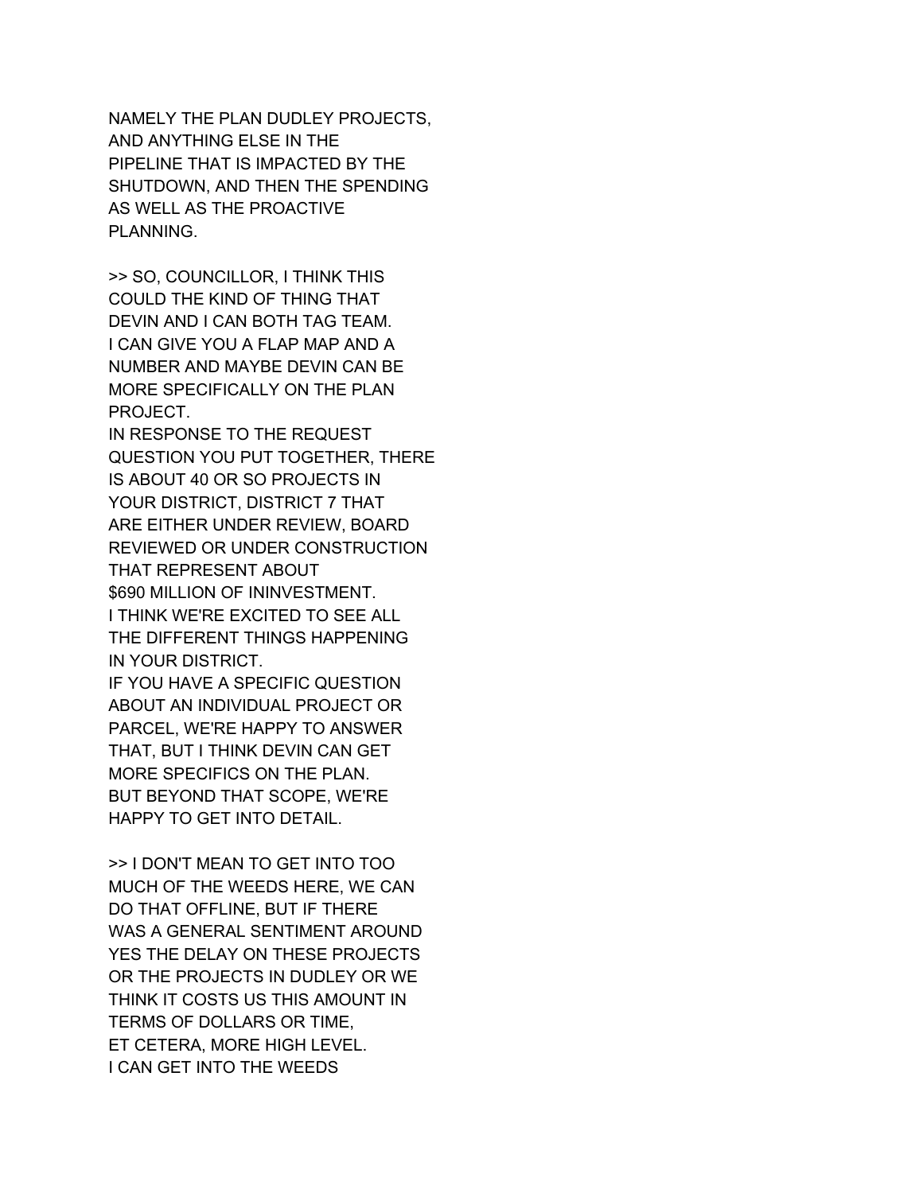NAMELY THE PLAN DUDLEY PROJECTS,
AND ANYTHING ELSE IN THE
PIPELINE THAT IS IMPACTED BY THE
SHUTDOWN, AND THEN THE SPENDING
AS WELL AS THE PROACTIVE
PLANNING.

>> SO, COUNCILLOR, I THINK THIS
COULD THE KIND OF THING THAT
DEVIN AND I CAN BOTH TAG TEAM.
I CAN GIVE YOU A FLAP MAP AND A
NUMBER AND MAYBE DEVIN CAN BE
MORE SPECIFICALLY ON THE PLAN
PROJECT.
IN RESPONSE TO THE REQUEST
QUESTION YOU PUT TOGETHER, THERE
IS ABOUT 40 OR SO PROJECTS IN
YOUR DISTRICT, DISTRICT 7 THAT
ARE EITHER UNDER REVIEW, BOARD
REVIEWED OR UNDER CONSTRUCTION
THAT REPRESENT ABOUT
$690 MILLION OF ININVESTMENT.
I THINK WE'RE EXCITED TO SEE ALL
THE DIFFERENT THINGS HAPPENING
IN YOUR DISTRICT.
IF YOU HAVE A SPECIFIC QUESTION
ABOUT AN INDIVIDUAL PROJECT OR
PARCEL, WE'RE HAPPY TO ANSWER
THAT, BUT I THINK DEVIN CAN GET
MORE SPECIFICS ON THE PLAN.
BUT BEYOND THAT SCOPE, WE'RE
HAPPY TO GET INTO DETAIL.

>> I DON'T MEAN TO GET INTO TOO
MUCH OF THE WEEDS HERE, WE CAN
DO THAT OFFLINE, BUT IF THERE
WAS A GENERAL SENTIMENT AROUND
YES THE DELAY ON THESE PROJECTS
OR THE PROJECTS IN DUDLEY OR WE
THINK IT COSTS US THIS AMOUNT IN
TERMS OF DOLLARS OR TIME,
ET CETERA, MORE HIGH LEVEL.
I CAN GET INTO THE WEEDS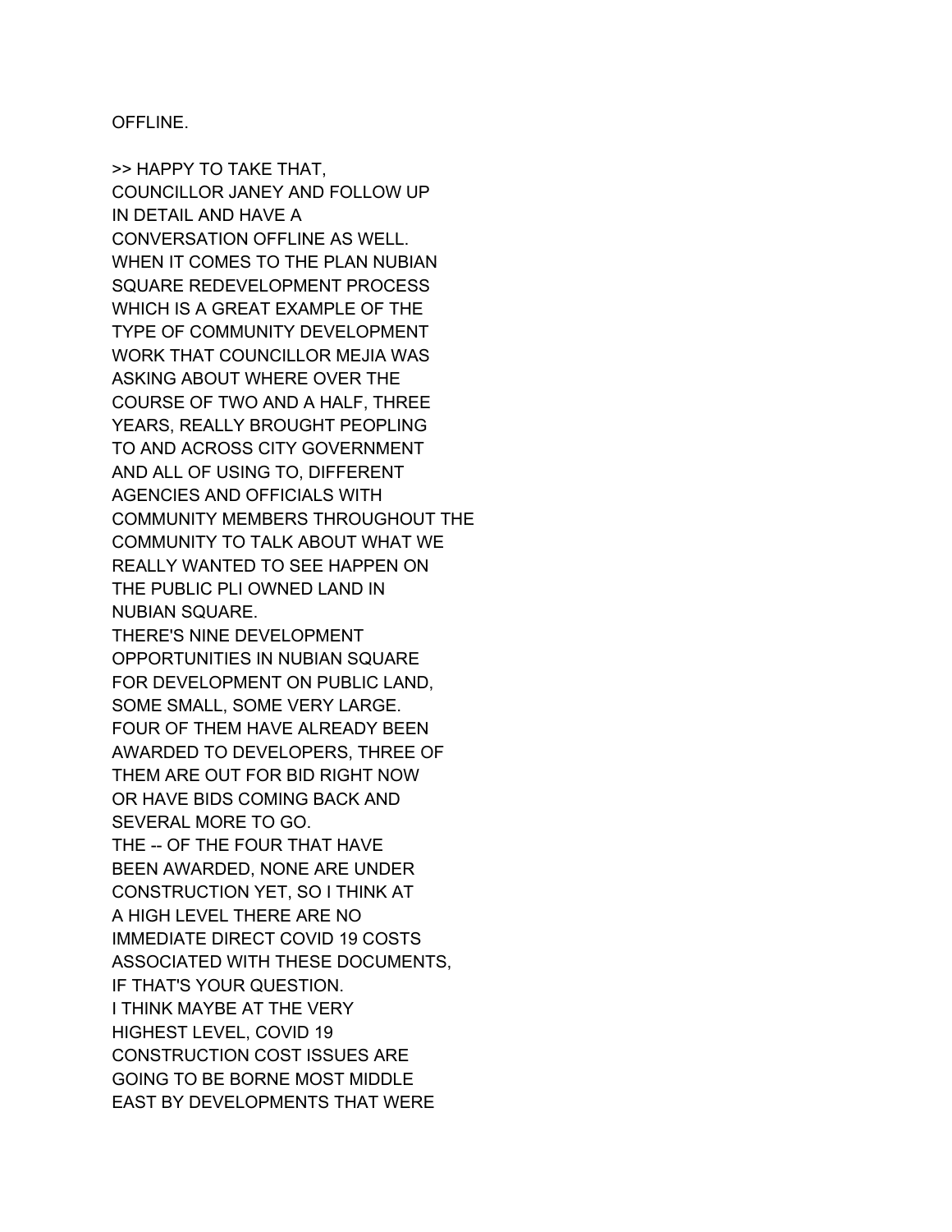OFFLINE.

>> HAPPY TO TAKE THAT,
COUNCILLOR JANEY AND FOLLOW UP
IN DETAIL AND HAVE A
CONVERSATION OFFLINE AS WELL.
WHEN IT COMES TO THE PLAN NUBIAN
SQUARE REDEVELOPMENT PROCESS
WHICH IS A GREAT EXAMPLE OF THE
TYPE OF COMMUNITY DEVELOPMENT
WORK THAT COUNCILLOR MEJIA WAS
ASKING ABOUT WHERE OVER THE
COURSE OF TWO AND A HALF, THREE
YEARS, REALLY BROUGHT PEOPLING
TO AND ACROSS CITY GOVERNMENT
AND ALL OF USING TO, DIFFERENT
AGENCIES AND OFFICIALS WITH
COMMUNITY MEMBERS THROUGHOUT THE
COMMUNITY TO TALK ABOUT WHAT WE
REALLY WANTED TO SEE HAPPEN ON
THE PUBLIC PLI OWNED LAND IN
NUBIAN SQUARE.
THERE'S NINE DEVELOPMENT
OPPORTUNITIES IN NUBIAN SQUARE
FOR DEVELOPMENT ON PUBLIC LAND,
SOME SMALL, SOME VERY LARGE.
FOUR OF THEM HAVE ALREADY BEEN
AWARDED TO DEVELOPERS, THREE OF
THEM ARE OUT FOR BID RIGHT NOW
OR HAVE BIDS COMING BACK AND
SEVERAL MORE TO GO.
THE -- OF THE FOUR THAT HAVE
BEEN AWARDED, NONE ARE UNDER
CONSTRUCTION YET, SO I THINK AT
A HIGH LEVEL THERE ARE NO
IMMEDIATE DIRECT COVID 19 COSTS
ASSOCIATED WITH THESE DOCUMENTS,
IF THAT'S YOUR QUESTION.
I THINK MAYBE AT THE VERY
HIGHEST LEVEL, COVID 19
CONSTRUCTION COST ISSUES ARE
GOING TO BE BORNE MOST MIDDLE
EAST BY DEVELOPMENTS THAT WERE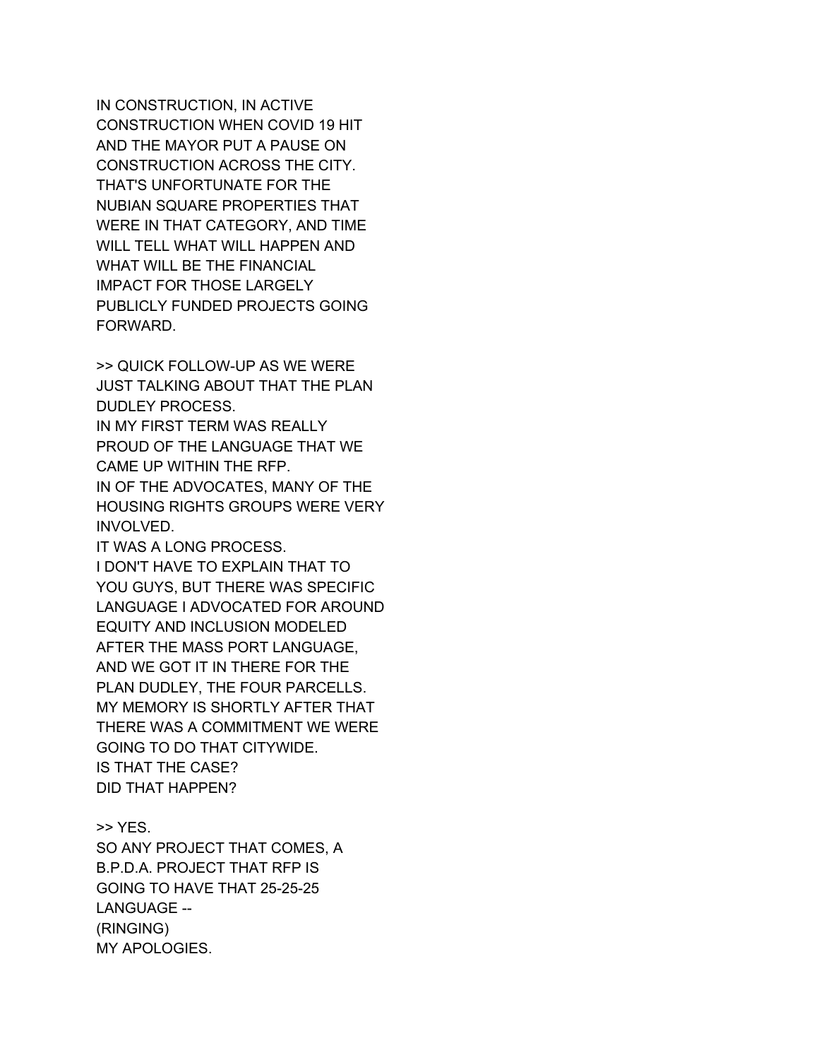IN CONSTRUCTION, IN ACTIVE CONSTRUCTION WHEN COVID 19 HIT AND THE MAYOR PUT A PAUSE ON CONSTRUCTION ACROSS THE CITY. THAT'S UNFORTUNATE FOR THE NUBIAN SQUARE PROPERTIES THAT WERE IN THAT CATEGORY, AND TIME WILL TELL WHAT WILL HAPPEN AND WHAT WILL BE THE FINANCIAL IMPACT FOR THOSE LARGELY PUBLICLY FUNDED PROJECTS GOING FORWARD.

>> QUICK FOLLOW-UP AS WE WERE JUST TALKING ABOUT THAT THE PLAN DUDLEY PROCESS.
IN MY FIRST TERM WAS REALLY PROUD OF THE LANGUAGE THAT WE CAME UP WITHIN THE RFP.
IN OF THE ADVOCATES, MANY OF THE HOUSING RIGHTS GROUPS WERE VERY INVOLVED.
IT WAS A LONG PROCESS.
I DON'T HAVE TO EXPLAIN THAT TO YOU GUYS, BUT THERE WAS SPECIFIC LANGUAGE I ADVOCATED FOR AROUND EQUITY AND INCLUSION MODELED AFTER THE MASS PORT LANGUAGE, AND WE GOT IT IN THERE FOR THE PLAN DUDLEY, THE FOUR PARCELLS.
MY MEMORY IS SHORTLY AFTER THAT THERE WAS A COMMITMENT WE WERE GOING TO DO THAT CITYWIDE.
IS THAT THE CASE?
DID THAT HAPPEN?

>> YES.
SO ANY PROJECT THAT COMES, A B.P.D.A. PROJECT THAT RFP IS GOING TO HAVE THAT 25-25-25 LANGUAGE --
(RINGING)
MY APOLOGIES.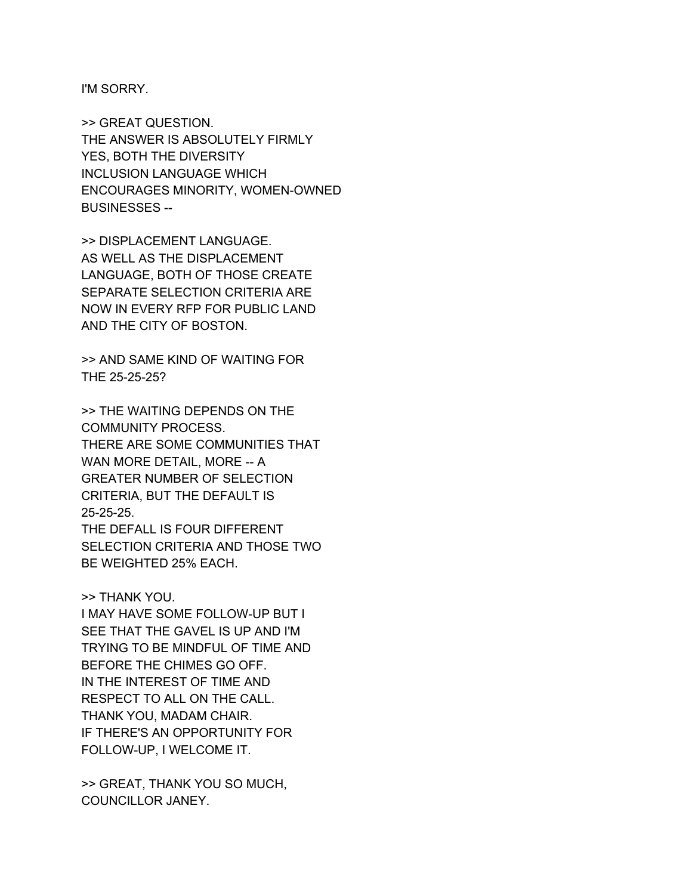I'M SORRY.

>> GREAT QUESTION.
THE ANSWER IS ABSOLUTELY FIRMLY
YES, BOTH THE DIVERSITY
INCLUSION LANGUAGE WHICH
ENCOURAGES MINORITY, WOMEN-OWNED
BUSINESSES --

>> DISPLACEMENT LANGUAGE.
AS WELL AS THE DISPLACEMENT
LANGUAGE, BOTH OF THOSE CREATE
SEPARATE SELECTION CRITERIA ARE
NOW IN EVERY RFP FOR PUBLIC LAND
AND THE CITY OF BOSTON.

>> AND SAME KIND OF WAITING FOR
THE 25-25-25?

>> THE WAITING DEPENDS ON THE
COMMUNITY PROCESS.
THERE ARE SOME COMMUNITIES THAT
WAN MORE DETAIL, MORE -- A
GREATER NUMBER OF SELECTION
CRITERIA, BUT THE DEFAULT IS
25-25-25.
THE DEFALL IS FOUR DIFFERENT
SELECTION CRITERIA AND THOSE TWO
BE WEIGHTED 25% EACH.

>> THANK YOU.
I MAY HAVE SOME FOLLOW-UP BUT I
SEE THAT THE GAVEL IS UP AND I'M
TRYING TO BE MINDFUL OF TIME AND
BEFORE THE CHIMES GO OFF.
IN THE INTEREST OF TIME AND
RESPECT TO ALL ON THE CALL.
THANK YOU, MADAM CHAIR.
IF THERE'S AN OPPORTUNITY FOR
FOLLOW-UP, I WELCOME IT.

>> GREAT, THANK YOU SO MUCH,
COUNCILLOR JANEY.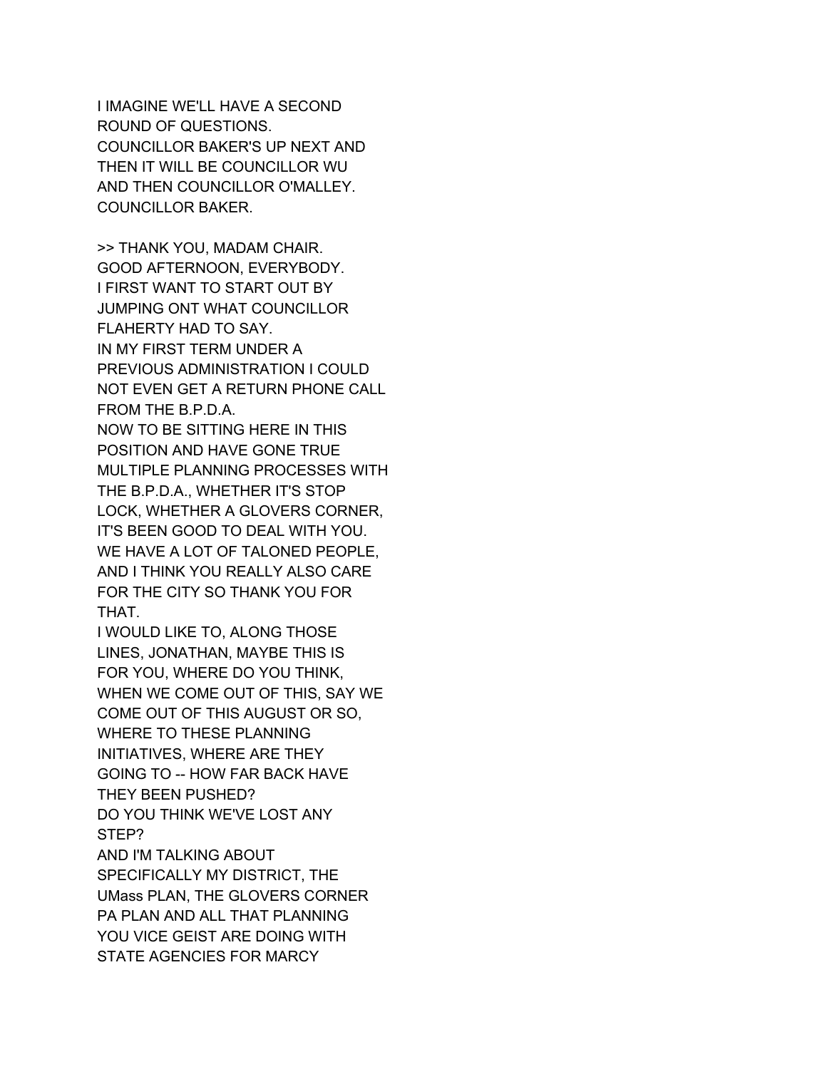I IMAGINE WE'LL HAVE A SECOND
ROUND OF QUESTIONS.
COUNCILLOR BAKER'S UP NEXT AND
THEN IT WILL BE COUNCILLOR WU
AND THEN COUNCILLOR O'MALLEY.
COUNCILLOR BAKER.

>> THANK YOU, MADAM CHAIR.
GOOD AFTERNOON, EVERYBODY.
I FIRST WANT TO START OUT BY
JUMPING ONT WHAT COUNCILLOR
FLAHERTY HAD TO SAY.
IN MY FIRST TERM UNDER A
PREVIOUS ADMINISTRATION I COULD
NOT EVEN GET A RETURN PHONE CALL
FROM THE B.P.D.A.
NOW TO BE SITTING HERE IN THIS
POSITION AND HAVE GONE TRUE
MULTIPLE PLANNING PROCESSES WITH
THE B.P.D.A., WHETHER IT'S STOP
LOCK, WHETHER A GLOVERS CORNER,
IT'S BEEN GOOD TO DEAL WITH YOU.
WE HAVE A LOT OF TALONED PEOPLE,
AND I THINK YOU REALLY ALSO CARE
FOR THE CITY SO THANK YOU FOR
THAT.
I WOULD LIKE TO, ALONG THOSE
LINES, JONATHAN, MAYBE THIS IS
FOR YOU, WHERE DO YOU THINK,
WHEN WE COME OUT OF THIS, SAY WE
COME OUT OF THIS AUGUST OR SO,
WHERE TO THESE PLANNING
INITIATIVES, WHERE ARE THEY
GOING TO -- HOW FAR BACK HAVE
THEY BEEN PUSHED?
DO YOU THINK WE'VE LOST ANY
STEP?
AND I'M TALKING ABOUT
SPECIFICALLY MY DISTRICT, THE
UMass PLAN, THE GLOVERS CORNER
PA PLAN AND ALL THAT PLANNING
YOU VICE GEIST ARE DOING WITH
STATE AGENCIES FOR MARCY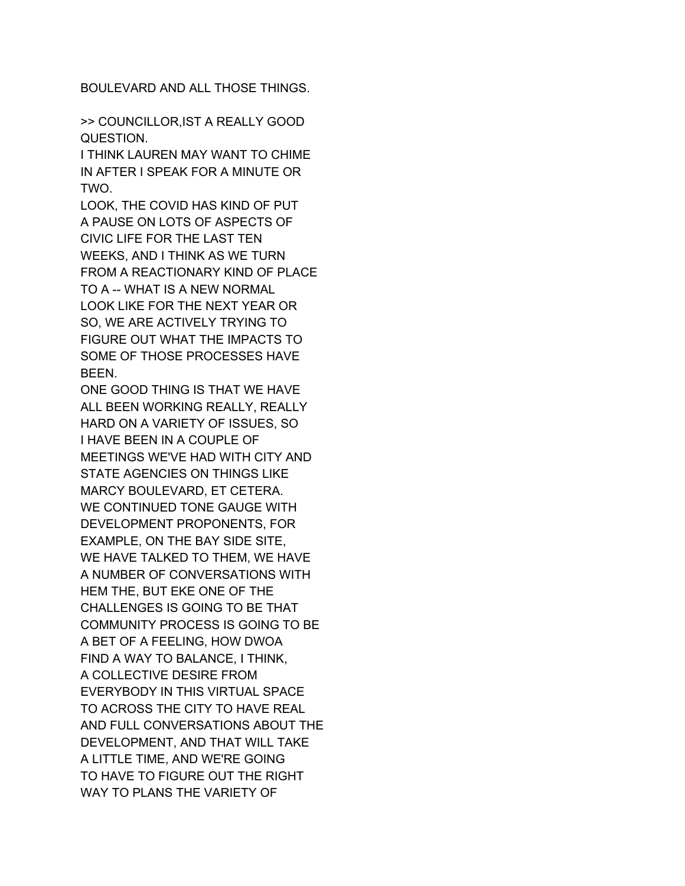BOULEVARD AND ALL THOSE THINGS.

>> COUNCILLOR,IST A REALLY GOOD QUESTION.
I THINK LAUREN MAY WANT TO CHIME IN AFTER I SPEAK FOR A MINUTE OR TWO.
LOOK, THE COVID HAS KIND OF PUT A PAUSE ON LOTS OF ASPECTS OF CIVIC LIFE FOR THE LAST TEN WEEKS, AND I THINK AS WE TURN FROM A REACTIONARY KIND OF PLACE TO A -- WHAT IS A NEW NORMAL LOOK LIKE FOR THE NEXT YEAR OR SO, WE ARE ACTIVELY TRYING TO FIGURE OUT WHAT THE IMPACTS TO SOME OF THOSE PROCESSES HAVE BEEN.
ONE GOOD THING IS THAT WE HAVE ALL BEEN WORKING REALLY, REALLY HARD ON A VARIETY OF ISSUES, SO I HAVE BEEN IN A COUPLE OF MEETINGS WE'VE HAD WITH CITY AND STATE AGENCIES ON THINGS LIKE MARCY BOULEVARD, ET CETERA.
WE CONTINUED TONE GAUGE WITH DEVELOPMENT PROPONENTS, FOR EXAMPLE, ON THE BAY SIDE SITE, WE HAVE TALKED TO THEM, WE HAVE A NUMBER OF CONVERSATIONS WITH HEM THE, BUT EKE ONE OF THE CHALLENGES IS GOING TO BE THAT COMMUNITY PROCESS IS GOING TO BE A BET OF A FEELING, HOW DWOA FIND A WAY TO BALANCE, I THINK, A COLLECTIVE DESIRE FROM EVERYBODY IN THIS VIRTUAL SPACE TO ACROSS THE CITY TO HAVE REAL AND FULL CONVERSATIONS ABOUT THE DEVELOPMENT, AND THAT WILL TAKE A LITTLE TIME, AND WE'RE GOING TO HAVE TO FIGURE OUT THE RIGHT WAY TO PLANS THE VARIETY OF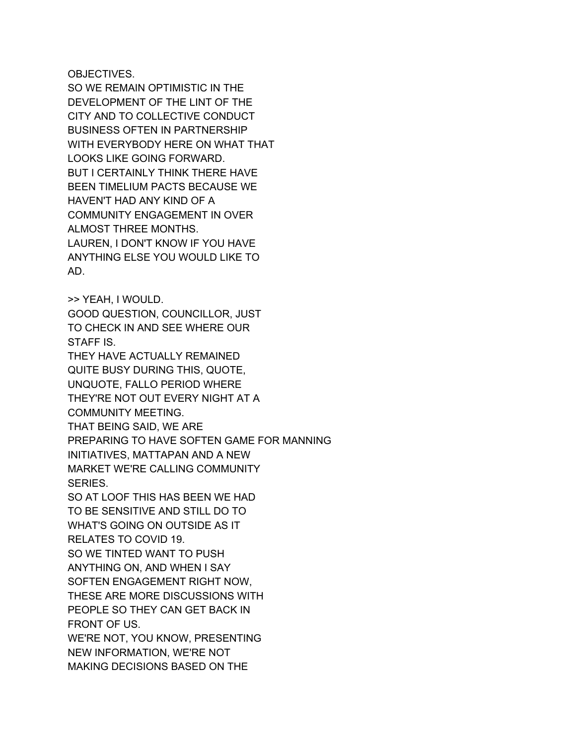OBJECTIVES.
SO WE REMAIN OPTIMISTIC IN THE
DEVELOPMENT OF THE LINT OF THE
CITY AND TO COLLECTIVE CONDUCT
BUSINESS OFTEN IN PARTNERSHIP
WITH EVERYBODY HERE ON WHAT THAT
LOOKS LIKE GOING FORWARD.
BUT I CERTAINLY THINK THERE HAVE
BEEN TIMELIUM PACTS BECAUSE WE
HAVEN'T HAD ANY KIND OF A
COMMUNITY ENGAGEMENT IN OVER
ALMOST THREE MONTHS.
LAUREN, I DON'T KNOW IF YOU HAVE
ANYTHING ELSE YOU WOULD LIKE TO
AD.

>> YEAH, I WOULD.
GOOD QUESTION, COUNCILLOR, JUST
TO CHECK IN AND SEE WHERE OUR
STAFF IS.
THEY HAVE ACTUALLY REMAINED
QUITE BUSY DURING THIS, QUOTE,
UNQUOTE, FALLO PERIOD WHERE
THEY'RE NOT OUT EVERY NIGHT AT A
COMMUNITY MEETING.
THAT BEING SAID, WE ARE
PREPARING TO HAVE SOFTEN GAME FOR MANNING
INITIATIVES, MATTAPAN AND A NEW
MARKET WE'RE CALLING COMMUNITY
SERIES.
SO AT LOOF THIS HAS BEEN WE HAD
TO BE SENSITIVE AND STILL DO TO
WHAT'S GOING ON OUTSIDE AS IT
RELATES TO COVID 19.
SO WE TINTED WANT TO PUSH
ANYTHING ON, AND WHEN I SAY
SOFTEN ENGAGEMENT RIGHT NOW,
THESE ARE MORE DISCUSSIONS WITH
PEOPLE SO THEY CAN GET BACK IN
FRONT OF US.
WE'RE NOT, YOU KNOW, PRESENTING
NEW INFORMATION, WE'RE NOT
MAKING DECISIONS BASED ON THE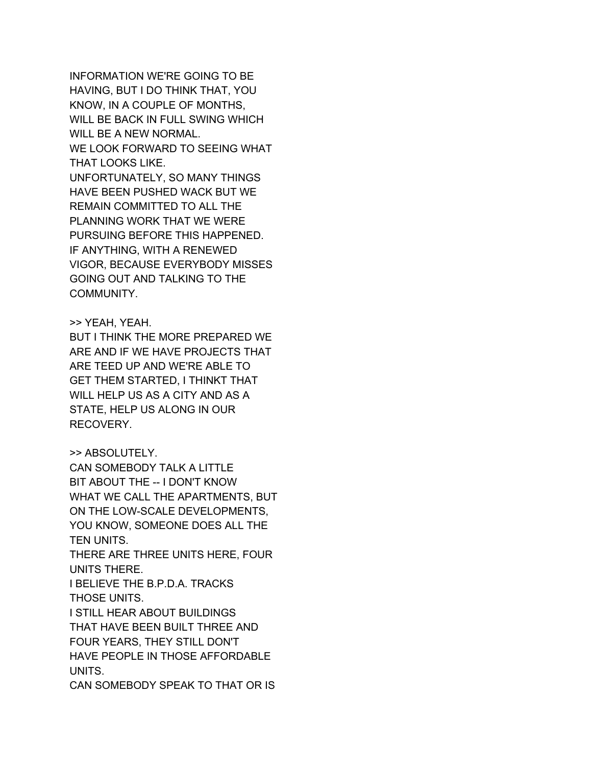INFORMATION WE'RE GOING TO BE
HAVING, BUT I DO THINK THAT, YOU
KNOW, IN A COUPLE OF MONTHS,
WILL BE BACK IN FULL SWING WHICH
WILL BE A NEW NORMAL.
WE LOOK FORWARD TO SEEING WHAT
THAT LOOKS LIKE.
UNFORTUNATELY, SO MANY THINGS
HAVE BEEN PUSHED WACK BUT WE
REMAIN COMMITTED TO ALL THE
PLANNING WORK THAT WE WERE
PURSUING BEFORE THIS HAPPENED.
IF ANYTHING, WITH A RENEWED
VIGOR, BECAUSE EVERYBODY MISSES
GOING OUT AND TALKING TO THE
COMMUNITY.

>> YEAH, YEAH.
BUT I THINK THE MORE PREPARED WE
ARE AND IF WE HAVE PROJECTS THAT
ARE TEED UP AND WE'RE ABLE TO
GET THEM STARTED, I THINKT THAT
WILL HELP US AS A CITY AND AS A
STATE, HELP US ALONG IN OUR
RECOVERY.

>> ABSOLUTELY.
CAN SOMEBODY TALK A LITTLE
BIT ABOUT THE -- I DON'T KNOW
WHAT WE CALL THE APARTMENTS, BUT
ON THE LOW-SCALE DEVELOPMENTS,
YOU KNOW, SOMEONE DOES ALL THE
TEN UNITS.
THERE ARE THREE UNITS HERE, FOUR
UNITS THERE.
I BELIEVE THE B.P.D.A. TRACKS
THOSE UNITS.
I STILL HEAR ABOUT BUILDINGS
THAT HAVE BEEN BUILT THREE AND
FOUR YEARS, THEY STILL DON'T
HAVE PEOPLE IN THOSE AFFORDABLE
UNITS.
CAN SOMEBODY SPEAK TO THAT OR IS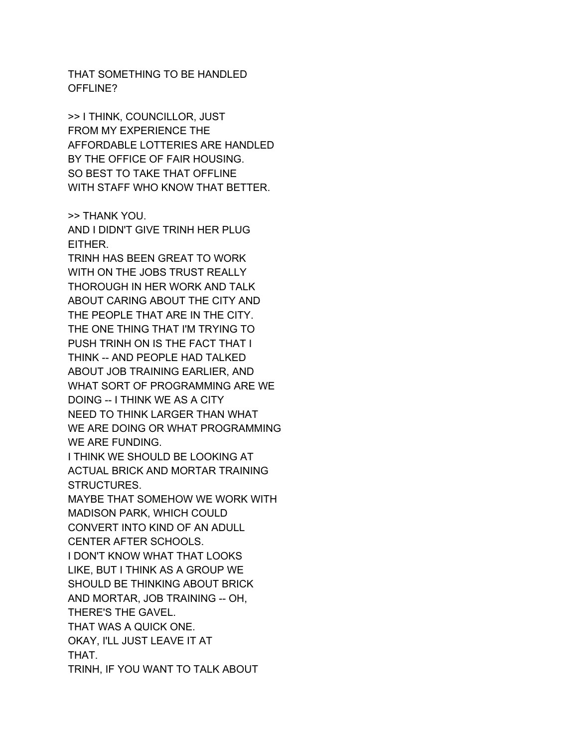THAT SOMETHING TO BE HANDLED
OFFLINE?

>> I THINK, COUNCILLOR, JUST
FROM MY EXPERIENCE THE
AFFORDABLE LOTTERIES ARE HANDLED
BY THE OFFICE OF FAIR HOUSING.
SO BEST TO TAKE THAT OFFLINE
WITH STAFF WHO KNOW THAT BETTER.

>> THANK YOU.
AND I DIDN'T GIVE TRINH HER PLUG
EITHER.
TRINH HAS BEEN GREAT TO WORK
WITH ON THE JOBS TRUST REALLY
THOROUGH IN HER WORK AND TALK
ABOUT CARING ABOUT THE CITY AND
THE PEOPLE THAT ARE IN THE CITY.
THE ONE THING THAT I'M TRYING TO
PUSH TRINH ON IS THE FACT THAT I
THINK -- AND PEOPLE HAD TALKED
ABOUT JOB TRAINING EARLIER, AND
WHAT SORT OF PROGRAMMING ARE WE
DOING -- I THINK WE AS A CITY
NEED TO THINK LARGER THAN WHAT
WE ARE DOING OR WHAT PROGRAMMING
WE ARE FUNDING.
I THINK WE SHOULD BE LOOKING AT
ACTUAL BRICK AND MORTAR TRAINING
STRUCTURES.
MAYBE THAT SOMEHOW WE WORK WITH
MADISON PARK, WHICH COULD
CONVERT INTO KIND OF AN ADULL
CENTER AFTER SCHOOLS.
I DON'T KNOW WHAT THAT LOOKS
LIKE, BUT I THINK AS A GROUP WE
SHOULD BE THINKING ABOUT BRICK
AND MORTAR, JOB TRAINING -- OH,
THERE'S THE GAVEL.
THAT WAS A QUICK ONE.
OKAY, I'LL JUST LEAVE IT AT
THAT.
TRINH, IF YOU WANT TO TALK ABOUT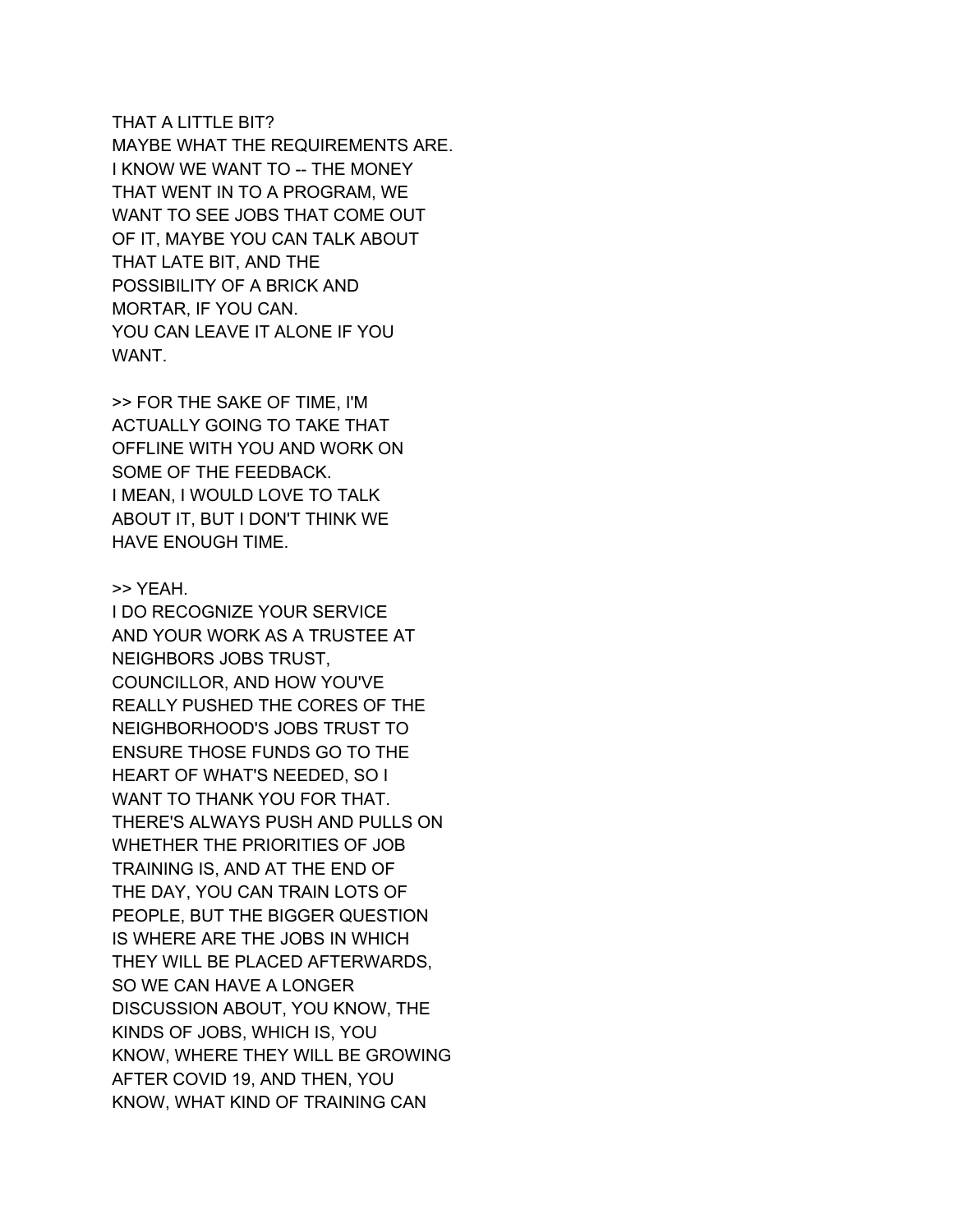THAT A LITTLE BIT?
MAYBE WHAT THE REQUIREMENTS ARE.
I KNOW WE WANT TO -- THE MONEY THAT WENT IN TO A PROGRAM, WE WANT TO SEE JOBS THAT COME OUT OF IT, MAYBE YOU CAN TALK ABOUT THAT LATE BIT, AND THE POSSIBILITY OF A BRICK AND MORTAR, IF YOU CAN.
YOU CAN LEAVE IT ALONE IF YOU WANT.

>> FOR THE SAKE OF TIME, I'M ACTUALLY GOING TO TAKE THAT OFFLINE WITH YOU AND WORK ON SOME OF THE FEEDBACK.
I MEAN, I WOULD LOVE TO TALK ABOUT IT, BUT I DON'T THINK WE HAVE ENOUGH TIME.

>> YEAH.
I DO RECOGNIZE YOUR SERVICE AND YOUR WORK AS A TRUSTEE AT NEIGHBORS JOBS TRUST, COUNCILLOR, AND HOW YOU'VE REALLY PUSHED THE CORES OF THE NEIGHBORHOOD'S JOBS TRUST TO ENSURE THOSE FUNDS GO TO THE HEART OF WHAT'S NEEDED, SO I WANT TO THANK YOU FOR THAT.
THERE'S ALWAYS PUSH AND PULLS ON WHETHER THE PRIORITIES OF JOB TRAINING IS, AND AT THE END OF THE DAY, YOU CAN TRAIN LOTS OF PEOPLE, BUT THE BIGGER QUESTION IS WHERE ARE THE JOBS IN WHICH THEY WILL BE PLACED AFTERWARDS, SO WE CAN HAVE A LONGER DISCUSSION ABOUT, YOU KNOW, THE KINDS OF JOBS, WHICH IS, YOU KNOW, WHERE THEY WILL BE GROWING AFTER COVID 19, AND THEN, YOU KNOW, WHAT KIND OF TRAINING CAN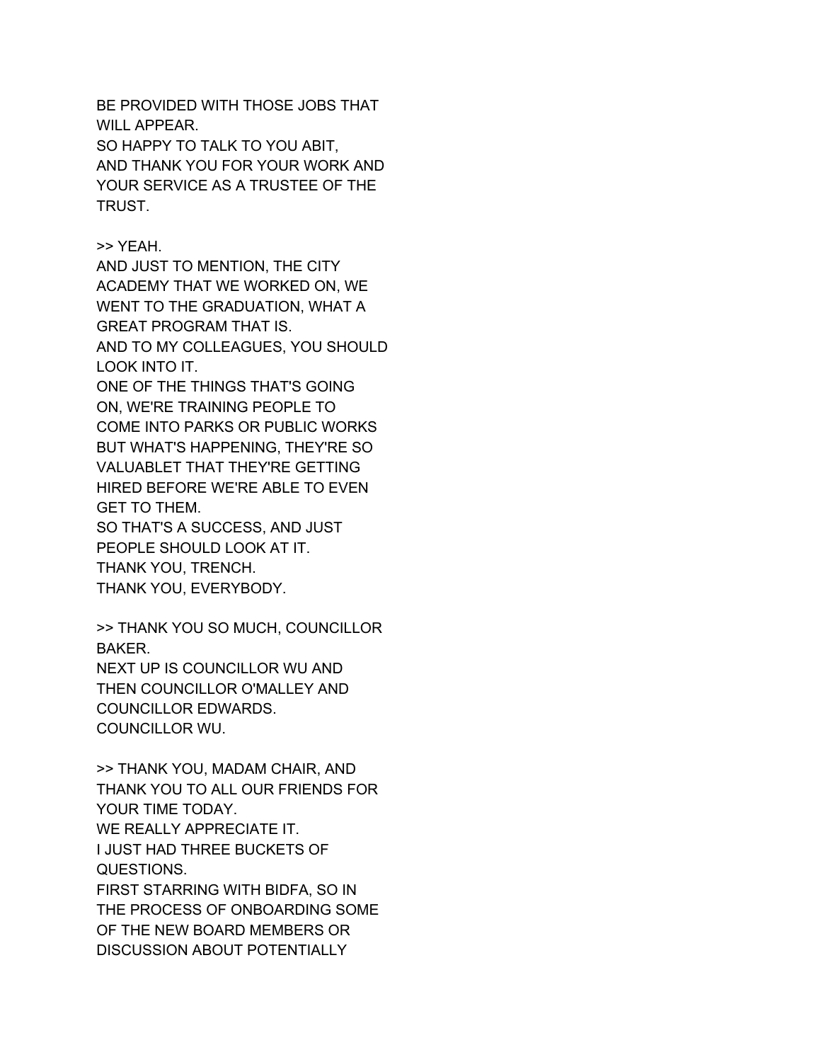BE PROVIDED WITH THOSE JOBS THAT WILL APPEAR.
SO HAPPY TO TALK TO YOU ABIT, AND THANK YOU FOR YOUR WORK AND YOUR SERVICE AS A TRUSTEE OF THE TRUST.

>> YEAH.
AND JUST TO MENTION, THE CITY ACADEMY THAT WE WORKED ON, WE WENT TO THE GRADUATION, WHAT A GREAT PROGRAM THAT IS.
AND TO MY COLLEAGUES, YOU SHOULD LOOK INTO IT.
ONE OF THE THINGS THAT'S GOING ON, WE'RE TRAINING PEOPLE TO COME INTO PARKS OR PUBLIC WORKS BUT WHAT'S HAPPENING, THEY'RE SO VALUABLET THAT THEY'RE GETTING HIRED BEFORE WE'RE ABLE TO EVEN GET TO THEM.
SO THAT'S A SUCCESS, AND JUST PEOPLE SHOULD LOOK AT IT.
THANK YOU, TRENCH.
THANK YOU, EVERYBODY.

>> THANK YOU SO MUCH, COUNCILLOR BAKER.
NEXT UP IS COUNCILLOR WU AND THEN COUNCILLOR O'MALLEY AND COUNCILLOR EDWARDS.
COUNCILLOR WU.

>> THANK YOU, MADAM CHAIR, AND THANK YOU TO ALL OUR FRIENDS FOR YOUR TIME TODAY.
WE REALLY APPRECIATE IT.
I JUST HAD THREE BUCKETS OF QUESTIONS.
FIRST STARRING WITH BIDFA, SO IN THE PROCESS OF ONBOARDING SOME OF THE NEW BOARD MEMBERS OR DISCUSSION ABOUT POTENTIALLY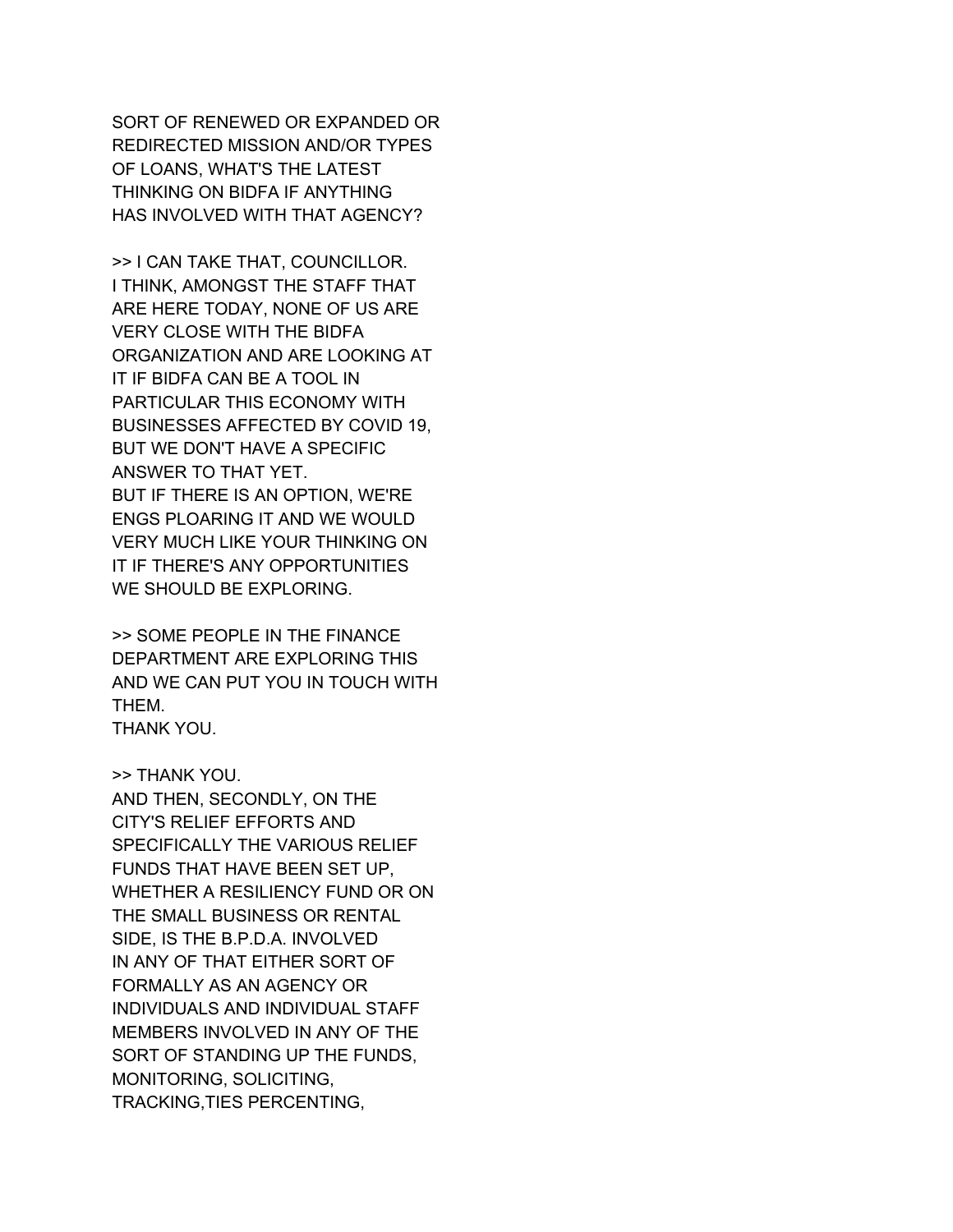SORT OF RENEWED OR EXPANDED OR
REDIRECTED MISSION AND/OR TYPES
OF LOANS, WHAT'S THE LATEST
THINKING ON BIDFA IF ANYTHING
HAS INVOLVED WITH THAT AGENCY?

>> I CAN TAKE THAT, COUNCILLOR.
I THINK, AMONGST THE STAFF THAT
ARE HERE TODAY, NONE OF US ARE
VERY CLOSE WITH THE BIDFA
ORGANIZATION AND ARE LOOKING AT
IT IF BIDFA CAN BE A TOOL IN
PARTICULAR THIS ECONOMY WITH
BUSINESSES AFFECTED BY COVID 19,
BUT WE DON'T HAVE A SPECIFIC
ANSWER TO THAT YET.
BUT IF THERE IS AN OPTION, WE'RE
ENGS PLOARING IT AND WE WOULD
VERY MUCH LIKE YOUR THINKING ON
IT IF THERE'S ANY OPPORTUNITIES
WE SHOULD BE EXPLORING.

>> SOME PEOPLE IN THE FINANCE
DEPARTMENT ARE EXPLORING THIS
AND WE CAN PUT YOU IN TOUCH WITH
THEM.
THANK YOU.

>> THANK YOU.
AND THEN, SECONDLY, ON THE
CITY'S RELIEF EFFORTS AND
SPECIFICALLY THE VARIOUS RELIEF
FUNDS THAT HAVE BEEN SET UP,
WHETHER A RESILIENCY FUND OR ON
THE SMALL BUSINESS OR RENTAL
SIDE, IS THE B.P.D.A. INVOLVED
IN ANY OF THAT EITHER SORT OF
FORMALLY AS AN AGENCY OR
INDIVIDUALS AND INDIVIDUAL STAFF
MEMBERS INVOLVED IN ANY OF THE
SORT OF STANDING UP THE FUNDS,
MONITORING, SOLICITING,
TRACKING,TIES PERCENTING,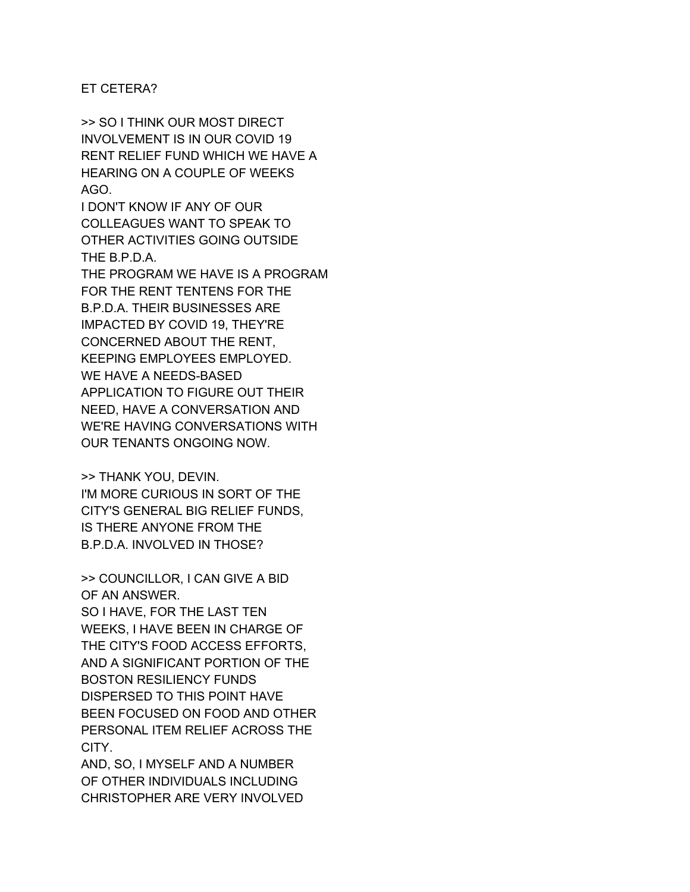ET CETERA?

>> SO I THINK OUR MOST DIRECT
INVOLVEMENT IS IN OUR COVID 19
RENT RELIEF FUND WHICH WE HAVE A
HEARING ON A COUPLE OF WEEKS
AGO.
I DON'T KNOW IF ANY OF OUR
COLLEAGUES WANT TO SPEAK TO
OTHER ACTIVITIES GOING OUTSIDE
THE B.P.D.A.
THE PROGRAM WE HAVE IS A PROGRAM
FOR THE RENT TENTENS FOR THE
B.P.D.A. THEIR BUSINESSES ARE
IMPACTED BY COVID 19, THEY'RE
CONCERNED ABOUT THE RENT,
KEEPING EMPLOYEES EMPLOYED.
WE HAVE A NEEDS-BASED
APPLICATION TO FIGURE OUT THEIR
NEED, HAVE A CONVERSATION AND
WE'RE HAVING CONVERSATIONS WITH
OUR TENANTS ONGOING NOW.

>> THANK YOU, DEVIN.
I'M MORE CURIOUS IN SORT OF THE
CITY'S GENERAL BIG RELIEF FUNDS,
IS THERE ANYONE FROM THE
B.P.D.A. INVOLVED IN THOSE?

>> COUNCILLOR, I CAN GIVE A BID
OF AN ANSWER.
SO I HAVE, FOR THE LAST TEN
WEEKS, I HAVE BEEN IN CHARGE OF
THE CITY'S FOOD ACCESS EFFORTS,
AND A SIGNIFICANT PORTION OF THE
BOSTON RESILIENCY FUNDS
DISPERSED TO THIS POINT HAVE
BEEN FOCUSED ON FOOD AND OTHER
PERSONAL ITEM RELIEF ACROSS THE
CITY.
AND, SO, I MYSELF AND A NUMBER
OF OTHER INDIVIDUALS INCLUDING
CHRISTOPHER ARE VERY INVOLVED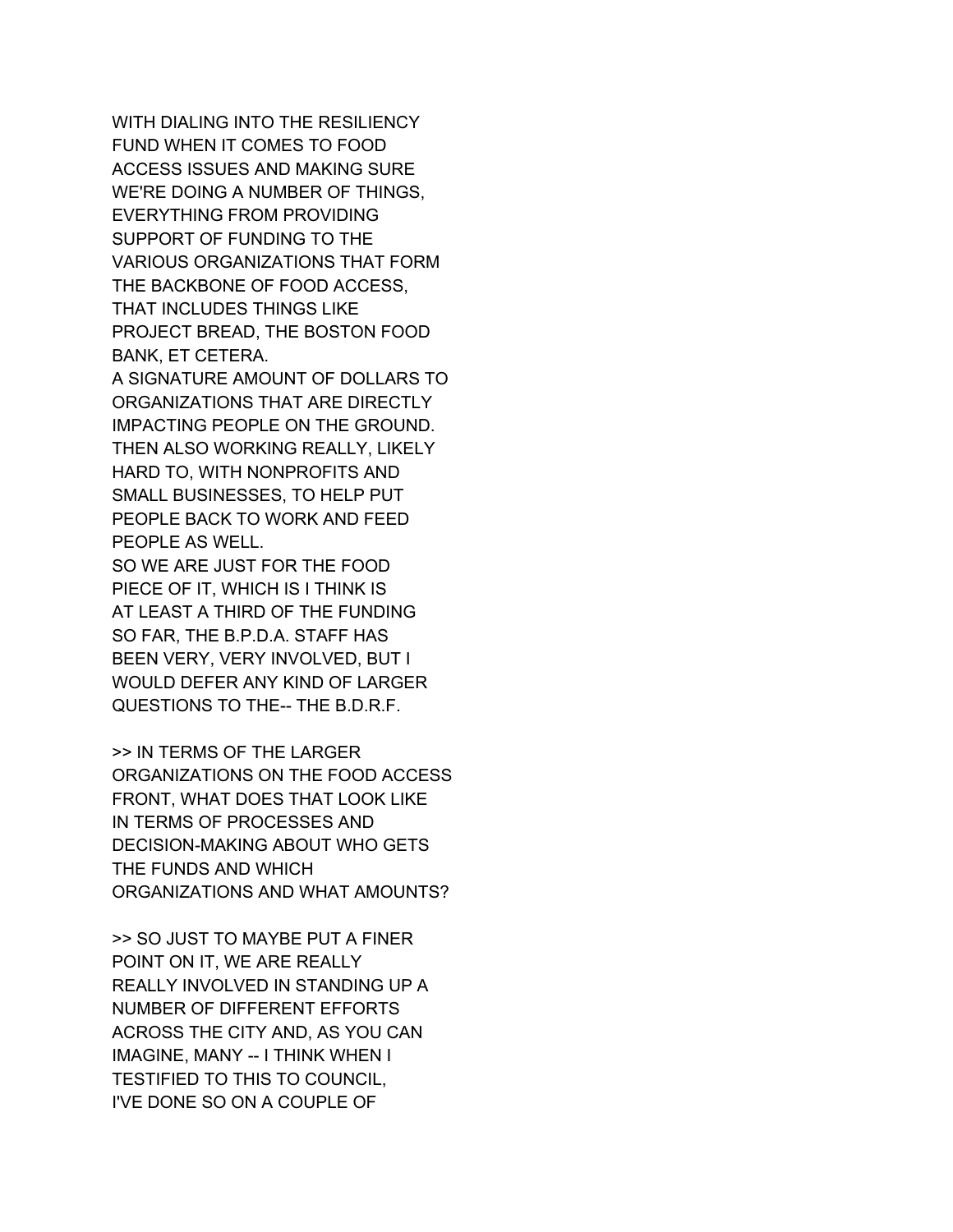WITH DIALING INTO THE RESILIENCY
FUND WHEN IT COMES TO FOOD
ACCESS ISSUES AND MAKING SURE
WE'RE DOING A NUMBER OF THINGS,
EVERYTHING FROM PROVIDING
SUPPORT OF FUNDING TO THE
VARIOUS ORGANIZATIONS THAT FORM
THE BACKBONE OF FOOD ACCESS,
THAT INCLUDES THINGS LIKE
PROJECT BREAD, THE BOSTON FOOD
BANK, ET CETERA.
A SIGNATURE AMOUNT OF DOLLARS TO
ORGANIZATIONS THAT ARE DIRECTLY
IMPACTING PEOPLE ON THE GROUND.
THEN ALSO WORKING REALLY, LIKELY
HARD TO, WITH NONPROFITS AND
SMALL BUSINESSES, TO HELP PUT
PEOPLE BACK TO WORK AND FEED
PEOPLE AS WELL.
SO WE ARE JUST FOR THE FOOD
PIECE OF IT, WHICH IS I THINK IS
AT LEAST A THIRD OF THE FUNDING
SO FAR, THE B.P.D.A. STAFF HAS
BEEN VERY, VERY INVOLVED, BUT I
WOULD DEFER ANY KIND OF LARGER
QUESTIONS TO THE-- THE B.D.R.F.

>> IN TERMS OF THE LARGER
ORGANIZATIONS ON THE FOOD ACCESS
FRONT, WHAT DOES THAT LOOK LIKE
IN TERMS OF PROCESSES AND
DECISION-MAKING ABOUT WHO GETS
THE FUNDS AND WHICH
ORGANIZATIONS AND WHAT AMOUNTS?

>> SO JUST TO MAYBE PUT A FINER
POINT ON IT, WE ARE REALLY
REALLY INVOLVED IN STANDING UP A
NUMBER OF DIFFERENT EFFORTS
ACROSS THE CITY AND, AS YOU CAN
IMAGINE, MANY -- I THINK WHEN I
TESTIFIED TO THIS TO COUNCIL,
I'VE DONE SO ON A COUPLE OF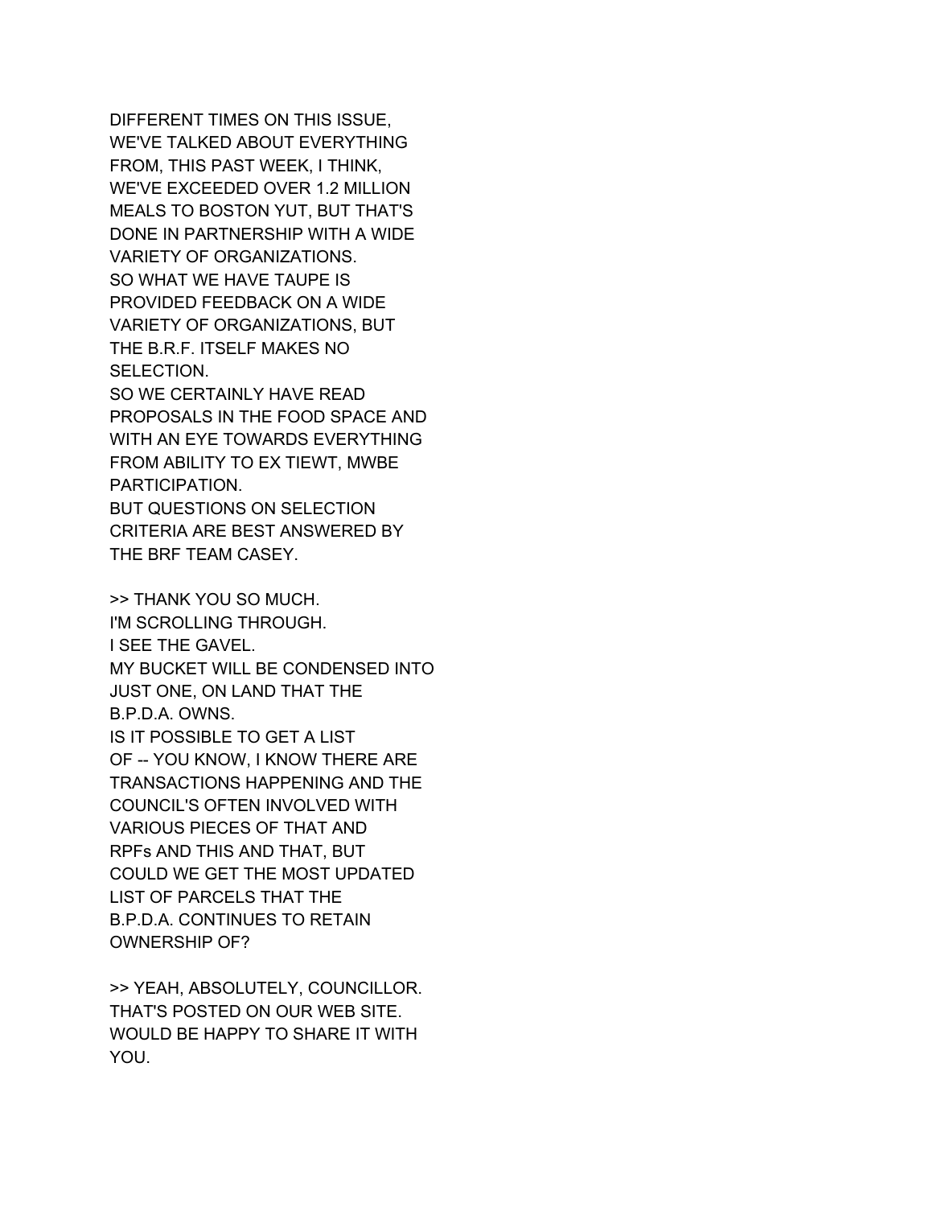DIFFERENT TIMES ON THIS ISSUE,
WE'VE TALKED ABOUT EVERYTHING
FROM, THIS PAST WEEK, I THINK,
WE'VE EXCEEDED OVER 1.2 MILLION
MEALS TO BOSTON YUT, BUT THAT'S
DONE IN PARTNERSHIP WITH A WIDE
VARIETY OF ORGANIZATIONS.
SO WHAT WE HAVE TAUPE IS
PROVIDED FEEDBACK ON A WIDE
VARIETY OF ORGANIZATIONS, BUT
THE B.R.F. ITSELF MAKES NO
SELECTION.
SO WE CERTAINLY HAVE READ
PROPOSALS IN THE FOOD SPACE AND
WITH AN EYE TOWARDS EVERYTHING
FROM ABILITY TO EX TIEWT, MWBE
PARTICIPATION.
BUT QUESTIONS ON SELECTION
CRITERIA ARE BEST ANSWERED BY
THE BRF TEAM CASEY.

>> THANK YOU SO MUCH.
I'M SCROLLING THROUGH.
I SEE THE GAVEL.
MY BUCKET WILL BE CONDENSED INTO
JUST ONE, ON LAND THAT THE
B.P.D.A. OWNS.
IS IT POSSIBLE TO GET A LIST
OF -- YOU KNOW, I KNOW THERE ARE
TRANSACTIONS HAPPENING AND THE
COUNCIL'S OFTEN INVOLVED WITH
VARIOUS PIECES OF THAT AND
RPFs AND THIS AND THAT, BUT
COULD WE GET THE MOST UPDATED
LIST OF PARCELS THAT THE
B.P.D.A. CONTINUES TO RETAIN
OWNERSHIP OF?

>> YEAH, ABSOLUTELY, COUNCILLOR.
THAT'S POSTED ON OUR WEB SITE.
WOULD BE HAPPY TO SHARE IT WITH
YOU.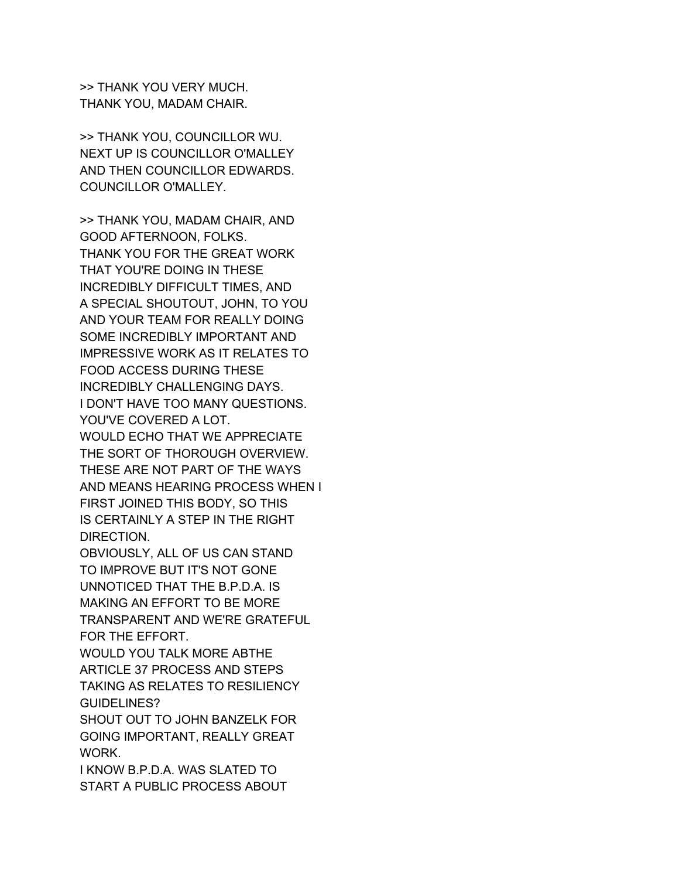>> THANK YOU VERY MUCH.
THANK YOU, MADAM CHAIR.

>> THANK YOU, COUNCILLOR WU.
NEXT UP IS COUNCILLOR O'MALLEY
AND THEN COUNCILLOR EDWARDS.
COUNCILLOR O'MALLEY.

>> THANK YOU, MADAM CHAIR, AND
GOOD AFTERNOON, FOLKS.
THANK YOU FOR THE GREAT WORK
THAT YOU'RE DOING IN THESE
INCREDIBLY DIFFICULT TIMES, AND
A SPECIAL SHOUTOUT, JOHN, TO YOU
AND YOUR TEAM FOR REALLY DOING
SOME INCREDIBLY IMPORTANT AND
IMPRESSIVE WORK AS IT RELATES TO
FOOD ACCESS DURING THESE
INCREDIBLY CHALLENGING DAYS.
I DON'T HAVE TOO MANY QUESTIONS.
YOU'VE COVERED A LOT.
WOULD ECHO THAT WE APPRECIATE
THE SORT OF THOROUGH OVERVIEW.
THESE ARE NOT PART OF THE WAYS
AND MEANS HEARING PROCESS WHEN I
FIRST JOINED THIS BODY, SO THIS
IS CERTAINLY A STEP IN THE RIGHT
DIRECTION.
OBVIOUSLY, ALL OF US CAN STAND
TO IMPROVE BUT IT'S NOT GONE
UNNOTICED THAT THE B.P.D.A. IS
MAKING AN EFFORT TO BE MORE
TRANSPARENT AND WE'RE GRATEFUL
FOR THE EFFORT.
WOULD YOU TALK MORE ABTHE
ARTICLE 37 PROCESS AND STEPS
TAKING AS RELATES TO RESILIENCY
GUIDELINES?
SHOUT OUT TO JOHN BANZELK FOR
GOING IMPORTANT, REALLY GREAT
WORK.
I KNOW B.P.D.A. WAS SLATED TO
START A PUBLIC PROCESS ABOUT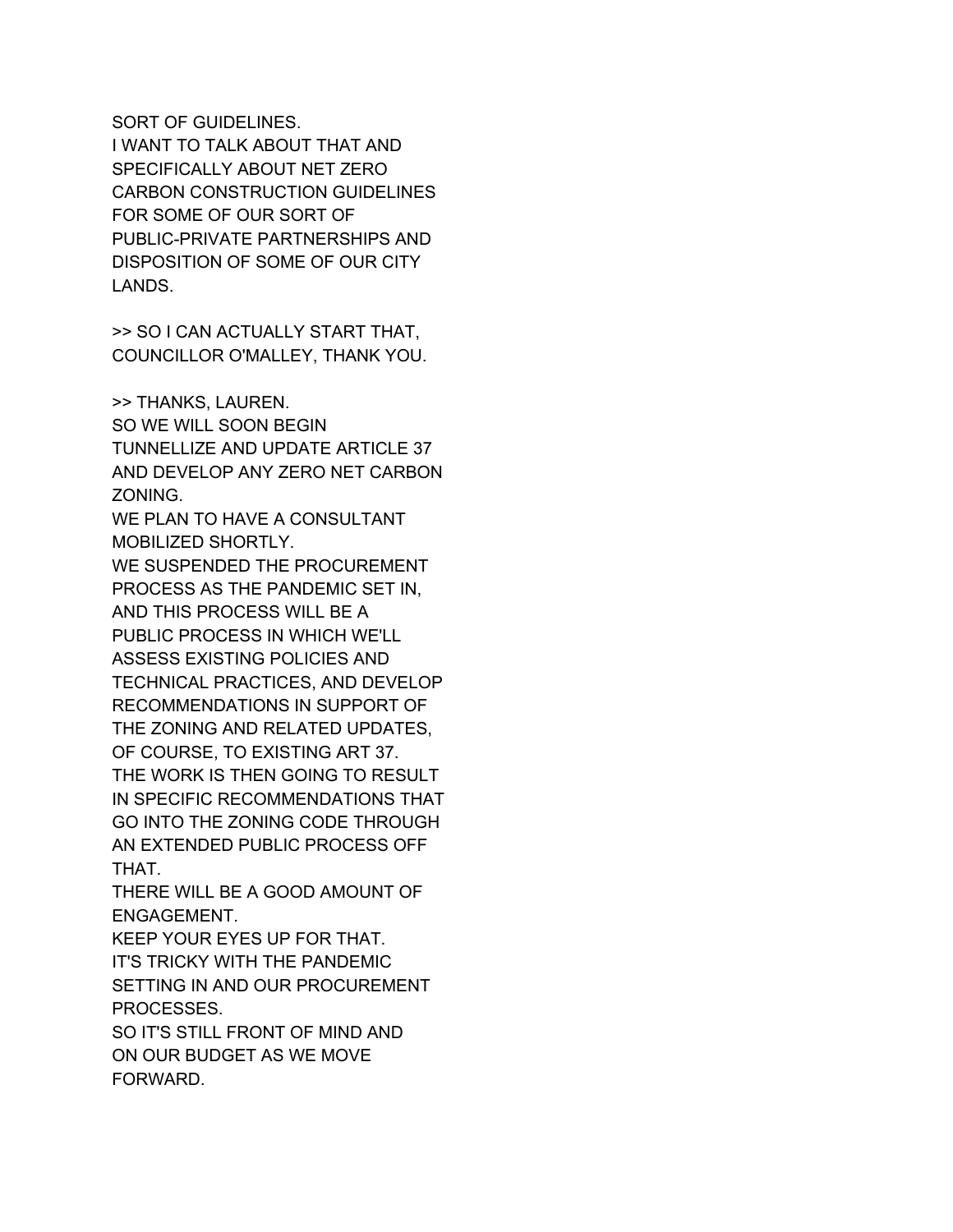SORT OF GUIDELINES.
I WANT TO TALK ABOUT THAT AND SPECIFICALLY ABOUT NET ZERO CARBON CONSTRUCTION GUIDELINES FOR SOME OF OUR SORT OF PUBLIC-PRIVATE PARTNERSHIPS AND DISPOSITION OF SOME OF OUR CITY LANDS.

>> SO I CAN ACTUALLY START THAT, COUNCILLOR O'MALLEY, THANK YOU.

>> THANKS, LAUREN.
SO WE WILL SOON BEGIN TUNNELLIZE AND UPDATE ARTICLE 37 AND DEVELOP ANY ZERO NET CARBON ZONING.
WE PLAN TO HAVE A CONSULTANT MOBILIZED SHORTLY.
WE SUSPENDED THE PROCUREMENT PROCESS AS THE PANDEMIC SET IN, AND THIS PROCESS WILL BE A PUBLIC PROCESS IN WHICH WE'LL ASSESS EXISTING POLICIES AND TECHNICAL PRACTICES, AND DEVELOP RECOMMENDATIONS IN SUPPORT OF THE ZONING AND RELATED UPDATES, OF COURSE, TO EXISTING ART 37.
THE WORK IS THEN GOING TO RESULT IN SPECIFIC RECOMMENDATIONS THAT GO INTO THE ZONING CODE THROUGH AN EXTENDED PUBLIC PROCESS OFF THAT.
THERE WILL BE A GOOD AMOUNT OF ENGAGEMENT.
KEEP YOUR EYES UP FOR THAT.
IT'S TRICKY WITH THE PANDEMIC SETTING IN AND OUR PROCUREMENT PROCESSES.
SO IT'S STILL FRONT OF MIND AND ON OUR BUDGET AS WE MOVE FORWARD.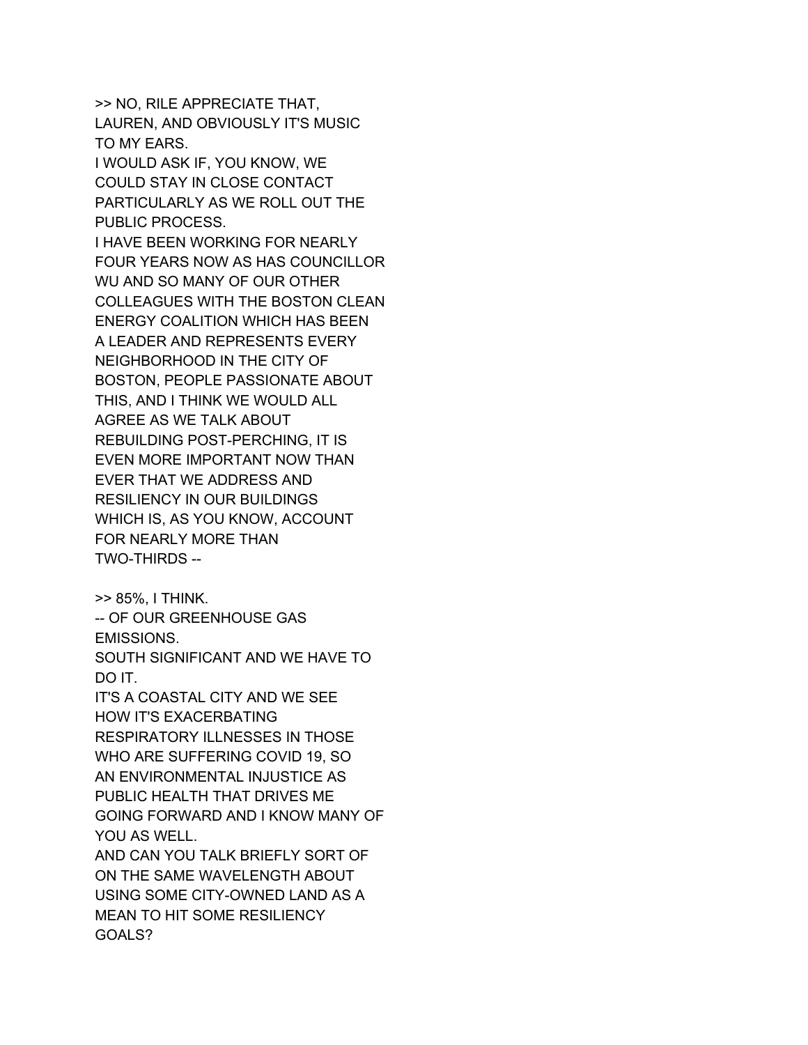>> NO, RILE APPRECIATE THAT,
LAUREN, AND OBVIOUSLY IT'S MUSIC
TO MY EARS.
I WOULD ASK IF, YOU KNOW, WE
COULD STAY IN CLOSE CONTACT
PARTICULARLY AS WE ROLL OUT THE
PUBLIC PROCESS.
I HAVE BEEN WORKING FOR NEARLY
FOUR YEARS NOW AS HAS COUNCILLOR
WU AND SO MANY OF OUR OTHER
COLLEAGUES WITH THE BOSTON CLEAN
ENERGY COALITION WHICH HAS BEEN
A LEADER AND REPRESENTS EVERY
NEIGHBORHOOD IN THE CITY OF
BOSTON, PEOPLE PASSIONATE ABOUT
THIS, AND I THINK WE WOULD ALL
AGREE AS WE TALK ABOUT
REBUILDING POST-PERCHING, IT IS
EVEN MORE IMPORTANT NOW THAN
EVER THAT WE ADDRESS AND
RESILIENCY IN OUR BUILDINGS
WHICH IS, AS YOU KNOW, ACCOUNT
FOR NEARLY MORE THAN
TWO-THIRDS --

>> 85%, I THINK.
-- OF OUR GREENHOUSE GAS
EMISSIONS.
SOUTH SIGNIFICANT AND WE HAVE TO
DO IT.
IT'S A COASTAL CITY AND WE SEE
HOW IT'S EXACERBATING
RESPIRATORY ILLNESSES IN THOSE
WHO ARE SUFFERING COVID 19, SO
AN ENVIRONMENTAL INJUSTICE AS
PUBLIC HEALTH THAT DRIVES ME
GOING FORWARD AND I KNOW MANY OF
YOU AS WELL.
AND CAN YOU TALK BRIEFLY SORT OF
ON THE SAME WAVELENGTH ABOUT
USING SOME CITY-OWNED LAND AS A
MEAN TO HIT SOME RESILIENCY
GOALS?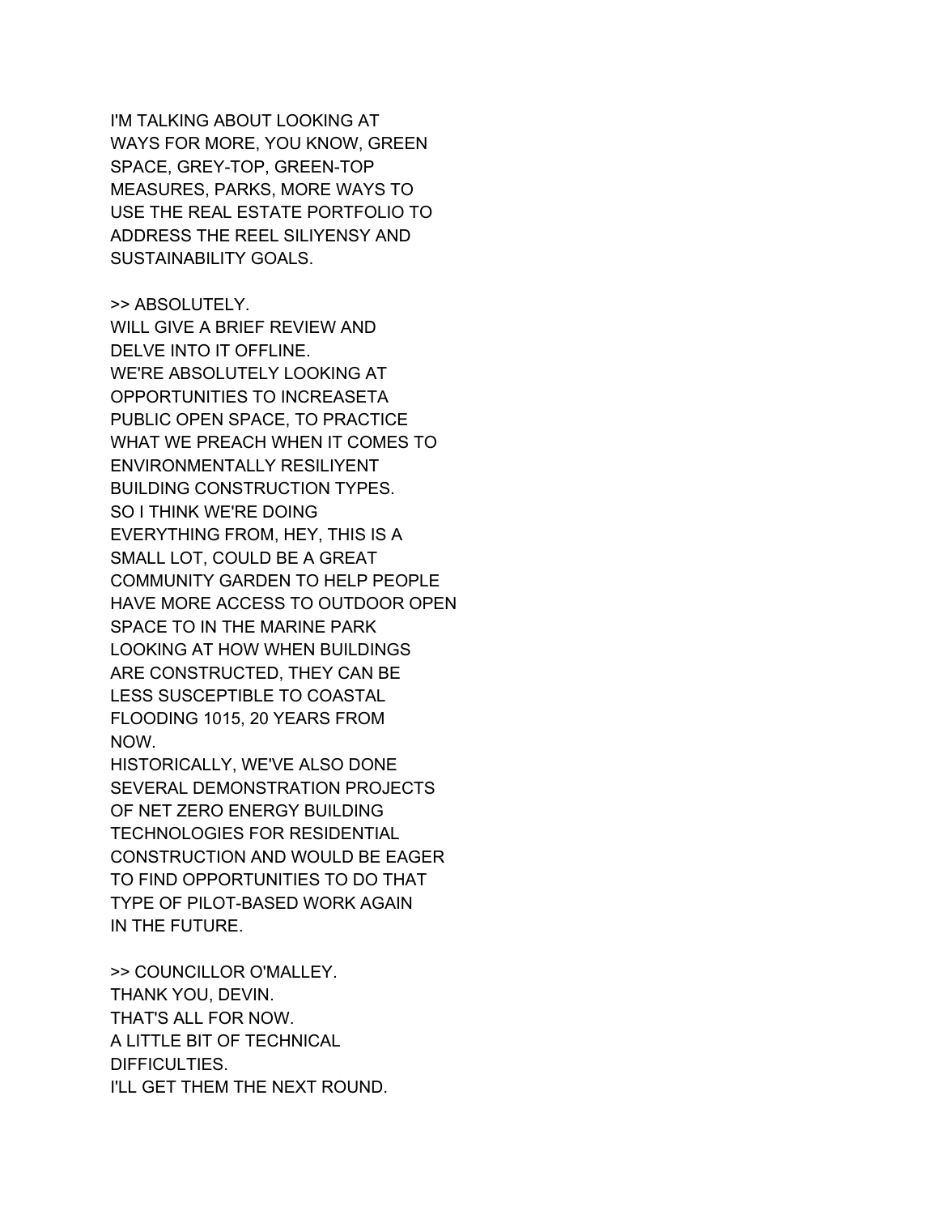I'M TALKING ABOUT LOOKING AT
WAYS FOR MORE, YOU KNOW, GREEN
SPACE, GREY-TOP, GREEN-TOP
MEASURES, PARKS, MORE WAYS TO
USE THE REAL ESTATE PORTFOLIO TO
ADDRESS THE REEL SILIYENSY AND
SUSTAINABILITY GOALS.

>> ABSOLUTELY.
WILL GIVE A BRIEF REVIEW AND
DELVE INTO IT OFFLINE.
WE'RE ABSOLUTELY LOOKING AT
OPPORTUNITIES TO INCREASETA
PUBLIC OPEN SPACE, TO PRACTICE
WHAT WE PREACH WHEN IT COMES TO
ENVIRONMENTALLY RESILIYENT
BUILDING CONSTRUCTION TYPES.
SO I THINK WE'RE DOING
EVERYTHING FROM, HEY, THIS IS A
SMALL LOT, COULD BE A GREAT
COMMUNITY GARDEN TO HELP PEOPLE
HAVE MORE ACCESS TO OUTDOOR OPEN
SPACE TO IN THE MARINE PARK
LOOKING AT HOW WHEN BUILDINGS
ARE CONSTRUCTED, THEY CAN BE
LESS SUSCEPTIBLE TO COASTAL
FLOODING 1015, 20 YEARS FROM
NOW.
HISTORICALLY, WE'VE ALSO DONE
SEVERAL DEMONSTRATION PROJECTS
OF NET ZERO ENERGY BUILDING
TECHNOLOGIES FOR RESIDENTIAL
CONSTRUCTION AND WOULD BE EAGER
TO FIND OPPORTUNITIES TO DO THAT
TYPE OF PILOT-BASED WORK AGAIN
IN THE FUTURE.

>> COUNCILLOR O'MALLEY.
THANK YOU, DEVIN.
THAT'S ALL FOR NOW.
A LITTLE BIT OF TECHNICAL
DIFFICULTIES.
I'LL GET THEM THE NEXT ROUND.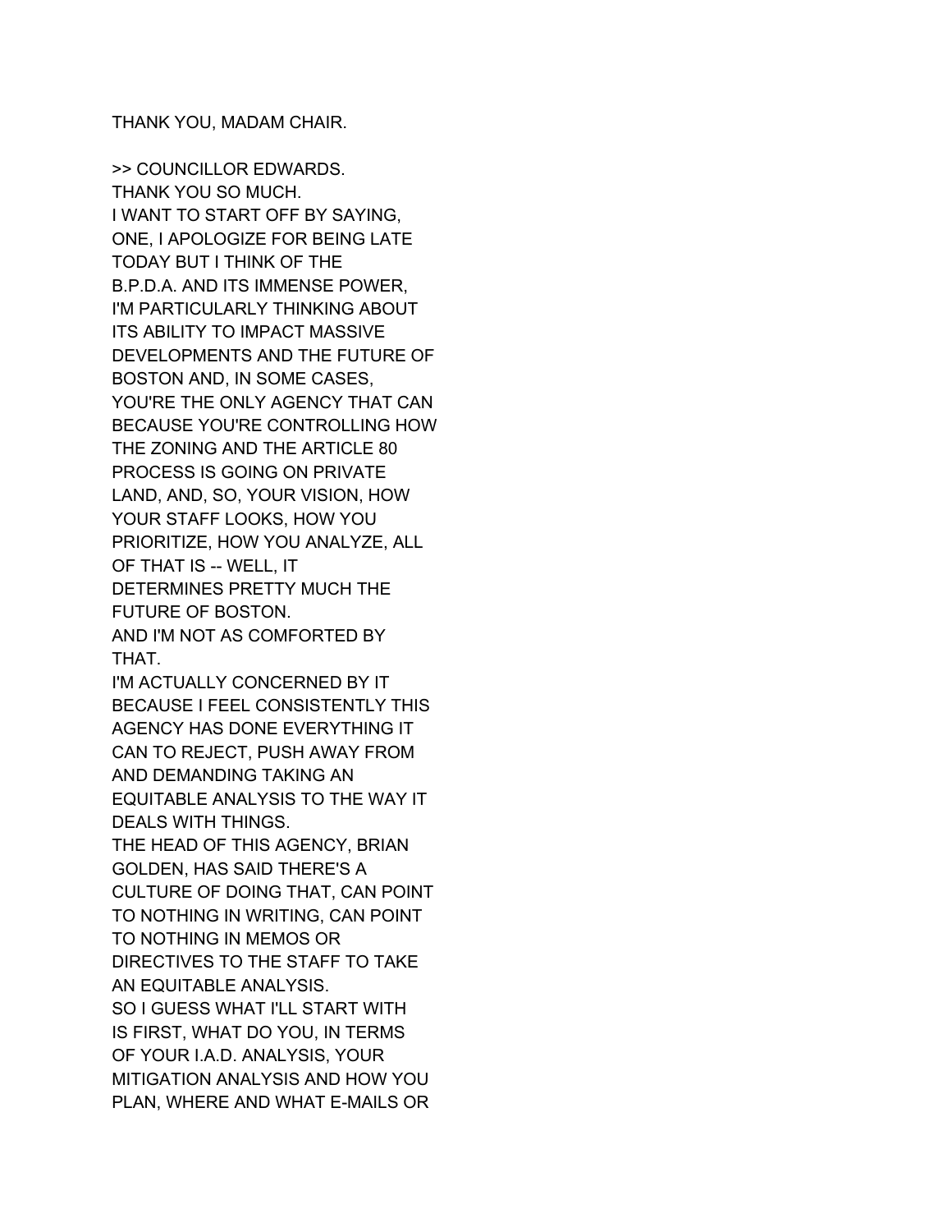THANK YOU, MADAM CHAIR.

>> COUNCILLOR EDWARDS.
THANK YOU SO MUCH.
I WANT TO START OFF BY SAYING, ONE, I APOLOGIZE FOR BEING LATE TODAY BUT I THINK OF THE B.P.D.A. AND ITS IMMENSE POWER, I'M PARTICULARLY THINKING ABOUT ITS ABILITY TO IMPACT MASSIVE DEVELOPMENTS AND THE FUTURE OF BOSTON AND, IN SOME CASES, YOU'RE THE ONLY AGENCY THAT CAN BECAUSE YOU'RE CONTROLLING HOW THE ZONING AND THE ARTICLE 80 PROCESS IS GOING ON PRIVATE LAND, AND, SO, YOUR VISION, HOW YOUR STAFF LOOKS, HOW YOU PRIORITIZE, HOW YOU ANALYZE, ALL OF THAT IS -- WELL, IT DETERMINES PRETTY MUCH THE FUTURE OF BOSTON.
AND I'M NOT AS COMFORTED BY THAT.
I'M ACTUALLY CONCERNED BY IT BECAUSE I FEEL CONSISTENTLY THIS AGENCY HAS DONE EVERYTHING IT CAN TO REJECT, PUSH AWAY FROM AND DEMANDING TAKING AN EQUITABLE ANALYSIS TO THE WAY IT DEALS WITH THINGS.
THE HEAD OF THIS AGENCY, BRIAN GOLDEN, HAS SAID THERE'S A CULTURE OF DOING THAT, CAN POINT TO NOTHING IN WRITING, CAN POINT TO NOTHING IN MEMOS OR DIRECTIVES TO THE STAFF TO TAKE AN EQUITABLE ANALYSIS.
SO I GUESS WHAT I'LL START WITH IS FIRST, WHAT DO YOU, IN TERMS OF YOUR I.A.D. ANALYSIS, YOUR MITIGATION ANALYSIS AND HOW YOU PLAN, WHERE AND WHAT E-MAILS OR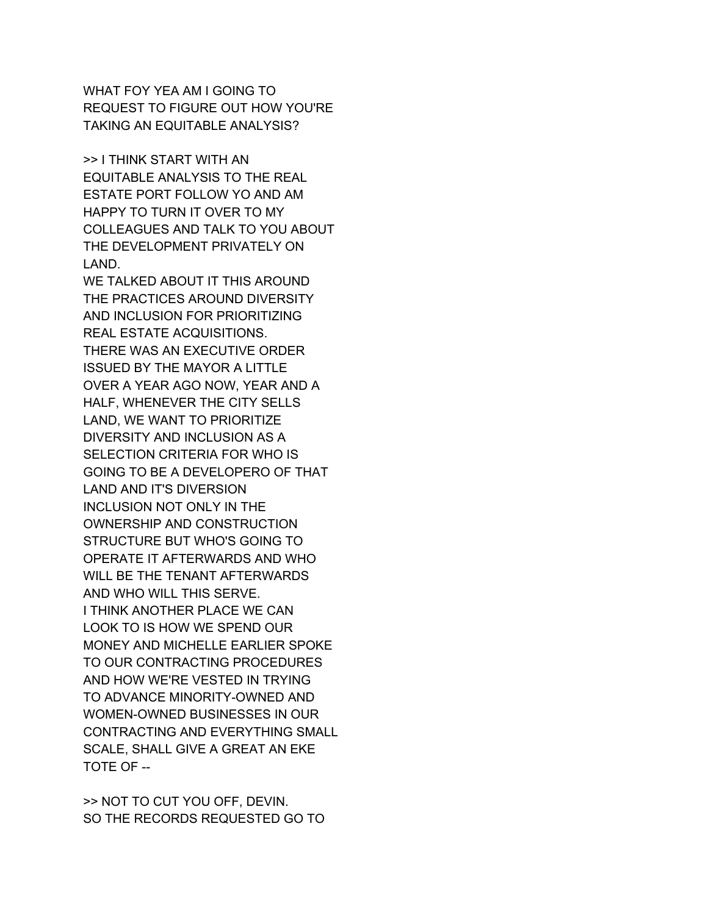WHAT FOY YEA AM I GOING TO
REQUEST TO FIGURE OUT HOW YOU'RE
TAKING AN EQUITABLE ANALYSIS?

>> I THINK START WITH AN
EQUITABLE ANALYSIS TO THE REAL
ESTATE PORT FOLLOW YO AND AM
HAPPY TO TURN IT OVER TO MY
COLLEAGUES AND TALK TO YOU ABOUT
THE DEVELOPMENT PRIVATELY ON
LAND.
WE TALKED ABOUT IT THIS AROUND
THE PRACTICES AROUND DIVERSITY
AND INCLUSION FOR PRIORITIZING
REAL ESTATE ACQUISITIONS.
THERE WAS AN EXECUTIVE ORDER
ISSUED BY THE MAYOR A LITTLE
OVER A YEAR AGO NOW, YEAR AND A
HALF, WHENEVER THE CITY SELLS
LAND, WE WANT TO PRIORITIZE
DIVERSITY AND INCLUSION AS A
SELECTION CRITERIA FOR WHO IS
GOING TO BE A DEVELOPERO OF THAT
LAND AND IT'S DIVERSION
INCLUSION NOT ONLY IN THE
OWNERSHIP AND CONSTRUCTION
STRUCTURE BUT WHO'S GOING TO
OPERATE IT AFTERWARDS AND WHO
WILL BE THE TENANT AFTERWARDS
AND WHO WILL THIS SERVE.
I THINK ANOTHER PLACE WE CAN
LOOK TO IS HOW WE SPEND OUR
MONEY AND MICHELLE EARLIER SPOKE
TO OUR CONTRACTING PROCEDURES
AND HOW WE'RE VESTED IN TRYING
TO ADVANCE MINORITY-OWNED AND
WOMEN-OWNED BUSINESSES IN OUR
CONTRACTING AND EVERYTHING SMALL
SCALE, SHALL GIVE A GREAT AN EKE
TOTE OF --

>> NOT TO CUT YOU OFF, DEVIN.
SO THE RECORDS REQUESTED GO TO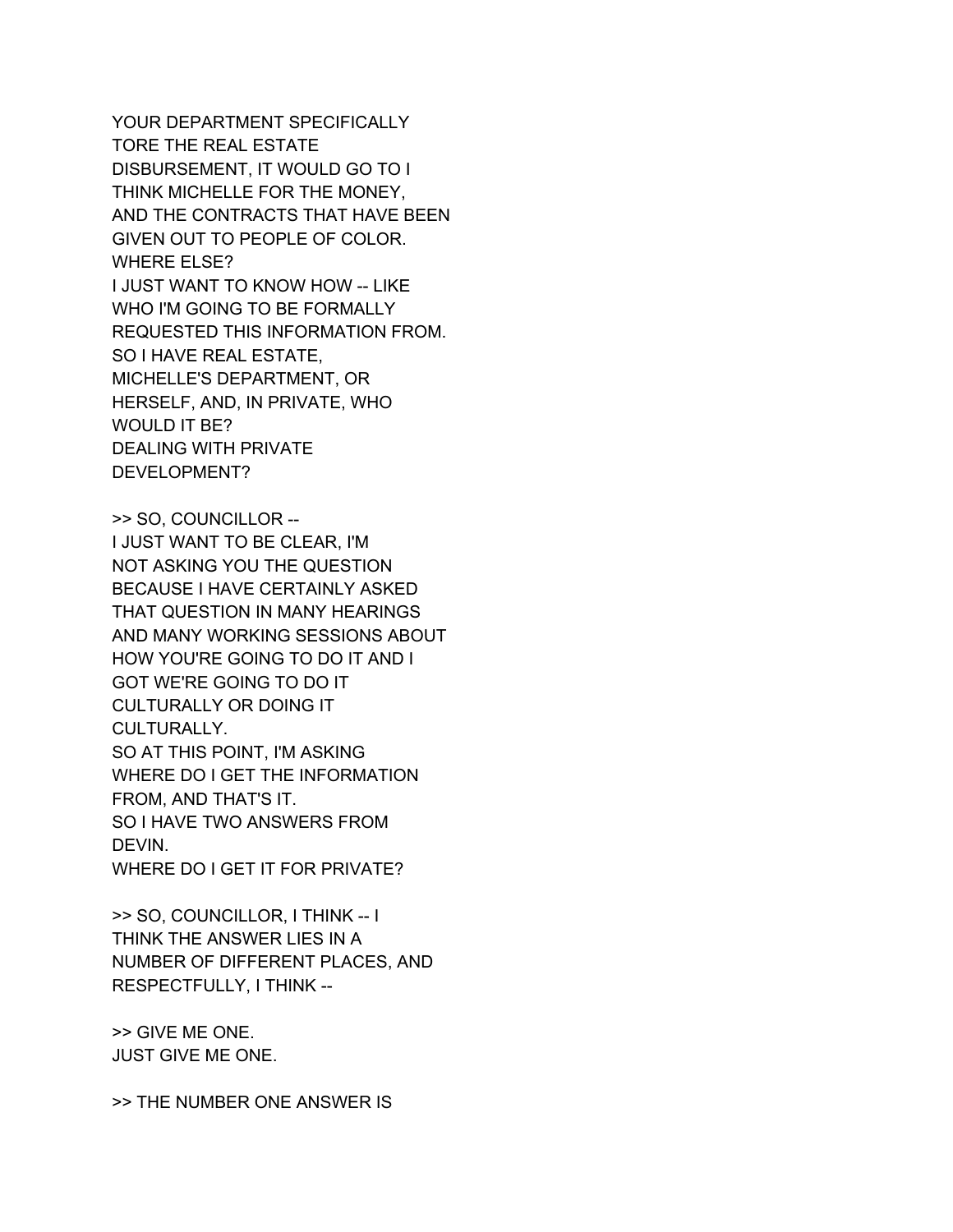YOUR DEPARTMENT SPECIFICALLY
TORE THE REAL ESTATE
DISBURSEMENT, IT WOULD GO TO I
THINK MICHELLE FOR THE MONEY,
AND THE CONTRACTS THAT HAVE BEEN
GIVEN OUT TO PEOPLE OF COLOR.
WHERE ELSE?
I JUST WANT TO KNOW HOW -- LIKE
WHO I'M GOING TO BE FORMALLY
REQUESTED THIS INFORMATION FROM.
SO I HAVE REAL ESTATE,
MICHELLE'S DEPARTMENT, OR
HERSELF, AND, IN PRIVATE, WHO
WOULD IT BE?
DEALING WITH PRIVATE
DEVELOPMENT?

>> SO, COUNCILLOR --
I JUST WANT TO BE CLEAR, I'M
NOT ASKING YOU THE QUESTION
BECAUSE I HAVE CERTAINLY ASKED
THAT QUESTION IN MANY HEARINGS
AND MANY WORKING SESSIONS ABOUT
HOW YOU'RE GOING TO DO IT AND I
GOT WE'RE GOING TO DO IT
CULTURALLY OR DOING IT
CULTURALLY.
SO AT THIS POINT, I'M ASKING
WHERE DO I GET THE INFORMATION
FROM, AND THAT'S IT.
SO I HAVE TWO ANSWERS FROM
DEVIN.
WHERE DO I GET IT FOR PRIVATE?

>> SO, COUNCILLOR, I THINK -- I
THINK THE ANSWER LIES IN A
NUMBER OF DIFFERENT PLACES, AND
RESPECTFULLY, I THINK --

>> GIVE ME ONE.
JUST GIVE ME ONE.

>> THE NUMBER ONE ANSWER IS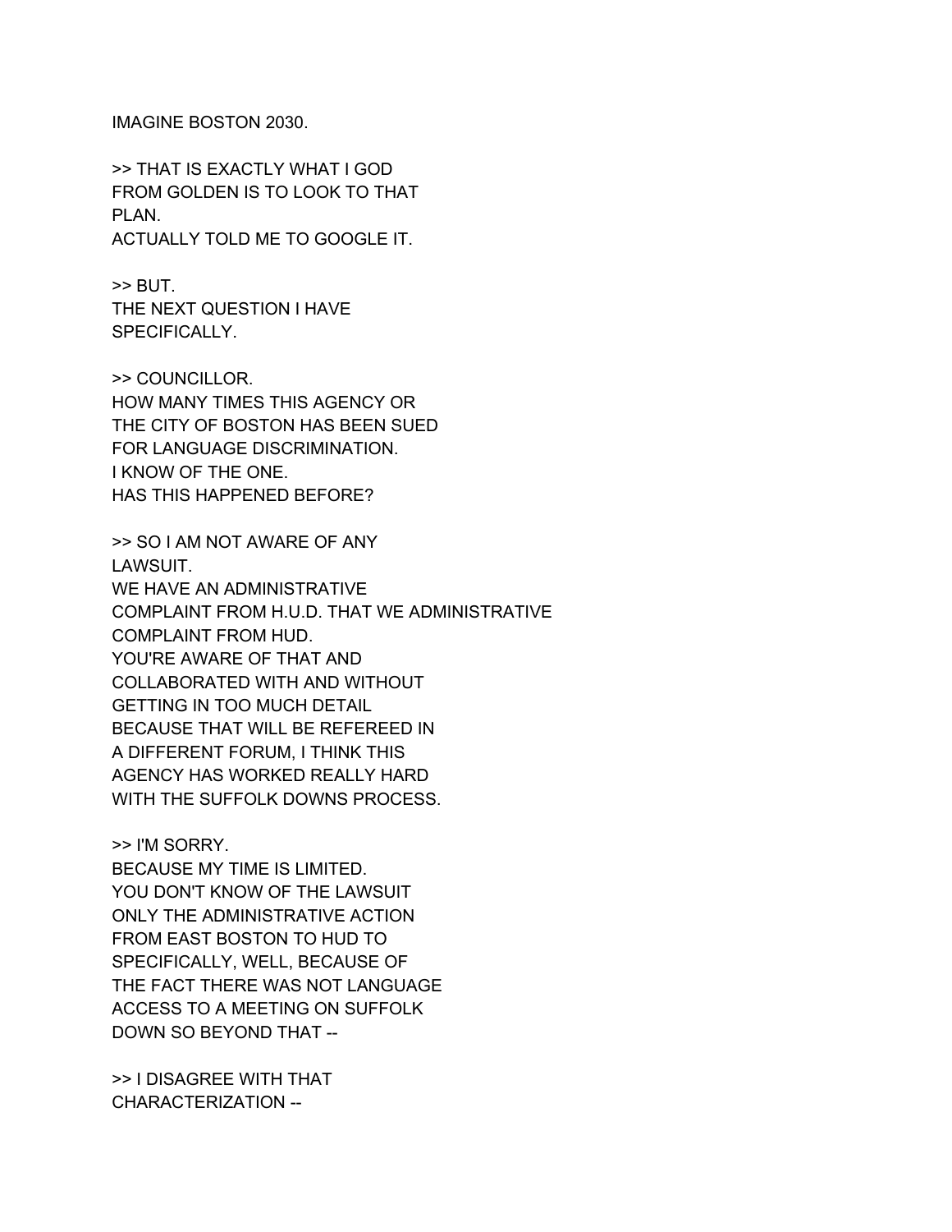IMAGINE BOSTON 2030.

>> THAT IS EXACTLY WHAT I GOD
FROM GOLDEN IS TO LOOK TO THAT
PLAN.
ACTUALLY TOLD ME TO GOOGLE IT.

>> BUT.
THE NEXT QUESTION I HAVE
SPECIFICALLY.

>> COUNCILLOR.
HOW MANY TIMES THIS AGENCY OR
THE CITY OF BOSTON HAS BEEN SUED
FOR LANGUAGE DISCRIMINATION.
I KNOW OF THE ONE.
HAS THIS HAPPENED BEFORE?

>> SO I AM NOT AWARE OF ANY
LAWSUIT.
WE HAVE AN ADMINISTRATIVE
COMPLAINT FROM H.U.D. THAT WE ADMINISTRATIVE
COMPLAINT FROM HUD.
YOU'RE AWARE OF THAT AND
COLLABORATED WITH AND WITHOUT
GETTING IN TOO MUCH DETAIL
BECAUSE THAT WILL BE REFEREED IN
A DIFFERENT FORUM, I THINK THIS
AGENCY HAS WORKED REALLY HARD
WITH THE SUFFOLK DOWNS PROCESS.

>> I'M SORRY.
BECAUSE MY TIME IS LIMITED.
YOU DON'T KNOW OF THE LAWSUIT
ONLY THE ADMINISTRATIVE ACTION
FROM EAST BOSTON TO HUD TO
SPECIFICALLY, WELL, BECAUSE OF
THE FACT THERE WAS NOT LANGUAGE
ACCESS TO A MEETING ON SUFFOLK
DOWN SO BEYOND THAT --

>> I DISAGREE WITH THAT
CHARACTERIZATION --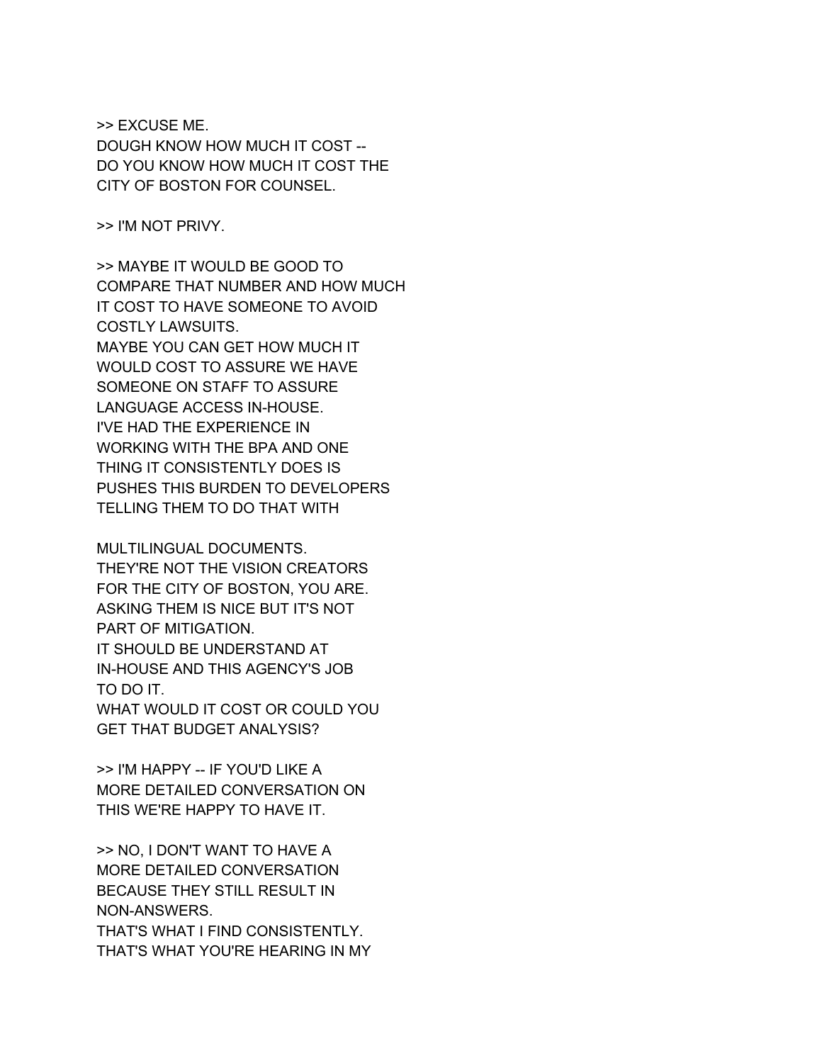>> EXCUSE ME.
DOUGH KNOW HOW MUCH IT COST --
DO YOU KNOW HOW MUCH IT COST THE
CITY OF BOSTON FOR COUNSEL.

>> I'M NOT PRIVY.

>> MAYBE IT WOULD BE GOOD TO
COMPARE THAT NUMBER AND HOW MUCH
IT COST TO HAVE SOMEONE TO AVOID
COSTLY LAWSUITS.
MAYBE YOU CAN GET HOW MUCH IT
WOULD COST TO ASSURE WE HAVE
SOMEONE ON STAFF TO ASSURE
LANGUAGE ACCESS IN-HOUSE.
I'VE HAD THE EXPERIENCE IN
WORKING WITH THE BPA AND ONE
THING IT CONSISTENTLY DOES IS
PUSHES THIS BURDEN TO DEVELOPERS
TELLING THEM TO DO THAT WITH

MULTILINGUAL DOCUMENTS.
THEY'RE NOT THE VISION CREATORS
FOR THE CITY OF BOSTON, YOU ARE.
ASKING THEM IS NICE BUT IT'S NOT
PART OF MITIGATION.
IT SHOULD BE UNDERSTAND AT
IN-HOUSE AND THIS AGENCY'S JOB
TO DO IT.
WHAT WOULD IT COST OR COULD YOU
GET THAT BUDGET ANALYSIS?

>> I'M HAPPY -- IF YOU'D LIKE A
MORE DETAILED CONVERSATION ON
THIS WE'RE HAPPY TO HAVE IT.

>> NO, I DON'T WANT TO HAVE A
MORE DETAILED CONVERSATION
BECAUSE THEY STILL RESULT IN
NON-ANSWERS.
THAT'S WHAT I FIND CONSISTENTLY.
THAT'S WHAT YOU'RE HEARING IN MY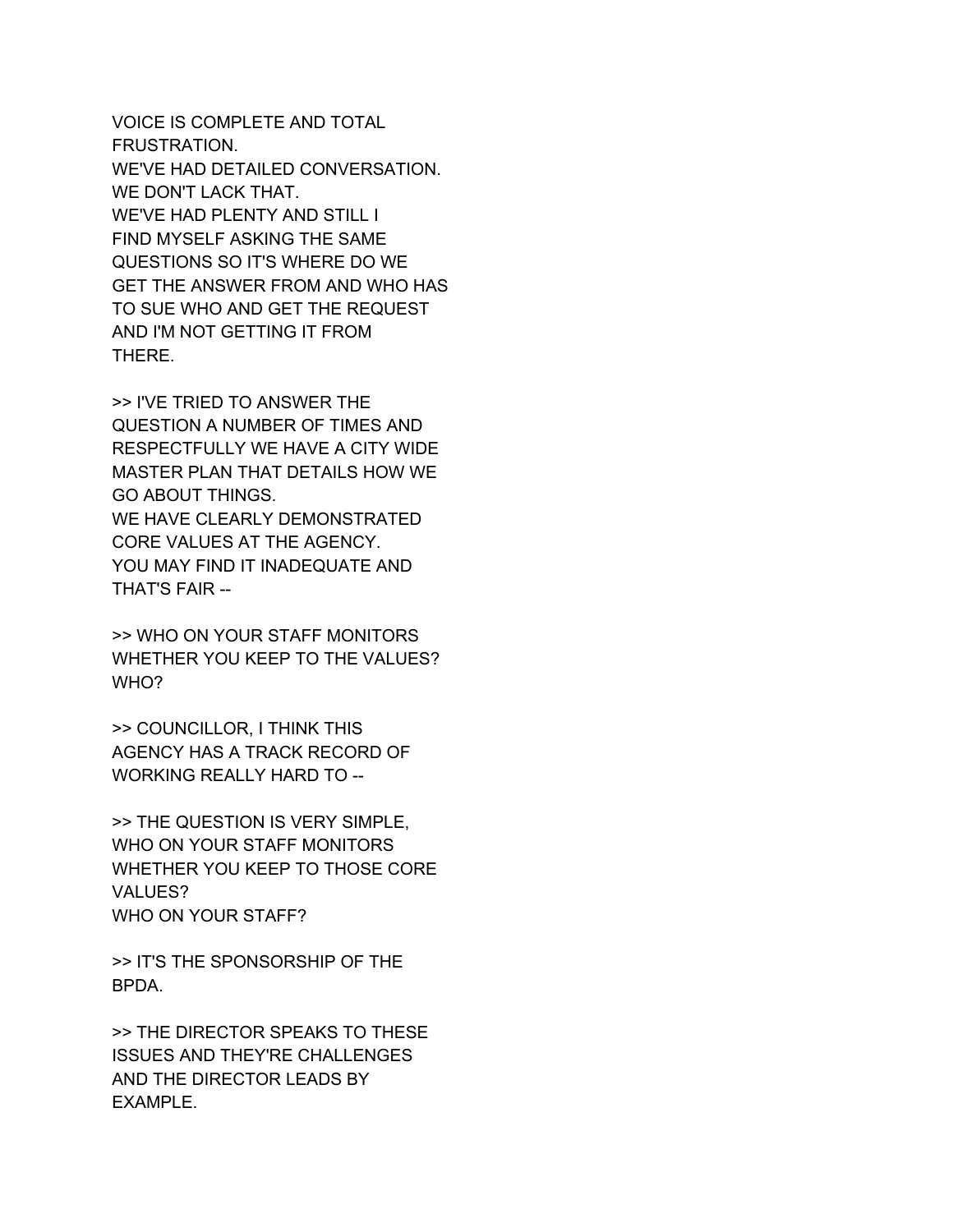VOICE IS COMPLETE AND TOTAL
FRUSTRATION.
WE'VE HAD DETAILED CONVERSATION.
WE DON'T LACK THAT.
WE'VE HAD PLENTY AND STILL I
FIND MYSELF ASKING THE SAME
QUESTIONS SO IT'S WHERE DO WE
GET THE ANSWER FROM AND WHO HAS
TO SUE WHO AND GET THE REQUEST
AND I'M NOT GETTING IT FROM
THERE.

>> I'VE TRIED TO ANSWER THE
QUESTION A NUMBER OF TIMES AND
RESPECTFULLY WE HAVE A CITY WIDE
MASTER PLAN THAT DETAILS HOW WE
GO ABOUT THINGS.
WE HAVE CLEARLY DEMONSTRATED
CORE VALUES AT THE AGENCY.
YOU MAY FIND IT INADEQUATE AND
THAT'S FAIR --

>> WHO ON YOUR STAFF MONITORS
WHETHER YOU KEEP TO THE VALUES?
WHO?

>> COUNCILLOR, I THINK THIS
AGENCY HAS A TRACK RECORD OF
WORKING REALLY HARD TO --

>> THE QUESTION IS VERY SIMPLE,
WHO ON YOUR STAFF MONITORS
WHETHER YOU KEEP TO THOSE CORE
VALUES?
WHO ON YOUR STAFF?

>> IT'S THE SPONSORSHIP OF THE
BPDA.

>> THE DIRECTOR SPEAKS TO THESE
ISSUES AND THEY'RE CHALLENGES
AND THE DIRECTOR LEADS BY
EXAMPLE.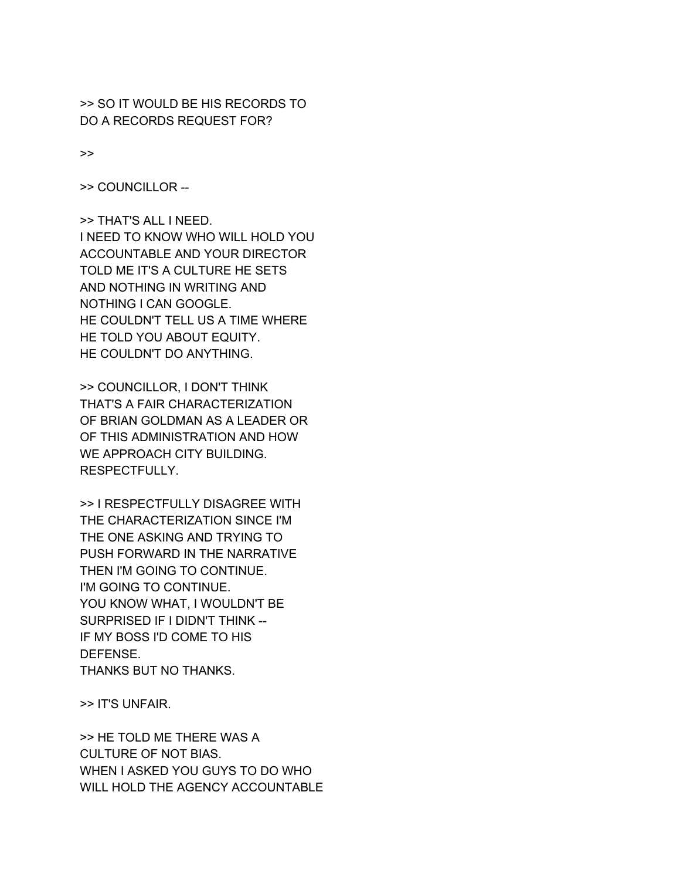>> SO IT WOULD BE HIS RECORDS TO
DO A RECORDS REQUEST FOR?

>>

>> COUNCILLOR --

>> THAT'S ALL I NEED.
I NEED TO KNOW WHO WILL HOLD YOU
ACCOUNTABLE AND YOUR DIRECTOR
TOLD ME IT'S A CULTURE HE SETS
AND NOTHING IN WRITING AND
NOTHING I CAN GOOGLE.
HE COULDN'T TELL US A TIME WHERE
HE TOLD YOU ABOUT EQUITY.
HE COULDN'T DO ANYTHING.

>> COUNCILLOR, I DON'T THINK
THAT'S A FAIR CHARACTERIZATION
OF BRIAN GOLDMAN AS A LEADER OR
OF THIS ADMINISTRATION AND HOW
WE APPROACH CITY BUILDING.
RESPECTFULLY.

>> I RESPECTFULLY DISAGREE WITH
THE CHARACTERIZATION SINCE I'M
THE ONE ASKING AND TRYING TO
PUSH FORWARD IN THE NARRATIVE
THEN I'M GOING TO CONTINUE.
I'M GOING TO CONTINUE.
YOU KNOW WHAT, I WOULDN'T BE
SURPRISED IF I DIDN'T THINK --
IF MY BOSS I'D COME TO HIS
DEFENSE.
THANKS BUT NO THANKS.

>> IT'S UNFAIR.

>> HE TOLD ME THERE WAS A
CULTURE OF NOT BIAS.
WHEN I ASKED YOU GUYS TO DO WHO
WILL HOLD THE AGENCY ACCOUNTABLE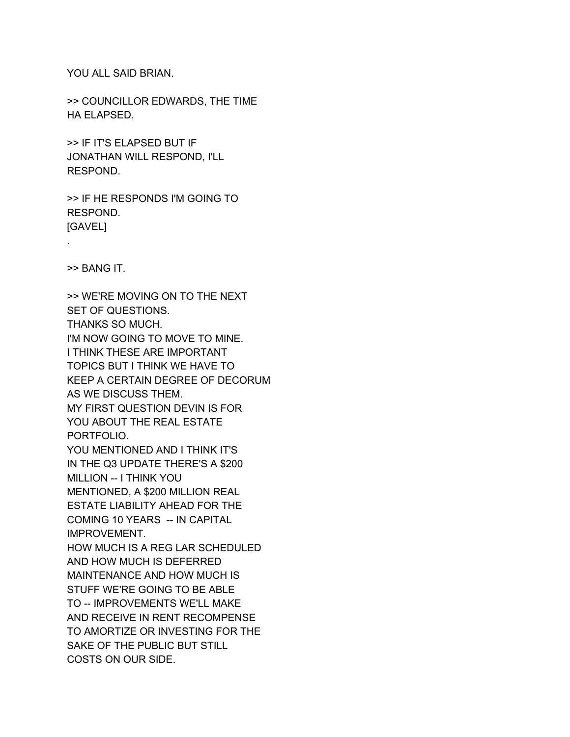YOU ALL SAID BRIAN.

>> COUNCILLOR EDWARDS, THE TIME HA ELAPSED.

>> IF IT'S ELAPSED BUT IF JONATHAN WILL RESPOND, I'LL RESPOND.

>> IF HE RESPONDS I'M GOING TO RESPOND.
[GAVEL]
.

>> BANG IT.

>> WE'RE MOVING ON TO THE NEXT SET OF QUESTIONS.
THANKS SO MUCH.
I'M NOW GOING TO MOVE TO MINE.
I THINK THESE ARE IMPORTANT TOPICS BUT I THINK WE HAVE TO KEEP A CERTAIN DEGREE OF DECORUM AS WE DISCUSS THEM.
MY FIRST QUESTION DEVIN IS FOR YOU ABOUT THE REAL ESTATE PORTFOLIO.
YOU MENTIONED AND I THINK IT'S IN THE Q3 UPDATE THERE'S A $200 MILLION -- I THINK YOU MENTIONED, A $200 MILLION REAL ESTATE LIABILITY AHEAD FOR THE COMING 10 YEARS -- IN CAPITAL IMPROVEMENT.
HOW MUCH IS A REG LAR SCHEDULED AND HOW MUCH IS DEFERRED MAINTENANCE AND HOW MUCH IS STUFF WE'RE GOING TO BE ABLE TO -- IMPROVEMENTS WE'LL MAKE AND RECEIVE IN RENT RECOMPENSE TO AMORTIZE OR INVESTING FOR THE SAKE OF THE PUBLIC BUT STILL COSTS ON OUR SIDE.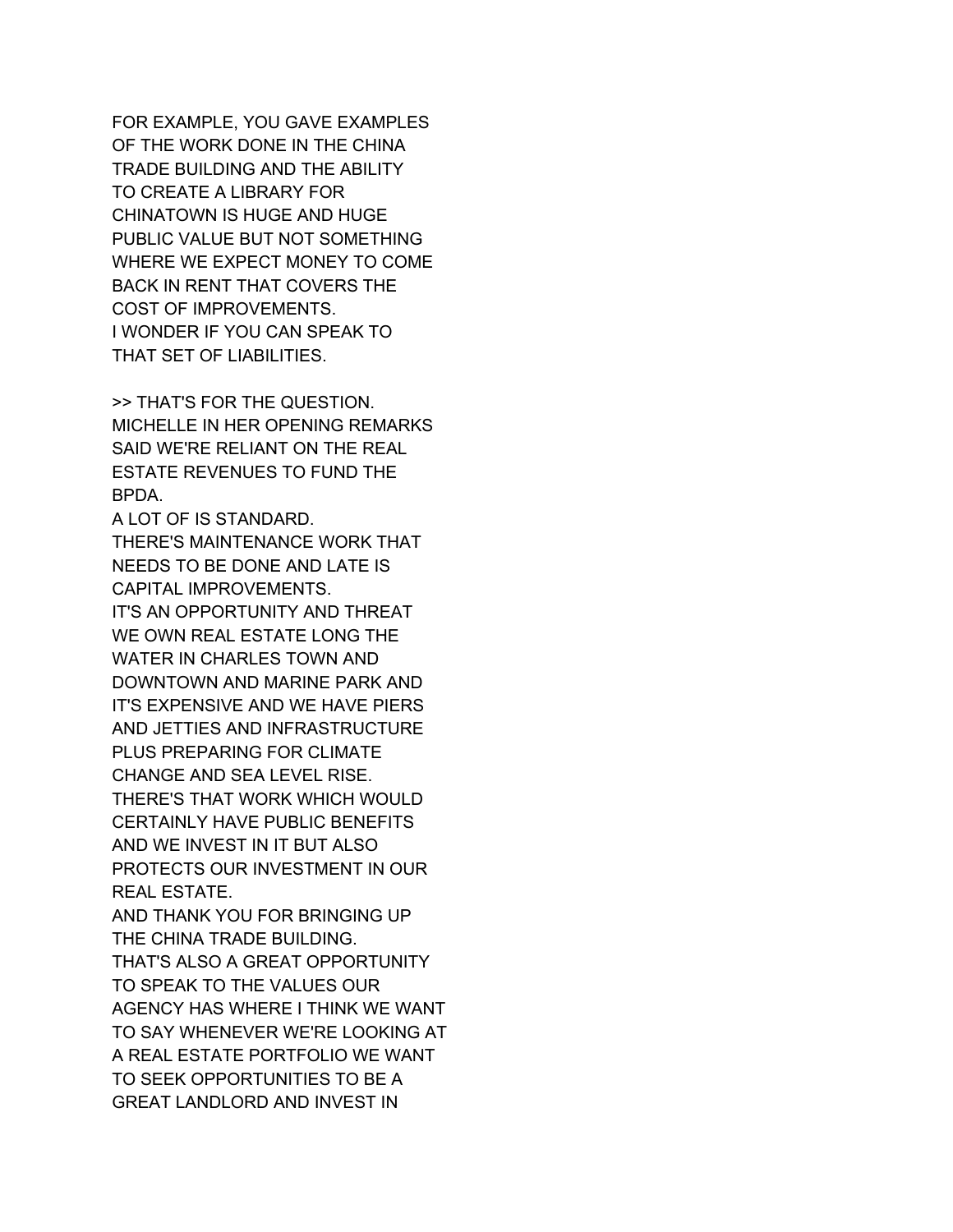FOR EXAMPLE, YOU GAVE EXAMPLES
OF THE WORK DONE IN THE CHINA
TRADE BUILDING AND THE ABILITY
TO CREATE A LIBRARY FOR
CHINATOWN IS HUGE AND HUGE
PUBLIC VALUE BUT NOT SOMETHING
WHERE WE EXPECT MONEY TO COME
BACK IN RENT THAT COVERS THE
COST OF IMPROVEMENTS.
I WONDER IF YOU CAN SPEAK TO
THAT SET OF LIABILITIES.

>> THAT'S FOR THE QUESTION.
MICHELLE IN HER OPENING REMARKS
SAID WE'RE RELIANT ON THE REAL
ESTATE REVENUES TO FUND THE
BPDA.
A LOT OF IS STANDARD.
THERE'S MAINTENANCE WORK THAT
NEEDS TO BE DONE AND LATE IS
CAPITAL IMPROVEMENTS.
IT'S AN OPPORTUNITY AND THREAT
WE OWN REAL ESTATE LONG THE
WATER IN CHARLES TOWN AND
DOWNTOWN AND MARINE PARK AND
IT'S EXPENSIVE AND WE HAVE PIERS
AND JETTIES AND INFRASTRUCTURE
PLUS PREPARING FOR CLIMATE
CHANGE AND SEA LEVEL RISE.
THERE'S THAT WORK WHICH WOULD
CERTAINLY HAVE PUBLIC BENEFITS
AND WE INVEST IN IT BUT ALSO
PROTECTS OUR INVESTMENT IN OUR
REAL ESTATE.
AND THANK YOU FOR BRINGING UP
THE CHINA TRADE BUILDING.
THAT'S ALSO A GREAT OPPORTUNITY
TO SPEAK TO THE VALUES OUR
AGENCY HAS WHERE I THINK WE WANT
TO SAY WHENEVER WE'RE LOOKING AT
A REAL ESTATE PORTFOLIO WE WANT
TO SEEK OPPORTUNITIES TO BE A
GREAT LANDLORD AND INVEST IN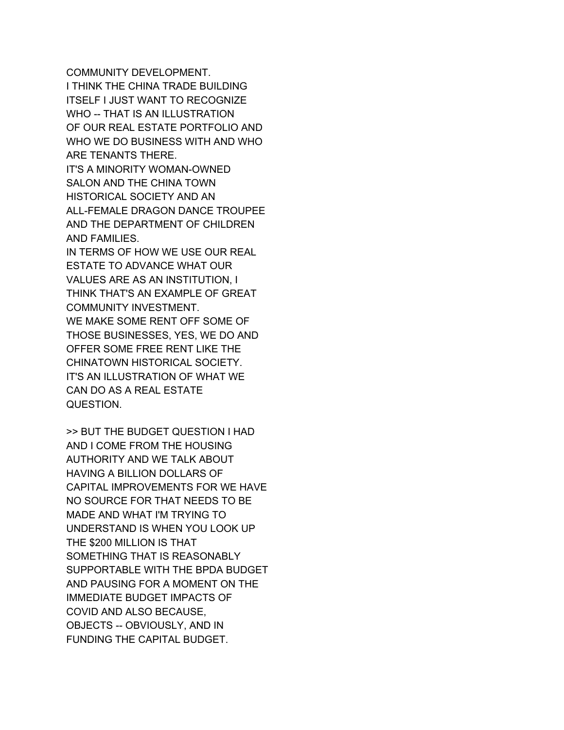COMMUNITY DEVELOPMENT.
I THINK THE CHINA TRADE BUILDING ITSELF I JUST WANT TO RECOGNIZE WHO -- THAT IS AN ILLUSTRATION OF OUR REAL ESTATE PORTFOLIO AND WHO WE DO BUSINESS WITH AND WHO ARE TENANTS THERE.
IT'S A MINORITY WOMAN-OWNED SALON AND THE CHINA TOWN HISTORICAL SOCIETY AND AN ALL-FEMALE DRAGON DANCE TROUPEE AND THE DEPARTMENT OF CHILDREN AND FAMILIES.
IN TERMS OF HOW WE USE OUR REAL ESTATE TO ADVANCE WHAT OUR VALUES ARE AS AN INSTITUTION, I THINK THAT'S AN EXAMPLE OF GREAT COMMUNITY INVESTMENT.
WE MAKE SOME RENT OFF SOME OF THOSE BUSINESSES, YES, WE DO AND OFFER SOME FREE RENT LIKE THE CHINATOWN HISTORICAL SOCIETY.
IT'S AN ILLUSTRATION OF WHAT WE CAN DO AS A REAL ESTATE QUESTION.

>> BUT THE BUDGET QUESTION I HAD AND I COME FROM THE HOUSING AUTHORITY AND WE TALK ABOUT HAVING A BILLION DOLLARS OF CAPITAL IMPROVEMENTS FOR WE HAVE NO SOURCE FOR THAT NEEDS TO BE MADE AND WHAT I'M TRYING TO UNDERSTAND IS WHEN YOU LOOK UP THE $200 MILLION IS THAT SOMETHING THAT IS REASONABLY SUPPORTABLE WITH THE BPDA BUDGET AND PAUSING FOR A MOMENT ON THE IMMEDIATE BUDGET IMPACTS OF COVID AND ALSO BECAUSE, OBJECTS -- OBVIOUSLY, AND IN FUNDING THE CAPITAL BUDGET.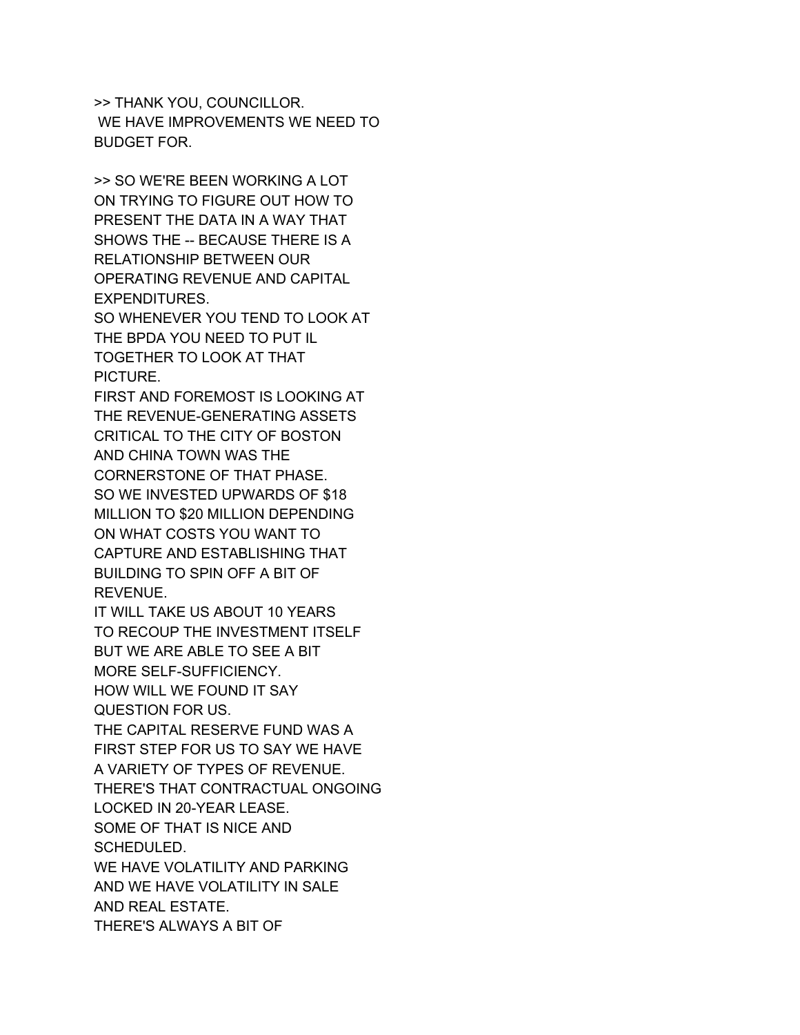>> THANK YOU, COUNCILLOR.
 WE HAVE IMPROVEMENTS WE NEED TO BUDGET FOR.

>> SO WE'RE BEEN WORKING A LOT ON TRYING TO FIGURE OUT HOW TO PRESENT THE DATA IN A WAY THAT SHOWS THE -- BECAUSE THERE IS A RELATIONSHIP BETWEEN OUR OPERATING REVENUE AND CAPITAL EXPENDITURES.
SO WHENEVER YOU TEND TO LOOK AT THE BPDA YOU NEED TO PUT IL TOGETHER TO LOOK AT THAT PICTURE.
FIRST AND FOREMOST IS LOOKING AT THE REVENUE-GENERATING ASSETS CRITICAL TO THE CITY OF BOSTON AND CHINA TOWN WAS THE CORNERSTONE OF THAT PHASE.
SO WE INVESTED UPWARDS OF $18 MILLION TO $20 MILLION DEPENDING ON WHAT COSTS YOU WANT TO CAPTURE AND ESTABLISHING THAT BUILDING TO SPIN OFF A BIT OF REVENUE.
IT WILL TAKE US ABOUT 10 YEARS TO RECOUP THE INVESTMENT ITSELF BUT WE ARE ABLE TO SEE A BIT MORE SELF-SUFFICIENCY.
HOW WILL WE FOUND IT SAY QUESTION FOR US.
THE CAPITAL RESERVE FUND WAS A FIRST STEP FOR US TO SAY WE HAVE A VARIETY OF TYPES OF REVENUE.
THERE'S THAT CONTRACTUAL ONGOING LOCKED IN 20-YEAR LEASE.
SOME OF THAT IS NICE AND SCHEDULED.
WE HAVE VOLATILITY AND PARKING AND WE HAVE VOLATILITY IN SALE AND REAL ESTATE.
THERE'S ALWAYS A BIT OF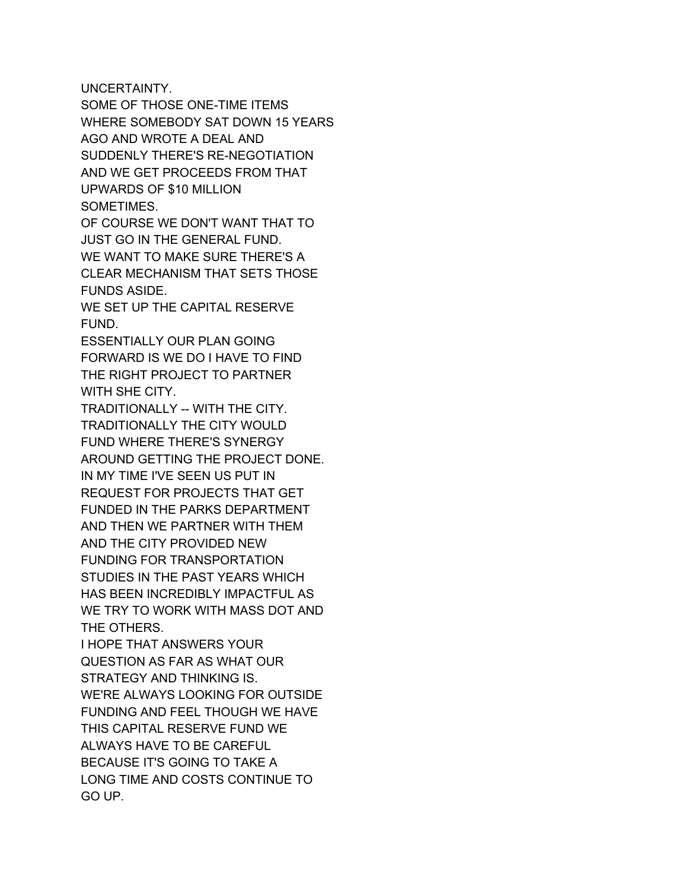UNCERTAINTY.
SOME OF THOSE ONE-TIME ITEMS
WHERE SOMEBODY SAT DOWN 15 YEARS
AGO AND WROTE A DEAL AND
SUDDENLY THERE'S RE-NEGOTIATION
AND WE GET PROCEEDS FROM THAT
UPWARDS OF $10 MILLION
SOMETIMES.
OF COURSE WE DON'T WANT THAT TO
JUST GO IN THE GENERAL FUND.
WE WANT TO MAKE SURE THERE'S A
CLEAR MECHANISM THAT SETS THOSE
FUNDS ASIDE.
WE SET UP THE CAPITAL RESERVE
FUND.
ESSENTIALLY OUR PLAN GOING
FORWARD IS WE DO I HAVE TO FIND
THE RIGHT PROJECT TO PARTNER
WITH SHE CITY.
TRADITIONALLY -- WITH THE CITY.
TRADITIONALLY THE CITY WOULD
FUND WHERE THERE'S SYNERGY
AROUND GETTING THE PROJECT DONE.
IN MY TIME I'VE SEEN US PUT IN
REQUEST FOR PROJECTS THAT GET
FUNDED IN THE PARKS DEPARTMENT
AND THEN WE PARTNER WITH THEM
AND THE CITY PROVIDED NEW
FUNDING FOR TRANSPORTATION
STUDIES IN THE PAST YEARS WHICH
HAS BEEN INCREDIBLY IMPACTFUL AS
WE TRY TO WORK WITH MASS DOT AND
THE OTHERS.
I HOPE THAT ANSWERS YOUR
QUESTION AS FAR AS WHAT OUR
STRATEGY AND THINKING IS.
WE'RE ALWAYS LOOKING FOR OUTSIDE
FUNDING AND FEEL THOUGH WE HAVE
THIS CAPITAL RESERVE FUND WE
ALWAYS HAVE TO BE CAREFUL
BECAUSE IT'S GOING TO TAKE A
LONG TIME AND COSTS CONTINUE TO
GO UP.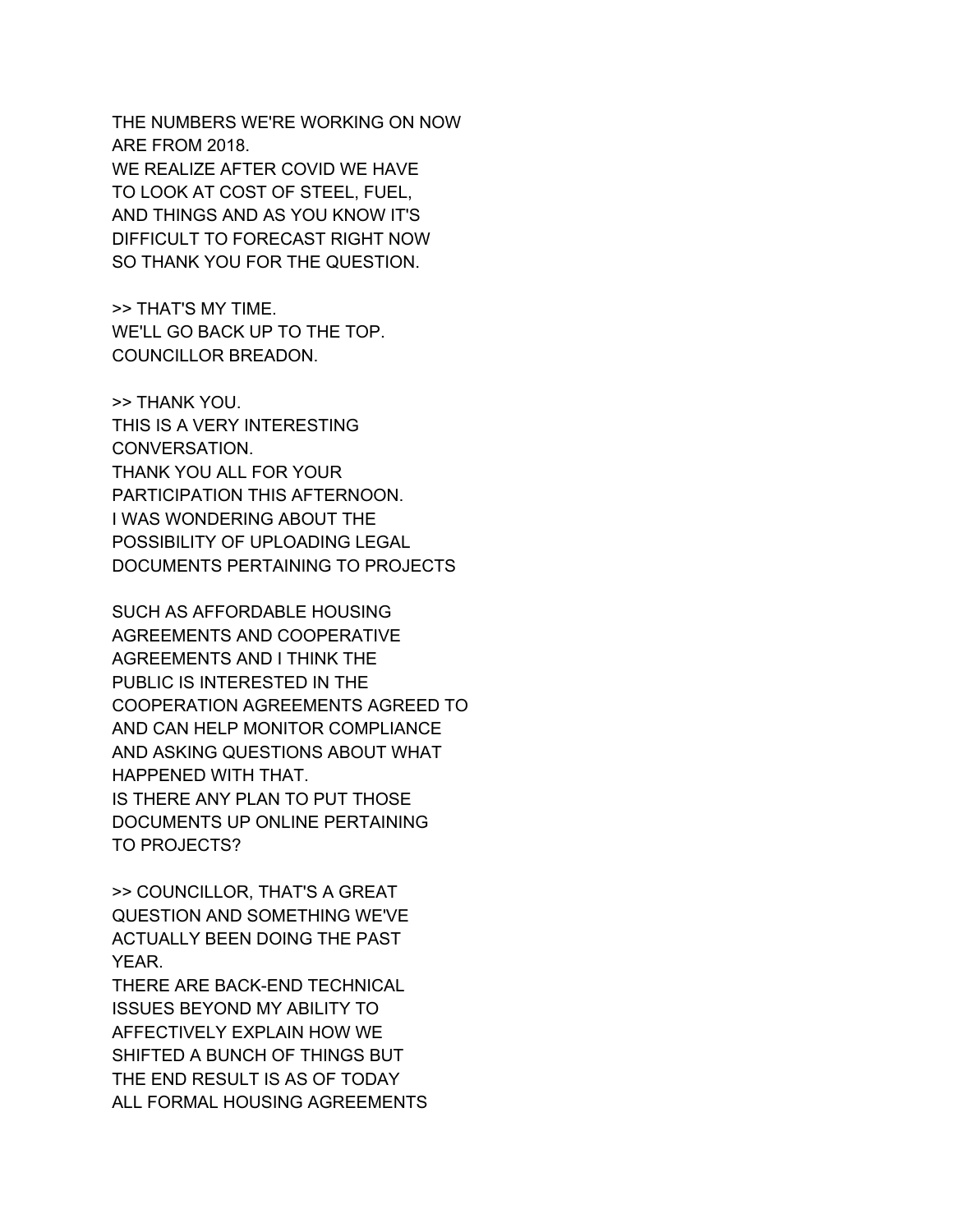THE NUMBERS WE'RE WORKING ON NOW
ARE FROM 2018.
WE REALIZE AFTER COVID WE HAVE
TO LOOK AT COST OF STEEL, FUEL,
AND THINGS AND AS YOU KNOW IT'S
DIFFICULT TO FORECAST RIGHT NOW
SO THANK YOU FOR THE QUESTION.

>> THAT'S MY TIME.
WE'LL GO BACK UP TO THE TOP.
COUNCILLOR BREADON.

>> THANK YOU.
THIS IS A VERY INTERESTING
CONVERSATION.
THANK YOU ALL FOR YOUR
PARTICIPATION THIS AFTERNOON.
I WAS WONDERING ABOUT THE
POSSIBILITY OF UPLOADING LEGAL
DOCUMENTS PERTAINING TO PROJECTS

SUCH AS AFFORDABLE HOUSING
AGREEMENTS AND COOPERATIVE
AGREEMENTS AND I THINK THE
PUBLIC IS INTERESTED IN THE
COOPERATION AGREEMENTS AGREED TO
AND CAN HELP MONITOR COMPLIANCE
AND ASKING QUESTIONS ABOUT WHAT
HAPPENED WITH THAT.
IS THERE ANY PLAN TO PUT THOSE
DOCUMENTS UP ONLINE PERTAINING
TO PROJECTS?

>> COUNCILLOR, THAT'S A GREAT
QUESTION AND SOMETHING WE'VE
ACTUALLY BEEN DOING THE PAST
YEAR.
THERE ARE BACK-END TECHNICAL
ISSUES BEYOND MY ABILITY TO
AFFECTIVELY EXPLAIN HOW WE
SHIFTED A BUNCH OF THINGS BUT
THE END RESULT IS AS OF TODAY
ALL FORMAL HOUSING AGREEMENTS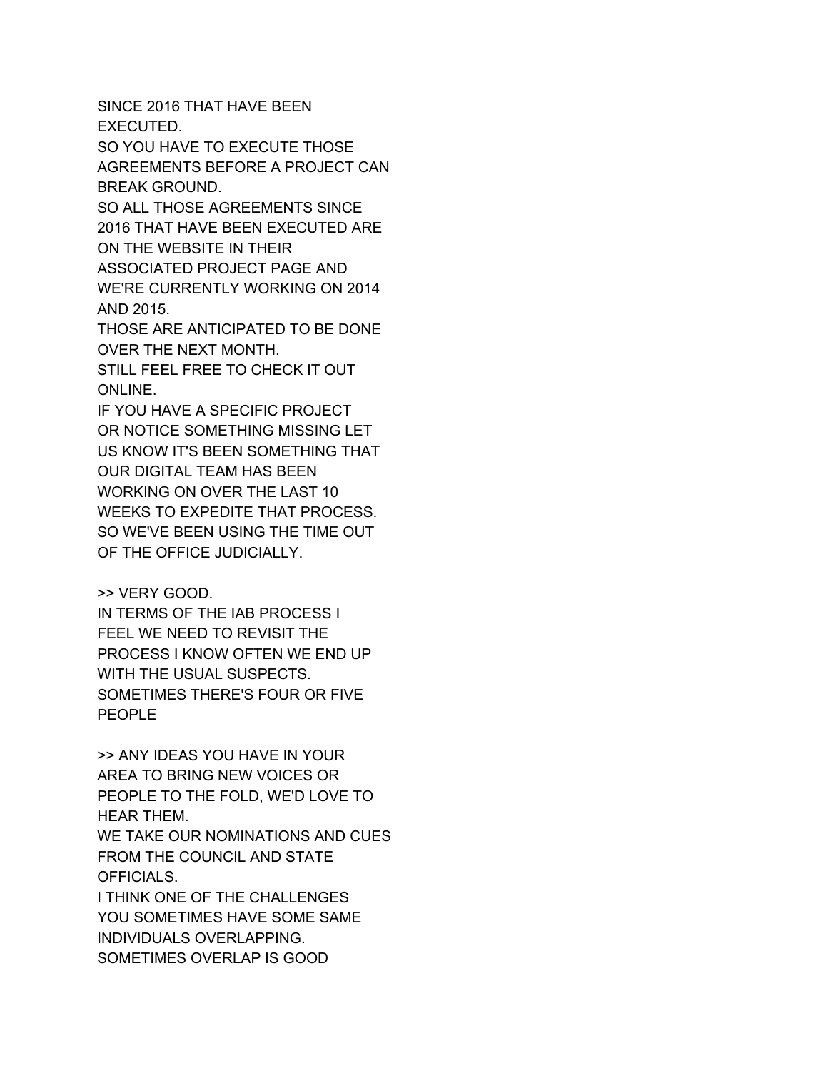SINCE 2016 THAT HAVE BEEN
EXECUTED.
SO YOU HAVE TO EXECUTE THOSE
AGREEMENTS BEFORE A PROJECT CAN
BREAK GROUND.
SO ALL THOSE AGREEMENTS SINCE
2016 THAT HAVE BEEN EXECUTED ARE
ON THE WEBSITE IN THEIR
ASSOCIATED PROJECT PAGE AND
WE'RE CURRENTLY WORKING ON 2014
AND 2015.
THOSE ARE ANTICIPATED TO BE DONE
OVER THE NEXT MONTH.
STILL FEEL FREE TO CHECK IT OUT
ONLINE.
IF YOU HAVE A SPECIFIC PROJECT
OR NOTICE SOMETHING MISSING LET
US KNOW IT'S BEEN SOMETHING THAT
OUR DIGITAL TEAM HAS BEEN
WORKING ON OVER THE LAST 10
WEEKS TO EXPEDITE THAT PROCESS.
SO WE'VE BEEN USING THE TIME OUT
OF THE OFFICE JUDICIALLY.

>> VERY GOOD.
IN TERMS OF THE IAB PROCESS I
FEEL WE NEED TO REVISIT THE
PROCESS I KNOW OFTEN WE END UP
WITH THE USUAL SUSPECTS.
SOMETIMES THERE'S FOUR OR FIVE
PEOPLE

>> ANY IDEAS YOU HAVE IN YOUR
AREA TO BRING NEW VOICES OR
PEOPLE TO THE FOLD, WE'D LOVE TO
HEAR THEM.
WE TAKE OUR NOMINATIONS AND CUES
FROM THE COUNCIL AND STATE
OFFICIALS.
I THINK ONE OF THE CHALLENGES
YOU SOMETIMES HAVE SOME SAME
INDIVIDUALS OVERLAPPING.
SOMETIMES OVERLAP IS GOOD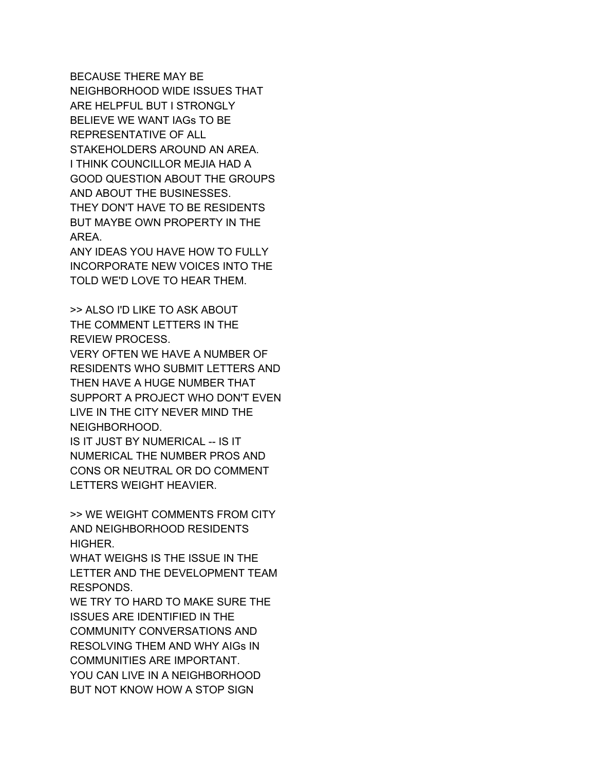BECAUSE THERE MAY BE
NEIGHBORHOOD WIDE ISSUES THAT
ARE HELPFUL BUT I STRONGLY
BELIEVE WE WANT IAGs TO BE
REPRESENTATIVE OF ALL
STAKEHOLDERS AROUND AN AREA.
I THINK COUNCILLOR MEJIA HAD A
GOOD QUESTION ABOUT THE GROUPS
AND ABOUT THE BUSINESSES.
THEY DON'T HAVE TO BE RESIDENTS
BUT MAYBE OWN PROPERTY IN THE
AREA.
ANY IDEAS YOU HAVE HOW TO FULLY
INCORPORATE NEW VOICES INTO THE
TOLD WE'D LOVE TO HEAR THEM.

>> ALSO I'D LIKE TO ASK ABOUT
THE COMMENT LETTERS IN THE
REVIEW PROCESS.
VERY OFTEN WE HAVE A NUMBER OF
RESIDENTS WHO SUBMIT LETTERS AND
THEN HAVE A HUGE NUMBER THAT
SUPPORT A PROJECT WHO DON'T EVEN
LIVE IN THE CITY NEVER MIND THE
NEIGHBORHOOD.
IS IT JUST BY NUMERICAL -- IS IT
NUMERICAL THE NUMBER PROS AND
CONS OR NEUTRAL OR DO COMMENT
LETTERS WEIGHT HEAVIER.

>> WE WEIGHT COMMENTS FROM CITY
AND NEIGHBORHOOD RESIDENTS
HIGHER.
WHAT WEIGHS IS THE ISSUE IN THE
LETTER AND THE DEVELOPMENT TEAM
RESPONDS.
WE TRY TO HARD TO MAKE SURE THE
ISSUES ARE IDENTIFIED IN THE
COMMUNITY CONVERSATIONS AND
RESOLVING THEM AND WHY AIGs IN
COMMUNITIES ARE IMPORTANT.
YOU CAN LIVE IN A NEIGHBORHOOD
BUT NOT KNOW HOW A STOP SIGN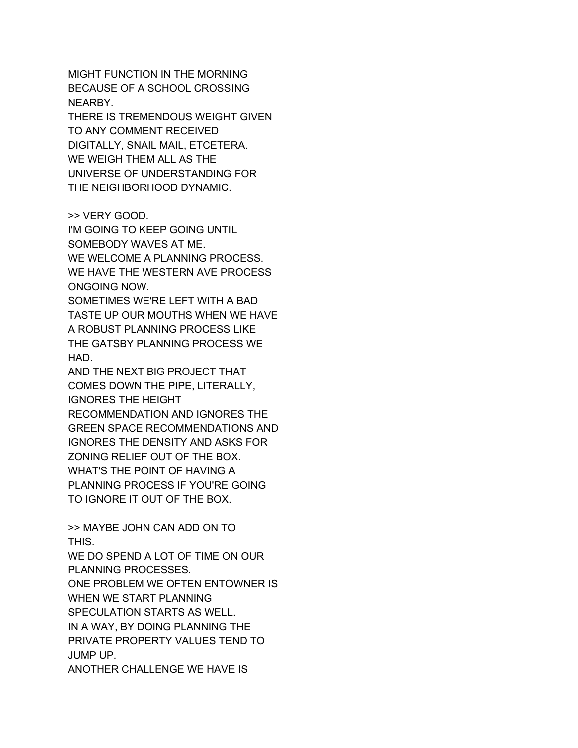MIGHT FUNCTION IN THE MORNING
BECAUSE OF A SCHOOL CROSSING
NEARBY.
THERE IS TREMENDOUS WEIGHT GIVEN
TO ANY COMMENT RECEIVED
DIGITALLY, SNAIL MAIL, ETCETERA.
WE WEIGH THEM ALL AS THE
UNIVERSE OF UNDERSTANDING FOR
THE NEIGHBORHOOD DYNAMIC.

>> VERY GOOD.
I'M GOING TO KEEP GOING UNTIL
SOMEBODY WAVES AT ME.
WE WELCOME A PLANNING PROCESS.
WE HAVE THE WESTERN AVE PROCESS
ONGOING NOW.
SOMETIMES WE'RE LEFT WITH A BAD
TASTE UP OUR MOUTHS WHEN WE HAVE
A ROBUST PLANNING PROCESS LIKE
THE GATSBY PLANNING PROCESS WE
HAD.
AND THE NEXT BIG PROJECT THAT
COMES DOWN THE PIPE, LITERALLY,
IGNORES THE HEIGHT
RECOMMENDATION AND IGNORES THE
GREEN SPACE RECOMMENDATIONS AND
IGNORES THE DENSITY AND ASKS FOR
ZONING RELIEF OUT OF THE BOX.
WHAT'S THE POINT OF HAVING A
PLANNING PROCESS IF YOU'RE GOING
TO IGNORE IT OUT OF THE BOX.

>> MAYBE JOHN CAN ADD ON TO
THIS.
WE DO SPEND A LOT OF TIME ON OUR
PLANNING PROCESSES.
ONE PROBLEM WE OFTEN ENTOWNER IS
WHEN WE START PLANNING
SPECULATION STARTS AS WELL.
IN A WAY, BY DOING PLANNING THE
PRIVATE PROPERTY VALUES TEND TO
JUMP UP.
ANOTHER CHALLENGE WE HAVE IS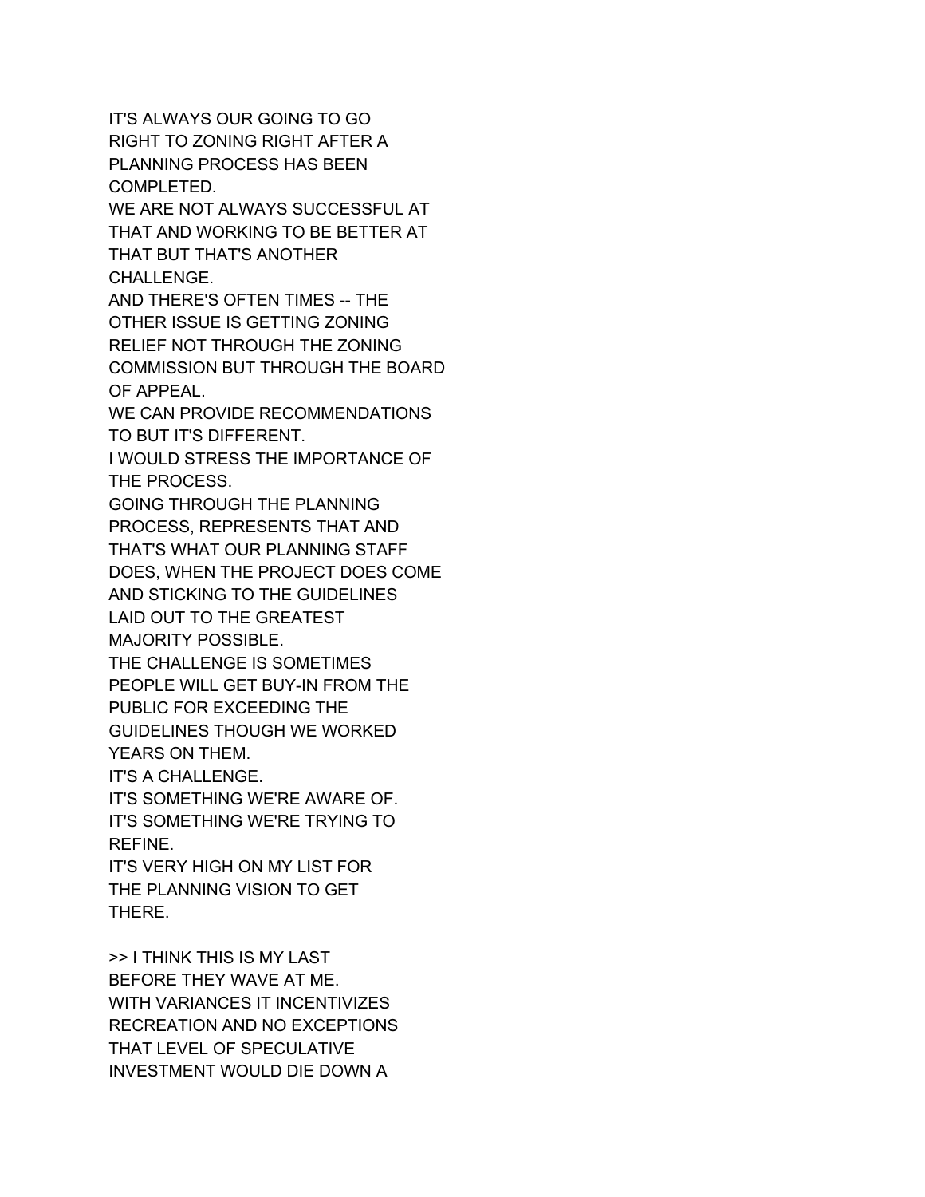IT'S ALWAYS OUR GOING TO GO
RIGHT TO ZONING RIGHT AFTER A
PLANNING PROCESS HAS BEEN
COMPLETED.
WE ARE NOT ALWAYS SUCCESSFUL AT
THAT AND WORKING TO BE BETTER AT
THAT BUT THAT'S ANOTHER
CHALLENGE.
AND THERE'S OFTEN TIMES -- THE
OTHER ISSUE IS GETTING ZONING
RELIEF NOT THROUGH THE ZONING
COMMISSION BUT THROUGH THE BOARD
OF APPEAL.
WE CAN PROVIDE RECOMMENDATIONS
TO BUT IT'S DIFFERENT.
I WOULD STRESS THE IMPORTANCE OF
THE PROCESS.
GOING THROUGH THE PLANNING
PROCESS, REPRESENTS THAT AND
THAT'S WHAT OUR PLANNING STAFF
DOES, WHEN THE PROJECT DOES COME
AND STICKING TO THE GUIDELINES
LAID OUT TO THE GREATEST
MAJORITY POSSIBLE.
THE CHALLENGE IS SOMETIMES
PEOPLE WILL GET BUY-IN FROM THE
PUBLIC FOR EXCEEDING THE
GUIDELINES THOUGH WE WORKED
YEARS ON THEM.
IT'S A CHALLENGE.
IT'S SOMETHING WE'RE AWARE OF.
IT'S SOMETHING WE'RE TRYING TO
REFINE.
IT'S VERY HIGH ON MY LIST FOR
THE PLANNING VISION TO GET
THERE.

>> I THINK THIS IS MY LAST
BEFORE THEY WAVE AT ME.
WITH VARIANCES IT INCENTIVIZES
RECREATION AND NO EXCEPTIONS
THAT LEVEL OF SPECULATIVE
INVESTMENT WOULD DIE DOWN A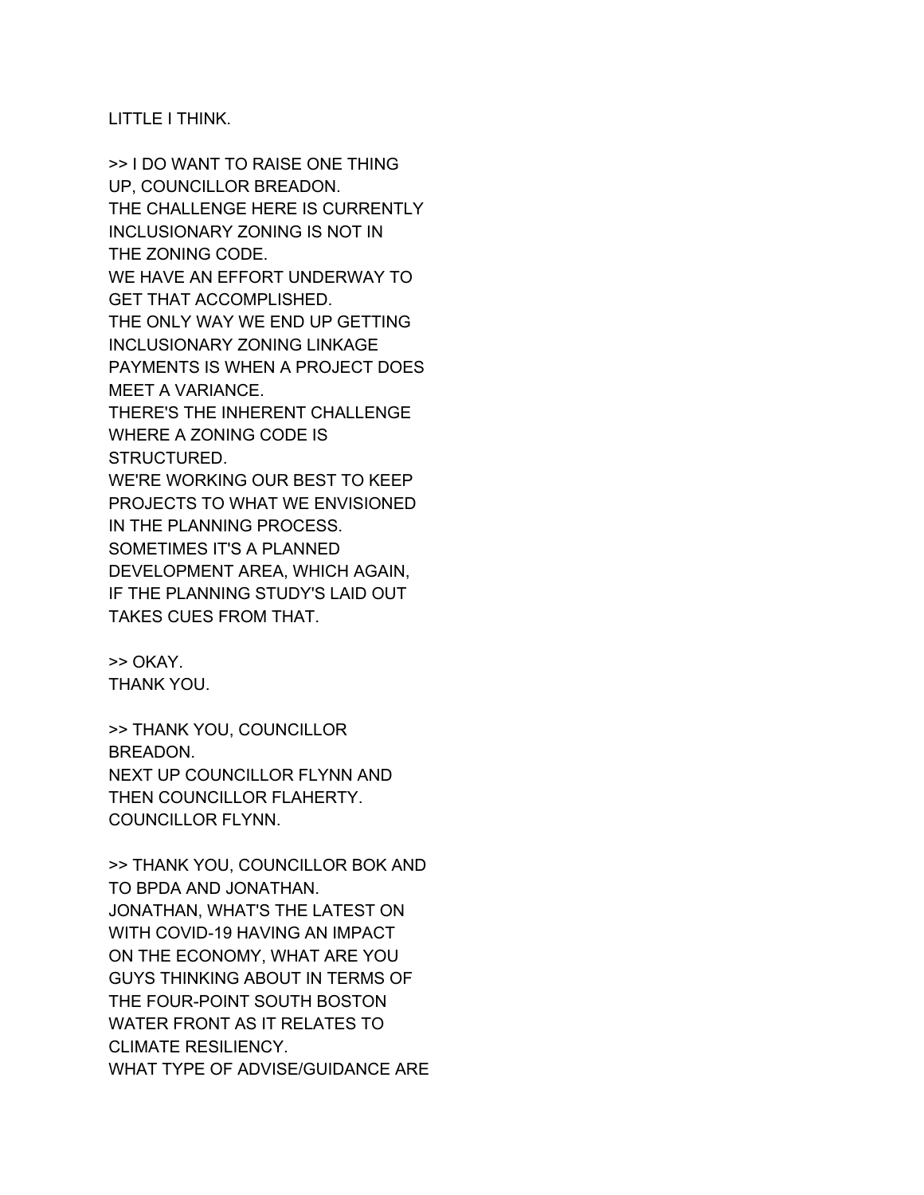LITTLE I THINK.

>> I DO WANT TO RAISE ONE THING
UP, COUNCILLOR BREADON.
THE CHALLENGE HERE IS CURRENTLY
INCLUSIONARY ZONING IS NOT IN
THE ZONING CODE.
WE HAVE AN EFFORT UNDERWAY TO
GET THAT ACCOMPLISHED.
THE ONLY WAY WE END UP GETTING
INCLUSIONARY ZONING LINKAGE
PAYMENTS IS WHEN A PROJECT DOES
MEET A VARIANCE.
THERE'S THE INHERENT CHALLENGE
WHERE A ZONING CODE IS
STRUCTURED.
WE'RE WORKING OUR BEST TO KEEP
PROJECTS TO WHAT WE ENVISIONED
IN THE PLANNING PROCESS.
SOMETIMES IT'S A PLANNED
DEVELOPMENT AREA, WHICH AGAIN,
IF THE PLANNING STUDY'S LAID OUT
TAKES CUES FROM THAT.

>> OKAY.
THANK YOU.

>> THANK YOU, COUNCILLOR
BREADON.
NEXT UP COUNCILLOR FLYNN AND
THEN COUNCILLOR FLAHERTY.
COUNCILLOR FLYNN.

>> THANK YOU, COUNCILLOR BOK AND
TO BPDA AND JONATHAN.
JONATHAN, WHAT'S THE LATEST ON
WITH COVID-19 HAVING AN IMPACT
ON THE ECONOMY, WHAT ARE YOU
GUYS THINKING ABOUT IN TERMS OF
THE FOUR-POINT SOUTH BOSTON
WATER FRONT AS IT RELATES TO
CLIMATE RESILIENCY.
WHAT TYPE OF ADVISE/GUIDANCE ARE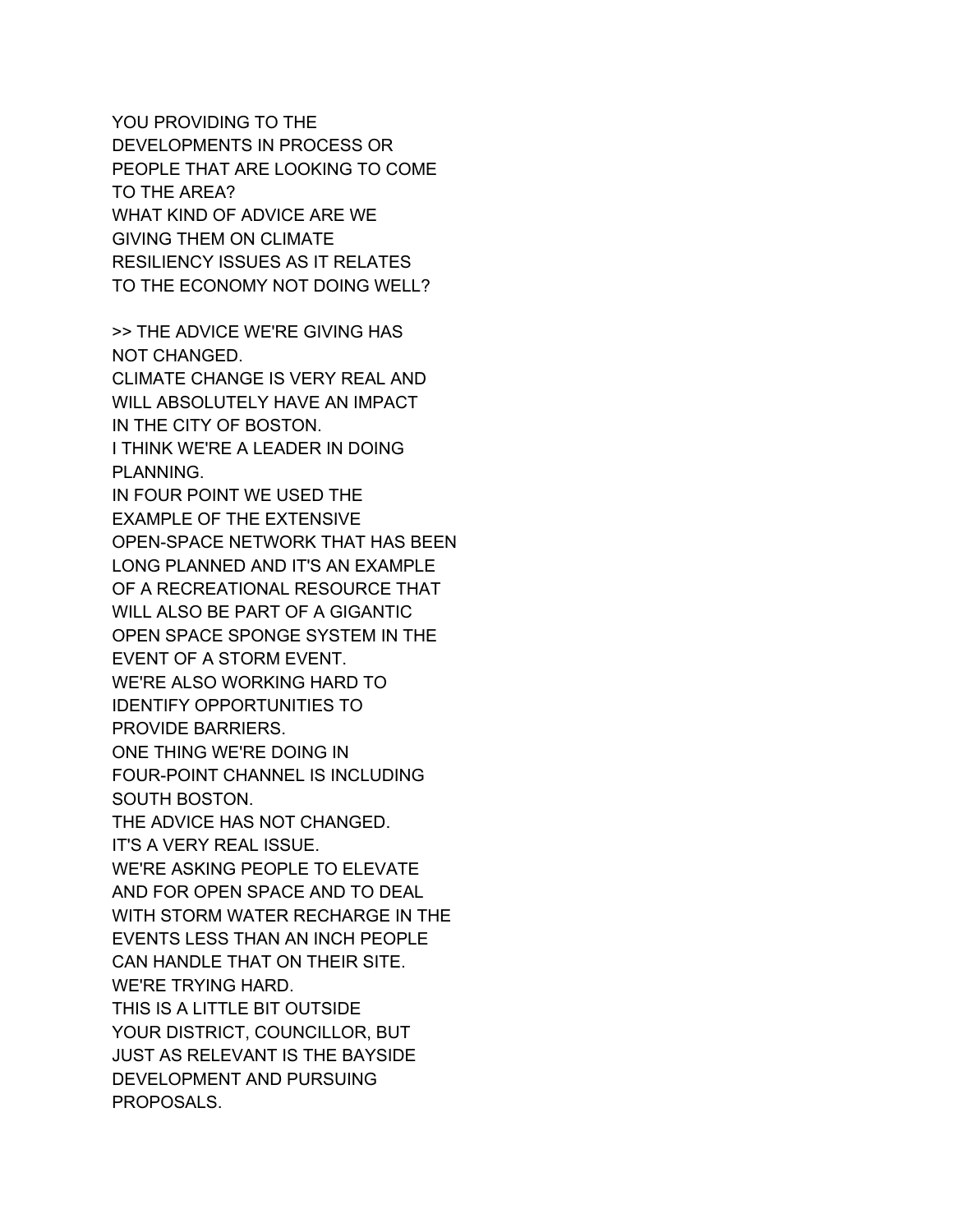YOU PROVIDING TO THE
DEVELOPMENTS IN PROCESS OR
PEOPLE THAT ARE LOOKING TO COME
TO THE AREA?
WHAT KIND OF ADVICE ARE WE
GIVING THEM ON CLIMATE
RESILIENCY ISSUES AS IT RELATES
TO THE ECONOMY NOT DOING WELL?

>> THE ADVICE WE'RE GIVING HAS
NOT CHANGED.
CLIMATE CHANGE IS VERY REAL AND
WILL ABSOLUTELY HAVE AN IMPACT
IN THE CITY OF BOSTON.
I THINK WE'RE A LEADER IN DOING
PLANNING.
IN FOUR POINT WE USED THE
EXAMPLE OF THE EXTENSIVE
OPEN-SPACE NETWORK THAT HAS BEEN
LONG PLANNED AND IT'S AN EXAMPLE
OF A RECREATIONAL RESOURCE THAT
WILL ALSO BE PART OF A GIGANTIC
OPEN SPACE SPONGE SYSTEM IN THE
EVENT OF A STORM EVENT.
WE'RE ALSO WORKING HARD TO
IDENTIFY OPPORTUNITIES TO
PROVIDE BARRIERS.
ONE THING WE'RE DOING IN
FOUR-POINT CHANNEL IS INCLUDING
SOUTH BOSTON.
THE ADVICE HAS NOT CHANGED.
IT'S A VERY REAL ISSUE.
WE'RE ASKING PEOPLE TO ELEVATE
AND FOR OPEN SPACE AND TO DEAL
WITH STORM WATER RECHARGE IN THE
EVENTS LESS THAN AN INCH PEOPLE
CAN HANDLE THAT ON THEIR SITE.
WE'RE TRYING HARD.
THIS IS A LITTLE BIT OUTSIDE
YOUR DISTRICT, COUNCILLOR, BUT
JUST AS RELEVANT IS THE BAYSIDE
DEVELOPMENT AND PURSUING
PROPOSALS.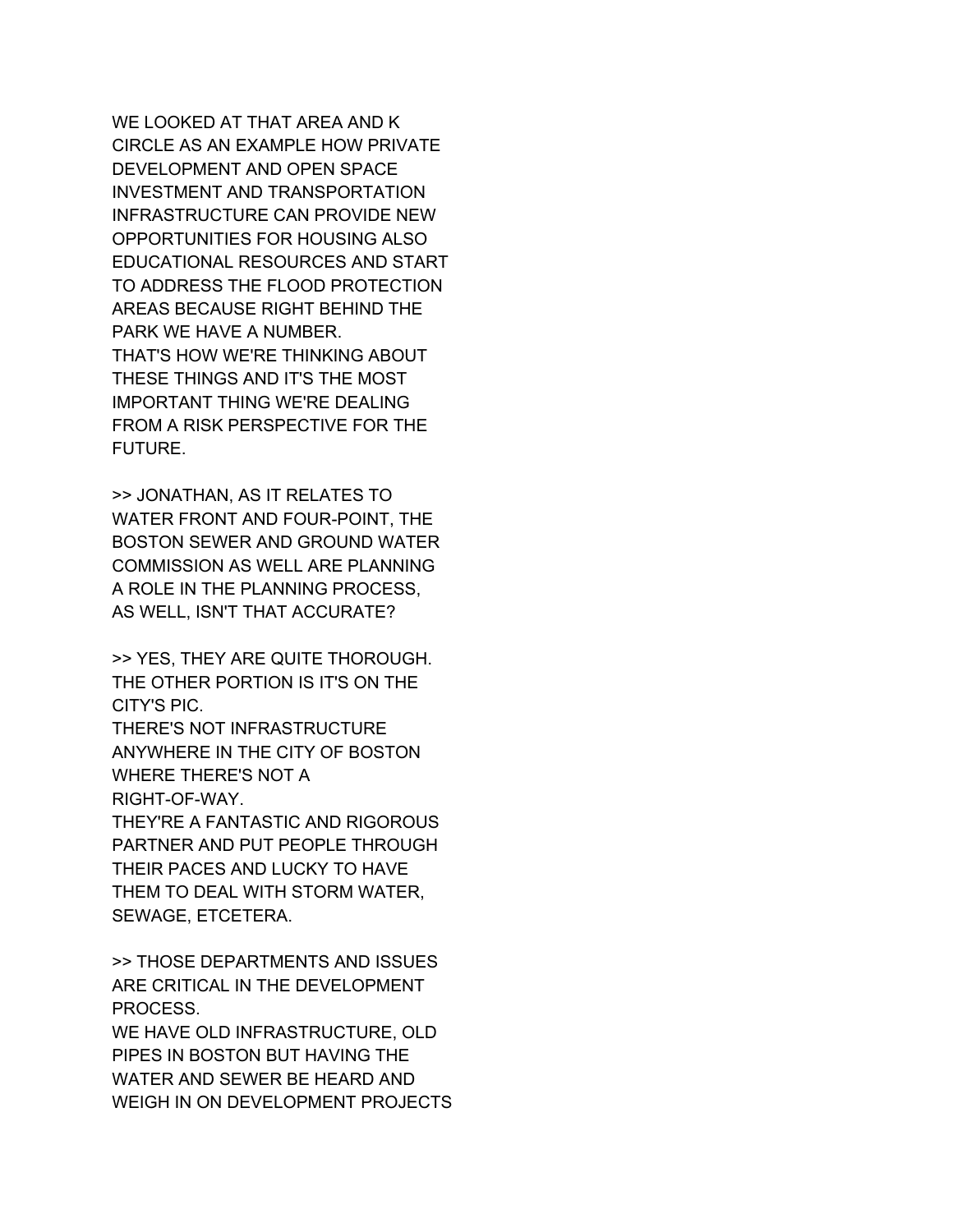WE LOOKED AT THAT AREA AND K
CIRCLE AS AN EXAMPLE HOW PRIVATE
DEVELOPMENT AND OPEN SPACE
INVESTMENT AND TRANSPORTATION
INFRASTRUCTURE CAN PROVIDE NEW
OPPORTUNITIES FOR HOUSING ALSO
EDUCATIONAL RESOURCES AND START
TO ADDRESS THE FLOOD PROTECTION
AREAS BECAUSE RIGHT BEHIND THE
PARK WE HAVE A NUMBER.
THAT'S HOW WE'RE THINKING ABOUT
THESE THINGS AND IT'S THE MOST
IMPORTANT THING WE'RE DEALING
FROM A RISK PERSPECTIVE FOR THE
FUTURE.

>> JONATHAN, AS IT RELATES TO
WATER FRONT AND FOUR-POINT, THE
BOSTON SEWER AND GROUND WATER
COMMISSION AS WELL ARE PLANNING
A ROLE IN THE PLANNING PROCESS,
AS WELL, ISN'T THAT ACCURATE?

>> YES, THEY ARE QUITE THOROUGH.
THE OTHER PORTION IS IT'S ON THE
CITY'S PIC.
THERE'S NOT INFRASTRUCTURE
ANYWHERE IN THE CITY OF BOSTON
WHERE THERE'S NOT A
RIGHT-OF-WAY.
THEY'RE A FANTASTIC AND RIGOROUS
PARTNER AND PUT PEOPLE THROUGH
THEIR PACES AND LUCKY TO HAVE
THEM TO DEAL WITH STORM WATER,
SEWAGE, ETCETERA.

>> THOSE DEPARTMENTS AND ISSUES
ARE CRITICAL IN THE DEVELOPMENT
PROCESS.
WE HAVE OLD INFRASTRUCTURE, OLD
PIPES IN BOSTON BUT HAVING THE
WATER AND SEWER BE HEARD AND
WEIGH IN ON DEVELOPMENT PROJECTS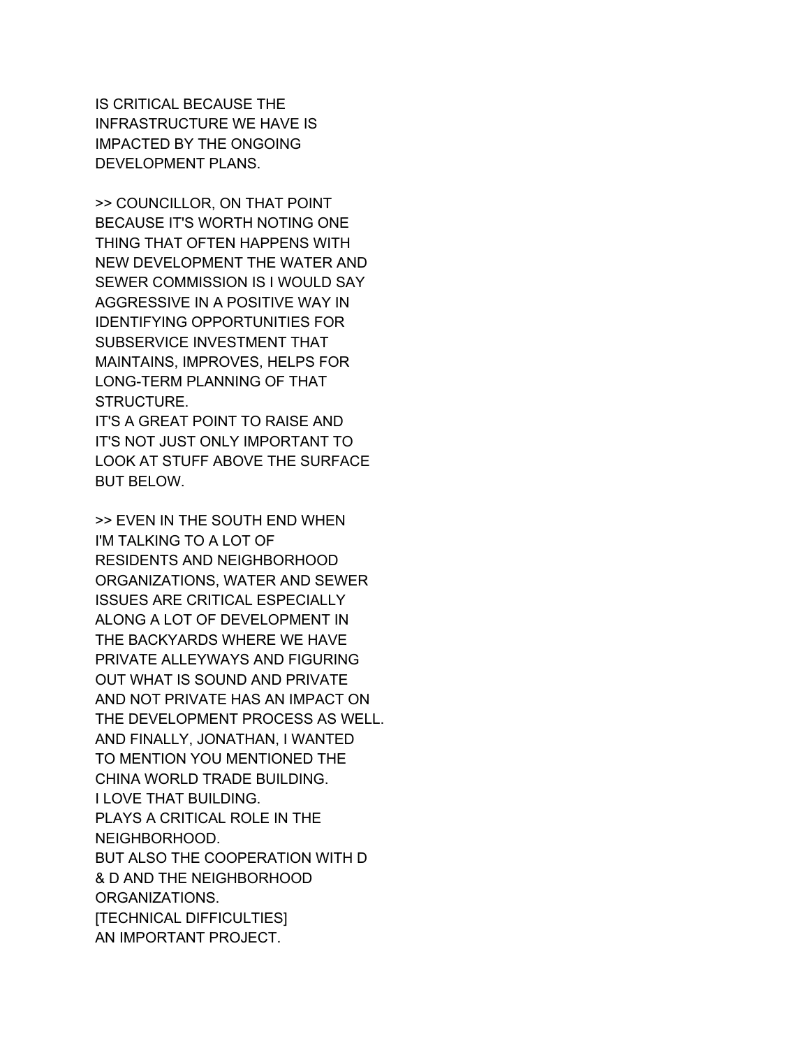IS CRITICAL BECAUSE THE INFRASTRUCTURE WE HAVE IS IMPACTED BY THE ONGOING DEVELOPMENT PLANS.

>> COUNCILLOR, ON THAT POINT BECAUSE IT'S WORTH NOTING ONE THING THAT OFTEN HAPPENS WITH NEW DEVELOPMENT THE WATER AND SEWER COMMISSION IS I WOULD SAY AGGRESSIVE IN A POSITIVE WAY IN IDENTIFYING OPPORTUNITIES FOR SUBSERVICE INVESTMENT THAT MAINTAINS, IMPROVES, HELPS FOR LONG-TERM PLANNING OF THAT STRUCTURE.
IT'S A GREAT POINT TO RAISE AND IT'S NOT JUST ONLY IMPORTANT TO LOOK AT STUFF ABOVE THE SURFACE BUT BELOW.

>> EVEN IN THE SOUTH END WHEN I'M TALKING TO A LOT OF RESIDENTS AND NEIGHBORHOOD ORGANIZATIONS, WATER AND SEWER ISSUES ARE CRITICAL ESPECIALLY ALONG A LOT OF DEVELOPMENT IN THE BACKYARDS WHERE WE HAVE PRIVATE ALLEYWAYS AND FIGURING OUT WHAT IS SOUND AND PRIVATE AND NOT PRIVATE HAS AN IMPACT ON THE DEVELOPMENT PROCESS AS WELL.
AND FINALLY, JONATHAN, I WANTED TO MENTION YOU MENTIONED THE CHINA WORLD TRADE BUILDING.
I LOVE THAT BUILDING.
PLAYS A CRITICAL ROLE IN THE NEIGHBORHOOD.
BUT ALSO THE COOPERATION WITH D & D AND THE NEIGHBORHOOD ORGANIZATIONS.
[TECHNICAL DIFFICULTIES]
AN IMPORTANT PROJECT.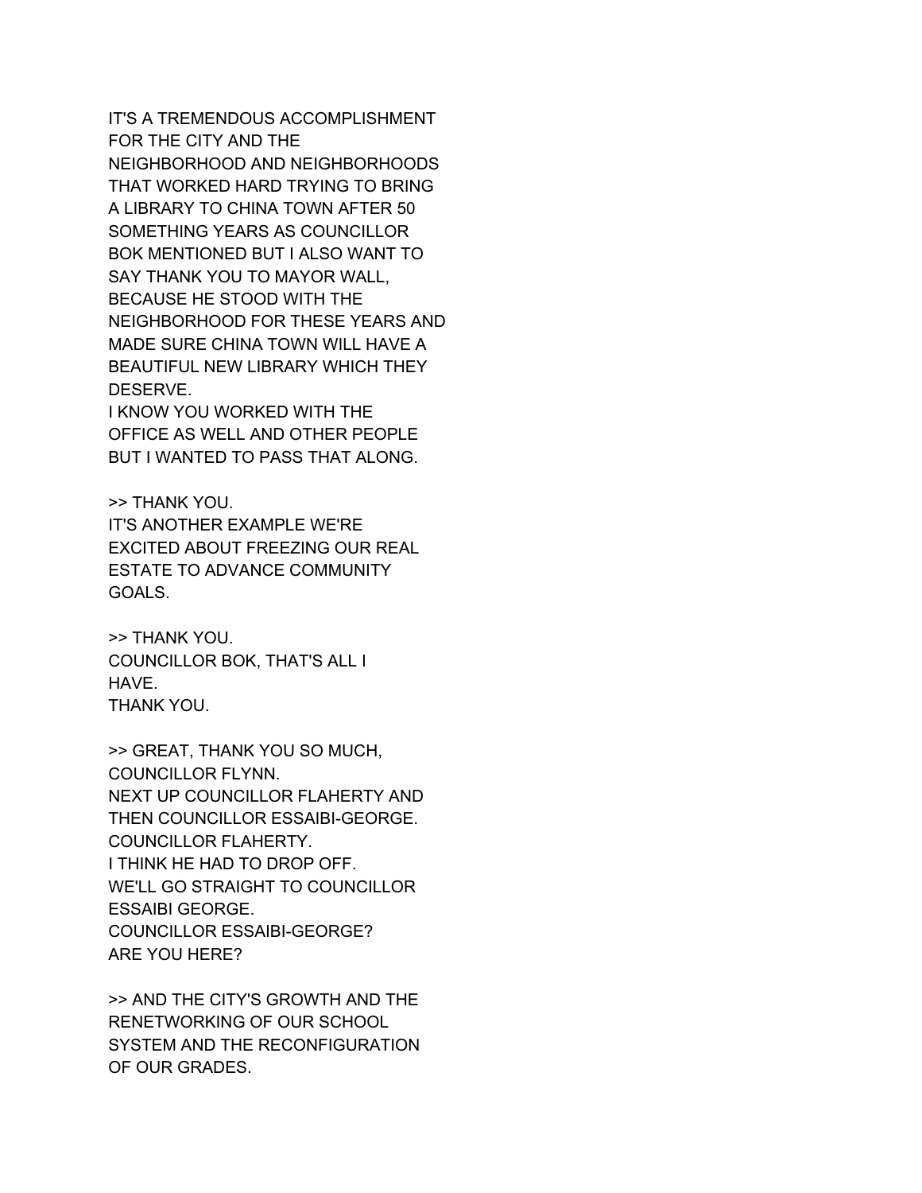IT'S A TREMENDOUS ACCOMPLISHMENT FOR THE CITY AND THE NEIGHBORHOOD AND NEIGHBORHOODS THAT WORKED HARD TRYING TO BRING A LIBRARY TO CHINA TOWN AFTER 50 SOMETHING YEARS AS COUNCILLOR BOK MENTIONED BUT I ALSO WANT TO SAY THANK YOU TO MAYOR WALL, BECAUSE HE STOOD WITH THE NEIGHBORHOOD FOR THESE YEARS AND MADE SURE CHINA TOWN WILL HAVE A BEAUTIFUL NEW LIBRARY WHICH THEY DESERVE.
I KNOW YOU WORKED WITH THE OFFICE AS WELL AND OTHER PEOPLE BUT I WANTED TO PASS THAT ALONG.

>> THANK YOU.
IT'S ANOTHER EXAMPLE WE'RE EXCITED ABOUT FREEZING OUR REAL ESTATE TO ADVANCE COMMUNITY GOALS.

>> THANK YOU.
COUNCILLOR BOK, THAT'S ALL I HAVE.
THANK YOU.

>> GREAT, THANK YOU SO MUCH, COUNCILLOR FLYNN.
NEXT UP COUNCILLOR FLAHERTY AND THEN COUNCILLOR ESSAIBI-GEORGE.
COUNCILLOR FLAHERTY.
I THINK HE HAD TO DROP OFF.
WE'LL GO STRAIGHT TO COUNCILLOR ESSAIBI GEORGE.
COUNCILLOR ESSAIBI-GEORGE?
ARE YOU HERE?

>> AND THE CITY'S GROWTH AND THE RENETWORKING OF OUR SCHOOL SYSTEM AND THE RECONFIGURATION OF OUR GRADES.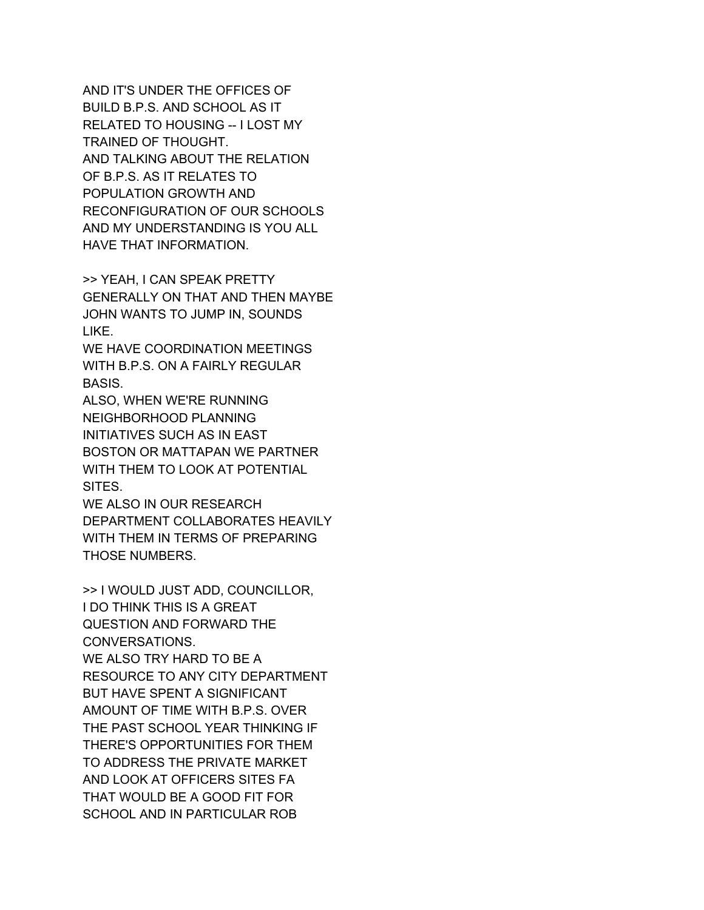AND IT'S UNDER THE OFFICES OF
BUILD B.P.S. AND SCHOOL AS IT
RELATED TO HOUSING -- I LOST MY
TRAINED OF THOUGHT.
AND TALKING ABOUT THE RELATION
OF B.P.S. AS IT RELATES TO
POPULATION GROWTH AND
RECONFIGURATION OF OUR SCHOOLS
AND MY UNDERSTANDING IS YOU ALL
HAVE THAT INFORMATION.

>> YEAH, I CAN SPEAK PRETTY
GENERALLY ON THAT AND THEN MAYBE
JOHN WANTS TO JUMP IN, SOUNDS
LIKE.
WE HAVE COORDINATION MEETINGS
WITH B.P.S. ON A FAIRLY REGULAR
BASIS.
ALSO, WHEN WE'RE RUNNING
NEIGHBORHOOD PLANNING
INITIATIVES SUCH AS IN EAST
BOSTON OR MATTAPAN WE PARTNER
WITH THEM TO LOOK AT POTENTIAL
SITES.
WE ALSO IN OUR RESEARCH
DEPARTMENT COLLABORATES HEAVILY
WITH THEM IN TERMS OF PREPARING
THOSE NUMBERS.

>> I WOULD JUST ADD, COUNCILLOR,
I DO THINK THIS IS A GREAT
QUESTION AND FORWARD THE
CONVERSATIONS.
WE ALSO TRY HARD TO BE A
RESOURCE TO ANY CITY DEPARTMENT
BUT HAVE SPENT A SIGNIFICANT
AMOUNT OF TIME WITH B.P.S. OVER
THE PAST SCHOOL YEAR THINKING IF
THERE'S OPPORTUNITIES FOR THEM
TO ADDRESS THE PRIVATE MARKET
AND LOOK AT OFFICERS SITES FA
THAT WOULD BE A GOOD FIT FOR
SCHOOL AND IN PARTICULAR ROB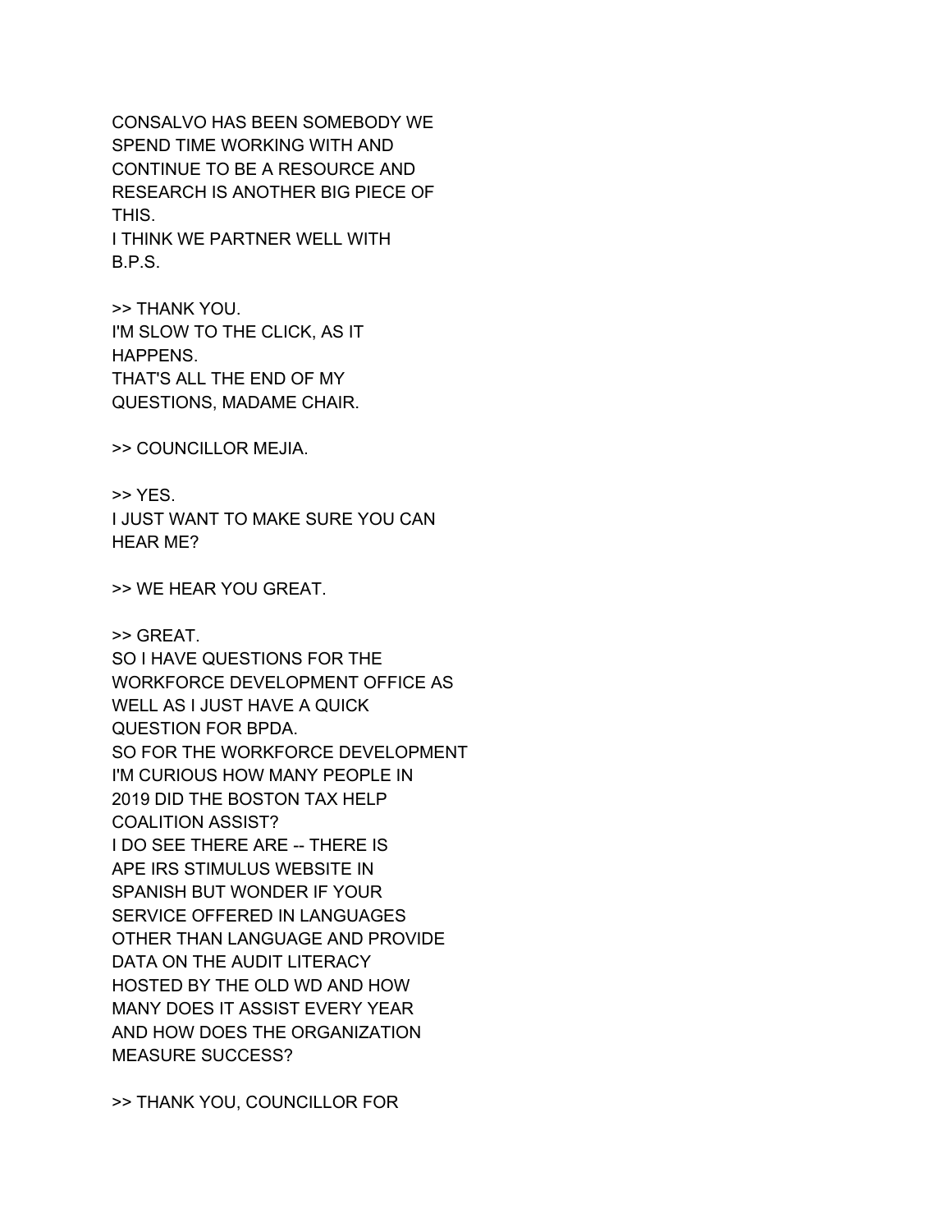CONSALVO HAS BEEN SOMEBODY WE
SPEND TIME WORKING WITH AND
CONTINUE TO BE A RESOURCE AND
RESEARCH IS ANOTHER BIG PIECE OF
THIS.
I THINK WE PARTNER WELL WITH
B.P.S.

>> THANK YOU.
I'M SLOW TO THE CLICK, AS IT
HAPPENS.
THAT'S ALL THE END OF MY
QUESTIONS, MADAME CHAIR.

>> COUNCILLOR MEJIA.

>> YES.
I JUST WANT TO MAKE SURE YOU CAN
HEAR ME?

>> WE HEAR YOU GREAT.

>> GREAT.
SO I HAVE QUESTIONS FOR THE
WORKFORCE DEVELOPMENT OFFICE AS
WELL AS I JUST HAVE A QUICK
QUESTION FOR BPDA.
SO FOR THE WORKFORCE DEVELOPMENT
I'M CURIOUS HOW MANY PEOPLE IN
2019 DID THE BOSTON TAX HELP
COALITION ASSIST?
I DO SEE THERE ARE -- THERE IS
APE IRS STIMULUS WEBSITE IN
SPANISH BUT WONDER IF YOUR
SERVICE OFFERED IN LANGUAGES
OTHER THAN LANGUAGE AND PROVIDE
DATA ON THE AUDIT LITERACY
HOSTED BY THE OLD WD AND HOW
MANY DOES IT ASSIST EVERY YEAR
AND HOW DOES THE ORGANIZATION
MEASURE SUCCESS?

>> THANK YOU, COUNCILLOR FOR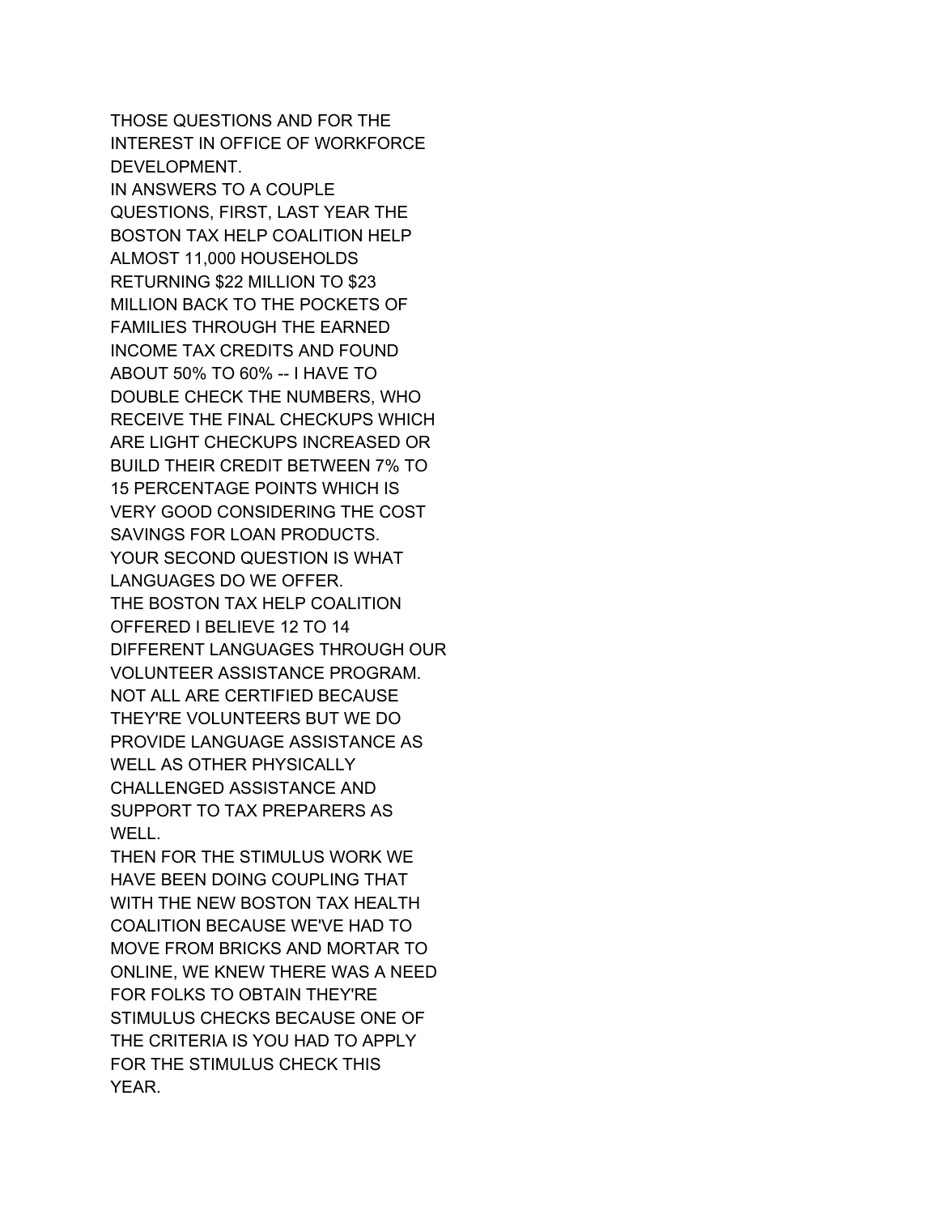THOSE QUESTIONS AND FOR THE
INTEREST IN OFFICE OF WORKFORCE
DEVELOPMENT.
IN ANSWERS TO A COUPLE
QUESTIONS, FIRST, LAST YEAR THE
BOSTON TAX HELP COALITION HELP
ALMOST 11,000 HOUSEHOLDS
RETURNING $22 MILLION TO $23
MILLION BACK TO THE POCKETS OF
FAMILIES THROUGH THE EARNED
INCOME TAX CREDITS AND FOUND
ABOUT 50% TO 60% -- I HAVE TO
DOUBLE CHECK THE NUMBERS, WHO
RECEIVE THE FINAL CHECKUPS WHICH
ARE LIGHT CHECKUPS INCREASED OR
BUILD THEIR CREDIT BETWEEN 7% TO
15 PERCENTAGE POINTS WHICH IS
VERY GOOD CONSIDERING THE COST
SAVINGS FOR LOAN PRODUCTS.
YOUR SECOND QUESTION IS WHAT
LANGUAGES DO WE OFFER.
THE BOSTON TAX HELP COALITION
OFFERED I BELIEVE 12 TO 14
DIFFERENT LANGUAGES THROUGH OUR
VOLUNTEER ASSISTANCE PROGRAM.
NOT ALL ARE CERTIFIED BECAUSE
THEY'RE VOLUNTEERS BUT WE DO
PROVIDE LANGUAGE ASSISTANCE AS
WELL AS OTHER PHYSICALLY
CHALLENGED ASSISTANCE AND
SUPPORT TO TAX PREPARERS AS
WELL.
THEN FOR THE STIMULUS WORK WE
HAVE BEEN DOING COUPLING THAT
WITH THE NEW BOSTON TAX HEALTH
COALITION BECAUSE WE'VE HAD TO
MOVE FROM BRICKS AND MORTAR TO
ONLINE, WE KNEW THERE WAS A NEED
FOR FOLKS TO OBTAIN THEY'RE
STIMULUS CHECKS BECAUSE ONE OF
THE CRITERIA IS YOU HAD TO APPLY
FOR THE STIMULUS CHECK THIS
YEAR.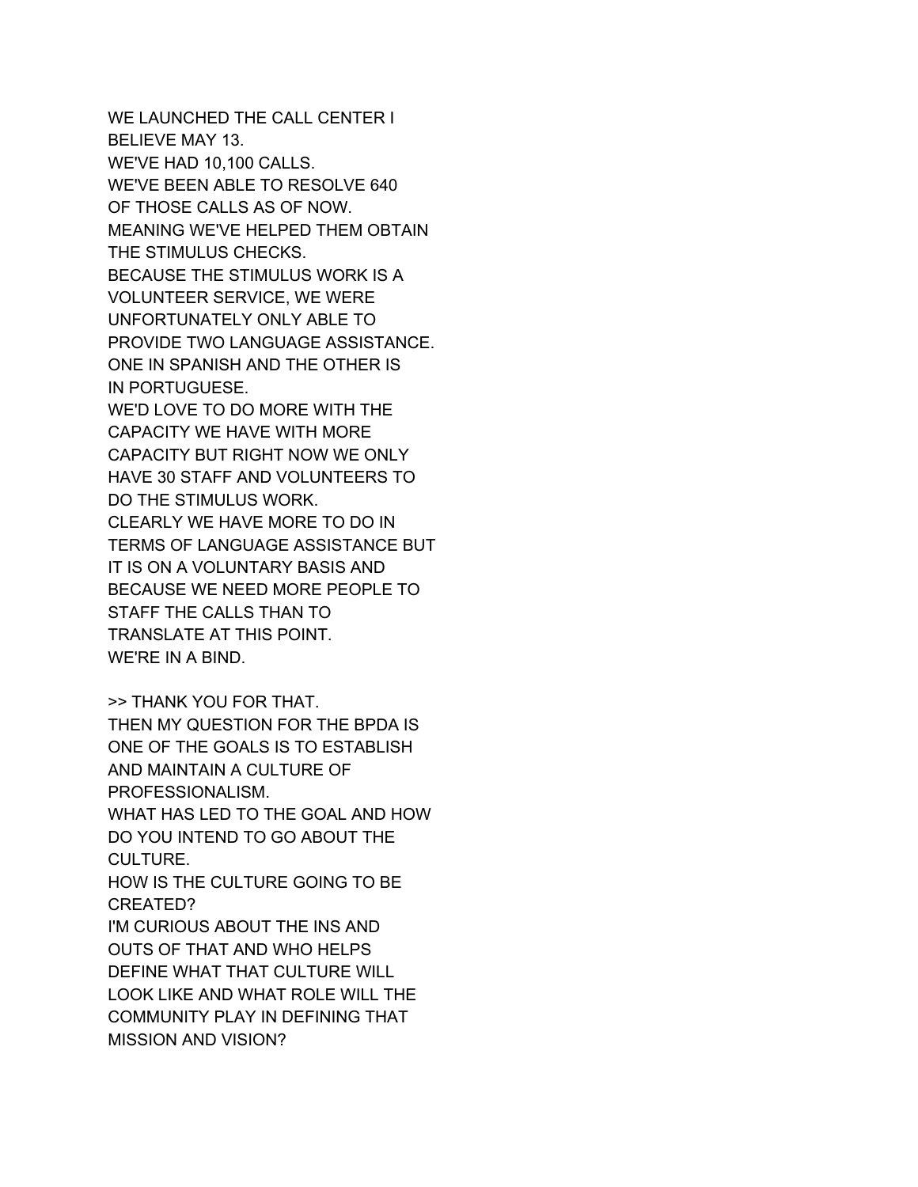WE LAUNCHED THE CALL CENTER I
BELIEVE MAY 13.
WE'VE HAD 10,100 CALLS.
WE'VE BEEN ABLE TO RESOLVE 640
OF THOSE CALLS AS OF NOW.
MEANING WE'VE HELPED THEM OBTAIN
THE STIMULUS CHECKS.
BECAUSE THE STIMULUS WORK IS A
VOLUNTEER SERVICE, WE WERE
UNFORTUNATELY ONLY ABLE TO
PROVIDE TWO LANGUAGE ASSISTANCE.
ONE IN SPANISH AND THE OTHER IS
IN PORTUGUESE.
WE'D LOVE TO DO MORE WITH THE
CAPACITY WE HAVE WITH MORE
CAPACITY BUT RIGHT NOW WE ONLY
HAVE 30 STAFF AND VOLUNTEERS TO
DO THE STIMULUS WORK.
CLEARLY WE HAVE MORE TO DO IN
TERMS OF LANGUAGE ASSISTANCE BUT
IT IS ON A VOLUNTARY BASIS AND
BECAUSE WE NEED MORE PEOPLE TO
STAFF THE CALLS THAN TO
TRANSLATE AT THIS POINT.
WE'RE IN A BIND.

>> THANK YOU FOR THAT.
THEN MY QUESTION FOR THE BPDA IS
ONE OF THE GOALS IS TO ESTABLISH
AND MAINTAIN A CULTURE OF
PROFESSIONALISM.
WHAT HAS LED TO THE GOAL AND HOW
DO YOU INTEND TO GO ABOUT THE
CULTURE.
HOW IS THE CULTURE GOING TO BE
CREATED?
I'M CURIOUS ABOUT THE INS AND
OUTS OF THAT AND WHO HELPS
DEFINE WHAT THAT CULTURE WILL
LOOK LIKE AND WHAT ROLE WILL THE
COMMUNITY PLAY IN DEFINING THAT
MISSION AND VISION?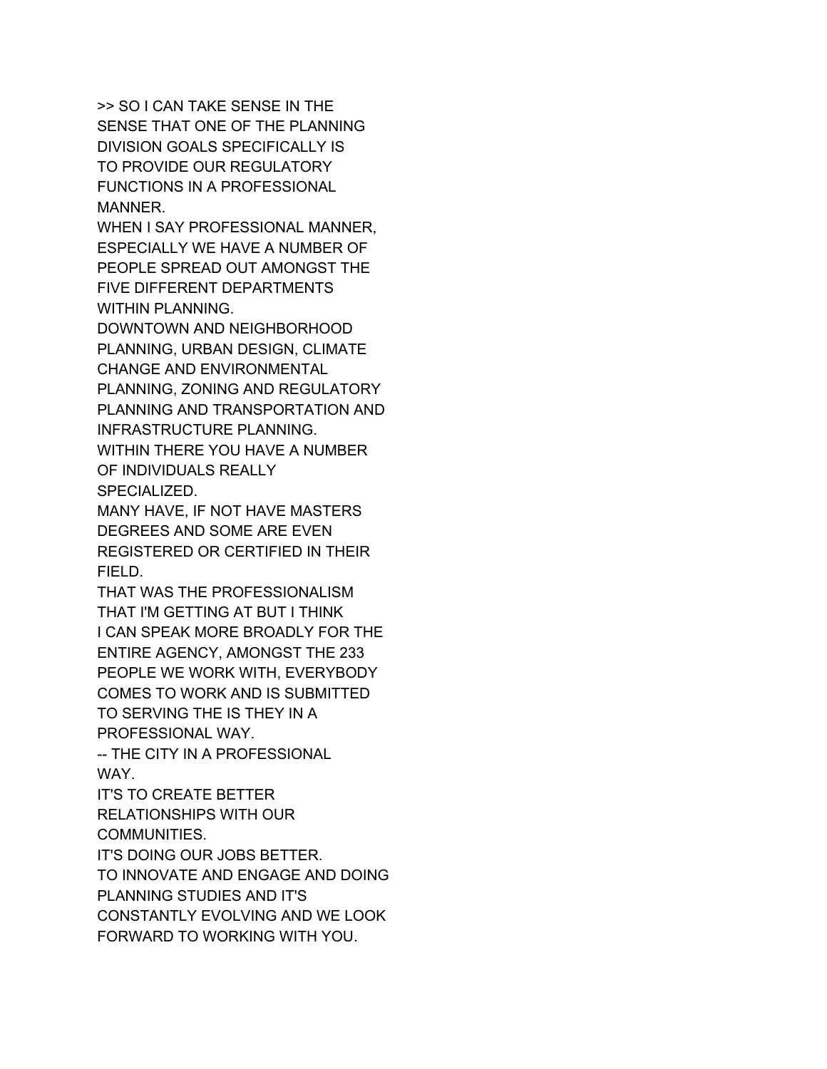>> SO I CAN TAKE SENSE IN THE
SENSE THAT ONE OF THE PLANNING
DIVISION GOALS SPECIFICALLY IS
TO PROVIDE OUR REGULATORY
FUNCTIONS IN A PROFESSIONAL
MANNER.
WHEN I SAY PROFESSIONAL MANNER,
ESPECIALLY WE HAVE A NUMBER OF
PEOPLE SPREAD OUT AMONGST THE
FIVE DIFFERENT DEPARTMENTS
WITHIN PLANNING.
DOWNTOWN AND NEIGHBORHOOD
PLANNING, URBAN DESIGN, CLIMATE
CHANGE AND ENVIRONMENTAL
PLANNING, ZONING AND REGULATORY
PLANNING AND TRANSPORTATION AND
INFRASTRUCTURE PLANNING.
WITHIN THERE YOU HAVE A NUMBER
OF INDIVIDUALS REALLY
SPECIALIZED.
MANY HAVE, IF NOT HAVE MASTERS
DEGREES AND SOME ARE EVEN
REGISTERED OR CERTIFIED IN THEIR
FIELD.
THAT WAS THE PROFESSIONALISM
THAT I'M GETTING AT BUT I THINK
I CAN SPEAK MORE BROADLY FOR THE
ENTIRE AGENCY, AMONGST THE 233
PEOPLE WE WORK WITH, EVERYBODY
COMES TO WORK AND IS SUBMITTED
TO SERVING THE IS THEY IN A
PROFESSIONAL WAY.
-- THE CITY IN A PROFESSIONAL
WAY.
IT'S TO CREATE BETTER
RELATIONSHIPS WITH OUR
COMMUNITIES.
IT'S DOING OUR JOBS BETTER.
TO INNOVATE AND ENGAGE AND DOING
PLANNING STUDIES AND IT'S
CONSTANTLY EVOLVING AND WE LOOK
FORWARD TO WORKING WITH YOU.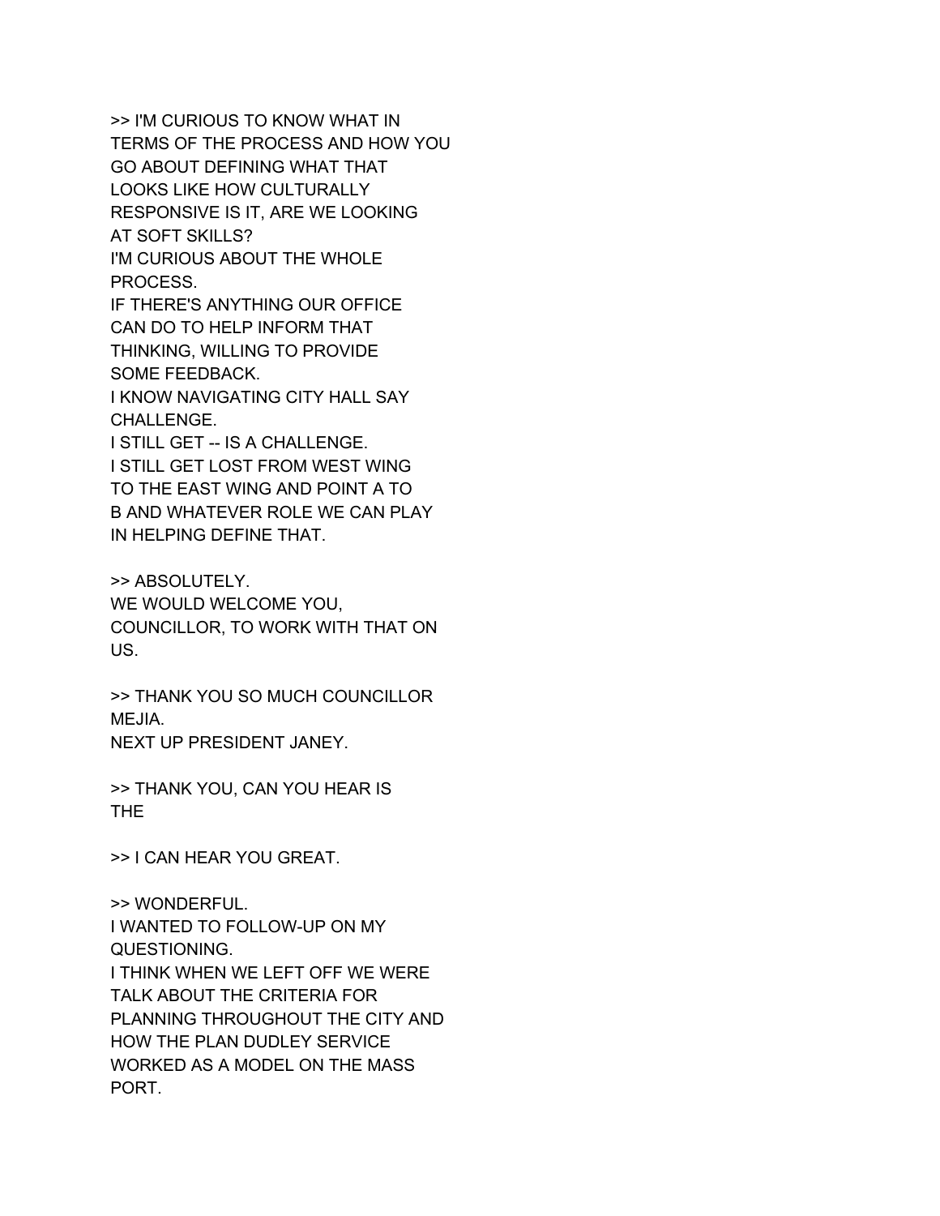>> I'M CURIOUS TO KNOW WHAT IN TERMS OF THE PROCESS AND HOW YOU GO ABOUT DEFINING WHAT THAT LOOKS LIKE HOW CULTURALLY RESPONSIVE IS IT, ARE WE LOOKING AT SOFT SKILLS?
I'M CURIOUS ABOUT THE WHOLE PROCESS.
IF THERE'S ANYTHING OUR OFFICE CAN DO TO HELP INFORM THAT THINKING, WILLING TO PROVIDE SOME FEEDBACK.
I KNOW NAVIGATING CITY HALL SAY CHALLENGE.
I STILL GET -- IS A CHALLENGE.
I STILL GET LOST FROM WEST WING TO THE EAST WING AND POINT A TO B AND WHATEVER ROLE WE CAN PLAY IN HELPING DEFINE THAT.

>> ABSOLUTELY.
WE WOULD WELCOME YOU, COUNCILLOR, TO WORK WITH THAT ON US.

>> THANK YOU SO MUCH COUNCILLOR MEJIA.
NEXT UP PRESIDENT JANEY.

>> THANK YOU, CAN YOU HEAR IS THE

>> I CAN HEAR YOU GREAT.

>> WONDERFUL.
I WANTED TO FOLLOW-UP ON MY QUESTIONING.
I THINK WHEN WE LEFT OFF WE WERE TALK ABOUT THE CRITERIA FOR PLANNING THROUGHOUT THE CITY AND HOW THE PLAN DUDLEY SERVICE WORKED AS A MODEL ON THE MASS PORT.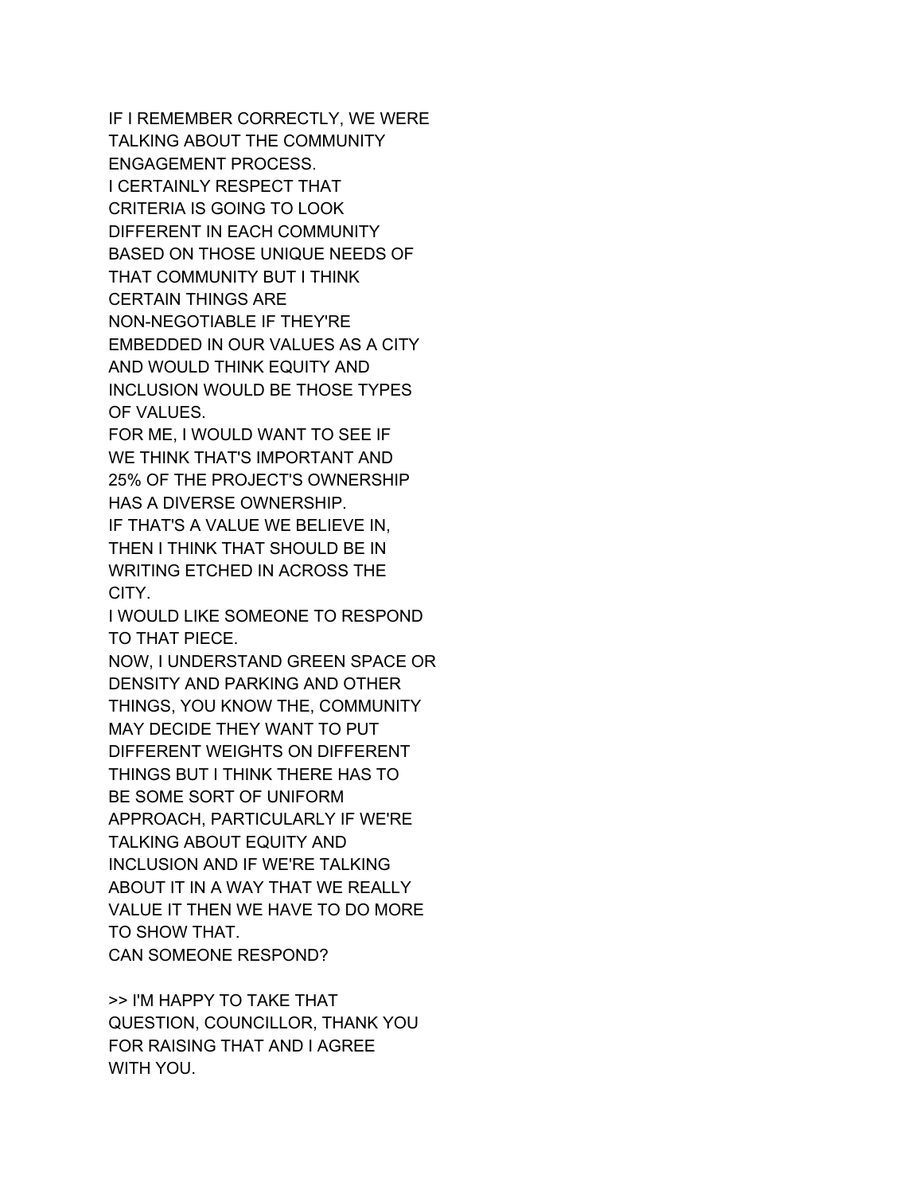IF I REMEMBER CORRECTLY, WE WERE TALKING ABOUT THE COMMUNITY ENGAGEMENT PROCESS.
I CERTAINLY RESPECT THAT CRITERIA IS GOING TO LOOK DIFFERENT IN EACH COMMUNITY BASED ON THOSE UNIQUE NEEDS OF THAT COMMUNITY BUT I THINK CERTAIN THINGS ARE NON-NEGOTIABLE IF THEY'RE EMBEDDED IN OUR VALUES AS A CITY AND WOULD THINK EQUITY AND INCLUSION WOULD BE THOSE TYPES OF VALUES.
FOR ME, I WOULD WANT TO SEE IF WE THINK THAT'S IMPORTANT AND 25% OF THE PROJECT'S OWNERSHIP HAS A DIVERSE OWNERSHIP.
IF THAT'S A VALUE WE BELIEVE IN, THEN I THINK THAT SHOULD BE IN WRITING ETCHED IN ACROSS THE CITY.
I WOULD LIKE SOMEONE TO RESPOND TO THAT PIECE.
NOW, I UNDERSTAND GREEN SPACE OR DENSITY AND PARKING AND OTHER THINGS, YOU KNOW THE, COMMUNITY MAY DECIDE THEY WANT TO PUT DIFFERENT WEIGHTS ON DIFFERENT THINGS BUT I THINK THERE HAS TO BE SOME SORT OF UNIFORM APPROACH, PARTICULARLY IF WE'RE TALKING ABOUT EQUITY AND INCLUSION AND IF WE'RE TALKING ABOUT IT IN A WAY THAT WE REALLY VALUE IT THEN WE HAVE TO DO MORE TO SHOW THAT.
CAN SOMEONE RESPOND?

>> I'M HAPPY TO TAKE THAT QUESTION, COUNCILLOR, THANK YOU FOR RAISING THAT AND I AGREE WITH YOU.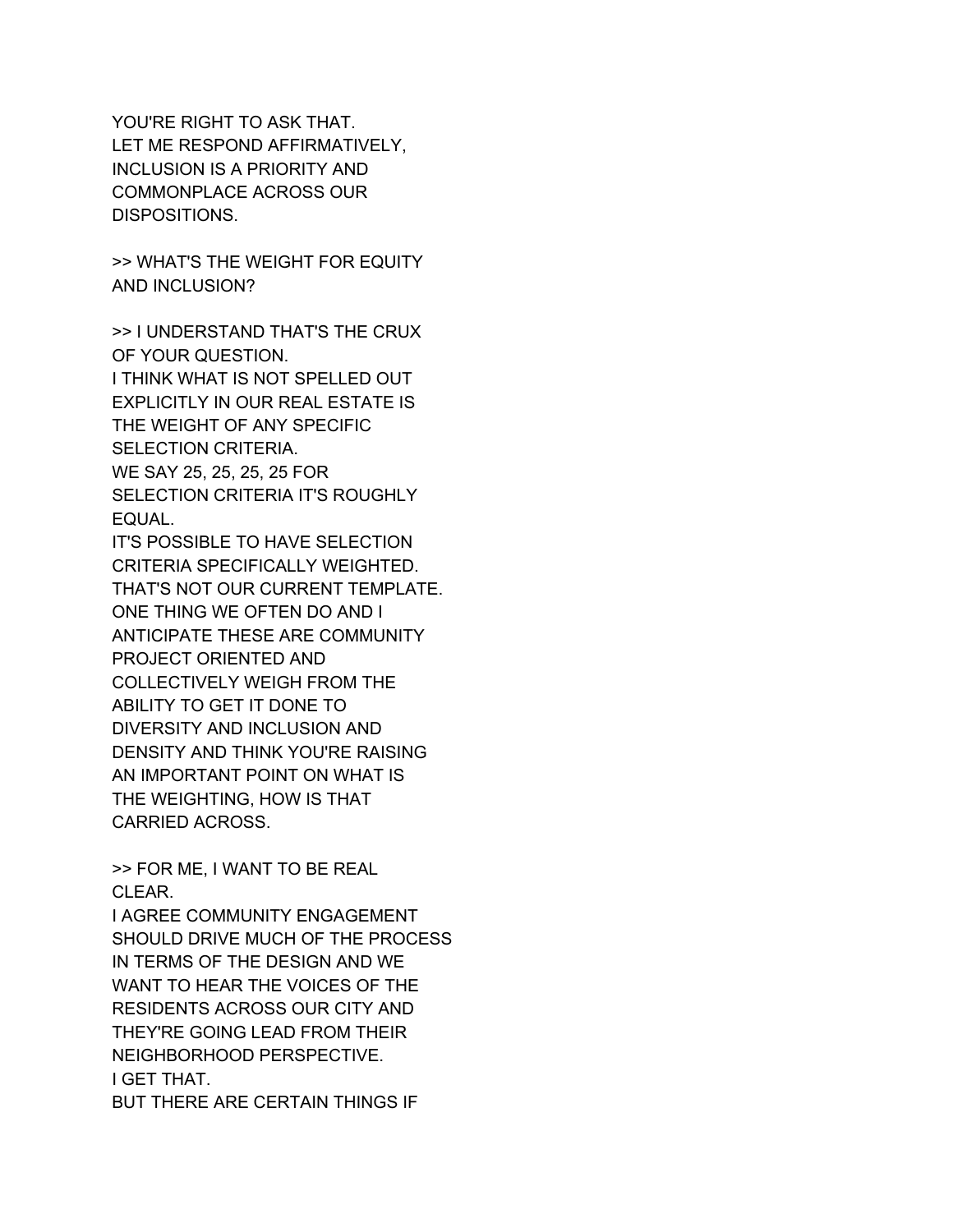YOU'RE RIGHT TO ASK THAT.
LET ME RESPOND AFFIRMATIVELY, INCLUSION IS A PRIORITY AND COMMONPLACE ACROSS OUR DISPOSITIONS.

>> WHAT'S THE WEIGHT FOR EQUITY AND INCLUSION?

>> I UNDERSTAND THAT'S THE CRUX OF YOUR QUESTION.
I THINK WHAT IS NOT SPELLED OUT EXPLICITLY IN OUR REAL ESTATE IS THE WEIGHT OF ANY SPECIFIC SELECTION CRITERIA.
WE SAY 25, 25, 25, 25 FOR SELECTION CRITERIA IT'S ROUGHLY EQUAL.
IT'S POSSIBLE TO HAVE SELECTION CRITERIA SPECIFICALLY WEIGHTED.
THAT'S NOT OUR CURRENT TEMPLATE.
ONE THING WE OFTEN DO AND I ANTICIPATE THESE ARE COMMUNITY PROJECT ORIENTED AND COLLECTIVELY WEIGH FROM THE ABILITY TO GET IT DONE TO DIVERSITY AND INCLUSION AND DENSITY AND THINK YOU'RE RAISING AN IMPORTANT POINT ON WHAT IS THE WEIGHTING, HOW IS THAT CARRIED ACROSS.

>> FOR ME, I WANT TO BE REAL CLEAR.
I AGREE COMMUNITY ENGAGEMENT SHOULD DRIVE MUCH OF THE PROCESS IN TERMS OF THE DESIGN AND WE WANT TO HEAR THE VOICES OF THE RESIDENTS ACROSS OUR CITY AND THEY'RE GOING LEAD FROM THEIR NEIGHBORHOOD PERSPECTIVE.
I GET THAT.
BUT THERE ARE CERTAIN THINGS IF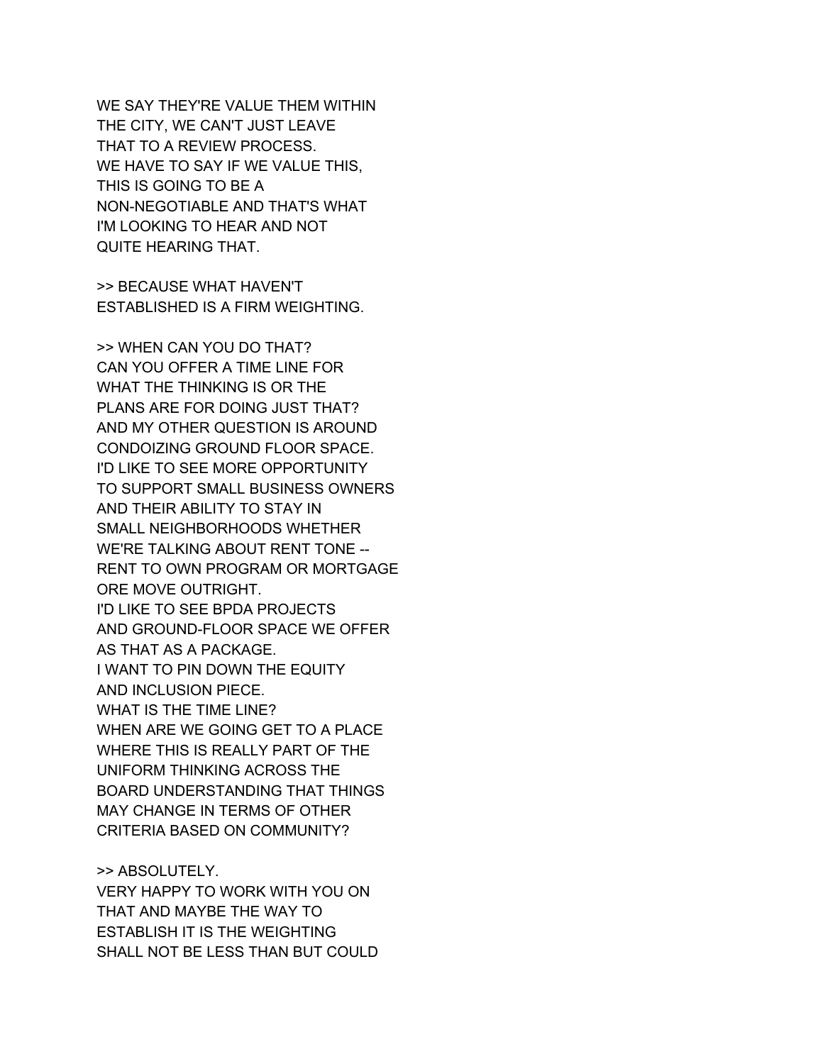WE SAY THEY'RE VALUE THEM WITHIN
THE CITY, WE CAN'T JUST LEAVE
THAT TO A REVIEW PROCESS.
WE HAVE TO SAY IF WE VALUE THIS,
THIS IS GOING TO BE A
NON-NEGOTIABLE AND THAT'S WHAT
I'M LOOKING TO HEAR AND NOT
QUITE HEARING THAT.

>> BECAUSE WHAT HAVEN'T
ESTABLISHED IS A FIRM WEIGHTING.

>> WHEN CAN YOU DO THAT?
CAN YOU OFFER A TIME LINE FOR
WHAT THE THINKING IS OR THE
PLANS ARE FOR DOING JUST THAT?
AND MY OTHER QUESTION IS AROUND
CONDOIZING GROUND FLOOR SPACE.
I'D LIKE TO SEE MORE OPPORTUNITY
TO SUPPORT SMALL BUSINESS OWNERS
AND THEIR ABILITY TO STAY IN
SMALL NEIGHBORHOODS WHETHER
WE'RE TALKING ABOUT RENT TONE --
RENT TO OWN PROGRAM OR MORTGAGE
ORE MOVE OUTRIGHT.
I'D LIKE TO SEE BPDA PROJECTS
AND GROUND-FLOOR SPACE WE OFFER
AS THAT AS A PACKAGE.
I WANT TO PIN DOWN THE EQUITY
AND INCLUSION PIECE.
WHAT IS THE TIME LINE?
WHEN ARE WE GOING GET TO A PLACE
WHERE THIS IS REALLY PART OF THE
UNIFORM THINKING ACROSS THE
BOARD UNDERSTANDING THAT THINGS
MAY CHANGE IN TERMS OF OTHER
CRITERIA BASED ON COMMUNITY?

>> ABSOLUTELY.
VERY HAPPY TO WORK WITH YOU ON
THAT AND MAYBE THE WAY TO
ESTABLISH IT IS THE WEIGHTING
SHALL NOT BE LESS THAN BUT COULD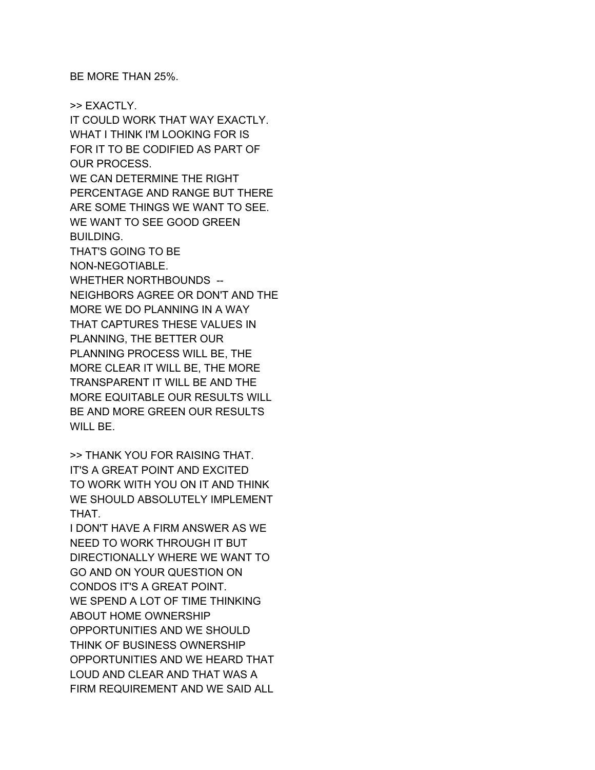BE MORE THAN 25%.

>> EXACTLY.
IT COULD WORK THAT WAY EXACTLY.
WHAT I THINK I'M LOOKING FOR IS
FOR IT TO BE CODIFIED AS PART OF
OUR PROCESS.
WE CAN DETERMINE THE RIGHT
PERCENTAGE AND RANGE BUT THERE
ARE SOME THINGS WE WANT TO SEE.
WE WANT TO SEE GOOD GREEN
BUILDING.
THAT'S GOING TO BE
NON-NEGOTIABLE.
WHETHER NORTHBOUNDS --
NEIGHBORS AGREE OR DON'T AND THE
MORE WE DO PLANNING IN A WAY
THAT CAPTURES THESE VALUES IN
PLANNING, THE BETTER OUR
PLANNING PROCESS WILL BE, THE
MORE CLEAR IT WILL BE, THE MORE
TRANSPARENT IT WILL BE AND THE
MORE EQUITABLE OUR RESULTS WILL
BE AND MORE GREEN OUR RESULTS
WILL BE.

>> THANK YOU FOR RAISING THAT.
IT'S A GREAT POINT AND EXCITED
TO WORK WITH YOU ON IT AND THINK
WE SHOULD ABSOLUTELY IMPLEMENT
THAT.
I DON'T HAVE A FIRM ANSWER AS WE
NEED TO WORK THROUGH IT BUT
DIRECTIONALLY WHERE WE WANT TO
GO AND ON YOUR QUESTION ON
CONDOS IT'S A GREAT POINT.
WE SPEND A LOT OF TIME THINKING
ABOUT HOME OWNERSHIP
OPPORTUNITIES AND WE SHOULD
THINK OF BUSINESS OWNERSHIP
OPPORTUNITIES AND WE HEARD THAT
LOUD AND CLEAR AND THAT WAS A
FIRM REQUIREMENT AND WE SAID ALL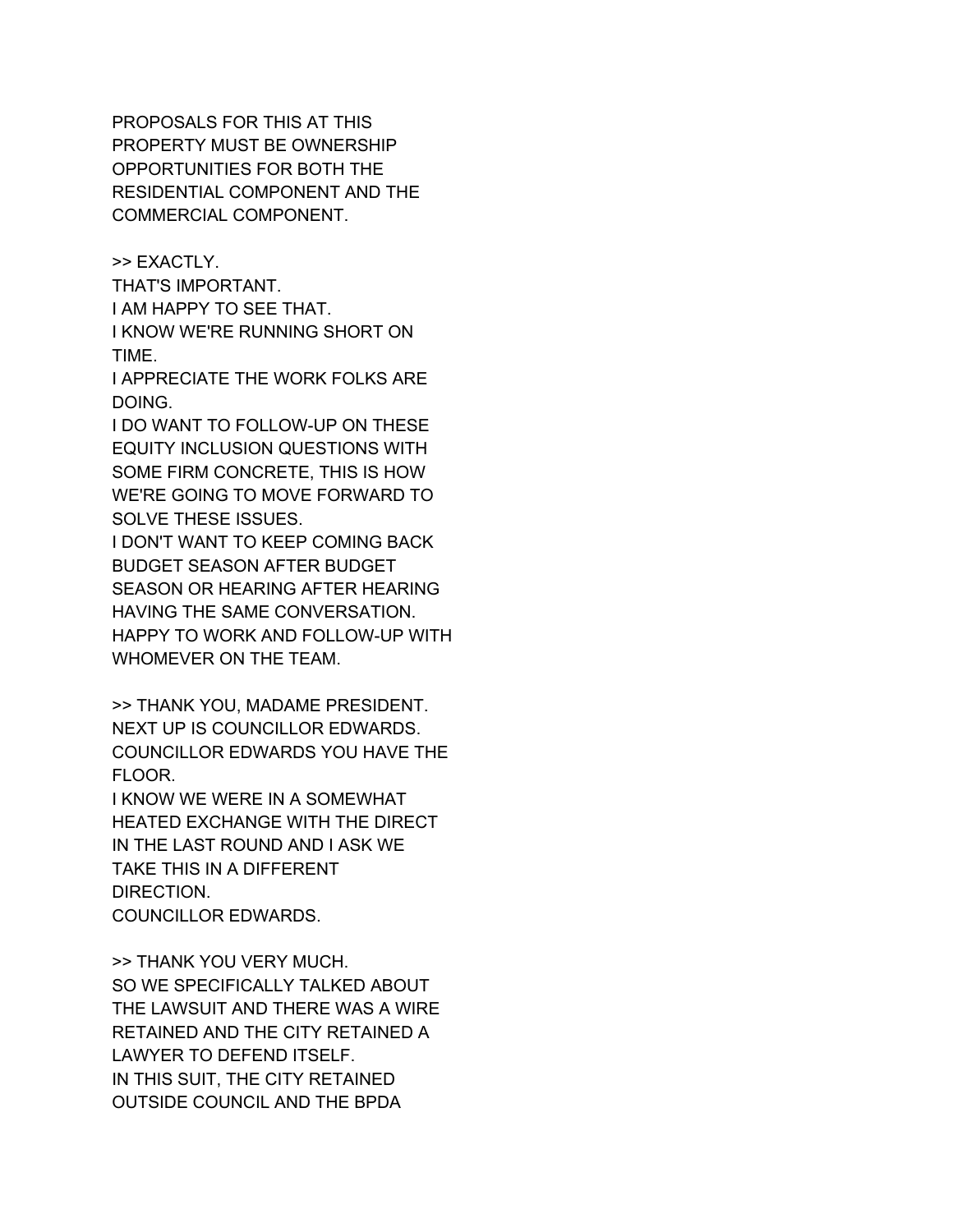PROPOSALS FOR THIS AT THIS
PROPERTY MUST BE OWNERSHIP
OPPORTUNITIES FOR BOTH THE
RESIDENTIAL COMPONENT AND THE
COMMERCIAL COMPONENT.

>> EXACTLY.
THAT'S IMPORTANT.
I AM HAPPY TO SEE THAT.
I KNOW WE'RE RUNNING SHORT ON
TIME.
I APPRECIATE THE WORK FOLKS ARE
DOING.
I DO WANT TO FOLLOW-UP ON THESE
EQUITY INCLUSION QUESTIONS WITH
SOME FIRM CONCRETE, THIS IS HOW
WE'RE GOING TO MOVE FORWARD TO
SOLVE THESE ISSUES.
I DON'T WANT TO KEEP COMING BACK
BUDGET SEASON AFTER BUDGET
SEASON OR HEARING AFTER HEARING
HAVING THE SAME CONVERSATION.
HAPPY TO WORK AND FOLLOW-UP WITH
WHOMEVER ON THE TEAM.

>> THANK YOU, MADAME PRESIDENT.
NEXT UP IS COUNCILLOR EDWARDS.
COUNCILLOR EDWARDS YOU HAVE THE
FLOOR.
I KNOW WE WERE IN A SOMEWHAT
HEATED EXCHANGE WITH THE DIRECT
IN THE LAST ROUND AND I ASK WE
TAKE THIS IN A DIFFERENT
DIRECTION.
COUNCILLOR EDWARDS.

>> THANK YOU VERY MUCH.
SO WE SPECIFICALLY TALKED ABOUT
THE LAWSUIT AND THERE WAS A WIRE
RETAINED AND THE CITY RETAINED A
LAWYER TO DEFEND ITSELF.
IN THIS SUIT, THE CITY RETAINED
OUTSIDE COUNCIL AND THE BPDA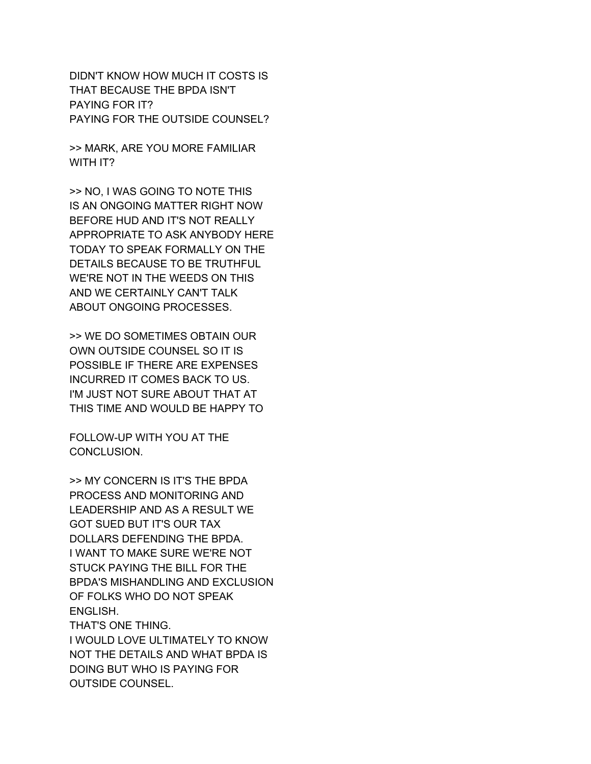DIDN'T KNOW HOW MUCH IT COSTS IS
THAT BECAUSE THE BPDA ISN'T
PAYING FOR IT?
PAYING FOR THE OUTSIDE COUNSEL?

>> MARK, ARE YOU MORE FAMILIAR
WITH IT?

>> NO, I WAS GOING TO NOTE THIS
IS AN ONGOING MATTER RIGHT NOW
BEFORE HUD AND IT'S NOT REALLY
APPROPRIATE TO ASK ANYBODY HERE
TODAY TO SPEAK FORMALLY ON THE
DETAILS BECAUSE TO BE TRUTHFUL
WE'RE NOT IN THE WEEDS ON THIS
AND WE CERTAINLY CAN'T TALK
ABOUT ONGOING PROCESSES.

>> WE DO SOMETIMES OBTAIN OUR
OWN OUTSIDE COUNSEL SO IT IS
POSSIBLE IF THERE ARE EXPENSES
INCURRED IT COMES BACK TO US.
I'M JUST NOT SURE ABOUT THAT AT
THIS TIME AND WOULD BE HAPPY TO

FOLLOW-UP WITH YOU AT THE
CONCLUSION.

>> MY CONCERN IS IT'S THE BPDA
PROCESS AND MONITORING AND
LEADERSHIP AND AS A RESULT WE
GOT SUED BUT IT'S OUR TAX
DOLLARS DEFENDING THE BPDA.
I WANT TO MAKE SURE WE'RE NOT
STUCK PAYING THE BILL FOR THE
BPDA'S MISHANDLING AND EXCLUSION
OF FOLKS WHO DO NOT SPEAK
ENGLISH.
THAT'S ONE THING.
I WOULD LOVE ULTIMATELY TO KNOW
NOT THE DETAILS AND WHAT BPDA IS
DOING BUT WHO IS PAYING FOR
OUTSIDE COUNSEL.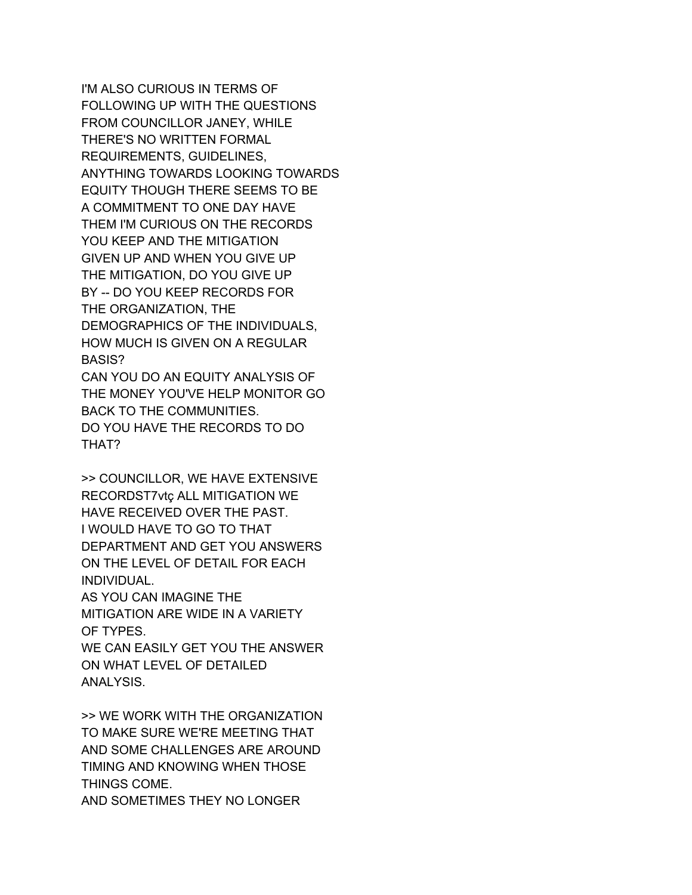I'M ALSO CURIOUS IN TERMS OF FOLLOWING UP WITH THE QUESTIONS FROM COUNCILLOR JANEY, WHILE THERE'S NO WRITTEN FORMAL REQUIREMENTS, GUIDELINES, ANYTHING TOWARDS LOOKING TOWARDS EQUITY THOUGH THERE SEEMS TO BE A COMMITMENT TO ONE DAY HAVE THEM I'M CURIOUS ON THE RECORDS YOU KEEP AND THE MITIGATION GIVEN UP AND WHEN YOU GIVE UP THE MITIGATION, DO YOU GIVE UP BY -- DO YOU KEEP RECORDS FOR THE ORGANIZATION, THE DEMOGRAPHICS OF THE INDIVIDUALS, HOW MUCH IS GIVEN ON A REGULAR BASIS?
CAN YOU DO AN EQUITY ANALYSIS OF THE MONEY YOU'VE HELP MONITOR GO BACK TO THE COMMUNITIES.
DO YOU HAVE THE RECORDS TO DO THAT?

>> COUNCILLOR, WE HAVE EXTENSIVE RECORDST7vtç ALL MITIGATION WE HAVE RECEIVED OVER THE PAST.
I WOULD HAVE TO GO TO THAT DEPARTMENT AND GET YOU ANSWERS ON THE LEVEL OF DETAIL FOR EACH INDIVIDUAL.
AS YOU CAN IMAGINE THE MITIGATION ARE WIDE IN A VARIETY OF TYPES.
WE CAN EASILY GET YOU THE ANSWER ON WHAT LEVEL OF DETAILED ANALYSIS.

>> WE WORK WITH THE ORGANIZATION TO MAKE SURE WE'RE MEETING THAT AND SOME CHALLENGES ARE AROUND TIMING AND KNOWING WHEN THOSE THINGS COME.
AND SOMETIMES THEY NO LONGER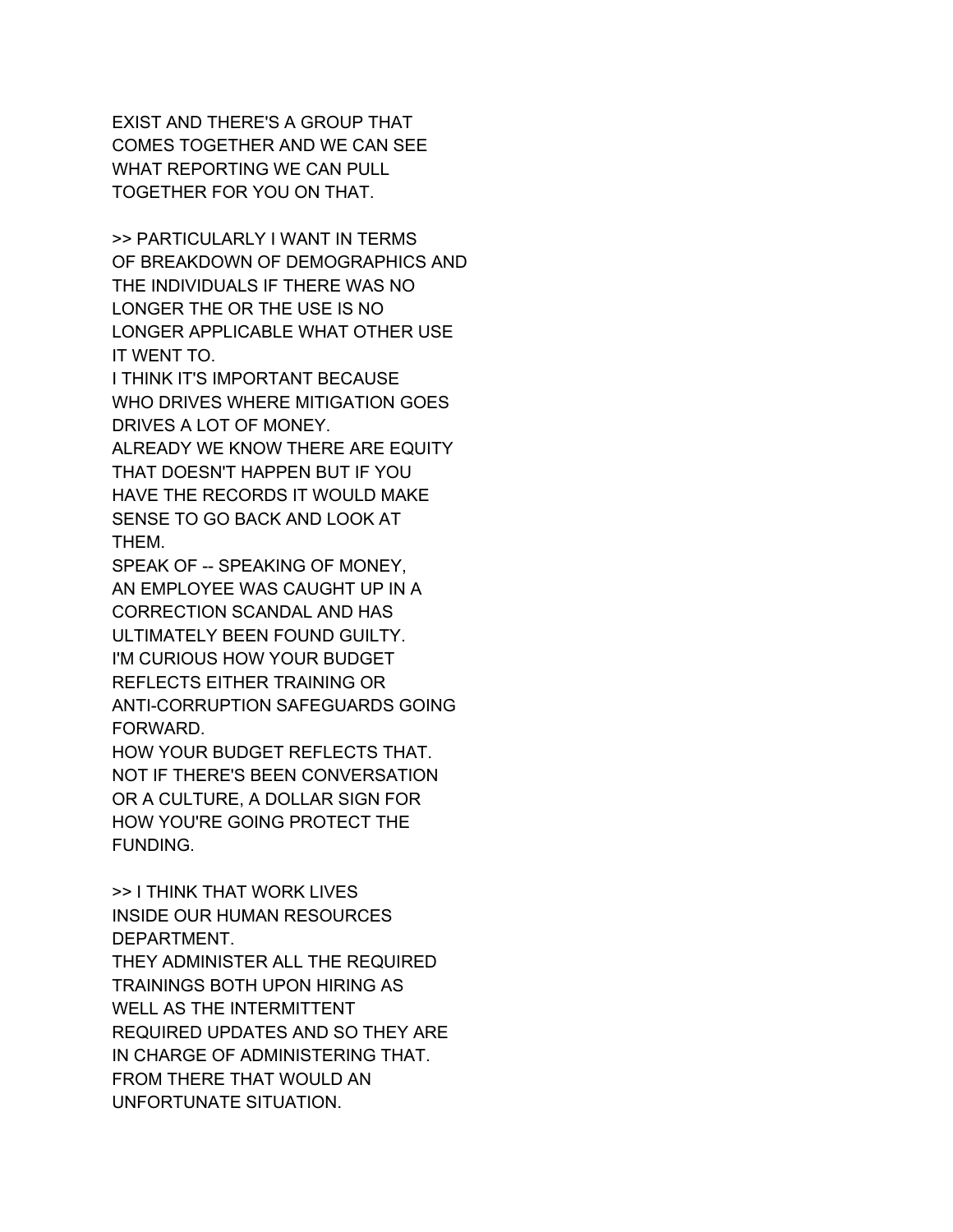EXIST AND THERE'S A GROUP THAT
COMES TOGETHER AND WE CAN SEE
WHAT REPORTING WE CAN PULL
TOGETHER FOR YOU ON THAT.

>> PARTICULARLY I WANT IN TERMS
OF BREAKDOWN OF DEMOGRAPHICS AND
THE INDIVIDUALS IF THERE WAS NO
LONGER THE OR THE USE IS NO
LONGER APPLICABLE WHAT OTHER USE
IT WENT TO.
I THINK IT'S IMPORTANT BECAUSE
WHO DRIVES WHERE MITIGATION GOES
DRIVES A LOT OF MONEY.
ALREADY WE KNOW THERE ARE EQUITY
THAT DOESN'T HAPPEN BUT IF YOU
HAVE THE RECORDS IT WOULD MAKE
SENSE TO GO BACK AND LOOK AT
THEM.
SPEAK OF -- SPEAKING OF MONEY,
AN EMPLOYEE WAS CAUGHT UP IN A
CORRECTION SCANDAL AND HAS
ULTIMATELY BEEN FOUND GUILTY.
I'M CURIOUS HOW YOUR BUDGET
REFLECTS EITHER TRAINING OR
ANTI-CORRUPTION SAFEGUARDS GOING
FORWARD.
HOW YOUR BUDGET REFLECTS THAT.
NOT IF THERE'S BEEN CONVERSATION
OR A CULTURE, A DOLLAR SIGN FOR
HOW YOU'RE GOING PROTECT THE
FUNDING.

>> I THINK THAT WORK LIVES
INSIDE OUR HUMAN RESOURCES
DEPARTMENT.
THEY ADMINISTER ALL THE REQUIRED
TRAININGS BOTH UPON HIRING AS
WELL AS THE INTERMITTENT
REQUIRED UPDATES AND SO THEY ARE
IN CHARGE OF ADMINISTERING THAT.
FROM THERE THAT WOULD AN
UNFORTUNATE SITUATION.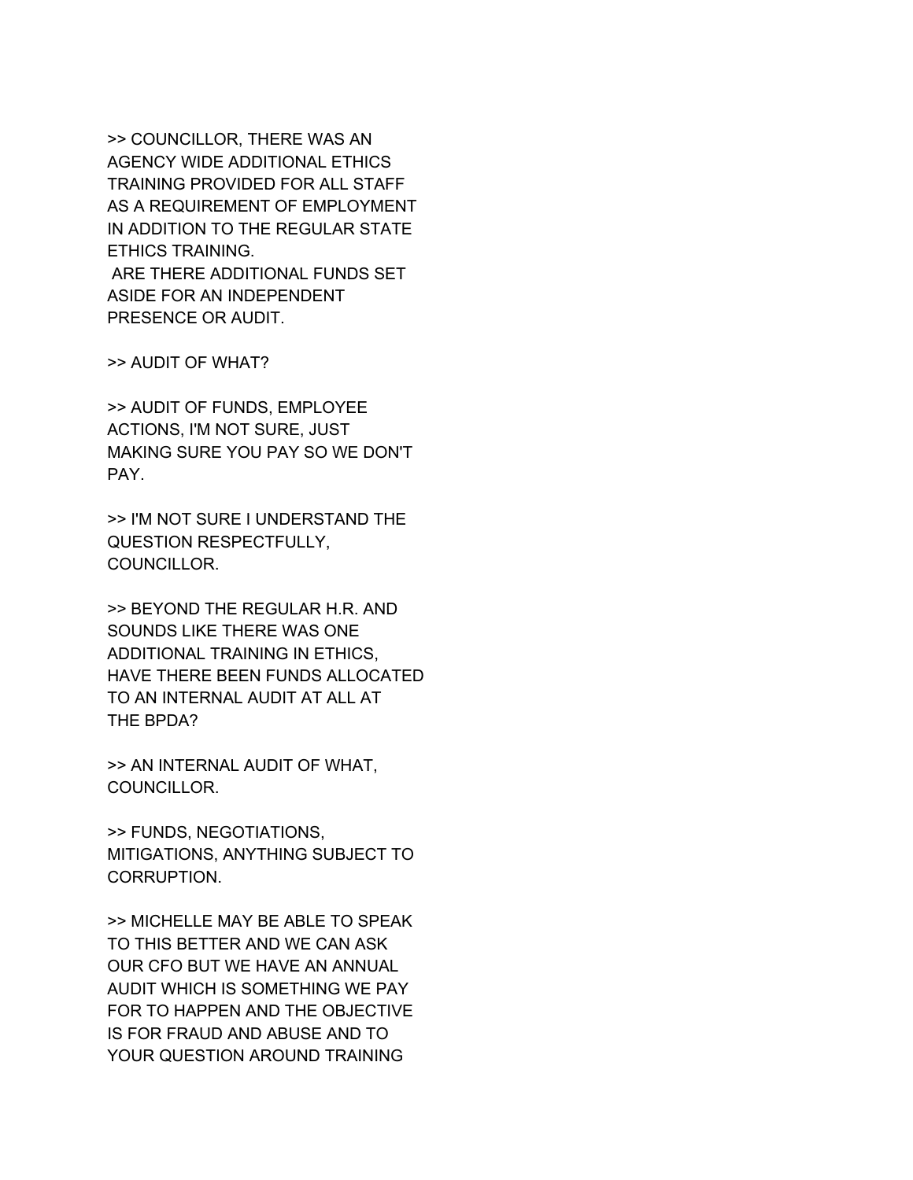>> COUNCILLOR, THERE WAS AN AGENCY WIDE ADDITIONAL ETHICS TRAINING PROVIDED FOR ALL STAFF AS A REQUIREMENT OF EMPLOYMENT IN ADDITION TO THE REGULAR STATE ETHICS TRAINING.
ARE THERE ADDITIONAL FUNDS SET ASIDE FOR AN INDEPENDENT PRESENCE OR AUDIT.

>> AUDIT OF WHAT?

>> AUDIT OF FUNDS, EMPLOYEE ACTIONS, I'M NOT SURE, JUST MAKING SURE YOU PAY SO WE DON'T PAY.

>> I'M NOT SURE I UNDERSTAND THE QUESTION RESPECTFULLY, COUNCILLOR.

>> BEYOND THE REGULAR H.R. AND SOUNDS LIKE THERE WAS ONE ADDITIONAL TRAINING IN ETHICS, HAVE THERE BEEN FUNDS ALLOCATED TO AN INTERNAL AUDIT AT ALL AT THE BPDA?

>> AN INTERNAL AUDIT OF WHAT, COUNCILLOR.

>> FUNDS, NEGOTIATIONS, MITIGATIONS, ANYTHING SUBJECT TO CORRUPTION.

>> MICHELLE MAY BE ABLE TO SPEAK TO THIS BETTER AND WE CAN ASK OUR CFO BUT WE HAVE AN ANNUAL AUDIT WHICH IS SOMETHING WE PAY FOR TO HAPPEN AND THE OBJECTIVE IS FOR FRAUD AND ABUSE AND TO YOUR QUESTION AROUND TRAINING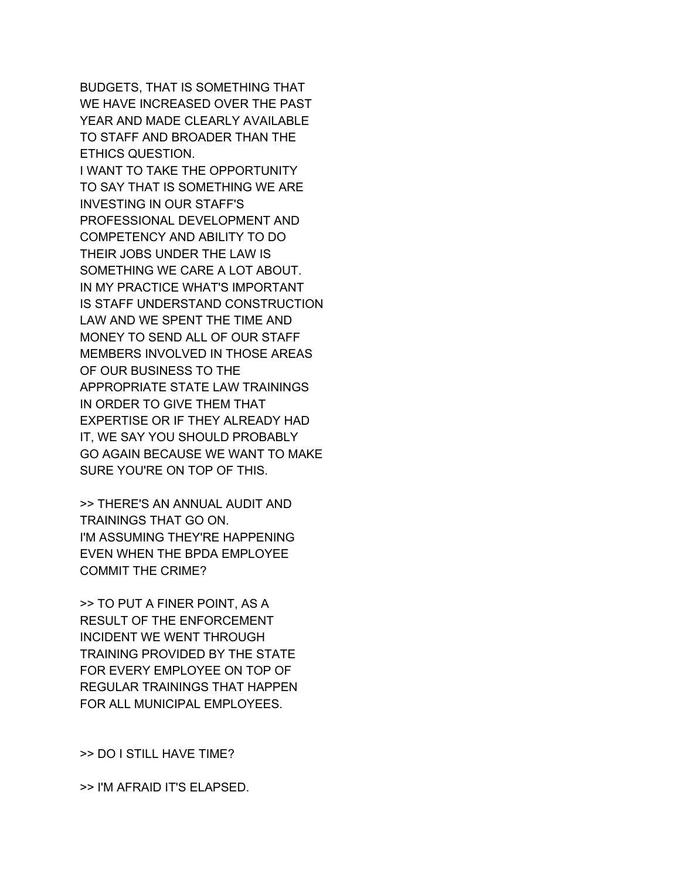BUDGETS, THAT IS SOMETHING THAT WE HAVE INCREASED OVER THE PAST YEAR AND MADE CLEARLY AVAILABLE TO STAFF AND BROADER THAN THE ETHICS QUESTION.
I WANT TO TAKE THE OPPORTUNITY TO SAY THAT IS SOMETHING WE ARE INVESTING IN OUR STAFF'S PROFESSIONAL DEVELOPMENT AND COMPETENCY AND ABILITY TO DO THEIR JOBS UNDER THE LAW IS SOMETHING WE CARE A LOT ABOUT.
IN MY PRACTICE WHAT'S IMPORTANT IS STAFF UNDERSTAND CONSTRUCTION LAW AND WE SPENT THE TIME AND MONEY TO SEND ALL OF OUR STAFF MEMBERS INVOLVED IN THOSE AREAS OF OUR BUSINESS TO THE APPROPRIATE STATE LAW TRAININGS IN ORDER TO GIVE THEM THAT EXPERTISE OR IF THEY ALREADY HAD IT, WE SAY YOU SHOULD PROBABLY GO AGAIN BECAUSE WE WANT TO MAKE SURE YOU'RE ON TOP OF THIS.

>> THERE'S AN ANNUAL AUDIT AND TRAININGS THAT GO ON.
I'M ASSUMING THEY'RE HAPPENING EVEN WHEN THE BPDA EMPLOYEE COMMIT THE CRIME?

>> TO PUT A FINER POINT, AS A RESULT OF THE ENFORCEMENT INCIDENT WE WENT THROUGH TRAINING PROVIDED BY THE STATE FOR EVERY EMPLOYEE ON TOP OF REGULAR TRAININGS THAT HAPPEN FOR ALL MUNICIPAL EMPLOYEES.

>> DO I STILL HAVE TIME?

>> I'M AFRAID IT'S ELAPSED.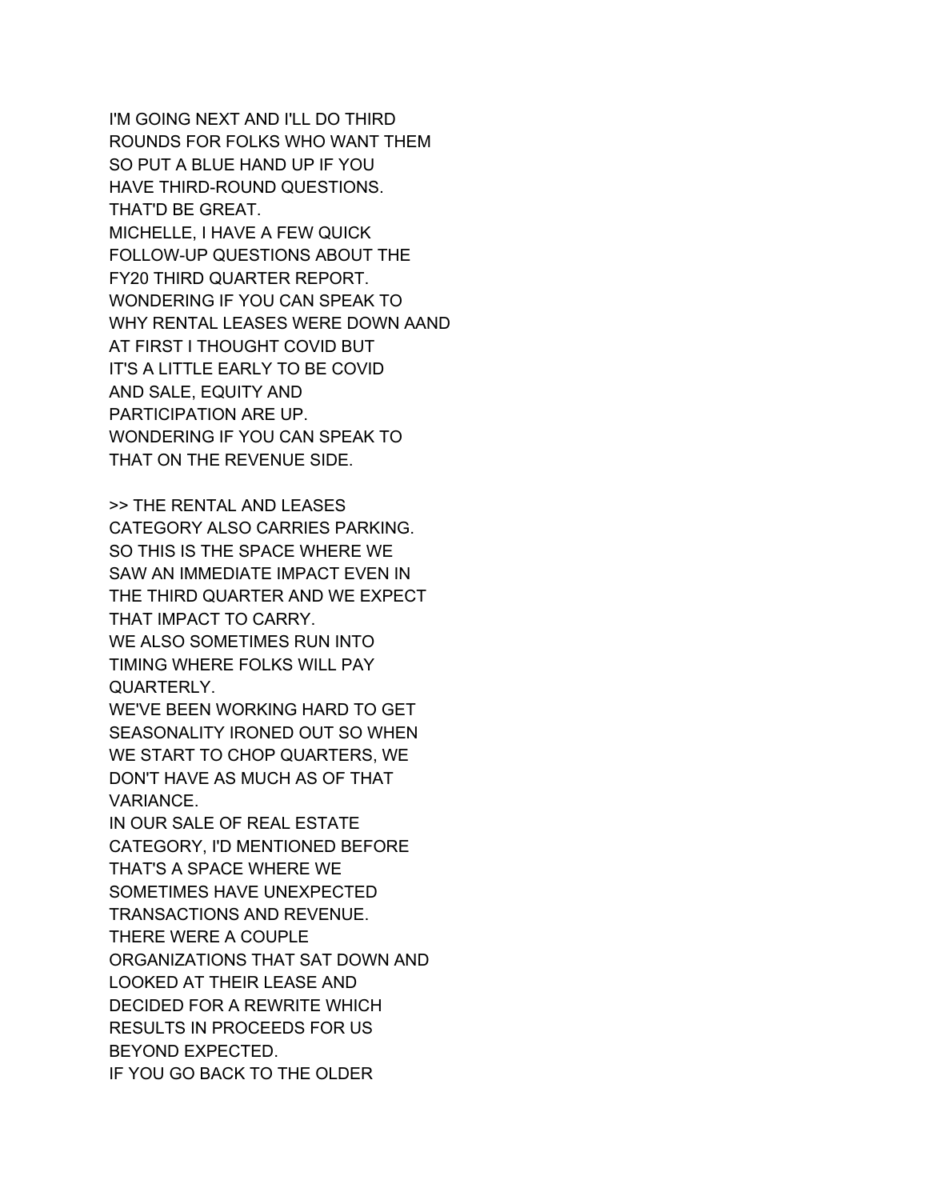I'M GOING NEXT AND I'LL DO THIRD
ROUNDS FOR FOLKS WHO WANT THEM
SO PUT A BLUE HAND UP IF YOU
HAVE THIRD-ROUND QUESTIONS.
THAT'D BE GREAT.
MICHELLE, I HAVE A FEW QUICK
FOLLOW-UP QUESTIONS ABOUT THE
FY20 THIRD QUARTER REPORT.
WONDERING IF YOU CAN SPEAK TO
WHY RENTAL LEASES WERE DOWN AAND
AT FIRST I THOUGHT COVID BUT
IT'S A LITTLE EARLY TO BE COVID
AND SALE, EQUITY AND
PARTICIPATION ARE UP.
WONDERING IF YOU CAN SPEAK TO
THAT ON THE REVENUE SIDE.

>> THE RENTAL AND LEASES
CATEGORY ALSO CARRIES PARKING.
SO THIS IS THE SPACE WHERE WE
SAW AN IMMEDIATE IMPACT EVEN IN
THE THIRD QUARTER AND WE EXPECT
THAT IMPACT TO CARRY.
WE ALSO SOMETIMES RUN INTO
TIMING WHERE FOLKS WILL PAY
QUARTERLY.
WE'VE BEEN WORKING HARD TO GET
SEASONALITY IRONED OUT SO WHEN
WE START TO CHOP QUARTERS, WE
DON'T HAVE AS MUCH AS OF THAT
VARIANCE.
IN OUR SALE OF REAL ESTATE
CATEGORY, I'D MENTIONED BEFORE
THAT'S A SPACE WHERE WE
SOMETIMES HAVE UNEXPECTED
TRANSACTIONS AND REVENUE.
THERE WERE A COUPLE
ORGANIZATIONS THAT SAT DOWN AND
LOOKED AT THEIR LEASE AND
DECIDED FOR A REWRITE WHICH
RESULTS IN PROCEEDS FOR US
BEYOND EXPECTED.
IF YOU GO BACK TO THE OLDER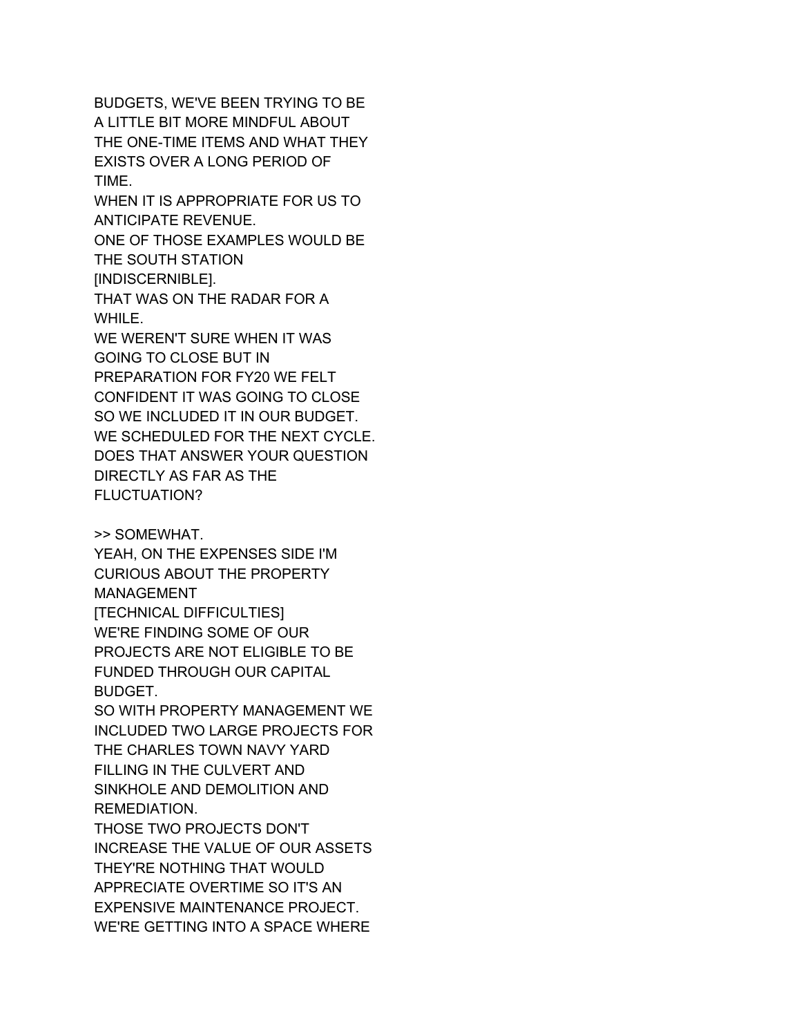BUDGETS, WE'VE BEEN TRYING TO BE A LITTLE BIT MORE MINDFUL ABOUT THE ONE-TIME ITEMS AND WHAT THEY EXISTS OVER A LONG PERIOD OF TIME.
WHEN IT IS APPROPRIATE FOR US TO ANTICIPATE REVENUE.
ONE OF THOSE EXAMPLES WOULD BE THE SOUTH STATION [INDISCERNIBLE].
THAT WAS ON THE RADAR FOR A WHILE.
WE WEREN'T SURE WHEN IT WAS GOING TO CLOSE BUT IN PREPARATION FOR FY20 WE FELT CONFIDENT IT WAS GOING TO CLOSE SO WE INCLUDED IT IN OUR BUDGET.
WE SCHEDULED FOR THE NEXT CYCLE.
DOES THAT ANSWER YOUR QUESTION DIRECTLY AS FAR AS THE FLUCTUATION?

>> SOMEWHAT.
YEAH, ON THE EXPENSES SIDE I'M CURIOUS ABOUT THE PROPERTY MANAGEMENT
[TECHNICAL DIFFICULTIES]
WE'RE FINDING SOME OF OUR PROJECTS ARE NOT ELIGIBLE TO BE FUNDED THROUGH OUR CAPITAL BUDGET.
SO WITH PROPERTY MANAGEMENT WE INCLUDED TWO LARGE PROJECTS FOR THE CHARLES TOWN NAVY YARD FILLING IN THE CULVERT AND SINKHOLE AND DEMOLITION AND REMEDIATION.
THOSE TWO PROJECTS DON'T INCREASE THE VALUE OF OUR ASSETS THEY'RE NOTHING THAT WOULD APPRECIATE OVERTIME SO IT'S AN EXPENSIVE MAINTENANCE PROJECT.
WE'RE GETTING INTO A SPACE WHERE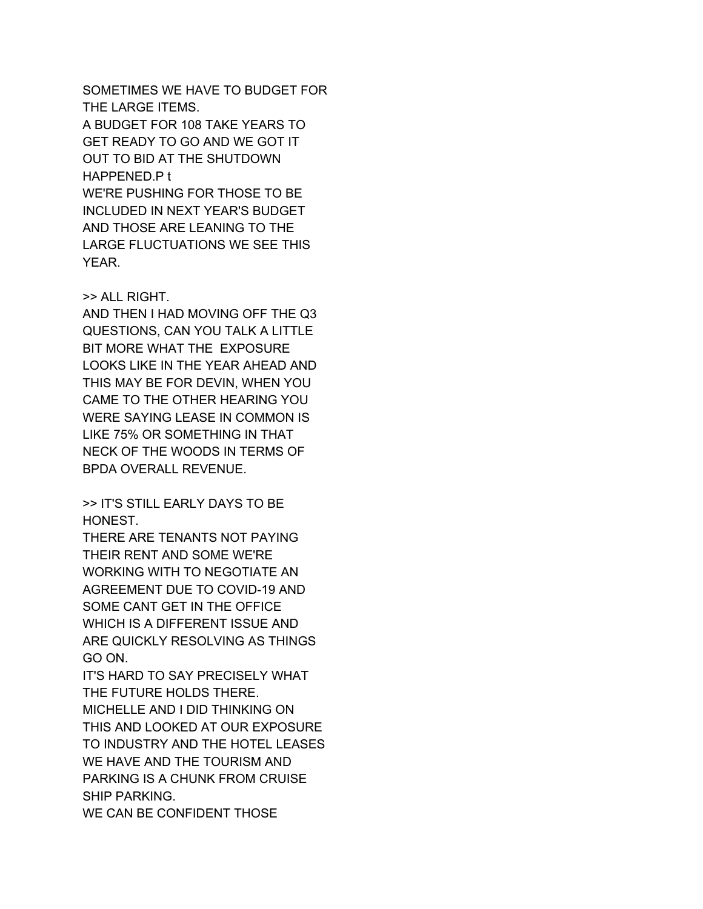SOMETIMES WE HAVE TO BUDGET FOR THE LARGE ITEMS.
A BUDGET FOR 108 TAKE YEARS TO GET READY TO GO AND WE GOT IT OUT TO BID AT THE SHUTDOWN HAPPENED.P t
WE'RE PUSHING FOR THOSE TO BE INCLUDED IN NEXT YEAR'S BUDGET AND THOSE ARE LEANING TO THE LARGE FLUCTUATIONS WE SEE THIS YEAR.

>> ALL RIGHT.
AND THEN I HAD MOVING OFF THE Q3 QUESTIONS, CAN YOU TALK A LITTLE BIT MORE WHAT THE  EXPOSURE LOOKS LIKE IN THE YEAR AHEAD AND THIS MAY BE FOR DEVIN, WHEN YOU CAME TO THE OTHER HEARING YOU WERE SAYING LEASE IN COMMON IS LIKE 75% OR SOMETHING IN THAT NECK OF THE WOODS IN TERMS OF BPDA OVERALL REVENUE.

>> IT'S STILL EARLY DAYS TO BE HONEST.
THERE ARE TENANTS NOT PAYING THEIR RENT AND SOME WE'RE WORKING WITH TO NEGOTIATE AN AGREEMENT DUE TO COVID-19 AND SOME CANT GET IN THE OFFICE WHICH IS A DIFFERENT ISSUE AND ARE QUICKLY RESOLVING AS THINGS GO ON.
IT'S HARD TO SAY PRECISELY WHAT THE FUTURE HOLDS THERE.
MICHELLE AND I DID THINKING ON THIS AND LOOKED AT OUR EXPOSURE TO INDUSTRY AND THE HOTEL LEASES WE HAVE AND THE TOURISM AND PARKING IS A CHUNK FROM CRUISE SHIP PARKING.
WE CAN BE CONFIDENT THOSE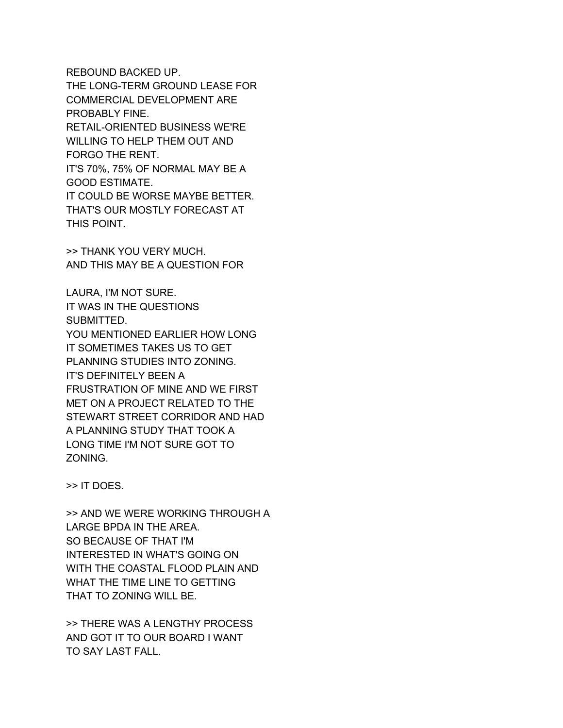REBOUND BACKED UP.
THE LONG-TERM GROUND LEASE FOR COMMERCIAL DEVELOPMENT ARE PROBABLY FINE.
RETAIL-ORIENTED BUSINESS WE'RE WILLING TO HELP THEM OUT AND FORGO THE RENT.
IT'S 70%, 75% OF NORMAL MAY BE A GOOD ESTIMATE.
IT COULD BE WORSE MAYBE BETTER.
THAT'S OUR MOSTLY FORECAST AT THIS POINT.

>> THANK YOU VERY MUCH.
AND THIS MAY BE A QUESTION FOR

LAURA, I'M NOT SURE.
IT WAS IN THE QUESTIONS SUBMITTED.
YOU MENTIONED EARLIER HOW LONG IT SOMETIMES TAKES US TO GET PLANNING STUDIES INTO ZONING.
IT'S DEFINITELY BEEN A FRUSTRATION OF MINE AND WE FIRST MET ON A PROJECT RELATED TO THE STEWART STREET CORRIDOR AND HAD A PLANNING STUDY THAT TOOK A LONG TIME I'M NOT SURE GOT TO ZONING.

>> IT DOES.

>> AND WE WERE WORKING THROUGH A LARGE BPDA IN THE AREA.
SO BECAUSE OF THAT I'M INTERESTED IN WHAT'S GOING ON WITH THE COASTAL FLOOD PLAIN AND WHAT THE TIME LINE TO GETTING THAT TO ZONING WILL BE.

>> THERE WAS A LENGTHY PROCESS AND GOT IT TO OUR BOARD I WANT TO SAY LAST FALL.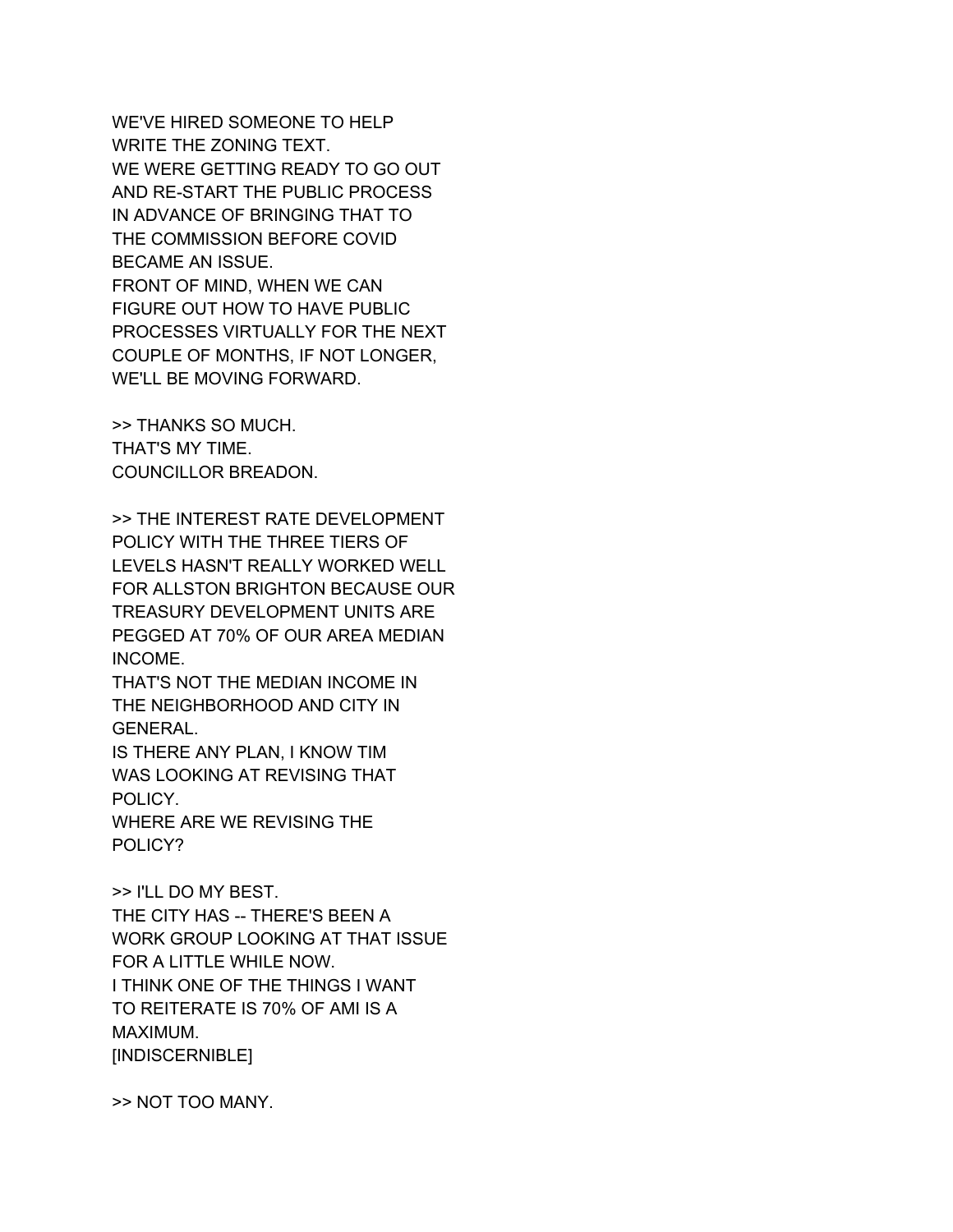WE'VE HIRED SOMEONE TO HELP
WRITE THE ZONING TEXT.
WE WERE GETTING READY TO GO OUT
AND RE-START THE PUBLIC PROCESS
IN ADVANCE OF BRINGING THAT TO
THE COMMISSION BEFORE COVID
BECAME AN ISSUE.
FRONT OF MIND, WHEN WE CAN
FIGURE OUT HOW TO HAVE PUBLIC
PROCESSES VIRTUALLY FOR THE NEXT
COUPLE OF MONTHS, IF NOT LONGER,
WE'LL BE MOVING FORWARD.

>> THANKS SO MUCH.
THAT'S MY TIME.
COUNCILLOR BREADON.

>> THE INTEREST RATE DEVELOPMENT
POLICY WITH THE THREE TIERS OF
LEVELS HASN'T REALLY WORKED WELL
FOR ALLSTON BRIGHTON BECAUSE OUR
TREASURY DEVELOPMENT UNITS ARE
PEGGED AT 70% OF OUR AREA MEDIAN
INCOME.
THAT'S NOT THE MEDIAN INCOME IN
THE NEIGHBORHOOD AND CITY IN
GENERAL.
IS THERE ANY PLAN, I KNOW TIM
WAS LOOKING AT REVISING THAT
POLICY.
WHERE ARE WE REVISING THE
POLICY?

>> I'LL DO MY BEST.
THE CITY HAS -- THERE'S BEEN A
WORK GROUP LOOKING AT THAT ISSUE
FOR A LITTLE WHILE NOW.
I THINK ONE OF THE THINGS I WANT
TO REITERATE IS 70% OF AMI IS A
MAXIMUM.
[INDISCERNIBLE]

>> NOT TOO MANY.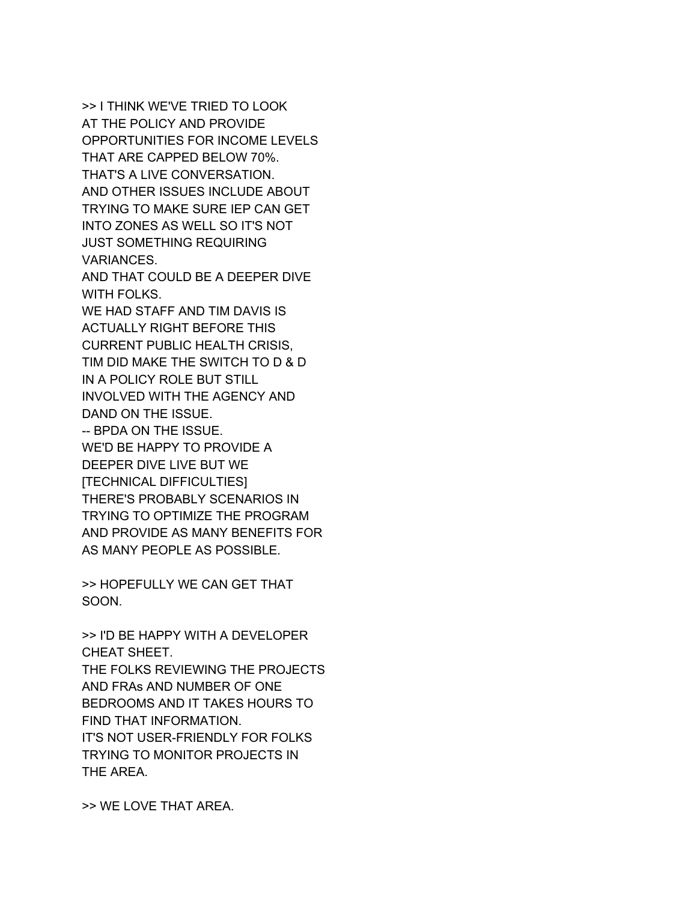>> I THINK WE'VE TRIED TO LOOK
AT THE POLICY AND PROVIDE
OPPORTUNITIES FOR INCOME LEVELS
THAT ARE CAPPED BELOW 70%.
THAT'S A LIVE CONVERSATION.
AND OTHER ISSUES INCLUDE ABOUT
TRYING TO MAKE SURE IEP CAN GET
INTO ZONES AS WELL SO IT'S NOT
JUST SOMETHING REQUIRING
VARIANCES.
AND THAT COULD BE A DEEPER DIVE
WITH FOLKS.
WE HAD STAFF AND TIM DAVIS IS
ACTUALLY RIGHT BEFORE THIS
CURRENT PUBLIC HEALTH CRISIS,
TIM DID MAKE THE SWITCH TO D & D
IN A POLICY ROLE BUT STILL
INVOLVED WITH THE AGENCY AND
DAND ON THE ISSUE.
-- BPDA ON THE ISSUE.
WE'D BE HAPPY TO PROVIDE A
DEEPER DIVE LIVE BUT WE
[TECHNICAL DIFFICULTIES]
THERE'S PROBABLY SCENARIOS IN
TRYING TO OPTIMIZE THE PROGRAM
AND PROVIDE AS MANY BENEFITS FOR
AS MANY PEOPLE AS POSSIBLE.

>> HOPEFULLY WE CAN GET THAT
SOON.

>> I'D BE HAPPY WITH A DEVELOPER
CHEAT SHEET.
THE FOLKS REVIEWING THE PROJECTS
AND FRAs AND NUMBER OF ONE
BEDROOMS AND IT TAKES HOURS TO
FIND THAT INFORMATION.
IT'S NOT USER-FRIENDLY FOR FOLKS
TRYING TO MONITOR PROJECTS IN
THE AREA.

>> WE LOVE THAT AREA.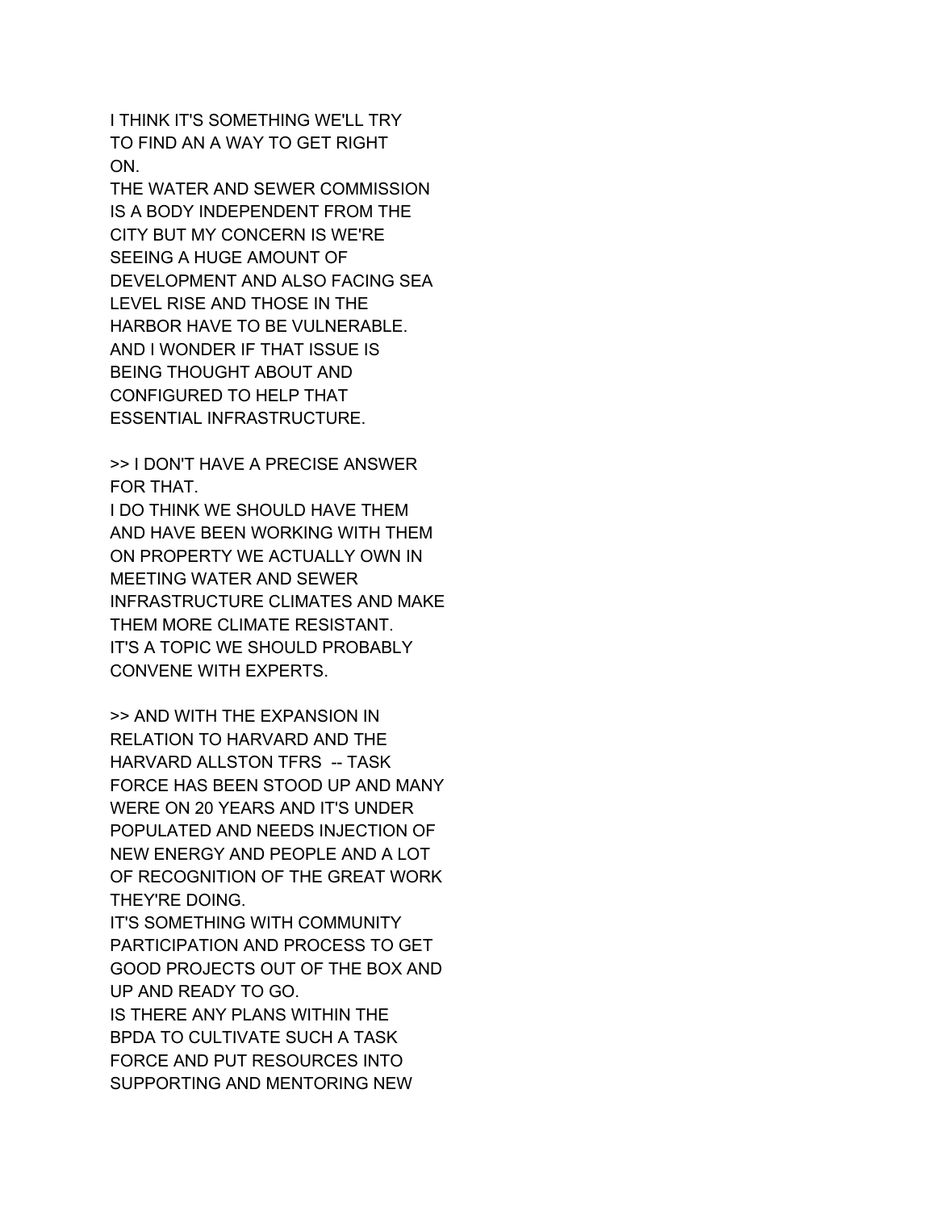I THINK IT'S SOMETHING WE'LL TRY
TO FIND AN A WAY TO GET RIGHT
ON.
THE WATER AND SEWER COMMISSION
IS A BODY INDEPENDENT FROM THE
CITY BUT MY CONCERN IS WE'RE
SEEING A HUGE AMOUNT OF
DEVELOPMENT AND ALSO FACING SEA
LEVEL RISE AND THOSE IN THE
HARBOR HAVE TO BE VULNERABLE.
AND I WONDER IF THAT ISSUE IS
BEING THOUGHT ABOUT AND
CONFIGURED TO HELP THAT
ESSENTIAL INFRASTRUCTURE.

>> I DON'T HAVE A PRECISE ANSWER
FOR THAT.
I DO THINK WE SHOULD HAVE THEM
AND HAVE BEEN WORKING WITH THEM
ON PROPERTY WE ACTUALLY OWN IN
MEETING WATER AND SEWER
INFRASTRUCTURE CLIMATES AND MAKE
THEM MORE CLIMATE RESISTANT.
IT'S A TOPIC WE SHOULD PROBABLY
CONVENE WITH EXPERTS.

>> AND WITH THE EXPANSION IN
RELATION TO HARVARD AND THE
HARVARD ALLSTON TFRS -- TASK
FORCE HAS BEEN STOOD UP AND MANY
WERE ON 20 YEARS AND IT'S UNDER
POPULATED AND NEEDS INJECTION OF
NEW ENERGY AND PEOPLE AND A LOT
OF RECOGNITION OF THE GREAT WORK
THEY'RE DOING.
IT'S SOMETHING WITH COMMUNITY
PARTICIPATION AND PROCESS TO GET
GOOD PROJECTS OUT OF THE BOX AND
UP AND READY TO GO.
IS THERE ANY PLANS WITHIN THE
BPDA TO CULTIVATE SUCH A TASK
FORCE AND PUT RESOURCES INTO
SUPPORTING AND MENTORING NEW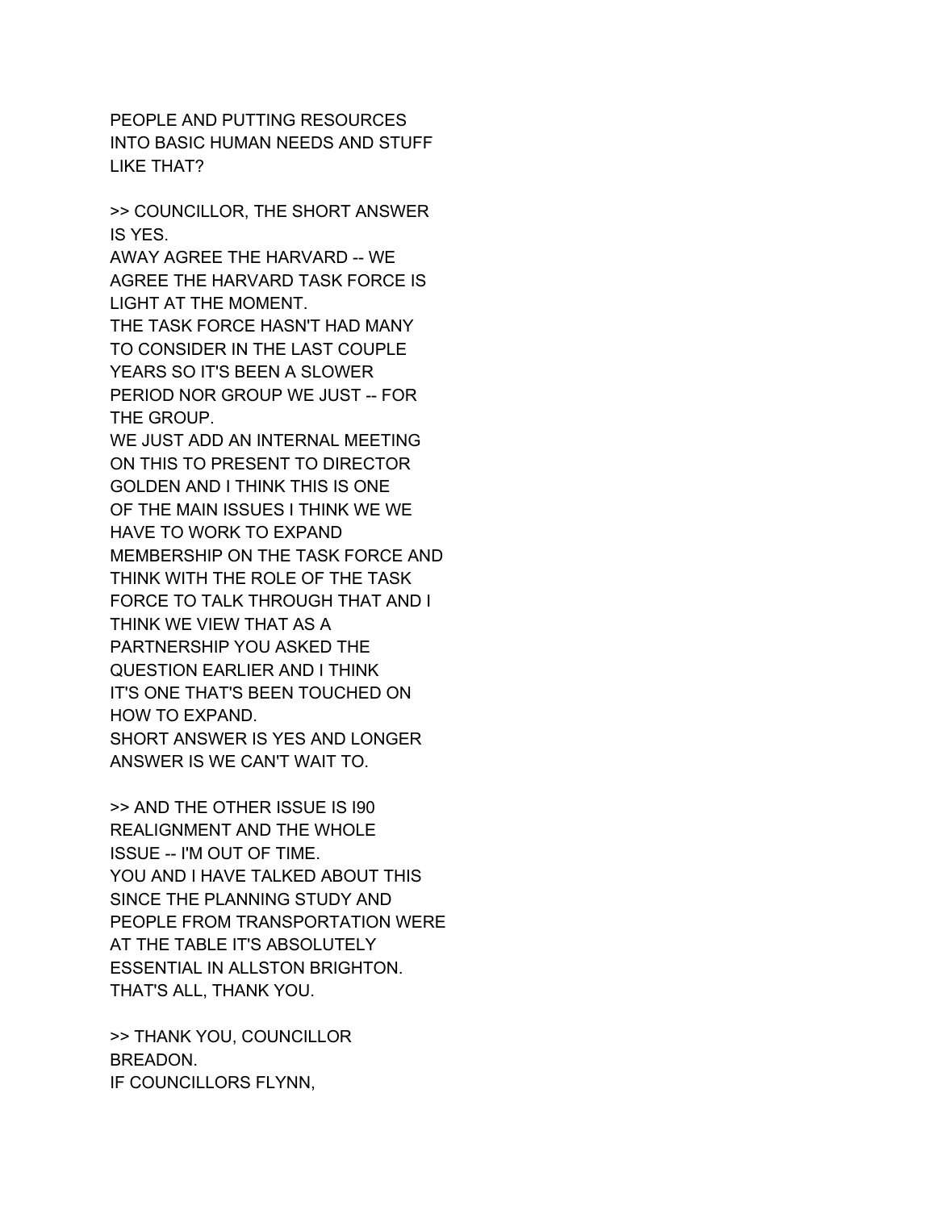PEOPLE AND PUTTING RESOURCES
INTO BASIC HUMAN NEEDS AND STUFF
LIKE THAT?

>> COUNCILLOR, THE SHORT ANSWER
IS YES.
AWAY AGREE THE HARVARD -- WE
AGREE THE HARVARD TASK FORCE IS
LIGHT AT THE MOMENT.
THE TASK FORCE HASN'T HAD MANY
TO CONSIDER IN THE LAST COUPLE
YEARS SO IT'S BEEN A SLOWER
PERIOD NOR GROUP WE JUST -- FOR
THE GROUP.
WE JUST ADD AN INTERNAL MEETING
ON THIS TO PRESENT TO DIRECTOR
GOLDEN AND I THINK THIS IS ONE
OF THE MAIN ISSUES I THINK WE WE
HAVE TO WORK TO EXPAND
MEMBERSHIP ON THE TASK FORCE AND
THINK WITH THE ROLE OF THE TASK
FORCE TO TALK THROUGH THAT AND I
THINK WE VIEW THAT AS A
PARTNERSHIP YOU ASKED THE
QUESTION EARLIER AND I THINK
IT'S ONE THAT'S BEEN TOUCHED ON
HOW TO EXPAND.
SHORT ANSWER IS YES AND LONGER
ANSWER IS WE CAN'T WAIT TO.

>> AND THE OTHER ISSUE IS I90
REALIGNMENT AND THE WHOLE
ISSUE -- I'M OUT OF TIME.
YOU AND I HAVE TALKED ABOUT THIS
SINCE THE PLANNING STUDY AND
PEOPLE FROM TRANSPORTATION WERE
AT THE TABLE IT'S ABSOLUTELY
ESSENTIAL IN ALLSTON BRIGHTON.
THAT'S ALL, THANK YOU.

>> THANK YOU, COUNCILLOR
BREADON.
IF COUNCILLORS FLYNN,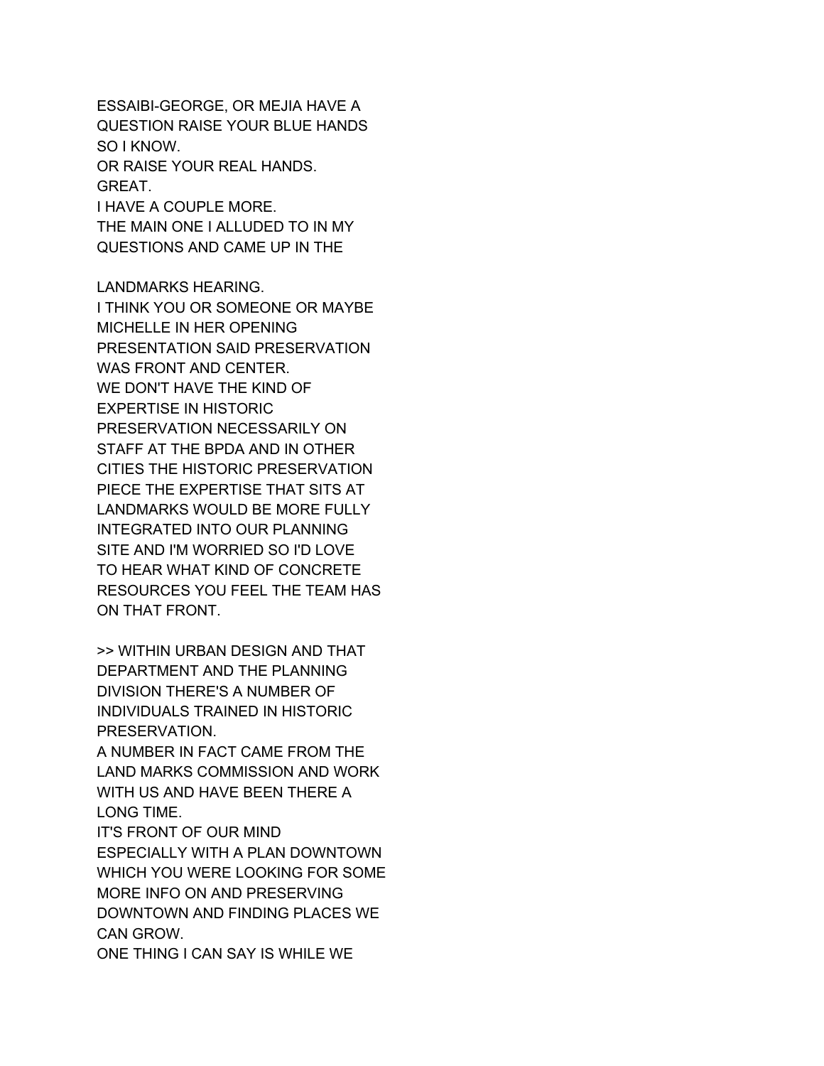ESSAIBI-GEORGE, OR MEJIA HAVE A
QUESTION RAISE YOUR BLUE HANDS
SO I KNOW.
OR RAISE YOUR REAL HANDS.
GREAT.
I HAVE A COUPLE MORE.
THE MAIN ONE I ALLUDED TO IN MY
QUESTIONS AND CAME UP IN THE

LANDMARKS HEARING.
I THINK YOU OR SOMEONE OR MAYBE
MICHELLE IN HER OPENING
PRESENTATION SAID PRESERVATION
WAS FRONT AND CENTER.
WE DON'T HAVE THE KIND OF
EXPERTISE IN HISTORIC
PRESERVATION NECESSARILY ON
STAFF AT THE BPDA AND IN OTHER
CITIES THE HISTORIC PRESERVATION
PIECE THE EXPERTISE THAT SITS AT
LANDMARKS WOULD BE MORE FULLY
INTEGRATED INTO OUR PLANNING
SITE AND I'M WORRIED SO I'D LOVE
TO HEAR WHAT KIND OF CONCRETE
RESOURCES YOU FEEL THE TEAM HAS
ON THAT FRONT.

>> WITHIN URBAN DESIGN AND THAT
DEPARTMENT AND THE PLANNING
DIVISION THERE'S A NUMBER OF
INDIVIDUALS TRAINED IN HISTORIC
PRESERVATION.
A NUMBER IN FACT CAME FROM THE
LAND MARKS COMMISSION AND WORK
WITH US AND HAVE BEEN THERE A
LONG TIME.
IT'S FRONT OF OUR MIND
ESPECIALLY WITH A PLAN DOWNTOWN
WHICH YOU WERE LOOKING FOR SOME
MORE INFO ON AND PRESERVING
DOWNTOWN AND FINDING PLACES WE
CAN GROW.
ONE THING I CAN SAY IS WHILE WE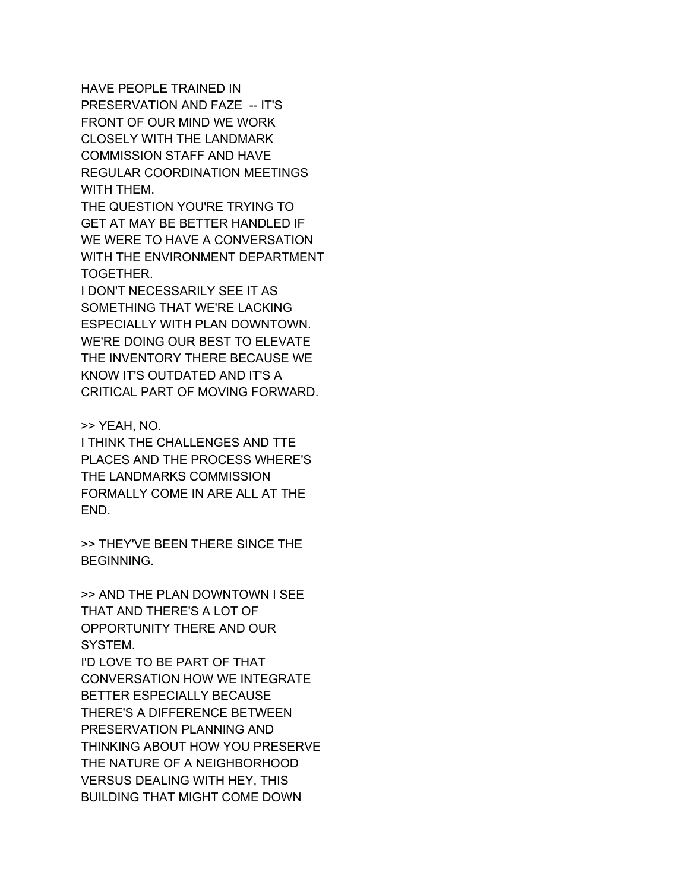HAVE PEOPLE TRAINED IN
PRESERVATION AND FAZE -- IT'S
FRONT OF OUR MIND WE WORK
CLOSELY WITH THE LANDMARK
COMMISSION STAFF AND HAVE
REGULAR COORDINATION MEETINGS
WITH THEM.
THE QUESTION YOU'RE TRYING TO
GET AT MAY BE BETTER HANDLED IF
WE WERE TO HAVE A CONVERSATION
WITH THE ENVIRONMENT DEPARTMENT
TOGETHER.
I DON'T NECESSARILY SEE IT AS
SOMETHING THAT WE'RE LACKING
ESPECIALLY WITH PLAN DOWNTOWN.
WE'RE DOING OUR BEST TO ELEVATE
THE INVENTORY THERE BECAUSE WE
KNOW IT'S OUTDATED AND IT'S A
CRITICAL PART OF MOVING FORWARD.

>> YEAH, NO.
I THINK THE CHALLENGES AND TTE
PLACES AND THE PROCESS WHERE'S
THE LANDMARKS COMMISSION
FORMALLY COME IN ARE ALL AT THE
END.

>> THEY'VE BEEN THERE SINCE THE
BEGINNING.

>> AND THE PLAN DOWNTOWN I SEE
THAT AND THERE'S A LOT OF
OPPORTUNITY THERE AND OUR
SYSTEM.
I'D LOVE TO BE PART OF THAT
CONVERSATION HOW WE INTEGRATE
BETTER ESPECIALLY BECAUSE
THERE'S A DIFFERENCE BETWEEN
PRESERVATION PLANNING AND
THINKING ABOUT HOW YOU PRESERVE
THE NATURE OF A NEIGHBORHOOD
VERSUS DEALING WITH HEY, THIS
BUILDING THAT MIGHT COME DOWN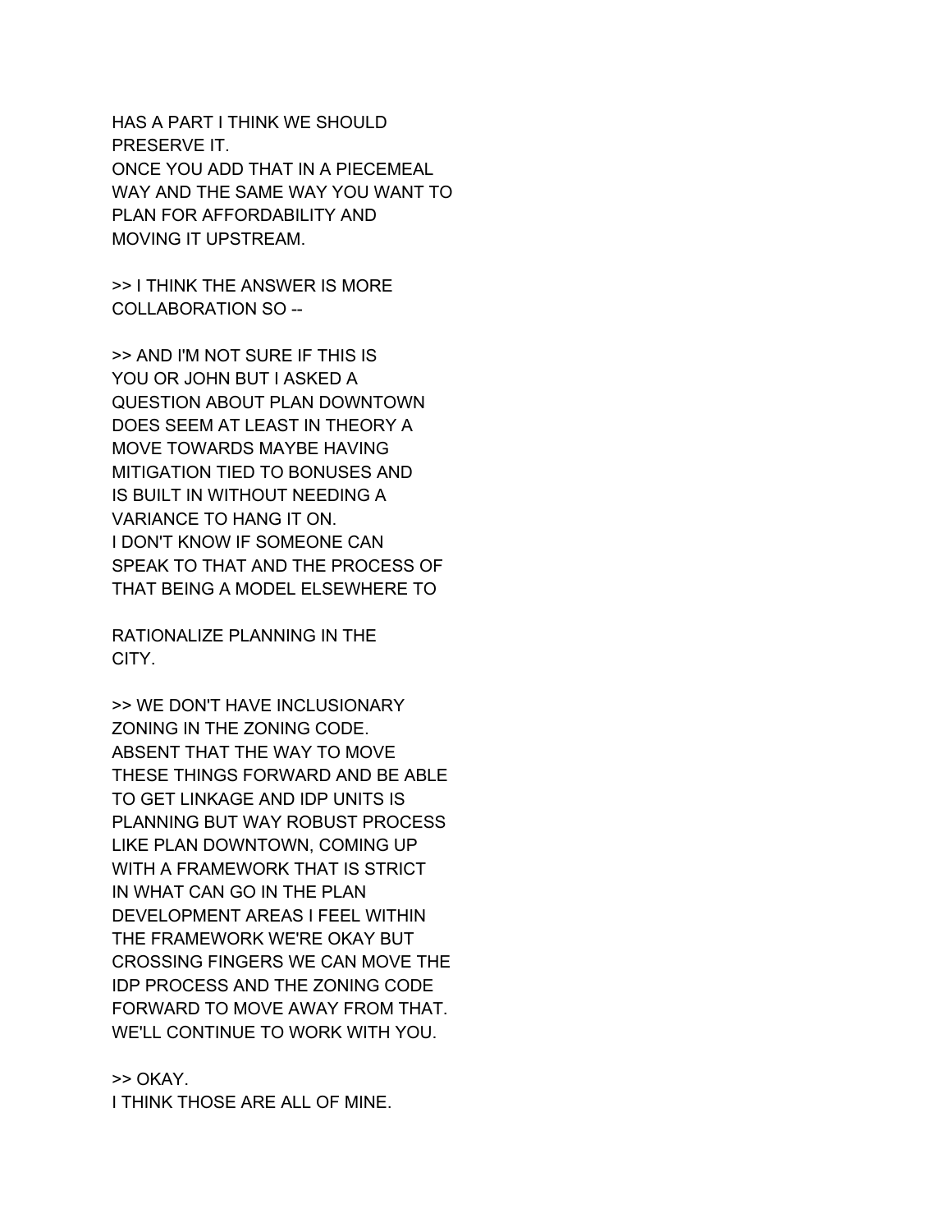HAS A PART I THINK WE SHOULD PRESERVE IT.
ONCE YOU ADD THAT IN A PIECEMEAL WAY AND THE SAME WAY YOU WANT TO PLAN FOR AFFORDABILITY AND MOVING IT UPSTREAM.

>> I THINK THE ANSWER IS MORE COLLABORATION SO --

>> AND I'M NOT SURE IF THIS IS YOU OR JOHN BUT I ASKED A QUESTION ABOUT PLAN DOWNTOWN DOES SEEM AT LEAST IN THEORY A MOVE TOWARDS MAYBE HAVING MITIGATION TIED TO BONUSES AND IS BUILT IN WITHOUT NEEDING A VARIANCE TO HANG IT ON.
I DON'T KNOW IF SOMEONE CAN SPEAK TO THAT AND THE PROCESS OF THAT BEING A MODEL ELSEWHERE TO

RATIONALIZE PLANNING IN THE CITY.

>> WE DON'T HAVE INCLUSIONARY ZONING IN THE ZONING CODE.
ABSENT THAT THE WAY TO MOVE THESE THINGS FORWARD AND BE ABLE TO GET LINKAGE AND IDP UNITS IS PLANNING BUT WAY ROBUST PROCESS LIKE PLAN DOWNTOWN, COMING UP WITH A FRAMEWORK THAT IS STRICT IN WHAT CAN GO IN THE PLAN DEVELOPMENT AREAS I FEEL WITHIN THE FRAMEWORK WE'RE OKAY BUT CROSSING FINGERS WE CAN MOVE THE IDP PROCESS AND THE ZONING CODE FORWARD TO MOVE AWAY FROM THAT.
WE'LL CONTINUE TO WORK WITH YOU.

>> OKAY.
I THINK THOSE ARE ALL OF MINE.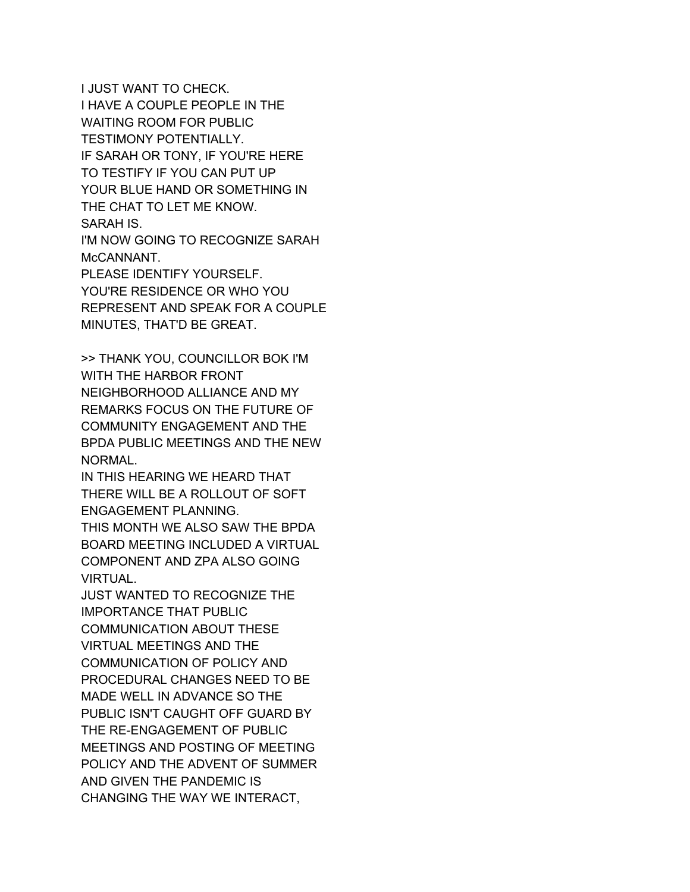I JUST WANT TO CHECK.
I HAVE A COUPLE PEOPLE IN THE WAITING ROOM FOR PUBLIC TESTIMONY POTENTIALLY.
IF SARAH OR TONY, IF YOU'RE HERE TO TESTIFY IF YOU CAN PUT UP YOUR BLUE HAND OR SOMETHING IN THE CHAT TO LET ME KNOW.
SARAH IS.
I'M NOW GOING TO RECOGNIZE SARAH McCANNANT.
PLEASE IDENTIFY YOURSELF.
YOU'RE RESIDENCE OR WHO YOU REPRESENT AND SPEAK FOR A COUPLE MINUTES, THAT'D BE GREAT.

>> THANK YOU, COUNCILLOR BOK I'M WITH THE HARBOR FRONT NEIGHBORHOOD ALLIANCE AND MY REMARKS FOCUS ON THE FUTURE OF COMMUNITY ENGAGEMENT AND THE BPDA PUBLIC MEETINGS AND THE NEW NORMAL.
IN THIS HEARING WE HEARD THAT THERE WILL BE A ROLLOUT OF SOFT ENGAGEMENT PLANNING.
THIS MONTH WE ALSO SAW THE BPDA BOARD MEETING INCLUDED A VIRTUAL COMPONENT AND ZPA ALSO GOING VIRTUAL.
JUST WANTED TO RECOGNIZE THE IMPORTANCE THAT PUBLIC COMMUNICATION ABOUT THESE VIRTUAL MEETINGS AND THE COMMUNICATION OF POLICY AND PROCEDURAL CHANGES NEED TO BE MADE WELL IN ADVANCE SO THE PUBLIC ISN'T CAUGHT OFF GUARD BY THE RE-ENGAGEMENT OF PUBLIC MEETINGS AND POSTING OF MEETING POLICY AND THE ADVENT OF SUMMER AND GIVEN THE PANDEMIC IS CHANGING THE WAY WE INTERACT,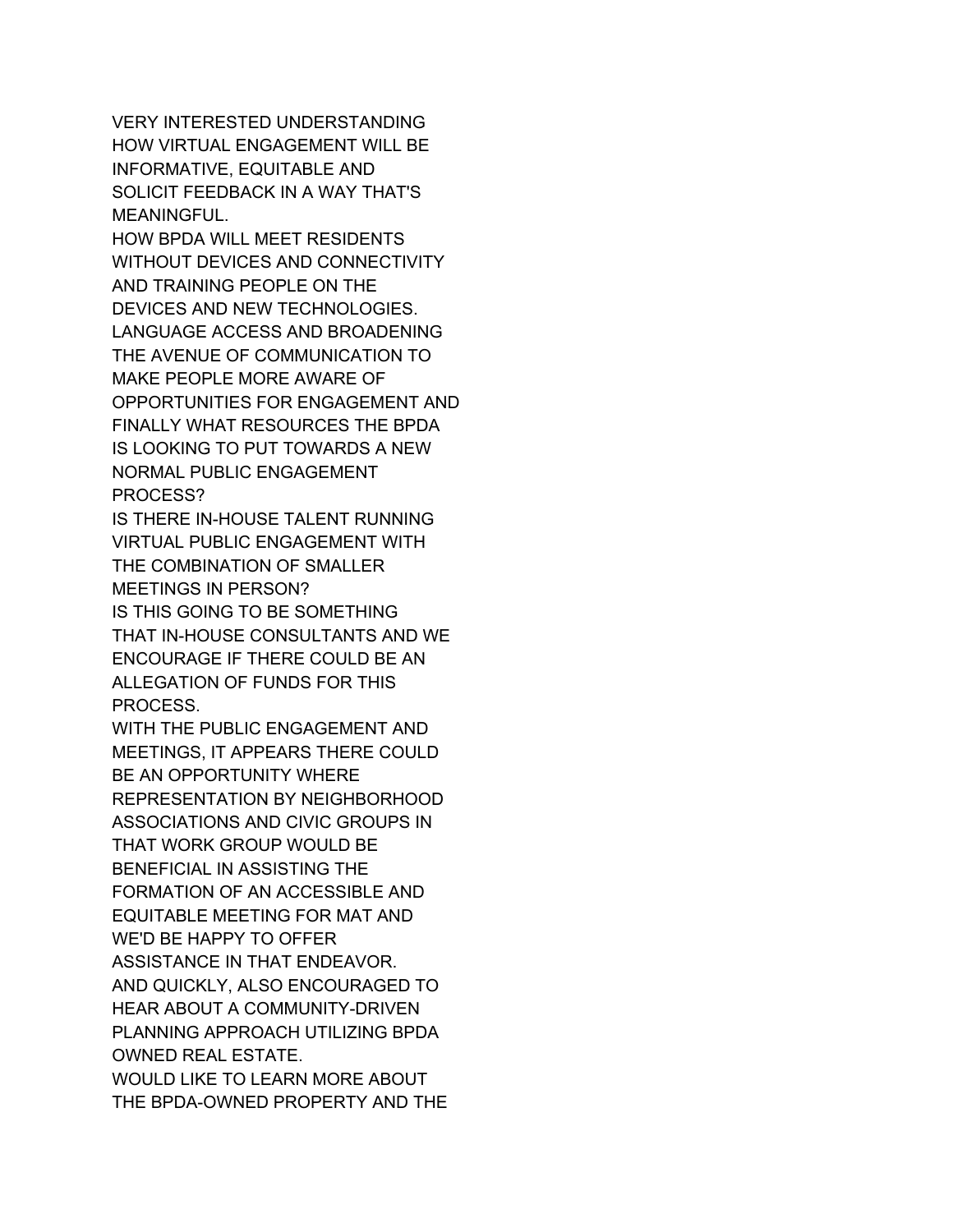VERY INTERESTED UNDERSTANDING
HOW VIRTUAL ENGAGEMENT WILL BE
INFORMATIVE, EQUITABLE AND
SOLICIT FEEDBACK IN A WAY THAT'S
MEANINGFUL.
HOW BPDA WILL MEET RESIDENTS
WITHOUT DEVICES AND CONNECTIVITY
AND TRAINING PEOPLE ON THE
DEVICES AND NEW TECHNOLOGIES.
LANGUAGE ACCESS AND BROADENING
THE AVENUE OF COMMUNICATION TO
MAKE PEOPLE MORE AWARE OF
OPPORTUNITIES FOR ENGAGEMENT AND
FINALLY WHAT RESOURCES THE BPDA
IS LOOKING TO PUT TOWARDS A NEW
NORMAL PUBLIC ENGAGEMENT
PROCESS?
IS THERE IN-HOUSE TALENT RUNNING
VIRTUAL PUBLIC ENGAGEMENT WITH
THE COMBINATION OF SMALLER
MEETINGS IN PERSON?
IS THIS GOING TO BE SOMETHING
THAT IN-HOUSE CONSULTANTS AND WE
ENCOURAGE IF THERE COULD BE AN
ALLEGATION OF FUNDS FOR THIS
PROCESS.
WITH THE PUBLIC ENGAGEMENT AND
MEETINGS, IT APPEARS THERE COULD
BE AN OPPORTUNITY WHERE
REPRESENTATION BY NEIGHBORHOOD
ASSOCIATIONS AND CIVIC GROUPS IN
THAT WORK GROUP WOULD BE
BENEFICIAL IN ASSISTING THE
FORMATION OF AN ACCESSIBLE AND
EQUITABLE MEETING FOR MAT AND
WE'D BE HAPPY TO OFFER
ASSISTANCE IN THAT ENDEAVOR.
AND QUICKLY, ALSO ENCOURAGED TO
HEAR ABOUT A COMMUNITY-DRIVEN
PLANNING APPROACH UTILIZING BPDA
OWNED REAL ESTATE.
WOULD LIKE TO LEARN MORE ABOUT
THE BPDA-OWNED PROPERTY AND THE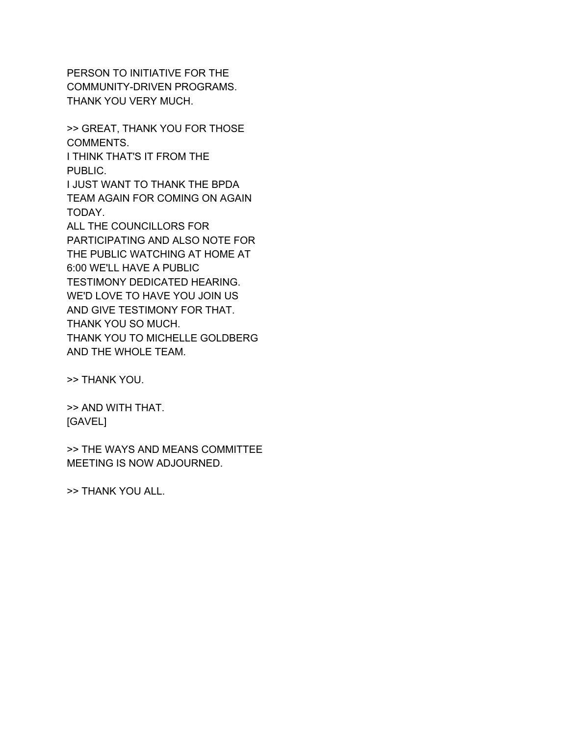PERSON TO INITIATIVE FOR THE COMMUNITY-DRIVEN PROGRAMS.
THANK YOU VERY MUCH.

>> GREAT, THANK YOU FOR THOSE COMMENTS.
I THINK THAT'S IT FROM THE PUBLIC.
I JUST WANT TO THANK THE BPDA TEAM AGAIN FOR COMING ON AGAIN TODAY.
ALL THE COUNCILLORS FOR PARTICIPATING AND ALSO NOTE FOR THE PUBLIC WATCHING AT HOME AT 6:00 WE'LL HAVE A PUBLIC TESTIMONY DEDICATED HEARING.
WE'D LOVE TO HAVE YOU JOIN US AND GIVE TESTIMONY FOR THAT.
THANK YOU SO MUCH.
THANK YOU TO MICHELLE GOLDBERG AND THE WHOLE TEAM.

>> THANK YOU.

>> AND WITH THAT.
[GAVEL]

>> THE WAYS AND MEANS COMMITTEE MEETING IS NOW ADJOURNED.

>> THANK YOU ALL.